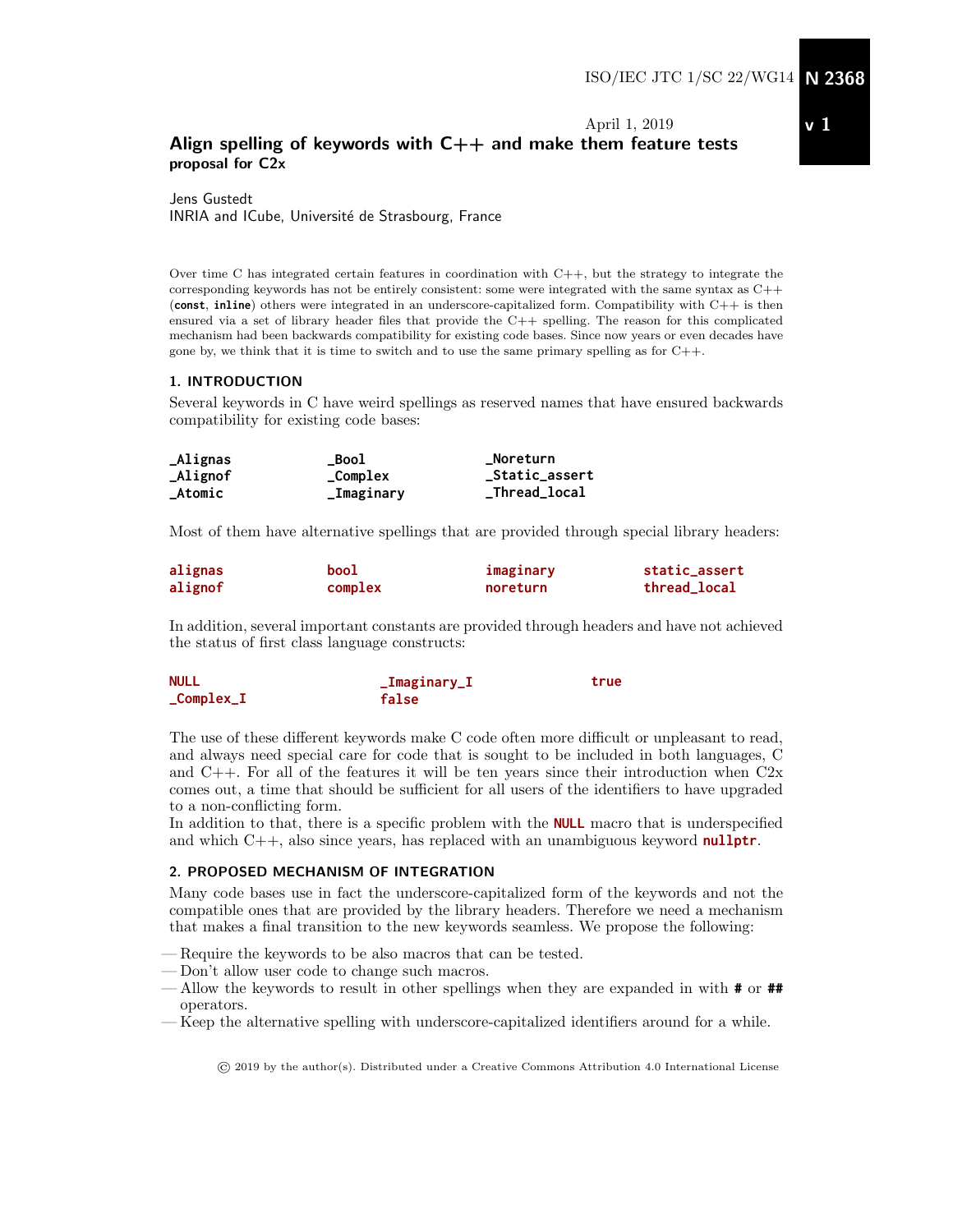ISO/IEC JTC 1/SC 22/WG14 **N 2368**

**v 1**

April 1, 2019

# Align spelling of keywords with C++ and make them feature tests

**proposal for C2x**

Jens Gustedt
INRIA and ICube, Université de Strasbourg, France

Over time C has integrated certain features in coordination with C++, but the strategy to integrate the corresponding keywords has not be entirely consistent: some were integrated with the same syntax as C++ (**const**, **inline**) others were integrated in an underscore-capitalized form. Compatibility with C++ is then ensured via a set of library header files that provide the C++ spelling. The reason for this complicated mechanism had been backwards compatibility for existing code bases. Since now years or even decades have gone by, we think that it is time to switch and to use the same primary spelling as for C++.

## 1. INTRODUCTION

Several keywords in C have weird spellings as reserved names that have ensured backwards compatibility for existing code bases:

| | | |
|---|---|---|
| **_Alignas** | **_Bool** | **_Noreturn** |
| **_Alignof** | **_Complex** | **_Static_assert** |
| **_Atomic** | **_Imaginary** | **_Thread_local** |

Most of them have alternative spellings that are provided through special library headers:

| | | | |
|---|---|---|---|
| **alignas** | **bool** | **imaginary** | **static_assert** |
| **alignof** | **complex** | **noreturn** | **thread_local** |

In addition, several important constants are provided through headers and have not achieved the status of first class language constructs:

| | | |
|---|---|---|
| **NULL** | **_Imaginary_I** | **true** |
| **_Complex_I** | **false** | |

The use of these different keywords make C code often more difficult or unpleasant to read, and always need special care for code that is sought to be included in both languages, C and C++. For all of the features it will be ten years since their introduction when C2x comes out, a time that should be sufficient for all users of the identifiers to have upgraded to a non-conflicting form.
In addition to that, there is a specific problem with the **NULL** macro that is underspecified and which C++, also since years, has replaced with an unambiguous keyword **nullptr**.

## 2. PROPOSED MECHANISM OF INTEGRATION

Many code bases use in fact the underscore-capitalized form of the keywords and not the compatible ones that are provided by the library headers. Therefore we need a mechanism that makes a final transition to the new keywords seamless. We propose the following:

— Require the keywords to be also macros that can be tested.
— Don't allow user code to change such macros.
— Allow the keywords to result in other spellings when they are expanded in with **#** or **##** operators.
— Keep the alternative spelling with underscore-capitalized identifiers around for a while.

© 2019 by the author(s). Distributed under a Creative Commons Attribution 4.0 International License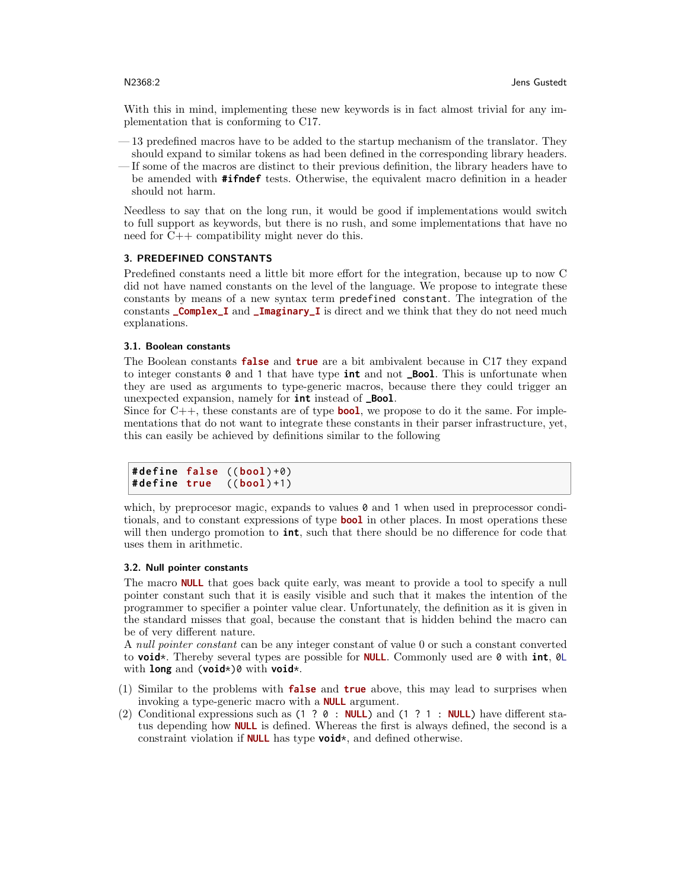With this in mind, implementing these new keywords is in fact almost trivial for any implementation that is conforming to C17.

— 13 predefined macros have to be added to the startup mechanism of the translator. They should expand to similar tokens as had been defined in the corresponding library headers.
— If some of the macros are distinct to their previous definition, the library headers have to be amended with **#ifndef** tests. Otherwise, the equivalent macro definition in a header should not harm.

Needless to say that on the long run, it would be good if implementations would switch to full support as keywords, but there is no rush, and some implementations that have no need for C++ compatibility might never do this.

### 3. PREDEFINED CONSTANTS

Predefined constants need a little bit more effort for the integration, because up to now C did not have named constants on the level of the language. We propose to integrate these constants by means of a new syntax term `predefined constant`. The integration of the constants **_Complex_I** and **_Imaginary_I** is direct and we think that they do not need much explanations.

#### 3.1. Boolean constants

The Boolean constants **false** and **true** are a bit ambivalent because in C17 they expand to integer constants `0` and `1` that have type **int** and not **_Bool**. This is unfortunate when they are used as arguments to type-generic macros, because there they could trigger an unexpected expansion, namely for **int** instead of **_Bool**.
Since for C++, these constants are of type **bool**, we propose to do it the same. For implementations that do not want to integrate these constants in their parser infrastructure, yet, this can easily be achieved by definitions similar to the following

```
#define false ((bool)+0)
#define true  ((bool)+1)
```

which, by preprocesor magic, expands to values `0` and `1` when used in preprocessor conditionals, and to constant expressions of type **bool** in other places. In most operations these will then undergo promotion to **int**, such that there should be no difference for code that uses them in arithmetic.

#### 3.2. Null pointer constants

The macro **NULL** that goes back quite early, was meant to provide a tool to specify a null pointer constant such that it is easily visible and such that it makes the intention of the programmer to specifier a pointer value clear. Unfortunately, the definition as it is given in the standard misses that goal, because the constant that is hidden behind the macro can be of very different nature.
A *null pointer constant* can be any integer constant of value 0 or such a constant converted to **void***. Thereby several types are possible for **NULL**. Commonly used are `0` with **int**, `0L` with **long** and **(void*)**`0` with **void***.

(1) Similar to the problems with **false** and **true** above, this may lead to surprises when invoking a type-generic macro with a **NULL** argument.
(2) Conditional expressions such as `(1 ? 0 : NULL)` and `(1 ? 1 : NULL)` have different status depending how **NULL** is defined. Whereas the first is always defined, the second is a constraint violation if **NULL** has type **void***, and defined otherwise.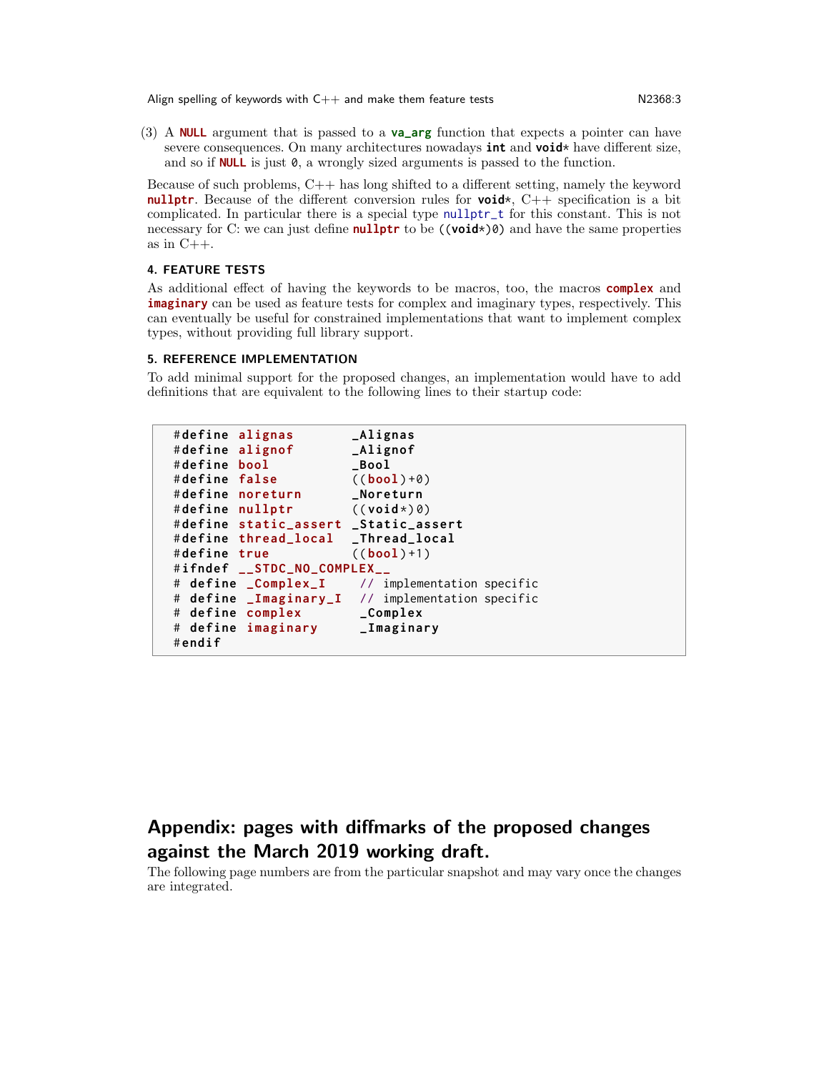(3) A **NULL** argument that is passed to a **va_arg** function that expects a pointer can have severe consequences. On many architectures nowadays **int** and **void***  have different size, and so if **NULL** is just `0`, a wrongly sized arguments is passed to the function.

Because of such problems, C++ has long shifted to a different setting, namely the keyword **nullptr**. Because of the different conversion rules for **void***, C++ specification is a bit complicated. In particular there is a special type `nullptr_t` for this constant. This is not necessary for C: we can just define **nullptr** to be `((void*)0)` and have the same properties as in C++.

### 4. FEATURE TESTS

As additional effect of having the keywords to be macros, too, the macros **complex** and **imaginary** can be used as feature tests for complex and imaginary types, respectively. This can eventually be useful for constrained implementations that want to implement complex types, without providing full library support.

### 5. REFERENCE IMPLEMENTATION

To add minimal support for the proposed changes, an implementation would have to add definitions that are equivalent to the following lines to their startup code:

```
#define alignas        _Alignas
#define alignof        _Alignof
#define bool           _Bool
#define false          ((bool)+0)
#define noreturn       _Noreturn
#define nullptr        ((void*)0)
#define static_assert  _Static_assert
#define thread_local   _Thread_local
#define true           ((bool)+1)
#ifndef __STDC_NO_COMPLEX__
# define _Complex_I    // implementation specific
# define _Imaginary_I  // implementation specific
# define complex        _Complex
# define imaginary      _Imaginary
#endif
```

## Appendix: pages with diffmarks of the proposed changes against the March 2019 working draft.

The following page numbers are from the particular snapshot and may vary once the changes are integrated.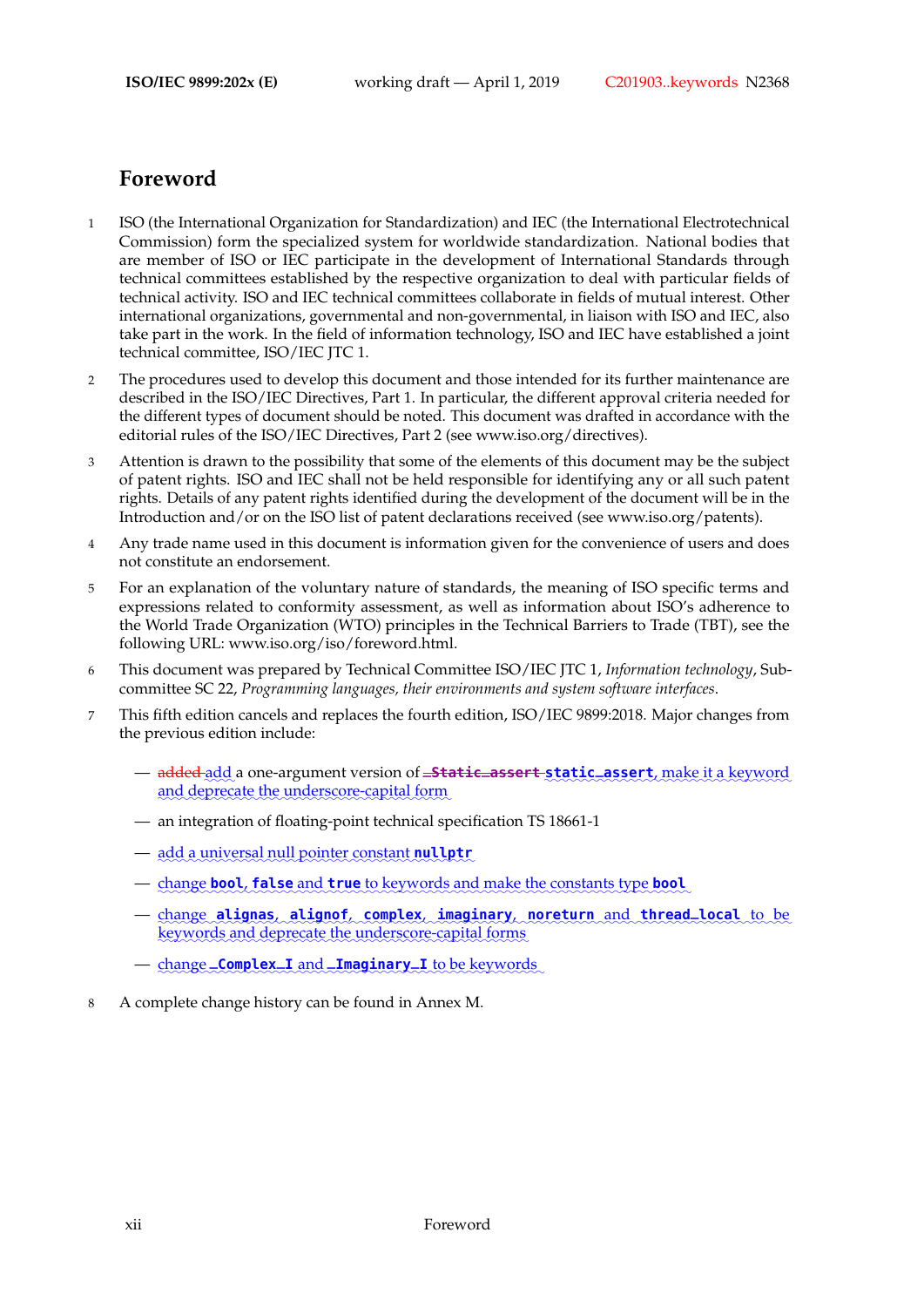# Foreword

1 ISO (the International Organization for Standardization) and IEC (the International Electrotechnical Commission) form the specialized system for worldwide standardization. National bodies that are member of ISO or IEC participate in the development of International Standards through technical committees established by the respective organization to deal with particular fields of technical activity. ISO and IEC technical committees collaborate in fields of mutual interest. Other international organizations, governmental and non-governmental, in liaison with ISO and IEC, also take part in the work. In the field of information technology, ISO and IEC have established a joint technical committee, ISO/IEC JTC 1.

2 The procedures used to develop this document and those intended for its further maintenance are described in the ISO/IEC Directives, Part 1. In particular, the different approval criteria needed for the different types of document should be noted. This document was drafted in accordance with the editorial rules of the ISO/IEC Directives, Part 2 (see www.iso.org/directives).

3 Attention is drawn to the possibility that some of the elements of this document may be the subject of patent rights. ISO and IEC shall not be held responsible for identifying any or all such patent rights. Details of any patent rights identified during the development of the document will be in the Introduction and/or on the ISO list of patent declarations received (see www.iso.org/patents).

4 Any trade name used in this document is information given for the convenience of users and does not constitute an endorsement.

5 For an explanation of the voluntary nature of standards, the meaning of ISO specific terms and expressions related to conformity assessment, as well as information about ISO's adherence to the World Trade Organization (WTO) principles in the Technical Barriers to Trade (TBT), see the following URL: www.iso.org/iso/foreword.html.

6 This document was prepared by Technical Committee ISO/IEC JTC 1, *Information technology*, Subcommittee SC 22, *Programming languages, their environments and system software interfaces*.

7 This fifth edition cancels and replaces the fourth edition, ISO/IEC 9899:2018. Major changes from the previous edition include:

— ~~added~~ add a one-argument version of ~~**`_Static_assert`**~~ **`static_assert`**, make it a keyword and deprecate the underscore-capital form

— an integration of floating-point technical specification TS 18661-1

— add a universal null pointer constant **`nullptr`**

— change **`bool`**, **`false`** and **`true`** to keywords and make the constants type **`bool`**

— change **`alignas`**, **`alignof`**, **`complex`**, **`imaginary`**, **`noreturn`** and **`thread_local`** to be keywords and deprecate the underscore-capital forms

— change **`_Complex_I`** and **`_Imaginary_I`** to be keywords

8 A complete change history can be found in Annex M.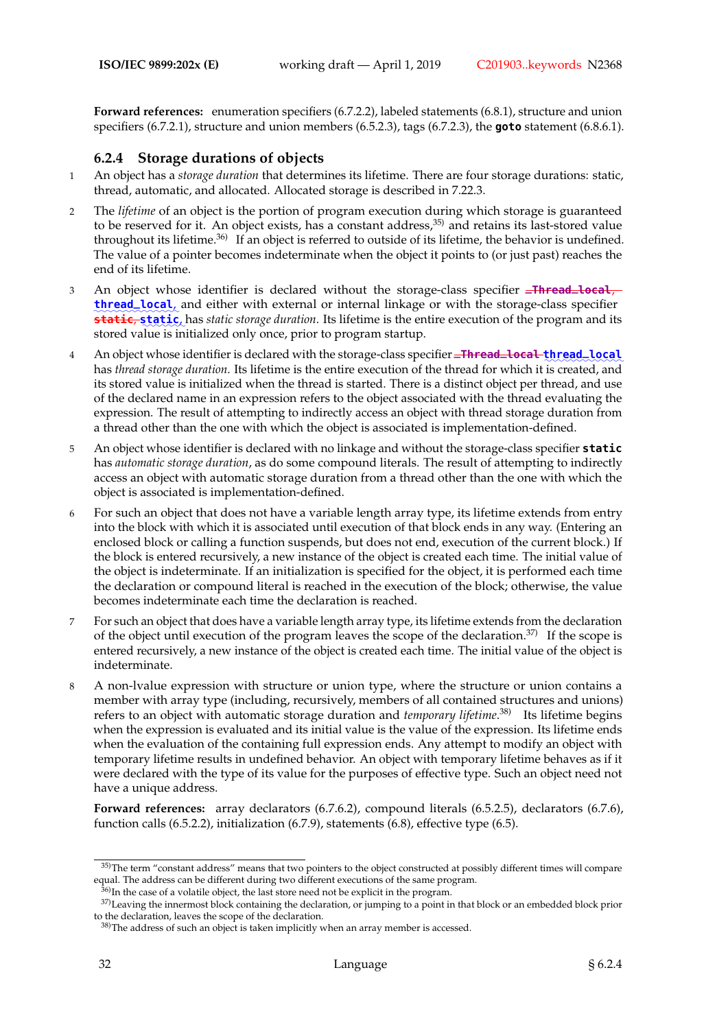**Forward references:** enumeration specifiers (6.7.2.2), labeled statements (6.8.1), structure and union specifiers (6.7.2.1), structure and union members (6.5.2.3), tags (6.7.2.3), the **goto** statement (6.8.6.1).

### 6.2.4 Storage durations of objects

1 An object has a *storage duration* that determines its lifetime. There are four storage durations: static, thread, automatic, and allocated. Allocated storage is described in 7.22.3.

2 The *lifetime* of an object is the portion of program execution during which storage is guaranteed to be reserved for it. An object exists, has a constant address,[35] and retains its last-stored value throughout its lifetime.[36] If an object is referred to outside of its lifetime, the behavior is undefined. The value of a pointer becomes indeterminate when the object it points to (or just past) reaches the end of its lifetime.

3 An object whose identifier is declared without the storage-class specifier ~~**_Thread_local**,~~ **thread_local**, and either with external or internal linkage or with the storage-class specifier ~~**static**,~~ **static**, has *static storage duration*. Its lifetime is the entire execution of the program and its stored value is initialized only once, prior to program startup.

4 An object whose identifier is declared with the storage-class specifier ~~**_Thread_local**~~ **thread_local** has *thread storage duration*. Its lifetime is the entire execution of the thread for which it is created, and its stored value is initialized when the thread is started. There is a distinct object per thread, and use of the declared name in an expression refers to the object associated with the thread evaluating the expression. The result of attempting to indirectly access an object with thread storage duration from a thread other than the one with which the object is associated is implementation-defined.

5 An object whose identifier is declared with no linkage and without the storage-class specifier **static** has *automatic storage duration*, as do some compound literals. The result of attempting to indirectly access an object with automatic storage duration from a thread other than the one with which the object is associated is implementation-defined.

6 For such an object that does not have a variable length array type, its lifetime extends from entry into the block with which it is associated until execution of that block ends in any way. (Entering an enclosed block or calling a function suspends, but does not end, execution of the current block.) If the block is entered recursively, a new instance of the object is created each time. The initial value of the object is indeterminate. If an initialization is specified for the object, it is performed each time the declaration or compound literal is reached in the execution of the block; otherwise, the value becomes indeterminate each time the declaration is reached.

7 For such an object that does have a variable length array type, its lifetime extends from the declaration of the object until execution of the program leaves the scope of the declaration.[37] If the scope is entered recursively, a new instance of the object is created each time. The initial value of the object is indeterminate.

8 A non-lvalue expression with structure or union type, where the structure or union contains a member with array type (including, recursively, members of all contained structures and unions) refers to an object with automatic storage duration and *temporary lifetime*.[38] Its lifetime begins when the expression is evaluated and its initial value is the value of the expression. Its lifetime ends when the evaluation of the containing full expression ends. Any attempt to modify an object with temporary lifetime results in undefined behavior. An object with temporary lifetime behaves as if it were declared with the type of its value for the purposes of effective type. Such an object need not have a unique address.

**Forward references:** array declarators (6.7.6.2), compound literals (6.5.2.5), declarators (6.7.6), function calls (6.5.2.2), initialization (6.7.9), statements (6.8), effective type (6.5).

---

[35] The term "constant address" means that two pointers to the object constructed at possibly different times will compare equal. The address can be different during two different executions of the same program.

[36] In the case of a volatile object, the last store need not be explicit in the program.

[37] Leaving the innermost block containing the declaration, or jumping to a point in that block or an embedded block prior to the declaration, leaves the scope of the declaration.

[38] The address of such an object is taken implicitly when an array member is accessed.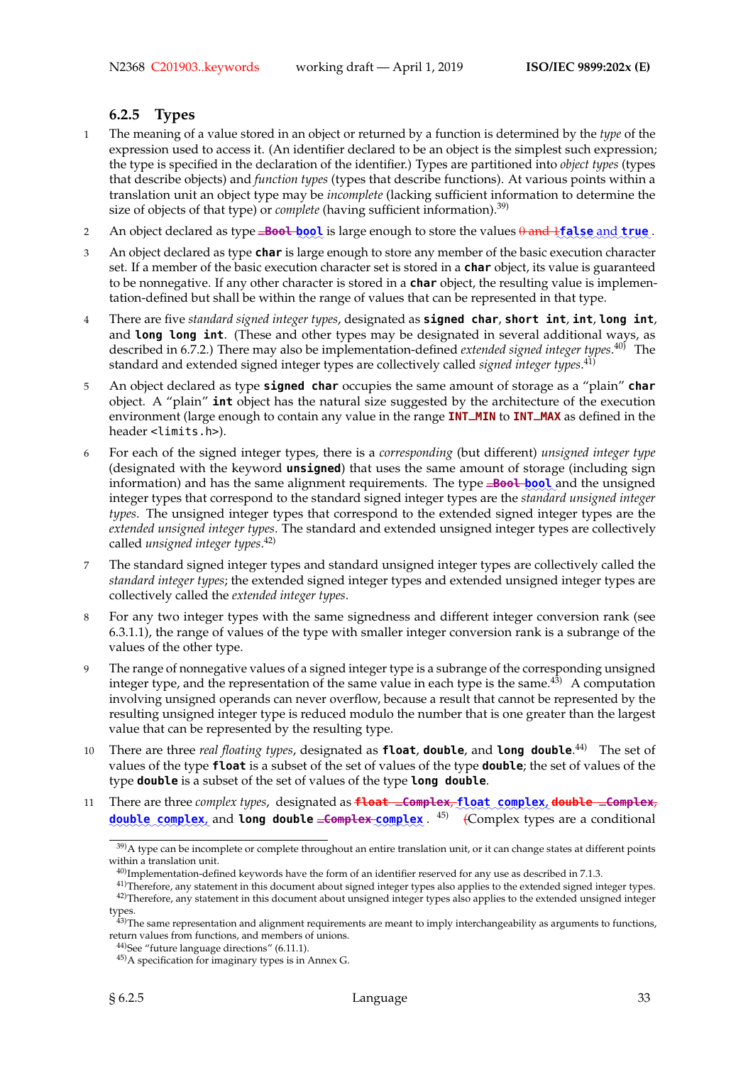### 6.2.5 Types

1 The meaning of a value stored in an object or returned by a function is determined by the *type* of the expression used to access it. (An identifier declared to be an object is the simplest such expression; the type is specified in the declaration of the identifier.) Types are partitioned into *object types* (types that describe objects) and *function types* (types that describe functions). At various points within a translation unit an object type may be *incomplete* (lacking sufficient information to determine the size of objects of that type) or *complete* (having sufficient information).[39)]

2 An object declared as type ~~`_Bool`~~ **`bool`** is large enough to store the values ~~0 and 1~~**`false`** and **`true`**.

3 An object declared as type **`char`** is large enough to store any member of the basic execution character set. If a member of the basic execution character set is stored in a **`char`** object, its value is guaranteed to be nonnegative. If any other character is stored in a **`char`** object, the resulting value is implementation-defined but shall be within the range of values that can be represented in that type.

4 There are five *standard signed integer types*, designated as **`signed char`**, **`short int`**, **`int`**, **`long int`**, and **`long long int`**. (These and other types may be designated in several additional ways, as described in 6.7.2.) There may also be implementation-defined *extended signed integer types*.[40)] The standard and extended signed integer types are collectively called *signed integer types*.[41)]

5 An object declared as type **`signed char`** occupies the same amount of storage as a "plain" **`char`** object. A "plain" **`int`** object has the natural size suggested by the architecture of the execution environment (large enough to contain any value in the range **`INT_MIN`** to **`INT_MAX`** as defined in the header `<limits.h>`).

6 For each of the signed integer types, there is a *corresponding* (but different) *unsigned integer type* (designated with the keyword **`unsigned`**) that uses the same amount of storage (including sign information) and has the same alignment requirements. The type ~~`_Bool`~~ **`bool`** and the unsigned integer types that correspond to the standard signed integer types are the *standard unsigned integer types*. The unsigned integer types that correspond to the extended signed integer types are the *extended unsigned integer types*. The standard and extended unsigned integer types are collectively called *unsigned integer types*.[42)]

7 The standard signed integer types and standard unsigned integer types are collectively called the *standard integer types*; the extended signed integer types and extended unsigned integer types are collectively called the *extended integer types*.

8 For any two integer types with the same signedness and different integer conversion rank (see 6.3.1.1), the range of values of the type with smaller integer conversion rank is a subrange of the values of the other type.

9 The range of nonnegative values of a signed integer type is a subrange of the corresponding unsigned integer type, and the representation of the same value in each type is the same.[43)] A computation involving unsigned operands can never overflow, because a result that cannot be represented by the resulting unsigned integer type is reduced modulo the number that is one greater than the largest value that can be represented by the resulting type.

10 There are three *real floating types*, designated as **`float`**, **`double`**, and **`long double`**.[44)] The set of values of the type **`float`** is a subset of the set of values of the type **`double`**; the set of values of the type **`double`** is a subset of the set of values of the type **`long double`**.

11 There are three *complex types*, designated as ~~`float _Complex`~~, **`float complex`**, ~~`double _Complex`~~, **`double complex`**, and **`long double`** ~~`_Complex`~~ **`complex`**.[45)] ~~(~~Complex types are a conditional

---

[39)] A type can be incomplete or complete throughout an entire translation unit, or it can change states at different points within a translation unit.

[40)] Implementation-defined keywords have the form of an identifier reserved for any use as described in 7.1.3.

[41)] Therefore, any statement in this document about signed integer types also applies to the extended signed integer types.

[42)] Therefore, any statement in this document about unsigned integer types also applies to the extended unsigned integer types.

[43)] The same representation and alignment requirements are meant to imply interchangeability as arguments to functions, return values from functions, and members of unions.

[44)] See "future language directions" (6.11.1).

[45)] A specification for imaginary types is in Annex G.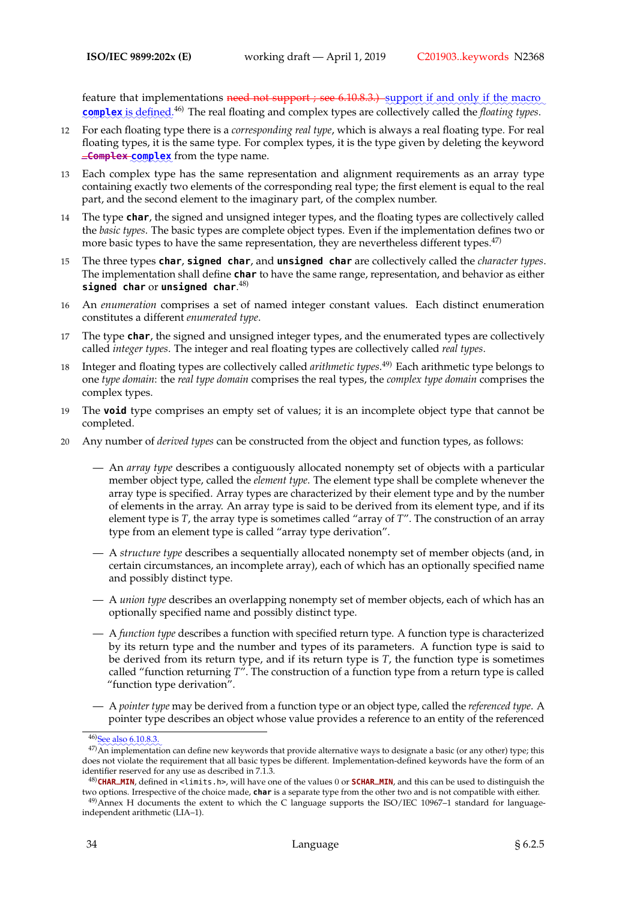feature that implementations ~~need not support ; see 6.10.8.3.)~~ support if and only if the macro **`complex`** is defined.[46] The real floating and complex types are collectively called the *floating types*.

12 For each floating type there is a *corresponding real type*, which is always a real floating type. For real floating types, it is the same type. For complex types, it is the type given by deleting the keyword ~~`_Complex`~~ **`complex`** from the type name.

13 Each complex type has the same representation and alignment requirements as an array type containing exactly two elements of the corresponding real type; the first element is equal to the real part, and the second element to the imaginary part, of the complex number.

14 The type **`char`**, the signed and unsigned integer types, and the floating types are collectively called the *basic types*. The basic types are complete object types. Even if the implementation defines two or more basic types to have the same representation, they are nevertheless different types.[47]

15 The three types **`char`**, **`signed char`**, and **`unsigned char`** are collectively called the *character types*. The implementation shall define **`char`** to have the same range, representation, and behavior as either **`signed char`** or **`unsigned char`**.[48]

16 An *enumeration* comprises a set of named integer constant values. Each distinct enumeration constitutes a different *enumerated type*.

17 The type **`char`**, the signed and unsigned integer types, and the enumerated types are collectively called *integer types*. The integer and real floating types are collectively called *real types*.

18 Integer and floating types are collectively called *arithmetic types*.[49] Each arithmetic type belongs to one *type domain*: the *real type domain* comprises the real types, the *complex type domain* comprises the complex types.

19 The **`void`** type comprises an empty set of values; it is an incomplete object type that cannot be completed.

20 Any number of *derived types* can be constructed from the object and function types, as follows:

— An *array type* describes a contiguously allocated nonempty set of objects with a particular member object type, called the *element type*. The element type shall be complete whenever the array type is specified. Array types are characterized by their element type and by the number of elements in the array. An array type is said to be derived from its element type, and if its element type is *T*, the array type is sometimes called "array of *T*". The construction of an array type from an element type is called "array type derivation".

— A *structure type* describes a sequentially allocated nonempty set of member objects (and, in certain circumstances, an incomplete array), each of which has an optionally specified name and possibly distinct type.

— A *union type* describes an overlapping nonempty set of member objects, each of which has an optionally specified name and possibly distinct type.

— A *function type* describes a function with specified return type. A function type is characterized by its return type and the number and types of its parameters. A function type is said to be derived from its return type, and if its return type is *T*, the function type is sometimes called "function returning *T*". The construction of a function type from a return type is called "function type derivation".

— A *pointer type* may be derived from a function type or an object type, called the *referenced type*. A pointer type describes an object whose value provides a reference to an entity of the referenced

---

[46] See also 6.10.8.3.

[47] An implementation can define new keywords that provide alternative ways to designate a basic (or any other) type; this does not violate the requirement that all basic types be different. Implementation-defined keywords have the form of an identifier reserved for any use as described in 7.1.3.

[48] **`CHAR_MIN`**, defined in `<limits.h>`, will have one of the values 0 or **`SCHAR_MIN`**, and this can be used to distinguish the two options. Irrespective of the choice made, **`char`** is a separate type from the other two and is not compatible with either.

[49] Annex H documents the extent to which the C language supports the ISO/IEC 10967–1 standard for language-independent arithmetic (LIA–1).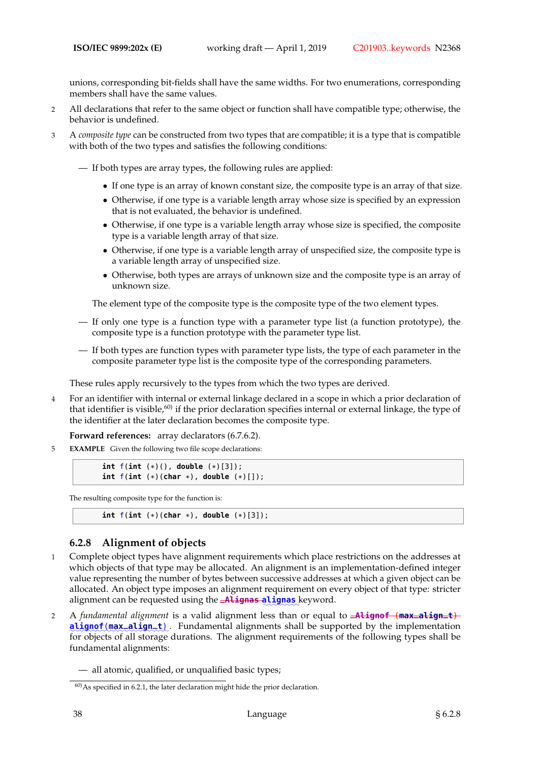unions, corresponding bit-fields shall have the same widths. For two enumerations, corresponding members shall have the same values.

2 All declarations that refer to the same object or function shall have compatible type; otherwise, the behavior is undefined.

3 A *composite type* can be constructed from two types that are compatible; it is a type that is compatible with both of the two types and satisfies the following conditions:

— If both types are array types, the following rules are applied:

- If one type is an array of known constant size, the composite type is an array of that size.
- Otherwise, if one type is a variable length array whose size is specified by an expression that is not evaluated, the behavior is undefined.
- Otherwise, if one type is a variable length array whose size is specified, the composite type is a variable length array of that size.
- Otherwise, if one type is a variable length array of unspecified size, the composite type is a variable length array of unspecified size.
- Otherwise, both types are arrays of unknown size and the composite type is an array of unknown size.

The element type of the composite type is the composite type of the two element types.

— If only one type is a function type with a parameter type list (a function prototype), the composite type is a function prototype with the parameter type list.

— If both types are function types with parameter type lists, the type of each parameter in the composite parameter type list is the composite type of the corresponding parameters.

These rules apply recursively to the types from which the two types are derived.

4 For an identifier with internal or external linkage declared in a scope in which a prior declaration of that identifier is visible,[60] if the prior declaration specifies internal or external linkage, the type of the identifier at the later declaration becomes the composite type.

**Forward references:** array declarators (6.7.6.2).

5 **EXAMPLE** Given the following two file scope declarations:

```
int f(int (*)(), double (*)[3]);
int f(int (*)(char *), double (*)[]);
```

The resulting composite type for the function is:

```
int f(int (*)(char *), double (*)[3]);
```

### 6.2.8 Alignment of objects

1 Complete object types have alignment requirements which place restrictions on the addresses at which objects of that type may be allocated. An alignment is an implementation-defined integer value representing the number of bytes between successive addresses at which a given object can be allocated. An object type imposes an alignment requirement on every object of that type: stricter alignment can be requested using the ~~`_Alignas`~~ `alignas` keyword.

2 A *fundamental alignment* is a valid alignment less than or equal to ~~`_Alignof (max_align_t)`~~ `alignof(max_align_t)`. Fundamental alignments shall be supported by the implementation for objects of all storage durations. The alignment requirements of the following types shall be fundamental alignments:

— all atomic, qualified, or unqualified basic types;

[60] As specified in 6.2.1, the later declaration might hide the prior declaration.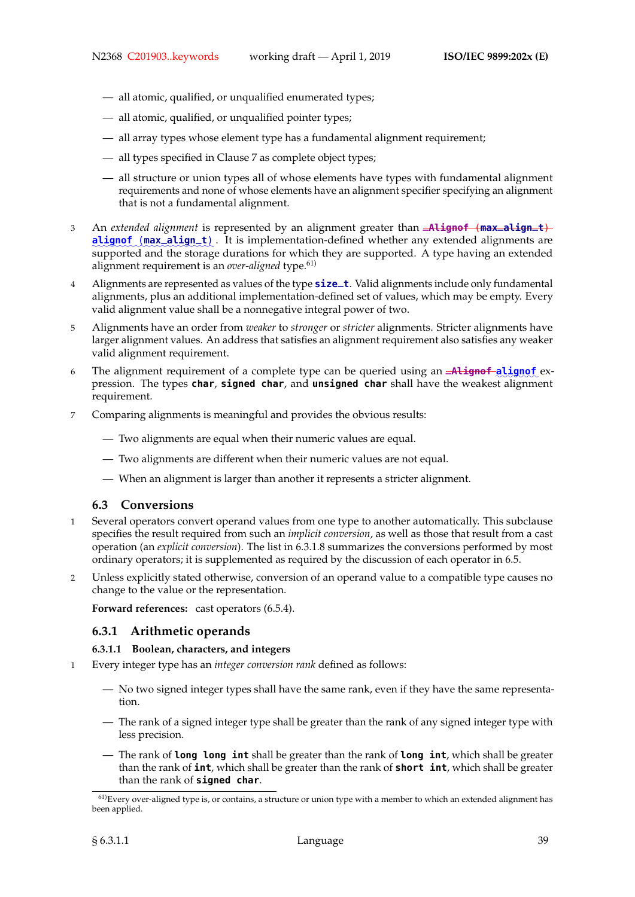- all atomic, qualified, or unqualified enumerated types;
- all atomic, qualified, or unqualified pointer types;
- all array types whose element type has a fundamental alignment requirement;
- all types specified in Clause 7 as complete object types;
- all structure or union types all of whose elements have types with fundamental alignment requirements and none of whose elements have an alignment specifier specifying an alignment that is not a fundamental alignment.

3 An *extended alignment* is represented by an alignment greater than ~~`_Alignof (max_align_t)`~~ `alignof (max_align_t)`. It is implementation-defined whether any extended alignments are supported and the storage durations for which they are supported. A type having an extended alignment requirement is an *over-aligned* type.[61)]

4 Alignments are represented as values of the type `size_t`. Valid alignments include only fundamental alignments, plus an additional implementation-defined set of values, which may be empty. Every valid alignment value shall be a nonnegative integral power of two.

5 Alignments have an order from *weaker* to *stronger* or *stricter* alignments. Stricter alignments have larger alignment values. An address that satisfies an alignment requirement also satisfies any weaker valid alignment requirement.

6 The alignment requirement of a complete type can be queried using an ~~`_Alignof`~~ `alignof` expression. The types `char`, `signed char`, and `unsigned char` shall have the weakest alignment requirement.

7 Comparing alignments is meaningful and provides the obvious results:

- Two alignments are equal when their numeric values are equal.
- Two alignments are different when their numeric values are not equal.
- When an alignment is larger than another it represents a stricter alignment.

## 6.3 Conversions

1 Several operators convert operand values from one type to another automatically. This subclause specifies the result required from such an *implicit conversion*, as well as those that result from a cast operation (an *explicit conversion*). The list in 6.3.1.8 summarizes the conversions performed by most ordinary operators; it is supplemented as required by the discussion of each operator in 6.5.

2 Unless explicitly stated otherwise, conversion of an operand value to a compatible type causes no change to the value or the representation.

**Forward references:** cast operators (6.5.4).

### 6.3.1 Arithmetic operands

#### 6.3.1.1 Boolean, characters, and integers

1 Every integer type has an *integer conversion rank* defined as follows:

- No two signed integer types shall have the same rank, even if they have the same representation.
- The rank of a signed integer type shall be greater than the rank of any signed integer type with less precision.
- The rank of `long long int` shall be greater than the rank of `long int`, which shall be greater than the rank of `int`, which shall be greater than the rank of `short int`, which shall be greater than the rank of `signed char`.

[61)]Every over-aligned type is, or contains, a structure or union type with a member to which an extended alignment has been applied.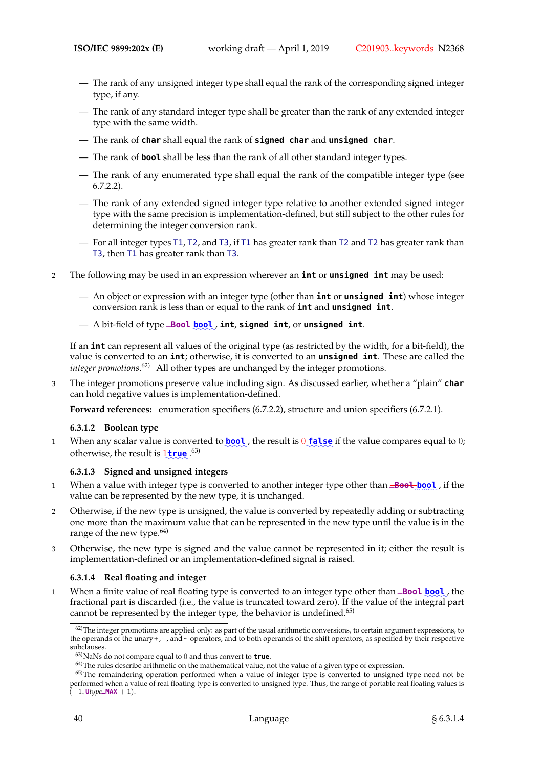— The rank of any unsigned integer type shall equal the rank of the corresponding signed integer type, if any.

— The rank of any standard integer type shall be greater than the rank of any extended integer type with the same width.

— The rank of **char** shall equal the rank of **signed char** and **unsigned char**.

— The rank of **bool** shall be less than the rank of all other standard integer types.

— The rank of any enumerated type shall equal the rank of the compatible integer type (see 6.7.2.2).

— The rank of any extended signed integer type relative to another extended signed integer type with the same precision is implementation-defined, but still subject to the other rules for determining the integer conversion rank.

— For all integer types T1, T2, and T3, if T1 has greater rank than T2 and T2 has greater rank than T3, then T1 has greater rank than T3.

2 The following may be used in an expression wherever an **int** or **unsigned int** may be used:

— An object or expression with an integer type (other than **int** or **unsigned int**) whose integer conversion rank is less than or equal to the rank of **int** and **unsigned int**.

— A bit-field of type ~~**_Bool**~~ **bool**, **int**, **signed int**, or **unsigned int**.

If an **int** can represent all values of the original type (as restricted by the width, for a bit-field), the value is converted to an **int**; otherwise, it is converted to an **unsigned int**. These are called the *integer promotions*.[62] All other types are unchanged by the integer promotions.

3 The integer promotions preserve value including sign. As discussed earlier, whether a "plain" **char** can hold negative values is implementation-defined.

**Forward references:** enumeration specifiers (6.7.2.2), structure and union specifiers (6.7.2.1).

### 6.3.1.2 Boolean type

1 When any scalar value is converted to **bool**, the result is ~~0~~ **false** if the value compares equal to 0; otherwise, the result is ~~1~~ **true**.[63]

### 6.3.1.3 Signed and unsigned integers

1 When a value with integer type is converted to another integer type other than ~~**_Bool**~~ **bool**, if the value can be represented by the new type, it is unchanged.

2 Otherwise, if the new type is unsigned, the value is converted by repeatedly adding or subtracting one more than the maximum value that can be represented in the new type until the value is in the range of the new type.[64]

3 Otherwise, the new type is signed and the value cannot be represented in it; either the result is implementation-defined or an implementation-defined signal is raised.

### 6.3.1.4 Real floating and integer

1 When a finite value of real floating type is converted to an integer type other than ~~**_Bool**~~ **bool**, the fractional part is discarded (i.e., the value is truncated toward zero). If the value of the integral part cannot be represented by the integer type, the behavior is undefined.[65]

---

[62] The integer promotions are applied only: as part of the usual arithmetic conversions, to certain argument expressions, to the operands of the unary +, - , and ~ operators, and to both operands of the shift operators, as specified by their respective subclauses.

[63] NaNs do not compare equal to 0 and thus convert to **true**.

[64] The rules describe arithmetic on the mathematical value, not the value of a given type of expression.

[65] The remaindering operation performed when a value of integer type is converted to unsigned type need not be performed when a value of real floating type is converted to unsigned type. Thus, the range of portable real floating values is $(-1, $ **U***type*_**MAX** $+ 1)$.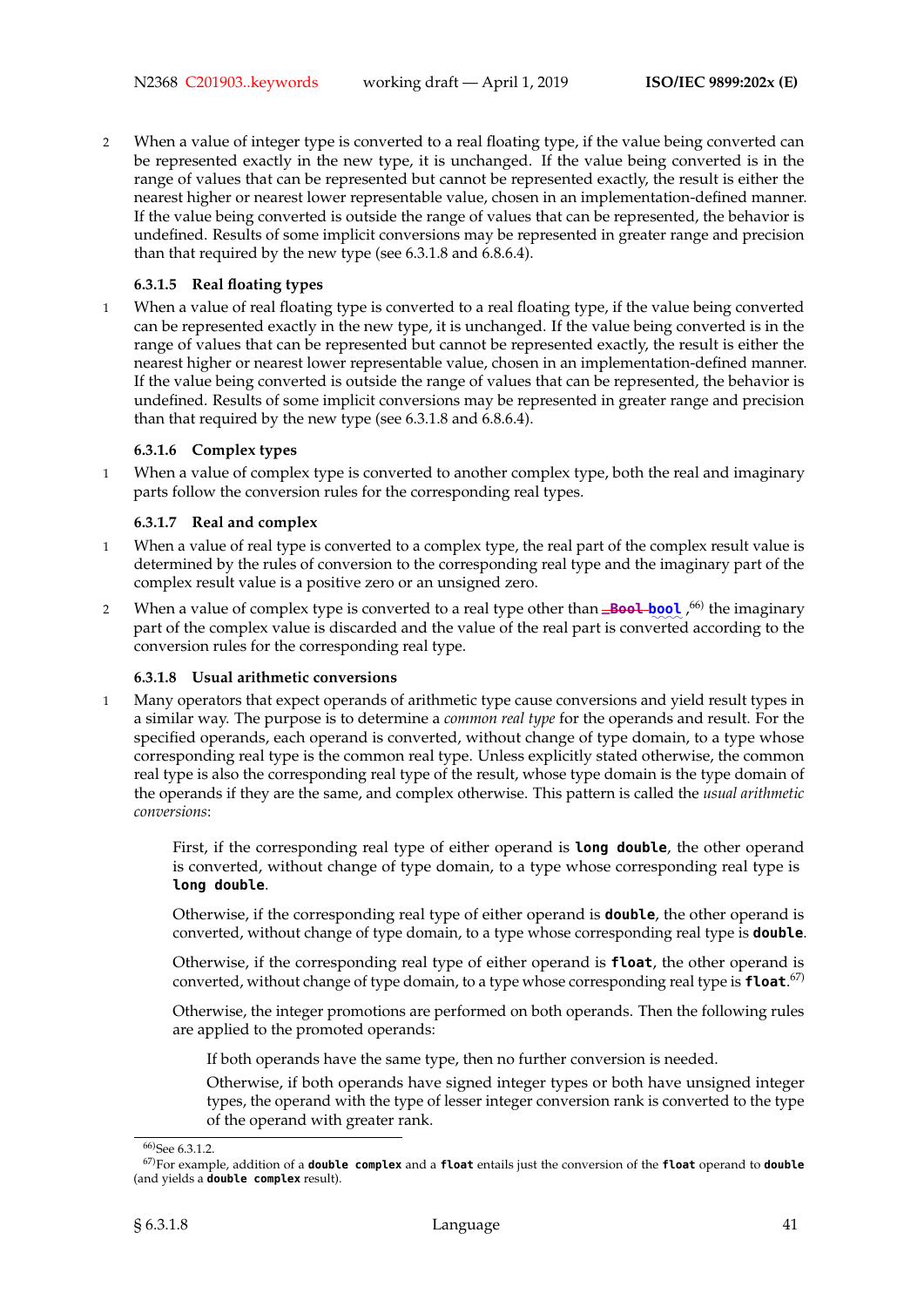2 When a value of integer type is converted to a real floating type, if the value being converted can be represented exactly in the new type, it is unchanged. If the value being converted is in the range of values that can be represented but cannot be represented exactly, the result is either the nearest higher or nearest lower representable value, chosen in an implementation-defined manner. If the value being converted is outside the range of values that can be represented, the behavior is undefined. Results of some implicit conversions may be represented in greater range and precision than that required by the new type (see 6.3.1.8 and 6.8.6.4).

### 6.3.1.5 Real floating types

1 When a value of real floating type is converted to a real floating type, if the value being converted can be represented exactly in the new type, it is unchanged. If the value being converted is in the range of values that can be represented but cannot be represented exactly, the result is either the nearest higher or nearest lower representable value, chosen in an implementation-defined manner. If the value being converted is outside the range of values that can be represented, the behavior is undefined. Results of some implicit conversions may be represented in greater range and precision than that required by the new type (see 6.3.1.8 and 6.8.6.4).

### 6.3.1.6 Complex types

1 When a value of complex type is converted to another complex type, both the real and imaginary parts follow the conversion rules for the corresponding real types.

### 6.3.1.7 Real and complex

1 When a value of real type is converted to a complex type, the real part of the complex result value is determined by the rules of conversion to the corresponding real type and the imaginary part of the complex result value is a positive zero or an unsigned zero.

2 When a value of complex type is converted to a real type other than ~~**_Bool**~~ **bool**,[66] the imaginary part of the complex value is discarded and the value of the real part is converted according to the conversion rules for the corresponding real type.

### 6.3.1.8 Usual arithmetic conversions

1 Many operators that expect operands of arithmetic type cause conversions and yield result types in a similar way. The purpose is to determine a *common real type* for the operands and result. For the specified operands, each operand is converted, without change of type domain, to a type whose corresponding real type is the common real type. Unless explicitly stated otherwise, the common real type is also the corresponding real type of the result, whose type domain is the type domain of the operands if they are the same, and complex otherwise. This pattern is called the *usual arithmetic conversions*:

> First, if the corresponding real type of either operand is **long double**, the other operand is converted, without change of type domain, to a type whose corresponding real type is **long double**.
>
> Otherwise, if the corresponding real type of either operand is **double**, the other operand is converted, without change of type domain, to a type whose corresponding real type is **double**.
>
> Otherwise, if the corresponding real type of either operand is **float**, the other operand is converted, without change of type domain, to a type whose corresponding real type is **float**.[67]
>
> Otherwise, the integer promotions are performed on both operands. Then the following rules are applied to the promoted operands:
>
>> If both operands have the same type, then no further conversion is needed.
>>
>> Otherwise, if both operands have signed integer types or both have unsigned integer types, the operand with the type of lesser integer conversion rank is converted to the type of the operand with greater rank.

[66] See 6.3.1.2.

[67] For example, addition of a **double complex** and a **float** entails just the conversion of the **float** operand to **double** (and yields a **double complex** result).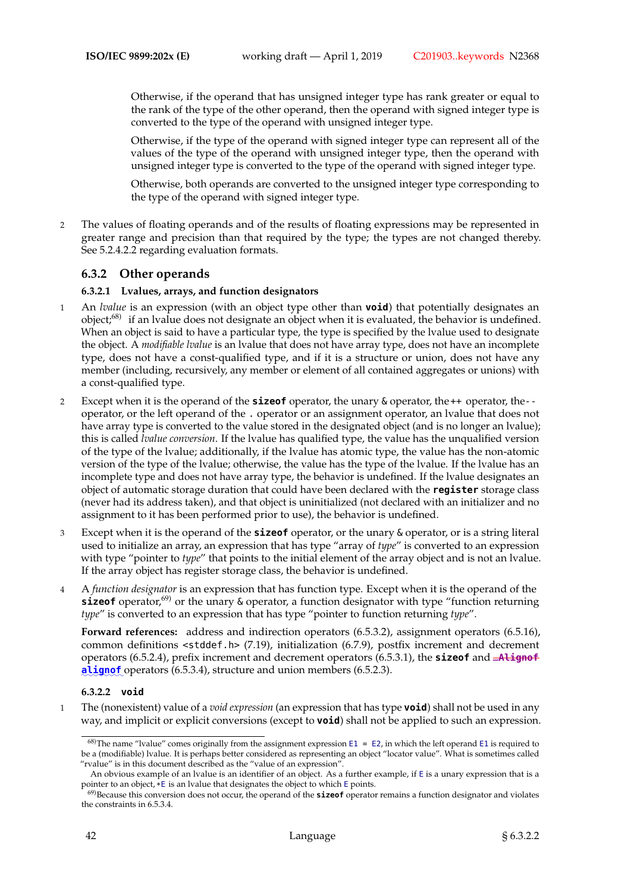Otherwise, if the operand that has unsigned integer type has rank greater or equal to the rank of the type of the other operand, then the operand with signed integer type is converted to the type of the operand with unsigned integer type.

Otherwise, if the type of the operand with signed integer type can represent all of the values of the type of the operand with unsigned integer type, then the operand with unsigned integer type is converted to the type of the operand with signed integer type.

Otherwise, both operands are converted to the unsigned integer type corresponding to the type of the operand with signed integer type.

2 The values of floating operands and of the results of floating expressions may be represented in greater range and precision than that required by the type; the types are not changed thereby. See 5.2.4.2.2 regarding evaluation formats.

### 6.3.2 Other operands

#### 6.3.2.1 Lvalues, arrays, and function designators

1 An *lvalue* is an expression (with an object type other than **void**) that potentially designates an object;[68] if an lvalue does not designate an object when it is evaluated, the behavior is undefined. When an object is said to have a particular type, the type is specified by the lvalue used to designate the object. A *modifiable lvalue* is an lvalue that does not have array type, does not have an incomplete type, does not have a const-qualified type, and if it is a structure or union, does not have any member (including, recursively, any member or element of all contained aggregates or unions) with a const-qualified type.

2 Except when it is the operand of the **sizeof** operator, the unary & operator, the ++ operator, the -- operator, or the left operand of the . operator or an assignment operator, an lvalue that does not have array type is converted to the value stored in the designated object (and is no longer an lvalue); this is called *lvalue conversion*. If the lvalue has qualified type, the value has the unqualified version of the type of the lvalue; additionally, if the lvalue has atomic type, the value has the non-atomic version of the type of the lvalue; otherwise, the value has the type of the lvalue. If the lvalue has an incomplete type and does not have array type, the behavior is undefined. If the lvalue designates an object of automatic storage duration that could have been declared with the **register** storage class (never had its address taken), and that object is uninitialized (not declared with an initializer and no assignment to it has been performed prior to use), the behavior is undefined.

3 Except when it is the operand of the **sizeof** operator, or the unary & operator, or is a string literal used to initialize an array, an expression that has type "array of *type*" is converted to an expression with type "pointer to *type*" that points to the initial element of the array object and is not an lvalue. If the array object has register storage class, the behavior is undefined.

4 A *function designator* is an expression that has function type. Except when it is the operand of the **sizeof** operator,[69] or the unary & operator, a function designator with type "function returning *type*" is converted to an expression that has type "pointer to function returning *type*".

**Forward references:** address and indirection operators (6.5.3.2), assignment operators (6.5.16), common definitions `<stddef.h>` (7.19), initialization (6.7.9), postfix increment and decrement operators (6.5.2.4), prefix increment and decrement operators (6.5.3.1), the **sizeof** and ~~**_Alignof**~~ **alignof** operators (6.5.3.4), structure and union members (6.5.2.3).

#### 6.3.2.2 `void`

1 The (nonexistent) value of a *void expression* (an expression that has type **void**) shall not be used in any way, and implicit or explicit conversions (except to **void**) shall not be applied to such an expression.

[68] The name "lvalue" comes originally from the assignment expression `E1 = E2`, in which the left operand `E1` is required to be a (modifiable) lvalue. It is perhaps better considered as representing an object "locator value". What is sometimes called "rvalue" is in this document described as the "value of an expression".

An obvious example of an lvalue is an identifier of an object. As a further example, if `E` is a unary expression that is a pointer to an object, `*E` is an lvalue that designates the object to which `E` points.

[69] Because this conversion does not occur, the operand of the **sizeof** operator remains a function designator and violates the constraints in 6.5.3.4.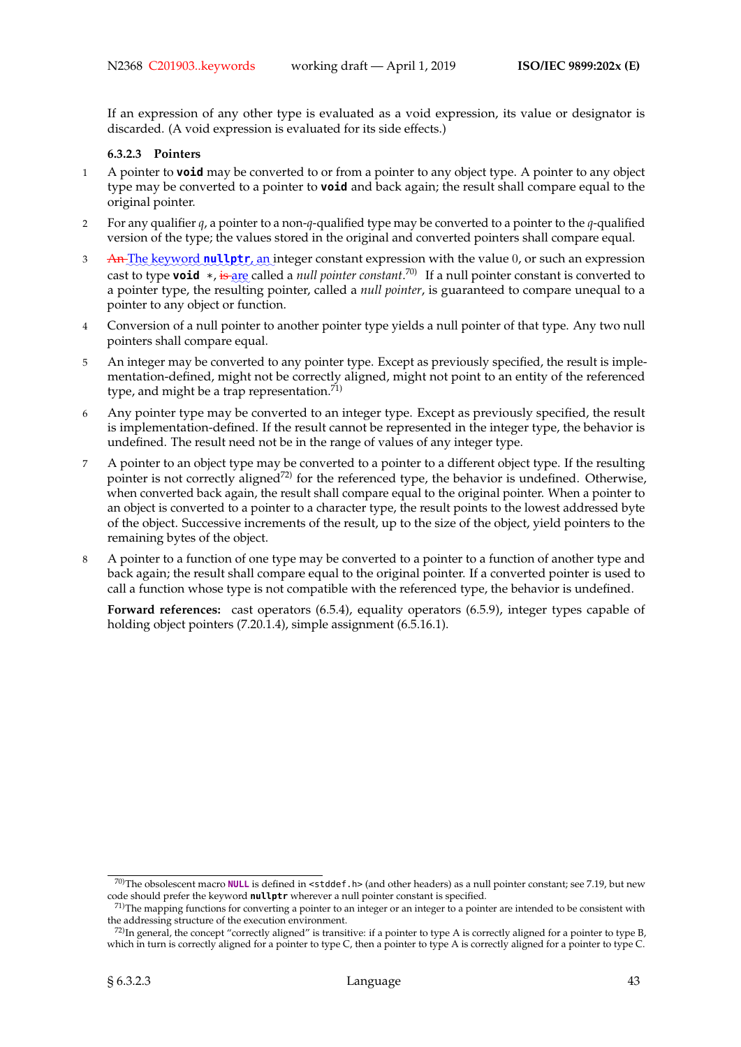If an expression of any other type is evaluated as a void expression, its value or designator is discarded. (A void expression is evaluated for its side effects.)

#### 6.3.2.3 Pointers

1 A pointer to **void** may be converted to or from a pointer to any object type. A pointer to any object type may be converted to a pointer to **void** and back again; the result shall compare equal to the original pointer.

2 For any qualifier *q*, a pointer to a non-*q*-qualified type may be converted to a pointer to the *q*-qualified version of the type; the values stored in the original and converted pointers shall compare equal.

3 ~~An~~ The keyword **nullptr**, an integer constant expression with the value 0, or such an expression cast to type **void** *, ~~is~~ are called a *null pointer constant*.[70] If a null pointer constant is converted to a pointer type, the resulting pointer, called a *null pointer*, is guaranteed to compare unequal to a pointer to any object or function.

4 Conversion of a null pointer to another pointer type yields a null pointer of that type. Any two null pointers shall compare equal.

5 An integer may be converted to any pointer type. Except as previously specified, the result is implementation-defined, might not be correctly aligned, might not point to an entity of the referenced type, and might be a trap representation.[71]

6 Any pointer type may be converted to an integer type. Except as previously specified, the result is implementation-defined. If the result cannot be represented in the integer type, the behavior is undefined. The result need not be in the range of values of any integer type.

7 A pointer to an object type may be converted to a pointer to a different object type. If the resulting pointer is not correctly aligned[72] for the referenced type, the behavior is undefined. Otherwise, when converted back again, the result shall compare equal to the original pointer. When a pointer to an object is converted to a pointer to a character type, the result points to the lowest addressed byte of the object. Successive increments of the result, up to the size of the object, yield pointers to the remaining bytes of the object.

8 A pointer to a function of one type may be converted to a pointer to a function of another type and back again; the result shall compare equal to the original pointer. If a converted pointer is used to call a function whose type is not compatible with the referenced type, the behavior is undefined.

**Forward references:** cast operators (6.5.4), equality operators (6.5.9), integer types capable of holding object pointers (7.20.1.4), simple assignment (6.5.16.1).

---

[70] The obsolescent macro **NULL** is defined in `<stddef.h>` (and other headers) as a null pointer constant; see 7.19, but new code should prefer the keyword **nullptr** wherever a null pointer constant is specified.

[71] The mapping functions for converting a pointer to an integer or an integer to a pointer are intended to be consistent with the addressing structure of the execution environment.

[72] In general, the concept "correctly aligned" is transitive: if a pointer to type A is correctly aligned for a pointer to type B, which in turn is correctly aligned for a pointer to type C, then a pointer to type A is correctly aligned for a pointer to type C.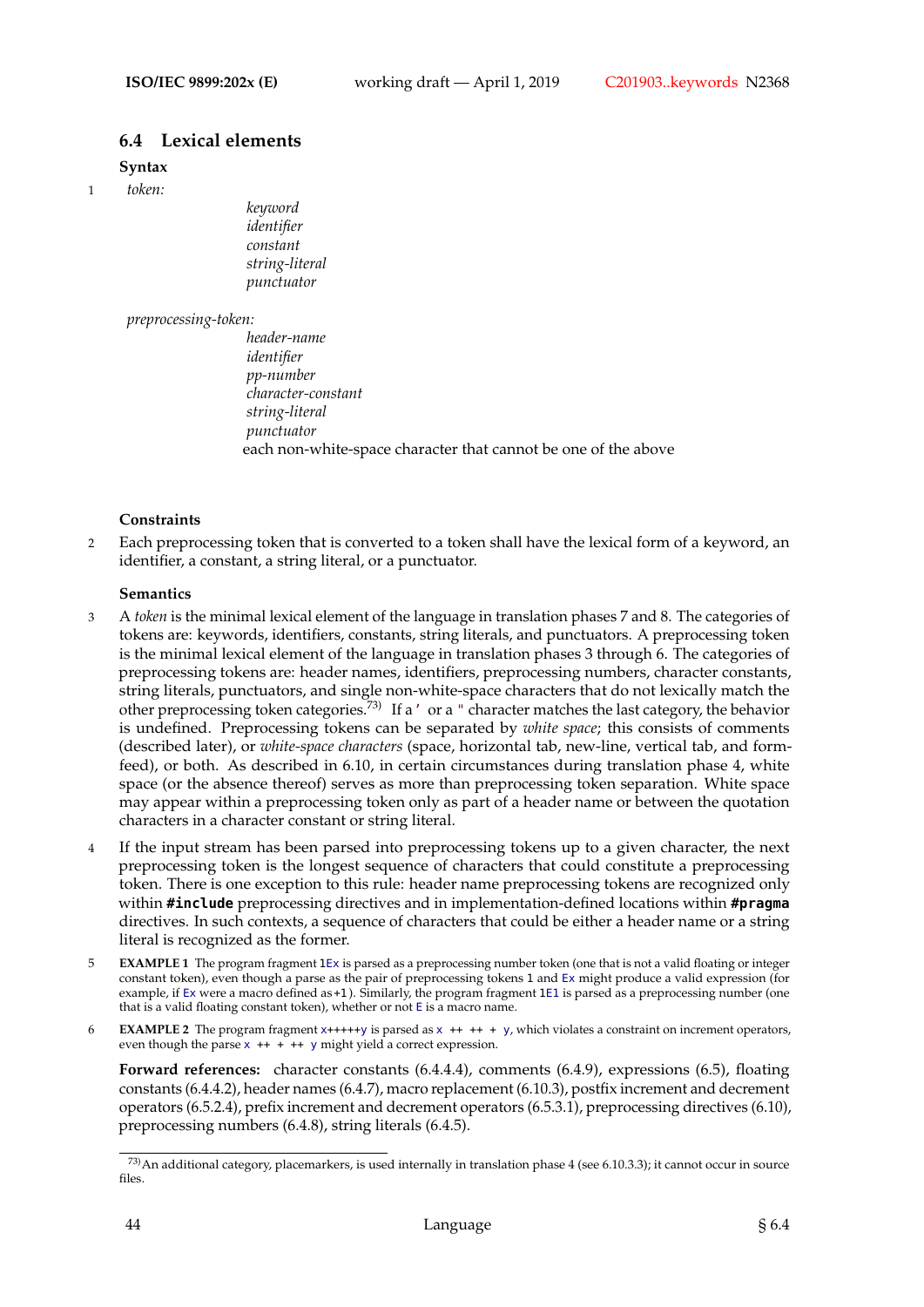## 6.4 Lexical elements

### Syntax

1 *token:*

> *keyword*
> *identifier*
> *constant*
> *string-literal*
> *punctuator*

*preprocessing-token:*

> *header-name*
> *identifier*
> *pp-number*
> *character-constant*
> *string-literal*
> *punctuator*
> each non-white-space character that cannot be one of the above

### Constraints

2 Each preprocessing token that is converted to a token shall have the lexical form of a keyword, an identifier, a constant, a string literal, or a punctuator.

### Semantics

3 A *token* is the minimal lexical element of the language in translation phases 7 and 8. The categories of tokens are: keywords, identifiers, constants, string literals, and punctuators. A preprocessing token is the minimal lexical element of the language in translation phases 3 through 6. The categories of preprocessing tokens are: header names, identifiers, preprocessing numbers, character constants, string literals, punctuators, and single non-white-space characters that do not lexically match the other preprocessing token categories.[73] If a `'` or a `"` character matches the last category, the behavior is undefined. Preprocessing tokens can be separated by *white space*; this consists of comments (described later), or *white-space characters* (space, horizontal tab, new-line, vertical tab, and form-feed), or both. As described in 6.10, in certain circumstances during translation phase 4, white space (or the absence thereof) serves as more than preprocessing token separation. White space may appear within a preprocessing token only as part of a header name or between the quotation characters in a character constant or string literal.

4 If the input stream has been parsed into preprocessing tokens up to a given character, the next preprocessing token is the longest sequence of characters that could constitute a preprocessing token. There is one exception to this rule: header name preprocessing tokens are recognized only within **`#include`** preprocessing directives and in implementation-defined locations within **`#pragma`** directives. In such contexts, a sequence of characters that could be either a header name or a string literal is recognized as the former.

5 **EXAMPLE 1** The program fragment `1Ex` is parsed as a preprocessing number token (one that is not a valid floating or integer constant token), even though a parse as the pair of preprocessing tokens `1` and `Ex` might produce a valid expression (for example, if `Ex` were a macro defined as `+1`). Similarly, the program fragment `1E1` is parsed as a preprocessing number (one that is a valid floating constant token), whether or not `E` is a macro name.

6 **EXAMPLE 2** The program fragment `x+++++y` is parsed as `x ++ ++ + y`, which violates a constraint on increment operators, even though the parse `x ++ + ++ y` might yield a correct expression.

**Forward references:** character constants (6.4.4.4), comments (6.4.9), expressions (6.5), floating constants (6.4.4.2), header names (6.4.7), macro replacement (6.10.3), postfix increment and decrement operators (6.5.2.4), prefix increment and decrement operators (6.5.3.1), preprocessing directives (6.10), preprocessing numbers (6.4.8), string literals (6.4.5).

---

[73] An additional category, placemarkers, is used internally in translation phase 4 (see 6.10.3.3); it cannot occur in source files.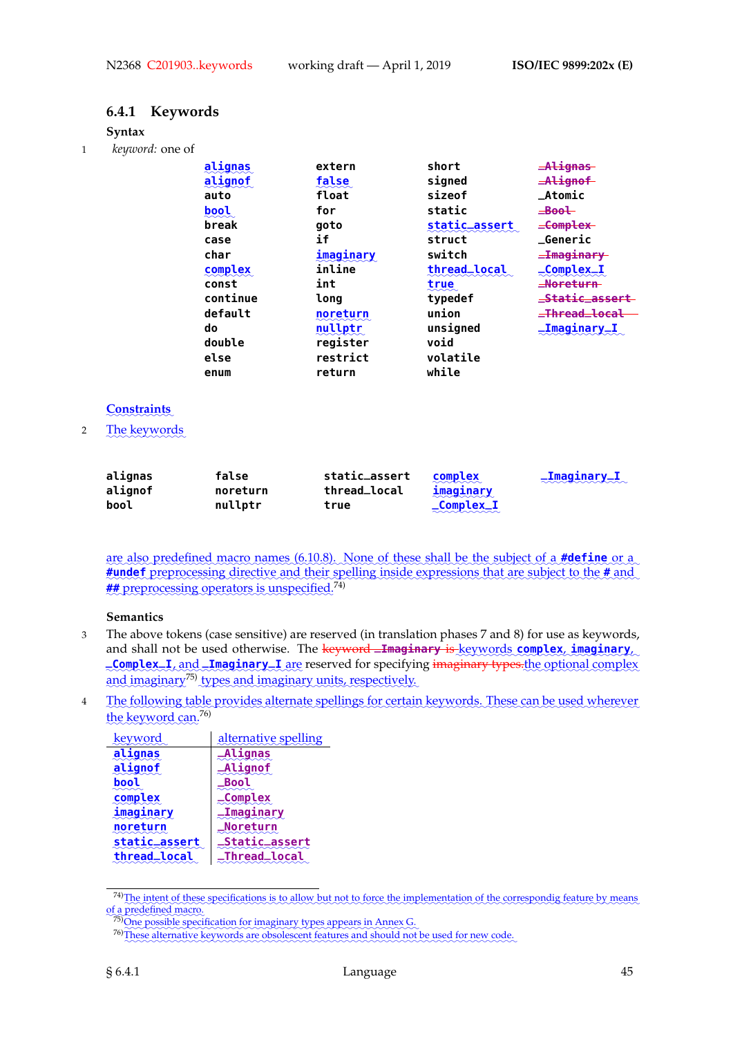### 6.4.1 Keywords

**Syntax**

1 *keyword:* one of

| | | | |
|---|---|---|---|
| `alignas` | `extern` | `short` | ~~`_Alignas`~~ |
| `alignof` | `false` | `signed` | ~~`_Alignof`~~ |
| `auto` | `float` | `sizeof` | `_Atomic` |
| `bool` | `for` | `static` | ~~`_Bool`~~ |
| `break` | `goto` | `static_assert` | ~~`_Complex`~~ |
| `case` | `if` | `struct` | `_Generic` |
| `char` | `imaginary` | `switch` | ~~`_Imaginary`~~ |
| `complex` | `inline` | `thread_local` | `_Complex_I` |
| `const` | `int` | `true` | ~~`_Noreturn`~~ |
| `continue` | `long` | `typedef` | ~~`_Static_assert`~~ |
| `default` | `noreturn` | `union` | ~~`_Thread_local`~~ |
| `do` | `nullptr` | `unsigned` | `_Imaginary_I` |
| `double` | `register` | `void` | |
| `else` | `restrict` | `volatile` | |
| `enum` | `return` | `while` | |

**Constraints**

2 The keywords

| | | | | |
|---|---|---|---|---|
| `alignas` | `false` | `static_assert` | `complex` | `_Imaginary_I` |
| `alignof` | `noreturn` | `thread_local` | `imaginary` | |
| `bool` | `nullptr` | `true` | `_Complex_I` | |

are also predefined macro names (6.10.8). None of these shall be the subject of a **`#define`** or a **`#undef`** preprocessing directive and their spelling inside expressions that are subject to the **`#`** and **`##`** preprocessing operators is unspecified.[74)]

**Semantics**

3 The above tokens (case sensitive) are reserved (in translation phases 7 and 8) for use as keywords, and shall not be used otherwise. The ~~keyword `_Imaginary` is~~ keywords **`complex`**, **`imaginary`**, **`_Complex_I`**, and **`_Imaginary_I`** are reserved for specifying ~~imaginary types.~~ the optional complex and imaginary[75)] types and imaginary units, respectively.

4 The following table provides alternate spellings for certain keywords. These can be used wherever the keyword can.[76)]

| keyword | alternative spelling |
|---|---|
| `alignas` | `_Alignas` |
| `alignof` | `_Alignof` |
| `bool` | `_Bool` |
| `complex` | `_Complex` |
| `imaginary` | `_Imaginary` |
| `noreturn` | `_Noreturn` |
| `static_assert` | `_Static_assert` |
| `thread_local` | `_Thread_local` |

---

74) The intent of these specifications is to allow but not to force the implementation of the correspondig feature by means of a predefined macro.

75) One possible specification for imaginary types appears in Annex G.

76) These alternative keywords are obsolescent features and should not be used for new code.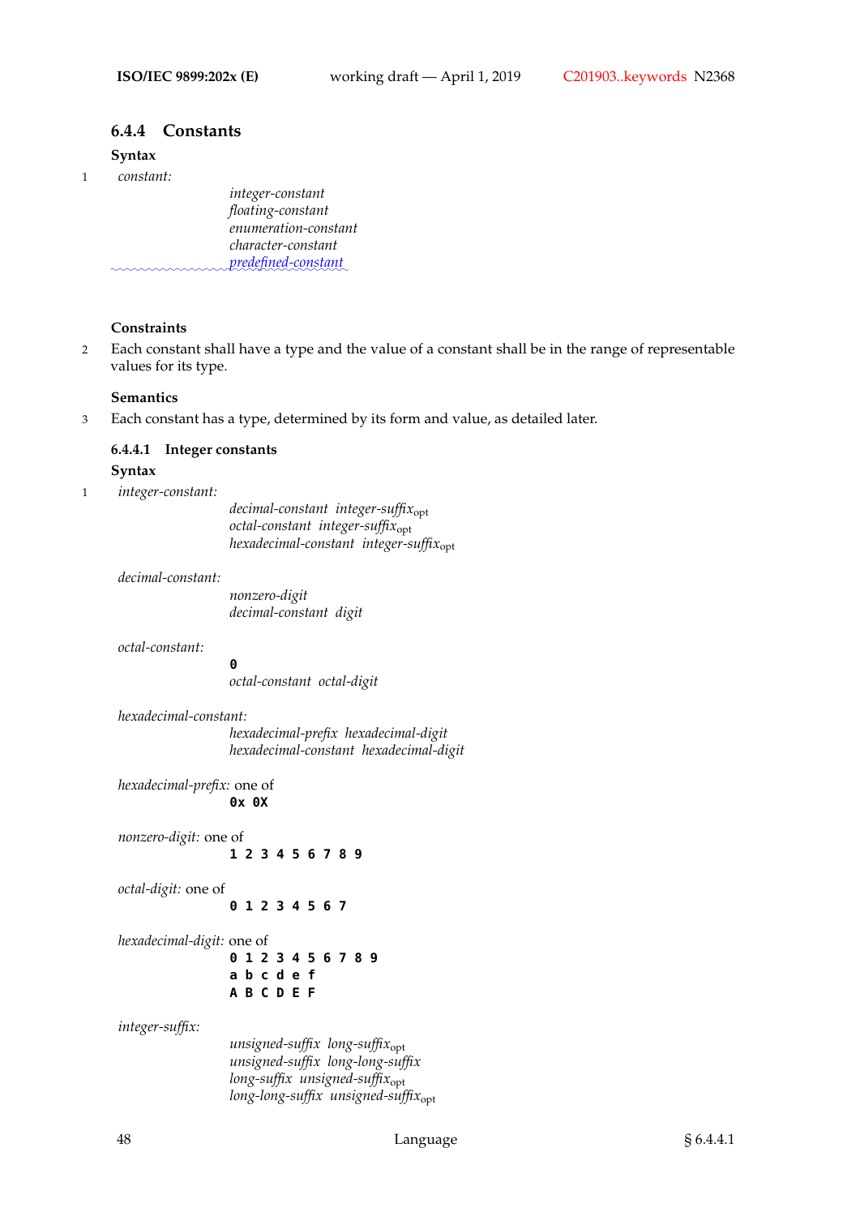### 6.4.4 Constants

**Syntax**

1 *constant:*

> *integer-constant*
> *floating-constant*
> *enumeration-constant*
> *character-constant*
> *predefined-constant*

**Constraints**

2 Each constant shall have a type and the value of a constant shall be in the range of representable values for its type.

**Semantics**

3 Each constant has a type, determined by its form and value, as detailed later.

#### 6.4.4.1 Integer constants

**Syntax**

1 *integer-constant:*

> *decimal-constant integer-suffix*$_{\text{opt}}$
> *octal-constant integer-suffix*$_{\text{opt}}$
> *hexadecimal-constant integer-suffix*$_{\text{opt}}$

*decimal-constant:*

> *nonzero-digit*
> *decimal-constant digit*

*octal-constant:*

> **0**
> *octal-constant octal-digit*

*hexadecimal-constant:*

> *hexadecimal-prefix hexadecimal-digit*
> *hexadecimal-constant hexadecimal-digit*

*hexadecimal-prefix:* one of

> **0x 0X**

*nonzero-digit:* one of

> **1 2 3 4 5 6 7 8 9**

*octal-digit:* one of

> **0 1 2 3 4 5 6 7**

*hexadecimal-digit:* one of

> **0 1 2 3 4 5 6 7 8 9**
> **a b c d e f**
> **A B C D E F**

*integer-suffix:*

> *unsigned-suffix long-suffix*$_{\text{opt}}$
> *unsigned-suffix long-long-suffix*
> *long-suffix unsigned-suffix*$_{\text{opt}}$
> *long-long-suffix unsigned-suffix*$_{\text{opt}}$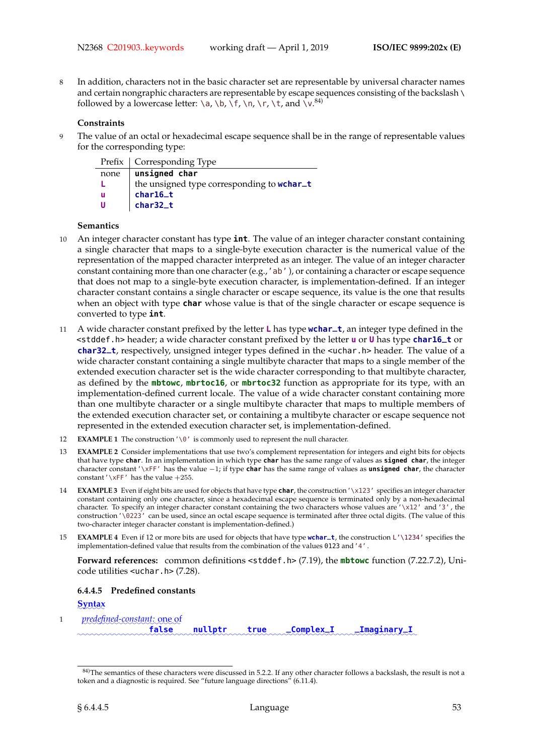8 In addition, characters not in the basic character set are representable by universal character names and certain nongraphic characters are representable by escape sequences consisting of the backslash \ followed by a lowercase letter: `\a`, `\b`, `\f`, `\n`, `\r`, `\t`, and `\v`.[84)]

**Constraints**

9 The value of an octal or hexadecimal escape sequence shall be in the range of representable values for the corresponding type:

| Prefix | Corresponding Type |
|---|---|
| none | **unsigned char** |
| **L** | the unsigned type corresponding to **wchar_t** |
| **u** | **char16_t** |
| **U** | **char32_t** |

**Semantics**

10 An integer character constant has type **int**. The value of an integer character constant containing a single character that maps to a single-byte execution character is the numerical value of the representation of the mapped character interpreted as an integer. The value of an integer character constant containing more than one character (e.g.,`'ab'`), or containing a character or escape sequence that does not map to a single-byte execution character, is implementation-defined. If an integer character constant contains a single character or escape sequence, its value is the one that results when an object with type **char** whose value is that of the single character or escape sequence is converted to type **int**.

11 A wide character constant prefixed by the letter **L** has type **wchar_t**, an integer type defined in the `<stddef.h>` header; a wide character constant prefixed by the letter **u** or **U** has type **char16_t** or **char32_t**, respectively, unsigned integer types defined in the `<uchar.h>` header. The value of a wide character constant containing a single multibyte character that maps to a single member of the extended execution character set is the wide character corresponding to that multibyte character, as defined by the **mbtowc**, **mbrtoc16**, or **mbrtoc32** function as appropriate for its type, with an implementation-defined current locale. The value of a wide character constant containing more than one multibyte character or a single multibyte character that maps to multiple members of the extended execution character set, or containing a multibyte character or escape sequence not represented in the extended execution character set, is implementation-defined.

12 **EXAMPLE 1** The construction `'\0'` is commonly used to represent the null character.

13 **EXAMPLE 2** Consider implementations that use two's complement representation for integers and eight bits for objects that have type **char**. In an implementation in which type **char** has the same range of values as **signed char**, the integer character constant `'\xFF'` has the value $-1$; if type **char** has the same range of values as **unsigned char**, the character constant `'\xFF'` has the value $+255$.

14 **EXAMPLE 3** Even if eight bits are used for objects that have type **char**, the construction `'\x123'` specifies an integer character constant containing only one character, since a hexadecimal escape sequence is terminated only by a non-hexadecimal character. To specify an integer character constant containing the two characters whose values are `'\x12'` and `'3'`, the construction `'\0223'` can be used, since an octal escape sequence is terminated after three octal digits. (The value of this two-character integer character constant is implementation-defined.)

15 **EXAMPLE 4** Even if 12 or more bits are used for objects that have type **wchar_t**, the construction `L'\1234'` specifies the implementation-defined value that results from the combination of the values `0123` and `'4'`.

**Forward references:** common definitions `<stddef.h>` (7.19), the **mbtowc** function (7.22.7.2), Unicode utilities `<uchar.h>` (7.28).

#### 6.4.4.5 Predefined constants

**Syntax**

1 *predefined-constant:* one of

```
        false    nullptr    true    _Complex_I    _Imaginary_I
```

[84)]The semantics of these characters were discussed in 5.2.2. If any other character follows a backslash, the result is not a token and a diagnostic is required. See "future language directions" (6.11.4).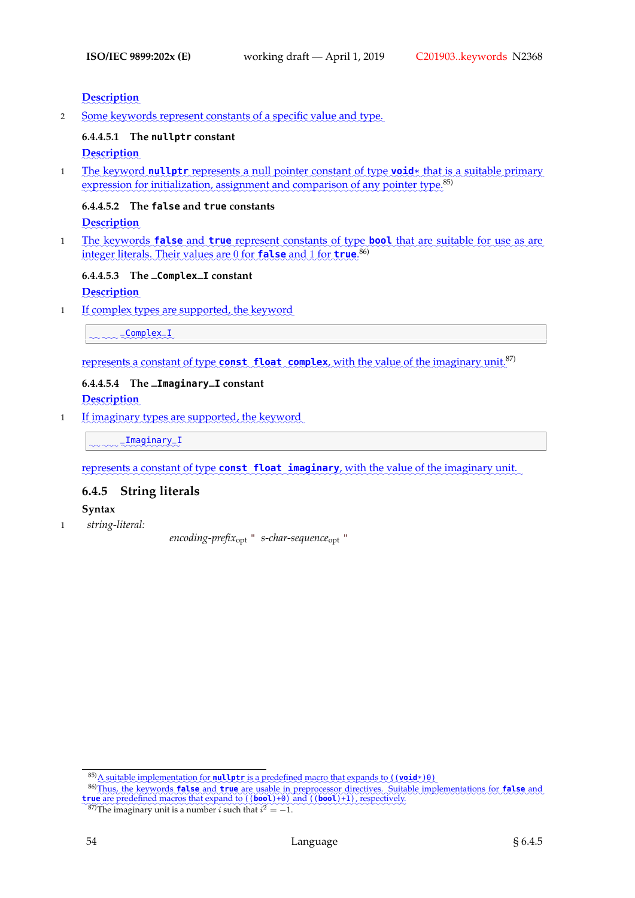#### Description

2 Some keywords represent constants of a specific value and type.

##### 6.4.4.5.1 The `nullptr` constant

#### Description

1 The keyword **`nullptr`** represents a null pointer constant of type **`void*`** that is a suitable primary expression for initialization, assignment and comparison of any pointer type.[85)]

##### 6.4.4.5.2 The `false` and `true` constants

#### Description

1 The keywords **`false`** and **`true`** represent constants of type **`bool`** that are suitable for use as are integer literals. Their values are 0 for **`false`** and 1 for **`true`**.[86)]

##### 6.4.4.5.3 The `_Complex_I` constant

#### Description

1 If complex types are supported, the keyword

```
_Complex_I
```

represents a constant of type **`const float complex`**, with the value of the imaginary unit.[87)]

##### 6.4.4.5.4 The `_Imaginary_I` constant

#### Description

1 If imaginary types are supported, the keyword

```
_Imaginary_I
```

represents a constant of type **`const float imaginary`**, with the value of the imaginary unit.

## 6.4.5 String literals

**Syntax**

1 *string-literal:*

  *encoding-prefix*$_{opt}$ " *s-char-sequence*$_{opt}$ "

---

85) A suitable implementation for **`nullptr`** is a predefined macro that expands to `((void*)0)`.

86) Thus, the keywords **`false`** and **`true`** are usable in preprocessor directives. Suitable implementations for **`false`** and **`true`** are predefined macros that expand to `((bool)+0)` and `((bool)+1)`, respectively.

87) The imaginary unit is a number $i$ such that $i^2 = -1$.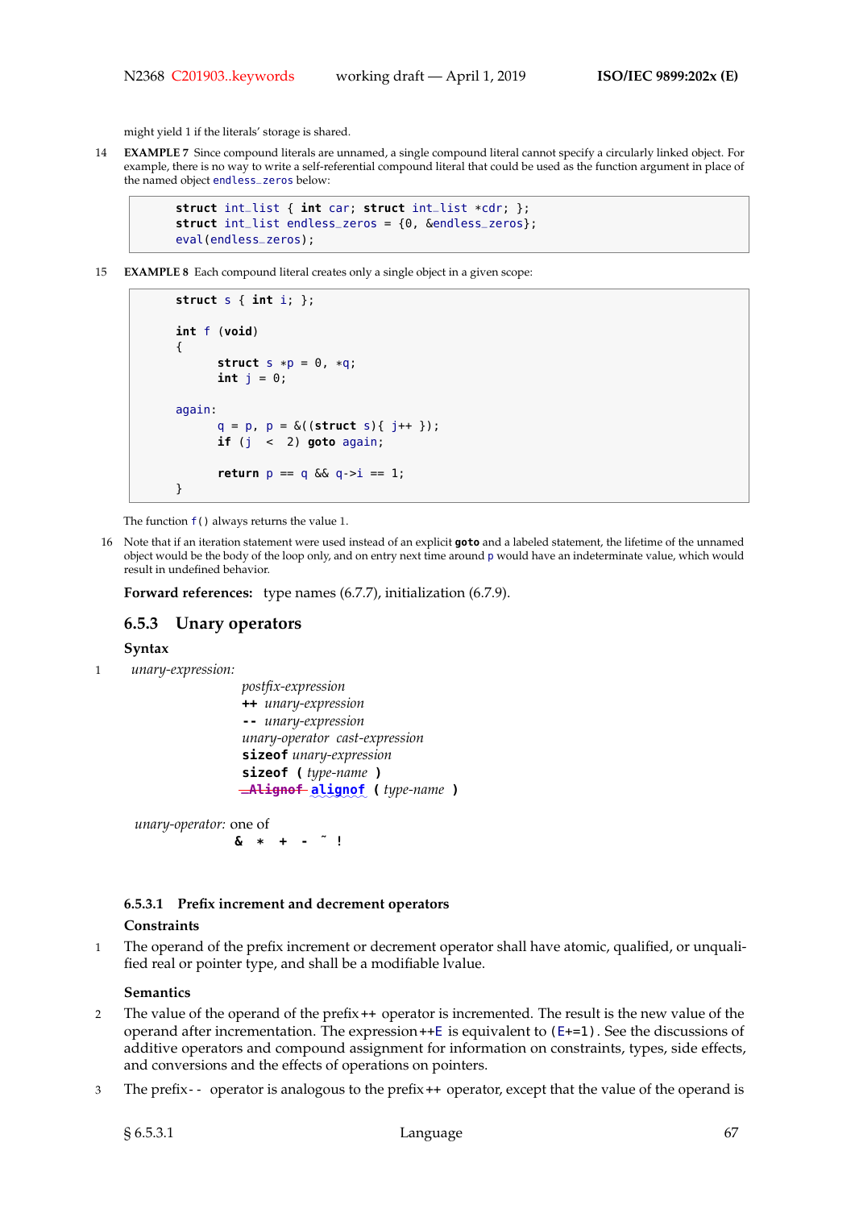might yield 1 if the literals' storage is shared.

14 **EXAMPLE 7** Since compound literals are unnamed, a single compound literal cannot specify a circularly linked object. For example, there is no way to write a self-referential compound literal that could be used as the function argument in place of the named object endless_zeros below:

```
struct int_list { int car; struct int_list *cdr; };
struct int_list endless_zeros = {0, &endless_zeros};
eval(endless_zeros);
```

15 **EXAMPLE 8** Each compound literal creates only a single object in a given scope:

```
struct s { int i; };

int f (void)
{
      struct s *p = 0, *q;
      int j = 0;

again:
      q = p, p = &((struct s){ j++ });
      if (j  <  2) goto again;

      return p == q && q->i == 1;
}
```

The function f() always returns the value 1.

16 Note that if an iteration statement were used instead of an explicit **goto** and a labeled statement, the lifetime of the unnamed object would be the body of the loop only, and on entry next time around p would have an indeterminate value, which would result in undefined behavior.

**Forward references:** type names (6.7.7), initialization (6.7.9).

### 6.5.3 Unary operators

**Syntax**

1 *unary-expression:*

*postfix-expression*
**++** *unary-expression*
**--** *unary-expression*
*unary-operator cast-expression*
**sizeof** *unary-expression*
**sizeof (** *type-name* **)**
~~**_Alignof**~~ **alignof (** *type-name* **)**

*unary-operator:* one of

**& * + - ~ !**

#### 6.5.3.1 Prefix increment and decrement operators

**Constraints**

1 The operand of the prefix increment or decrement operator shall have atomic, qualified, or unqualified real or pointer type, and shall be a modifiable lvalue.

**Semantics**

2 The value of the operand of the prefix ++ operator is incremented. The result is the new value of the operand after incrementation. The expression ++E is equivalent to (E+=1). See the discussions of additive operators and compound assignment for information on constraints, types, side effects, and conversions and the effects of operations on pointers.

3 The prefix -- operator is analogous to the prefix ++ operator, except that the value of the operand is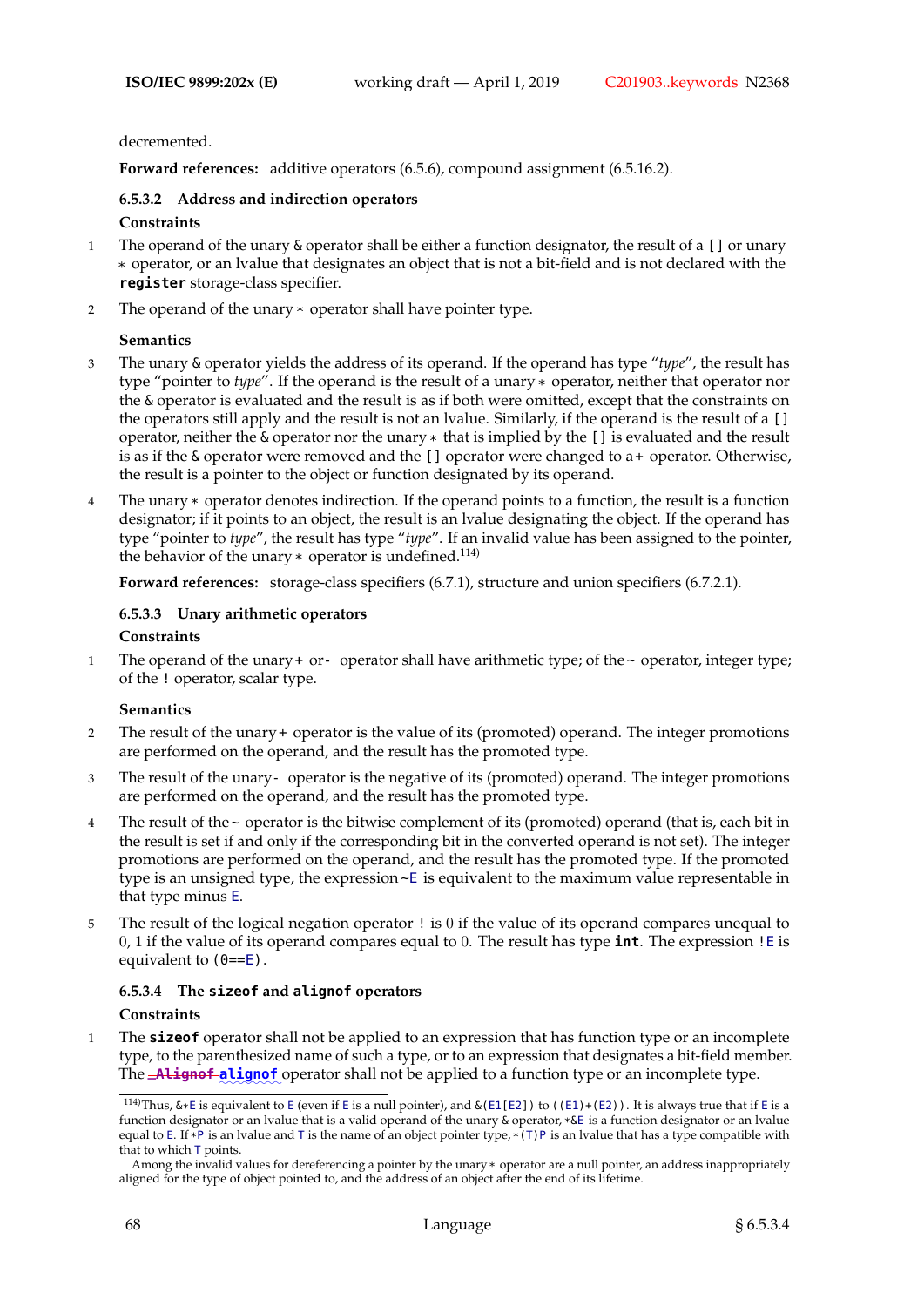decremented.

**Forward references:** additive operators (6.5.6), compound assignment (6.5.16.2).

#### 6.5.3.2 Address and indirection operators

**Constraints**

1 The operand of the unary & operator shall be either a function designator, the result of a [] or unary * operator, or an lvalue that designates an object that is not a bit-field and is not declared with the **register** storage-class specifier.

2 The operand of the unary * operator shall have pointer type.

**Semantics**

3 The unary & operator yields the address of its operand. If the operand has type "*type*", the result has type "pointer to *type*". If the operand is the result of a unary * operator, neither that operator nor the & operator is evaluated and the result is as if both were omitted, except that the constraints on the operators still apply and the result is not an lvalue. Similarly, if the operand is the result of a [] operator, neither the & operator nor the unary * that is implied by the [] is evaluated and the result is as if the & operator were removed and the [] operator were changed to a + operator. Otherwise, the result is a pointer to the object or function designated by its operand.

4 The unary * operator denotes indirection. If the operand points to a function, the result is a function designator; if it points to an object, the result is an lvalue designating the object. If the operand has type "pointer to *type*", the result has type "*type*". If an invalid value has been assigned to the pointer, the behavior of the unary * operator is undefined.[114)]

**Forward references:** storage-class specifiers (6.7.1), structure and union specifiers (6.7.2.1).

#### 6.5.3.3 Unary arithmetic operators

**Constraints**

1 The operand of the unary + or - operator shall have arithmetic type; of the ~ operator, integer type; of the ! operator, scalar type.

**Semantics**

2 The result of the unary + operator is the value of its (promoted) operand. The integer promotions are performed on the operand, and the result has the promoted type.

3 The result of the unary - operator is the negative of its (promoted) operand. The integer promotions are performed on the operand, and the result has the promoted type.

4 The result of the ~ operator is the bitwise complement of its (promoted) operand (that is, each bit in the result is set if and only if the corresponding bit in the converted operand is not set). The integer promotions are performed on the operand, and the result has the promoted type. If the promoted type is an unsigned type, the expression ~E is equivalent to the maximum value representable in that type minus E.

5 The result of the logical negation operator ! is 0 if the value of its operand compares unequal to 0, 1 if the value of its operand compares equal to 0. The result has type **int**. The expression !E is equivalent to (0==E).

#### 6.5.3.4 The `sizeof` and `alignof` operators

**Constraints**

1 The **sizeof** operator shall not be applied to an expression that has function type or an incomplete type, to the parenthesized name of such a type, or to an expression that designates a bit-field member. The ~~_Alignof~~ alignof operator shall not be applied to a function type or an incomplete type.

---

114) Thus, &*E is equivalent to E (even if E is a null pointer), and &(E1[E2]) to ((E1)+(E2)). It is always true that if E is a function designator or an lvalue that is a valid operand of the unary & operator, *&E is a function designator or an lvalue equal to E. If *P is an lvalue and T is the name of an object pointer type, *(T)P is an lvalue that has a type compatible with that to which T points.

Among the invalid values for dereferencing a pointer by the unary * operator are a null pointer, an address inappropriately aligned for the type of object pointed to, and the address of an object after the end of its lifetime.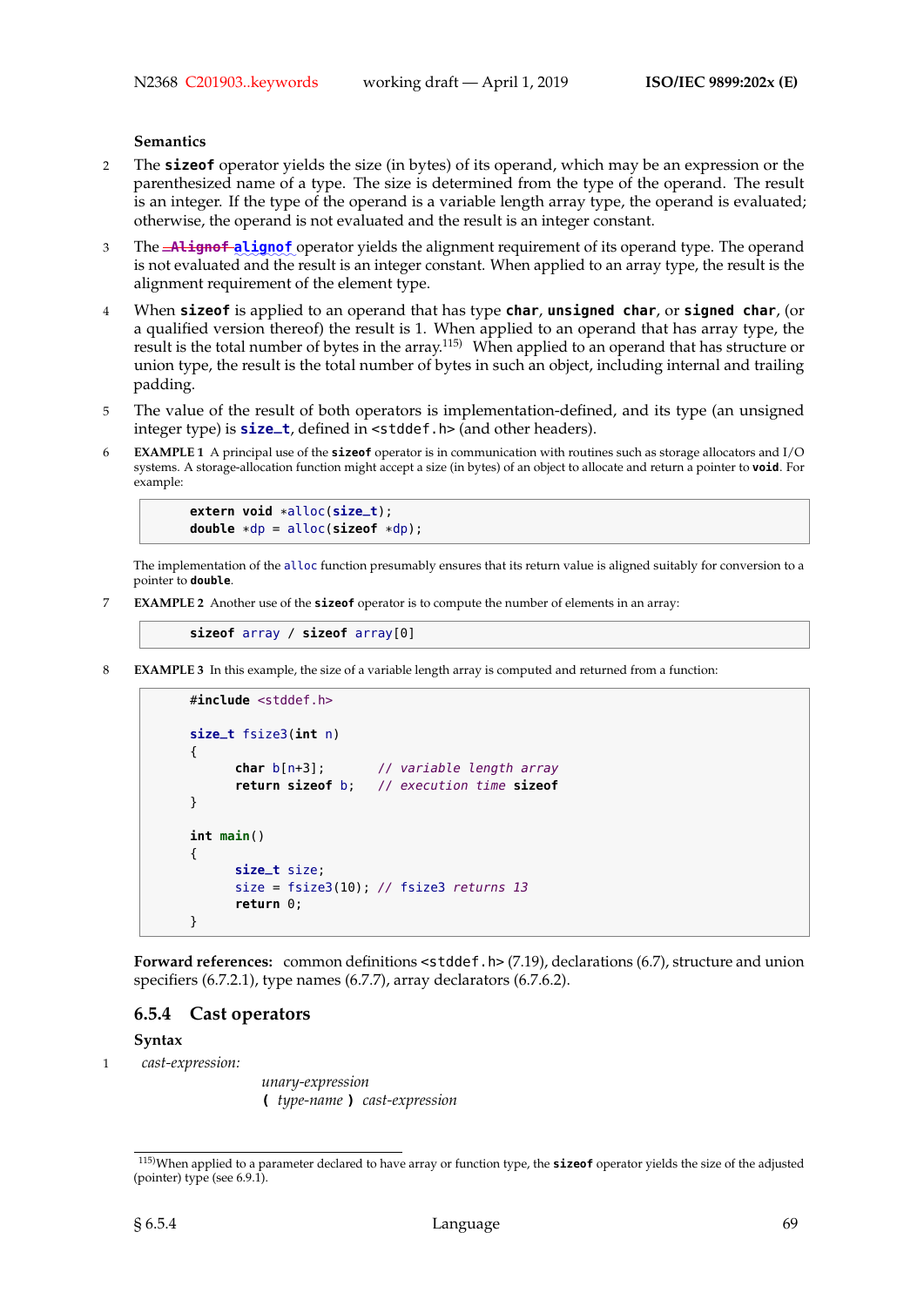**Semantics**

2 The **sizeof** operator yields the size (in bytes) of its operand, which may be an expression or the parenthesized name of a type. The size is determined from the type of the operand. The result is an integer. If the type of the operand is a variable length array type, the operand is evaluated; otherwise, the operand is not evaluated and the result is an integer constant.

3 The ~~_Alignof~~ **alignof** operator yields the alignment requirement of its operand type. The operand is not evaluated and the result is an integer constant. When applied to an array type, the result is the alignment requirement of the element type.

4 When **sizeof** is applied to an operand that has type **char**, **unsigned char**, or **signed char**, (or a qualified version thereof) the result is 1. When applied to an operand that has array type, the result is the total number of bytes in the array.[115] When applied to an operand that has structure or union type, the result is the total number of bytes in such an object, including internal and trailing padding.

5 The value of the result of both operators is implementation-defined, and its type (an unsigned integer type) is **size_t**, defined in `<stddef.h>` (and other headers).

6 **EXAMPLE 1** A principal use of the **sizeof** operator is in communication with routines such as storage allocators and I/O systems. A storage-allocation function might accept a size (in bytes) of an object to allocate and return a pointer to **void**. For example:

```
extern void *alloc(size_t);
double *dp = alloc(sizeof *dp);
```

The implementation of the `alloc` function presumably ensures that its return value is aligned suitably for conversion to a pointer to **double**.

7 **EXAMPLE 2** Another use of the **sizeof** operator is to compute the number of elements in an array:

```
sizeof array / sizeof array[0]
```

8 **EXAMPLE 3** In this example, the size of a variable length array is computed and returned from a function:

```
#include <stddef.h>

size_t fsize3(int n)
{
      char b[n+3];       // variable length array
      return sizeof b;   // execution time sizeof
}

int main()
{
      size_t size;
      size = fsize3(10); // fsize3 returns 13
      return 0;
}
```

**Forward references:** common definitions `<stddef.h>` (7.19), declarations (6.7), structure and union specifiers (6.7.2.1), type names (6.7.7), array declarators (6.7.6.2).

### 6.5.4 Cast operators

**Syntax**

1 *cast-expression:*

  *unary-expression*
  **(** *type-name* **)** *cast-expression*

---

[115] When applied to a parameter declared to have array or function type, the **sizeof** operator yields the size of the adjusted (pointer) type (see 6.9.1).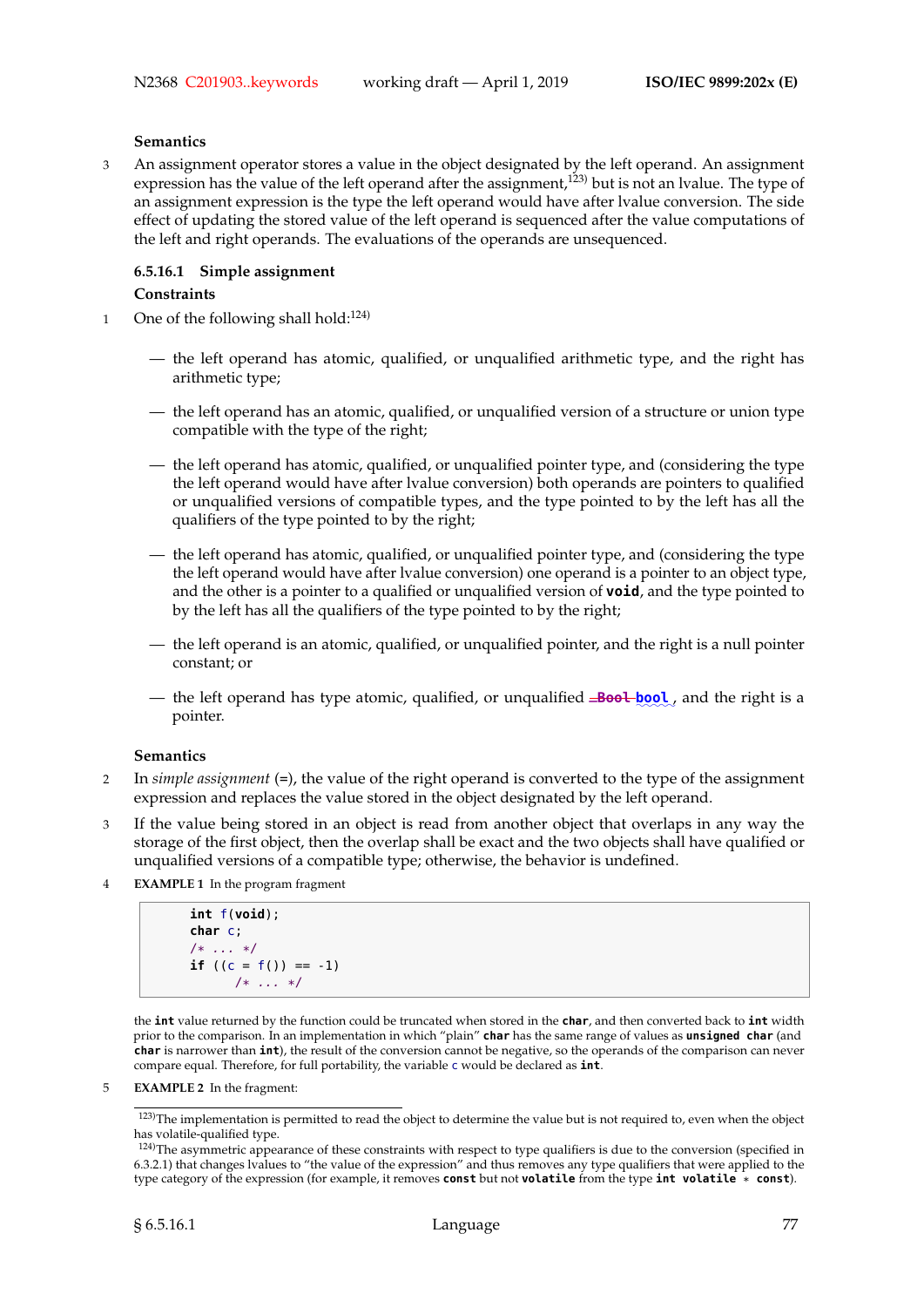**Semantics**

3 An assignment operator stores a value in the object designated by the left operand. An assignment expression has the value of the left operand after the assignment,[123] but is not an lvalue. The type of an assignment expression is the type the left operand would have after lvalue conversion. The side effect of updating the stored value of the left operand is sequenced after the value computations of the left and right operands. The evaluations of the operands are unsequenced.

#### 6.5.16.1 Simple assignment

**Constraints**

1 One of the following shall hold:[124]

- the left operand has atomic, qualified, or unqualified arithmetic type, and the right has arithmetic type;
- the left operand has an atomic, qualified, or unqualified version of a structure or union type compatible with the type of the right;
- the left operand has atomic, qualified, or unqualified pointer type, and (considering the type the left operand would have after lvalue conversion) both operands are pointers to qualified or unqualified versions of compatible types, and the type pointed to by the left has all the qualifiers of the type pointed to by the right;
- the left operand has atomic, qualified, or unqualified pointer type, and (considering the type the left operand would have after lvalue conversion) one operand is a pointer to an object type, and the other is a pointer to a qualified or unqualified version of **void**, and the type pointed to by the left has all the qualifiers of the type pointed to by the right;
- the left operand is an atomic, qualified, or unqualified pointer, and the right is a null pointer constant; or
- the left operand has type atomic, qualified, or unqualified ~~**_Bool**~~ **bool**, and the right is a pointer.

**Semantics**

2 In *simple assignment* (=), the value of the right operand is converted to the type of the assignment expression and replaces the value stored in the object designated by the left operand.

3 If the value being stored in an object is read from another object that overlaps in any way the storage of the first object, then the overlap shall be exact and the two objects shall have qualified or unqualified versions of a compatible type; otherwise, the behavior is undefined.

4 **EXAMPLE 1** In the program fragment

```
int f(void);
char c;
/* ... */
if ((c = f()) == -1)
        /* ... */
```

the **int** value returned by the function could be truncated when stored in the **char**, and then converted back to **int** width prior to the comparison. In an implementation in which "plain" **char** has the same range of values as **unsigned char** (and **char** is narrower than **int**), the result of the conversion cannot be negative, so the operands of the comparison can never compare equal. Therefore, for full portability, the variable c would be declared as **int**.

5 **EXAMPLE 2** In the fragment:

---

[123] The implementation is permitted to read the object to determine the value but is not required to, even when the object has volatile-qualified type.

[124] The asymmetric appearance of these constraints with respect to type qualifiers is due to the conversion (specified in 6.3.2.1) that changes lvalues to "the value of the expression" and thus removes any type qualifiers that were applied to the type category of the expression (for example, it removes **const** but not **volatile** from the type **int volatile * const**).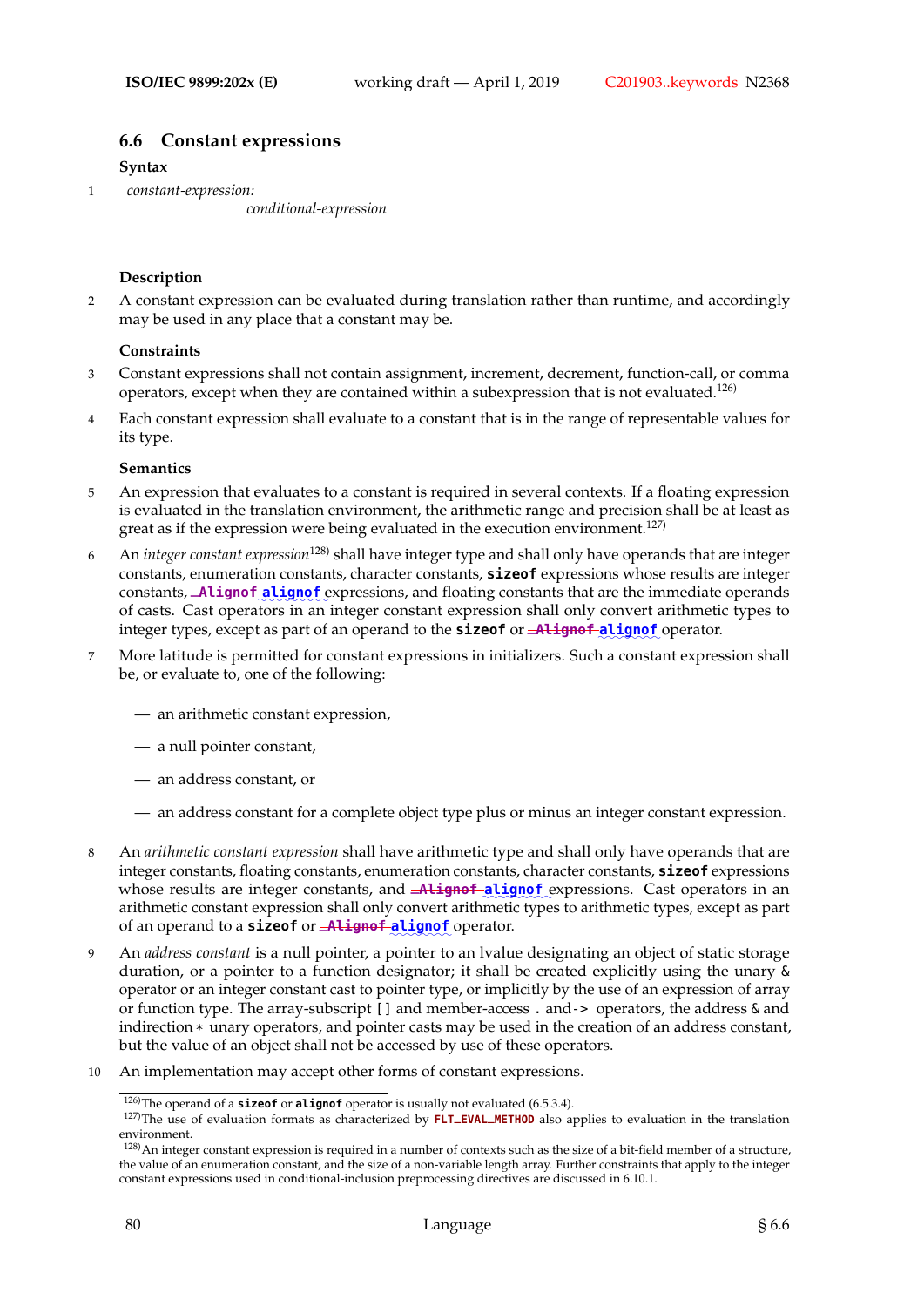### 6.6 Constant expressions

**Syntax**

1 *constant-expression:*
  *conditional-expression*

**Description**

2 A constant expression can be evaluated during translation rather than runtime, and accordingly may be used in any place that a constant may be.

**Constraints**

3 Constant expressions shall not contain assignment, increment, decrement, function-call, or comma operators, except when they are contained within a subexpression that is not evaluated.[126]

4 Each constant expression shall evaluate to a constant that is in the range of representable values for its type.

**Semantics**

5 An expression that evaluates to a constant is required in several contexts. If a floating expression is evaluated in the translation environment, the arithmetic range and precision shall be at least as great as if the expression were being evaluated in the execution environment.[127]

6 An *integer constant expression*[128] shall have integer type and shall only have operands that are integer constants, enumeration constants, character constants, **sizeof** expressions whose results are integer constants, ~~**_Alignof**~~ **alignof** expressions, and floating constants that are the immediate operands of casts. Cast operators in an integer constant expression shall only convert arithmetic types to integer types, except as part of an operand to the **sizeof** or ~~**_Alignof**~~ **alignof** operator.

7 More latitude is permitted for constant expressions in initializers. Such a constant expression shall be, or evaluate to, one of the following:

— an arithmetic constant expression,

— a null pointer constant,

— an address constant, or

— an address constant for a complete object type plus or minus an integer constant expression.

8 An *arithmetic constant expression* shall have arithmetic type and shall only have operands that are integer constants, floating constants, enumeration constants, character constants, **sizeof** expressions whose results are integer constants, and ~~**_Alignof**~~ **alignof** expressions. Cast operators in an arithmetic constant expression shall only convert arithmetic types to arithmetic types, except as part of an operand to a **sizeof** or ~~**_Alignof**~~ **alignof** operator.

9 An *address constant* is a null pointer, a pointer to an lvalue designating an object of static storage duration, or a pointer to a function designator; it shall be created explicitly using the unary & operator or an integer constant cast to pointer type, or implicitly by the use of an expression of array or function type. The array-subscript [] and member-access . and -> operators, the address & and indirection * unary operators, and pointer casts may be used in the creation of an address constant, but the value of an object shall not be accessed by use of these operators.

10 An implementation may accept other forms of constant expressions.

---

[126]The operand of a **sizeof** or **alignof** operator is usually not evaluated (6.5.3.4).

[127]The use of evaluation formats as characterized by **FLT_EVAL_METHOD** also applies to evaluation in the translation environment.

[128]An integer constant expression is required in a number of contexts such as the size of a bit-field member of a structure, the value of an enumeration constant, and the size of a non-variable length array. Further constraints that apply to the integer constant expressions used in conditional-inclusion preprocessing directives are discussed in 6.10.1.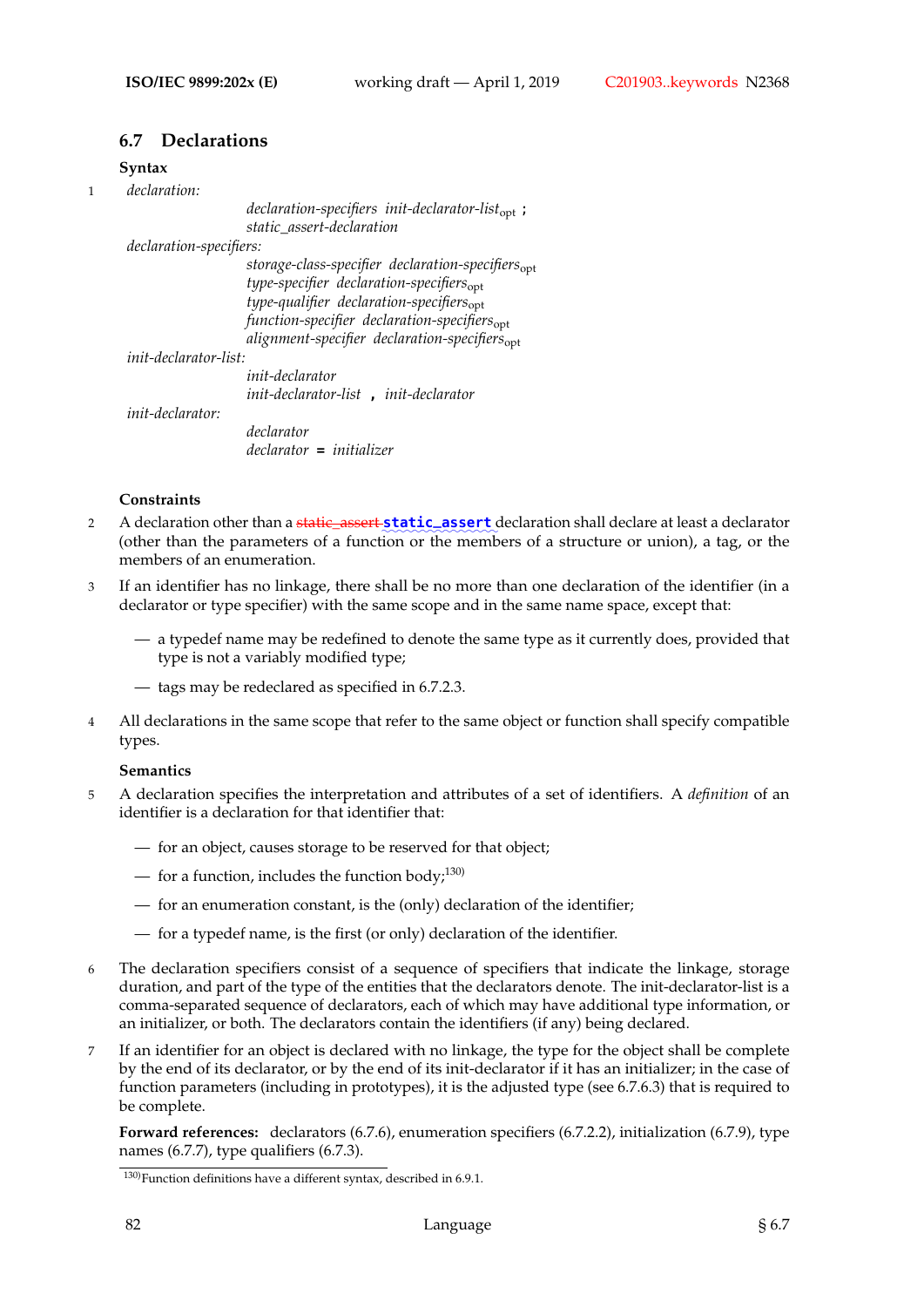## 6.7 Declarations

### Syntax

1 *declaration:*

> *declaration-specifiers init-declarator-list*$_{opt}$ **;**
> *static_assert-declaration*

*declaration-specifiers:*

> *storage-class-specifier declaration-specifiers*$_{opt}$
> *type-specifier declaration-specifiers*$_{opt}$
> *type-qualifier declaration-specifiers*$_{opt}$
> *function-specifier declaration-specifiers*$_{opt}$
> *alignment-specifier declaration-specifiers*$_{opt}$

*init-declarator-list:*

> *init-declarator*
> *init-declarator-list* **,** *init-declarator*

*init-declarator:*

> *declarator*
> *declarator* **=** *initializer*

### Constraints

2 A declaration other than a ~~static_assert~~ **`static_assert`** declaration shall declare at least a declarator (other than the parameters of a function or the members of a structure or union), a tag, or the members of an enumeration.

3 If an identifier has no linkage, there shall be no more than one declaration of the identifier (in a declarator or type specifier) with the same scope and in the same name space, except that:

— a typedef name may be redefined to denote the same type as it currently does, provided that type is not a variably modified type;

— tags may be redeclared as specified in 6.7.2.3.

4 All declarations in the same scope that refer to the same object or function shall specify compatible types.

### Semantics

5 A declaration specifies the interpretation and attributes of a set of identifiers. A *definition* of an identifier is a declaration for that identifier that:

— for an object, causes storage to be reserved for that object;

— for a function, includes the function body;[130)]

— for an enumeration constant, is the (only) declaration of the identifier;

— for a typedef name, is the first (or only) declaration of the identifier.

6 The declaration specifiers consist of a sequence of specifiers that indicate the linkage, storage duration, and part of the type of the entities that the declarators denote. The init-declarator-list is a comma-separated sequence of declarators, each of which may have additional type information, or an initializer, or both. The declarators contain the identifiers (if any) being declared.

7 If an identifier for an object is declared with no linkage, the type for the object shall be complete by the end of its declarator, or by the end of its init-declarator if it has an initializer; in the case of function parameters (including in prototypes), it is the adjusted type (see 6.7.6.3) that is required to be complete.

**Forward references:** declarators (6.7.6), enumeration specifiers (6.7.2.2), initialization (6.7.9), type names (6.7.7), type qualifiers (6.7.3).

---

[130)] Function definitions have a different syntax, described in 6.9.1.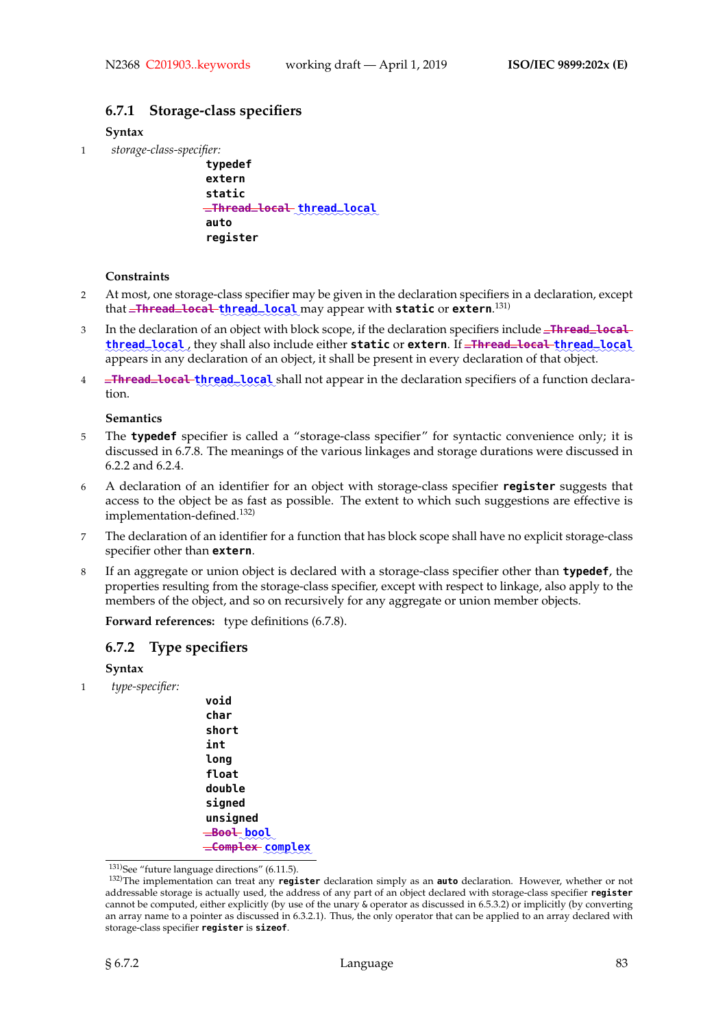### 6.7.1 Storage-class specifiers

**Syntax**

1 *storage-class-specifier:*

```
typedef
extern
static
~~_Thread_local~~ thread_local
auto
register
```

**Constraints**

2 At most, one storage-class specifier may be given in the declaration specifiers in a declaration, except that ~~**_Thread_local**~~ **thread_local** may appear with **static** or **extern**.[131)]

3 In the declaration of an object with block scope, if the declaration specifiers include ~~**_Thread_local**~~ **thread_local**, they shall also include either **static** or **extern**. If ~~**_Thread_local**~~ **thread_local** appears in any declaration of an object, it shall be present in every declaration of that object.

4 ~~**_Thread_local**~~ **thread_local** shall not appear in the declaration specifiers of a function declaration.

**Semantics**

5 The **typedef** specifier is called a "storage-class specifier" for syntactic convenience only; it is discussed in 6.7.8. The meanings of the various linkages and storage durations were discussed in 6.2.2 and 6.2.4.

6 A declaration of an identifier for an object with storage-class specifier **register** suggests that access to the object be as fast as possible. The extent to which such suggestions are effective is implementation-defined.[132)]

7 The declaration of an identifier for a function that has block scope shall have no explicit storage-class specifier other than **extern**.

8 If an aggregate or union object is declared with a storage-class specifier other than **typedef**, the properties resulting from the storage-class specifier, except with respect to linkage, also apply to the members of the object, and so on recursively for any aggregate or union member objects.

**Forward references:** type definitions (6.7.8).

### 6.7.2 Type specifiers

**Syntax**

1 *type-specifier:*

```
void
char
short
int
long
float
double
signed
unsigned
~~_Bool~~ bool
~~_Complex~~ complex
```

---

[131)] See "future language directions" (6.11.5).

[132)] The implementation can treat any **register** declaration simply as an **auto** declaration. However, whether or not addressable storage is actually used, the address of any part of an object declared with storage-class specifier **register** cannot be computed, either explicitly (by use of the unary & operator as discussed in 6.5.3.2) or implicitly (by converting an array name to a pointer as discussed in 6.3.2.1). Thus, the only operator that can be applied to an array declared with storage-class specifier **register** is **sizeof**.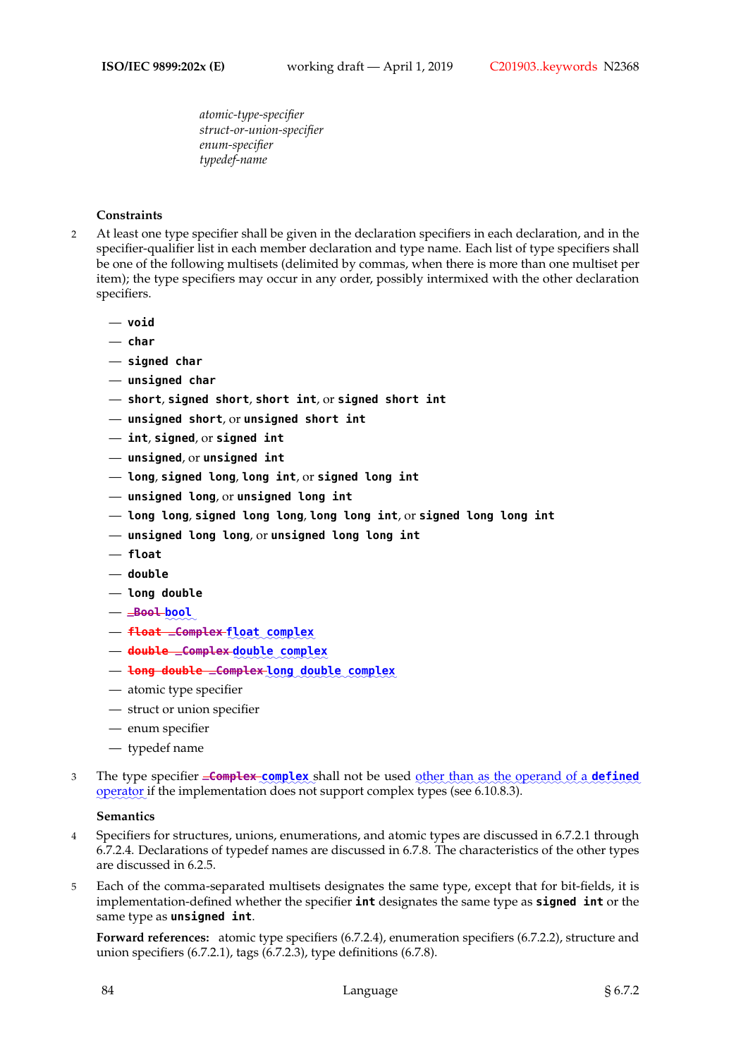*atomic-type-specifier*
*struct-or-union-specifier*
*enum-specifier*
*typedef-name*

**Constraints**

2 At least one type specifier shall be given in the declaration specifiers in each declaration, and in the specifier-qualifier list in each member declaration and type name. Each list of type specifiers shall be one of the following multisets (delimited by commas, when there is more than one multiset per item); the type specifiers may occur in any order, possibly intermixed with the other declaration specifiers.

- `void`
- `char`
- `signed char`
- `unsigned char`
- `short`, `signed short`, `short int`, or `signed short int`
- `unsigned short`, or `unsigned short int`
- `int`, `signed`, or `signed int`
- `unsigned`, or `unsigned int`
- `long`, `signed long`, `long int`, or `signed long int`
- `unsigned long`, or `unsigned long int`
- `long long`, `signed long long`, `long long int`, or `signed long long int`
- `unsigned long long`, or `unsigned long long int`
- `float`
- `double`
- `long double`
- ~~`_Bool`~~ `bool`
- ~~`float _Complex`~~ `float complex`
- ~~`double _Complex`~~ `double complex`
- ~~`long double _Complex`~~ `long double complex`
- atomic type specifier
- struct or union specifier
- enum specifier
- typedef name

3 The type specifier ~~`_Complex`~~ `complex` shall not be used other than as the operand of a **`defined`** operator if the implementation does not support complex types (see 6.10.8.3).

**Semantics**

4 Specifiers for structures, unions, enumerations, and atomic types are discussed in 6.7.2.1 through 6.7.2.4. Declarations of typedef names are discussed in 6.7.8. The characteristics of the other types are discussed in 6.2.5.

5 Each of the comma-separated multisets designates the same type, except that for bit-fields, it is implementation-defined whether the specifier `int` designates the same type as `signed int` or the same type as `unsigned int`.

**Forward references:** atomic type specifiers (6.7.2.4), enumeration specifiers (6.7.2.2), structure and union specifiers (6.7.2.1), tags (6.7.2.3), type definitions (6.7.8).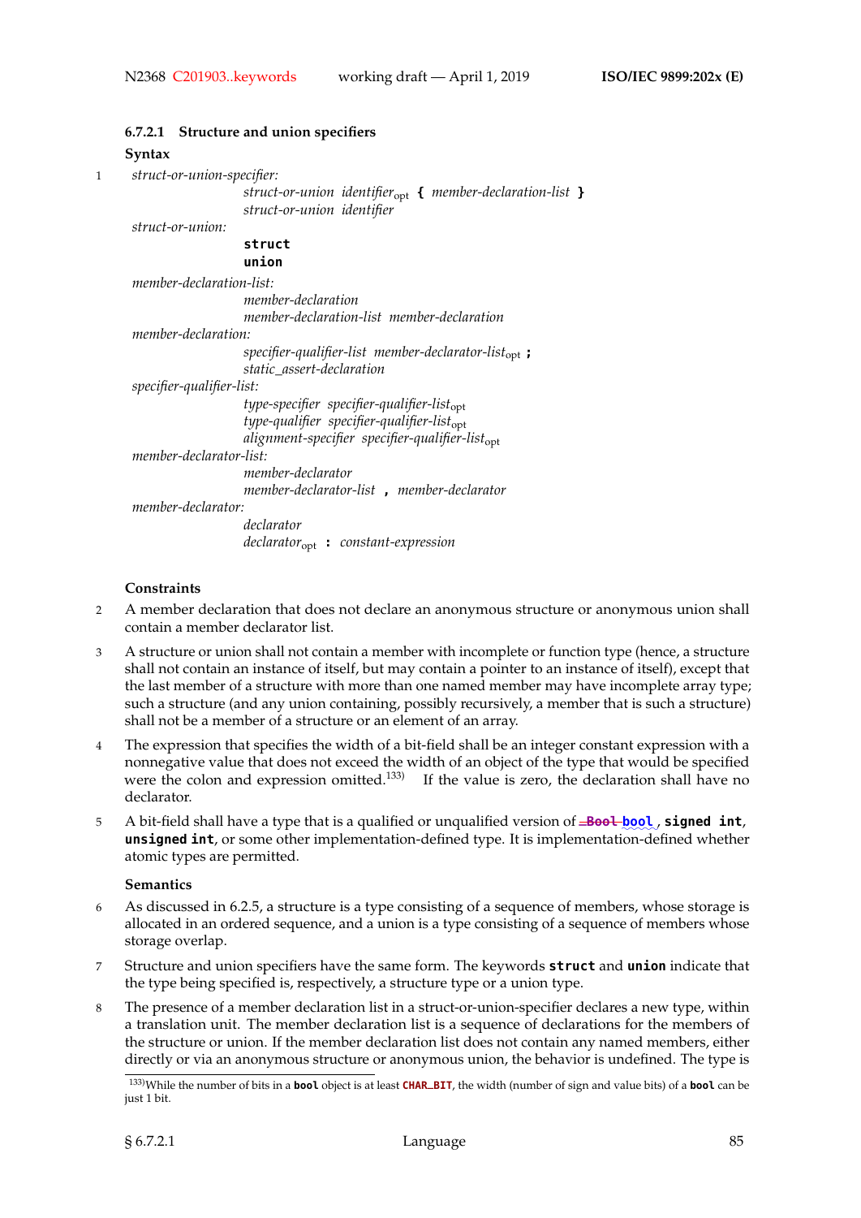### 6.7.2.1 Structure and union specifiers

**Syntax**

1 *struct-or-union-specifier:*
  *struct-or-union identifier*$_{opt}$ **{** *member-declaration-list* **}**
  *struct-or-union identifier*

*struct-or-union:*
  **`struct`**
  **`union`**

*member-declaration-list:*
  *member-declaration*
  *member-declaration-list member-declaration*

*member-declaration:*
  *specifier-qualifier-list member-declarator-list*$_{opt}$ **;**
  *static_assert-declaration*

*specifier-qualifier-list:*
  *type-specifier specifier-qualifier-list*$_{opt}$
  *type-qualifier specifier-qualifier-list*$_{opt}$
  *alignment-specifier specifier-qualifier-list*$_{opt}$

*member-declarator-list:*
  *member-declarator*
  *member-declarator-list* **,** *member-declarator*

*member-declarator:*
  *declarator*
  *declarator*$_{opt}$ **:** *constant-expression*

**Constraints**

2 A member declaration that does not declare an anonymous structure or anonymous union shall contain a member declarator list.

3 A structure or union shall not contain a member with incomplete or function type (hence, a structure shall not contain an instance of itself, but may contain a pointer to an instance of itself), except that the last member of a structure with more than one named member may have incomplete array type; such a structure (and any union containing, possibly recursively, a member that is such a structure) shall not be a member of a structure or an element of an array.

4 The expression that specifies the width of a bit-field shall be an integer constant expression with a nonnegative value that does not exceed the width of an object of the type that would be specified were the colon and expression omitted.[133] If the value is zero, the declaration shall have no declarator.

5 A bit-field shall have a type that is a qualified or unqualified version of ~~`_Bool`~~ **`bool`**, **`signed int`**, **`unsigned int`**, or some other implementation-defined type. It is implementation-defined whether atomic types are permitted.

**Semantics**

6 As discussed in 6.2.5, a structure is a type consisting of a sequence of members, whose storage is allocated in an ordered sequence, and a union is a type consisting of a sequence of members whose storage overlap.

7 Structure and union specifiers have the same form. The keywords **`struct`** and **`union`** indicate that the type being specified is, respectively, a structure type or a union type.

8 The presence of a member declaration list in a struct-or-union-specifier declares a new type, within a translation unit. The member declaration list is a sequence of declarations for the members of the structure or union. If the member declaration list does not contain any named members, either directly or via an anonymous structure or anonymous union, the behavior is undefined. The type is

[133] While the number of bits in a **`bool`** object is at least **`CHAR_BIT`**, the width (number of sign and value bits) of a **`bool`** can be just 1 bit.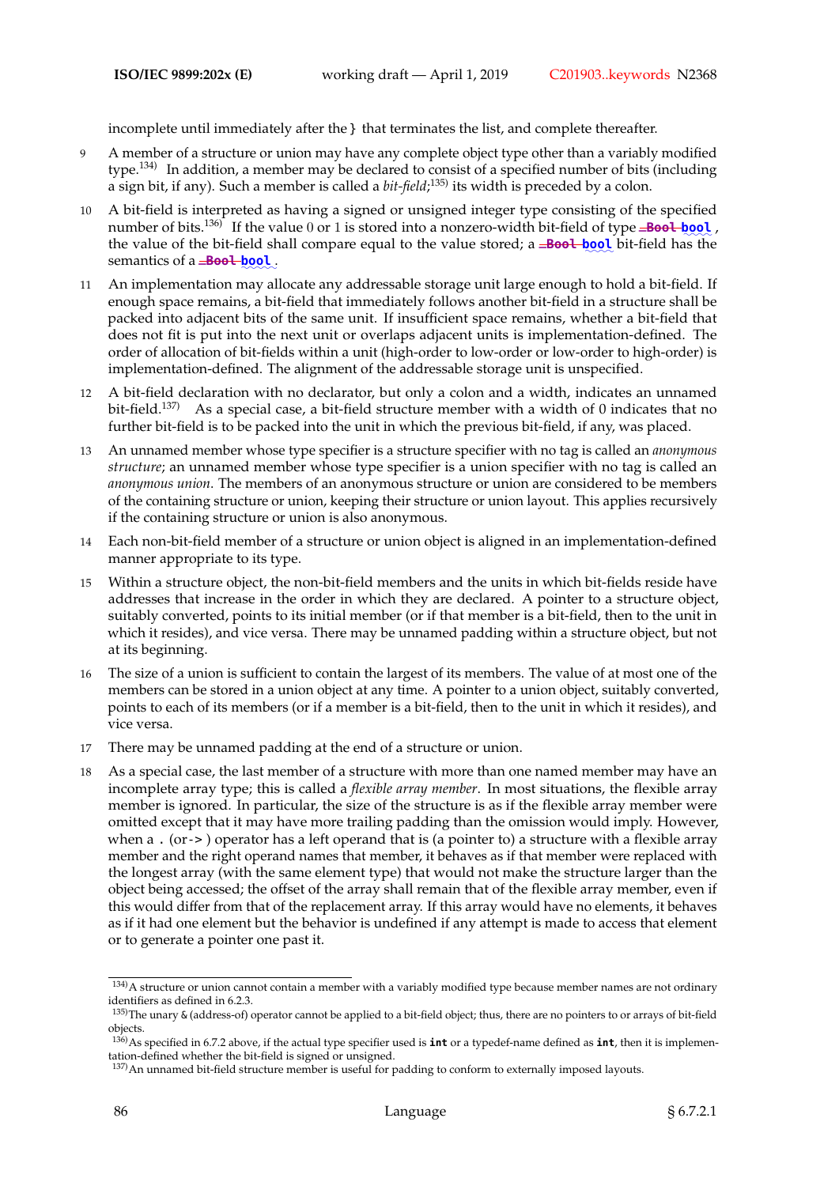incomplete until immediately after the } that terminates the list, and complete thereafter.

9 A member of a structure or union may have any complete object type other than a variably modified type.[134] In addition, a member may be declared to consist of a specified number of bits (including a sign bit, if any). Such a member is called a *bit-field*;[135] its width is preceded by a colon.

10 A bit-field is interpreted as having a signed or unsigned integer type consisting of the specified number of bits.[136] If the value 0 or 1 is stored into a nonzero-width bit-field of type ~~_Bool~~ **bool**, the value of the bit-field shall compare equal to the value stored; a ~~_Bool~~ **bool** bit-field has the semantics of a ~~_Bool~~ **bool**.

11 An implementation may allocate any addressable storage unit large enough to hold a bit-field. If enough space remains, a bit-field that immediately follows another bit-field in a structure shall be packed into adjacent bits of the same unit. If insufficient space remains, whether a bit-field that does not fit is put into the next unit or overlaps adjacent units is implementation-defined. The order of allocation of bit-fields within a unit (high-order to low-order or low-order to high-order) is implementation-defined. The alignment of the addressable storage unit is unspecified.

12 A bit-field declaration with no declarator, but only a colon and a width, indicates an unnamed bit-field.[137] As a special case, a bit-field structure member with a width of 0 indicates that no further bit-field is to be packed into the unit in which the previous bit-field, if any, was placed.

13 An unnamed member whose type specifier is a structure specifier with no tag is called an *anonymous structure*; an unnamed member whose type specifier is a union specifier with no tag is called an *anonymous union*. The members of an anonymous structure or union are considered to be members of the containing structure or union, keeping their structure or union layout. This applies recursively if the containing structure or union is also anonymous.

14 Each non-bit-field member of a structure or union object is aligned in an implementation-defined manner appropriate to its type.

15 Within a structure object, the non-bit-field members and the units in which bit-fields reside have addresses that increase in the order in which they are declared. A pointer to a structure object, suitably converted, points to its initial member (or if that member is a bit-field, then to the unit in which it resides), and vice versa. There may be unnamed padding within a structure object, but not at its beginning.

16 The size of a union is sufficient to contain the largest of its members. The value of at most one of the members can be stored in a union object at any time. A pointer to a union object, suitably converted, points to each of its members (or if a member is a bit-field, then to the unit in which it resides), and vice versa.

17 There may be unnamed padding at the end of a structure or union.

18 As a special case, the last member of a structure with more than one named member may have an incomplete array type; this is called a *flexible array member*. In most situations, the flexible array member is ignored. In particular, the size of the structure is as if the flexible array member were omitted except that it may have more trailing padding than the omission would imply. However, when a `.` (or `->`) operator has a left operand that is (a pointer to) a structure with a flexible array member and the right operand names that member, it behaves as if that member were replaced with the longest array (with the same element type) that would not make the structure larger than the object being accessed; the offset of the array shall remain that of the flexible array member, even if this would differ from that of the replacement array. If this array would have no elements, it behaves as if it had one element but the behavior is undefined if any attempt is made to access that element or to generate a pointer one past it.

---

[134] A structure or union cannot contain a member with a variably modified type because member names are not ordinary identifiers as defined in 6.2.3.

[135] The unary & (address-of) operator cannot be applied to a bit-field object; thus, there are no pointers to or arrays of bit-field objects.

[136] As specified in 6.7.2 above, if the actual type specifier used is **int** or a typedef-name defined as **int**, then it is implementation-defined whether the bit-field is signed or unsigned.

[137] An unnamed bit-field structure member is useful for padding to conform to externally imposed layouts.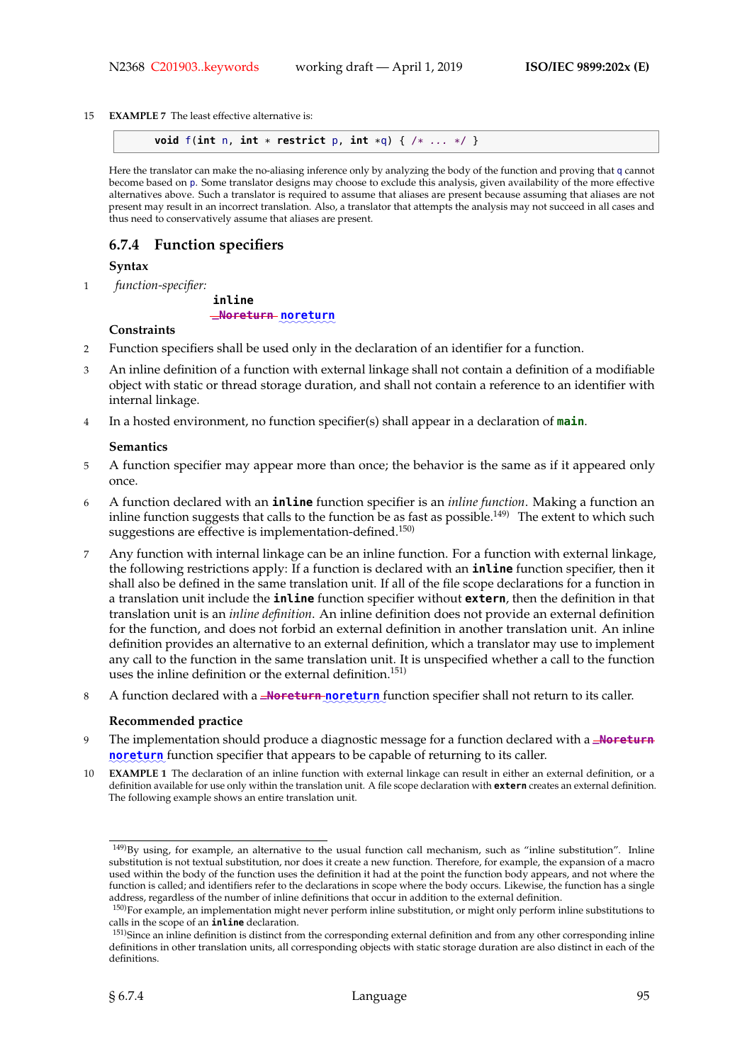15 **EXAMPLE 7** The least effective alternative is:

```
void f(int n, int * restrict p, int *q) { /* ... */ }
```

Here the translator can make the no-aliasing inference only by analyzing the body of the function and proving that q cannot become based on p. Some translator designs may choose to exclude this analysis, given availability of the more effective alternatives above. Such a translator is required to assume that aliases are present because assuming that aliases are not present may result in an incorrect translation. Also, a translator that attempts the analysis may not succeed in all cases and thus need to conservatively assume that aliases are present.

### 6.7.4 Function specifiers

**Syntax**

1 *function-specifier:*

  **inline**

  ~~**_Noreturn**~~ **noreturn**

**Constraints**

2 Function specifiers shall be used only in the declaration of an identifier for a function.

3 An inline definition of a function with external linkage shall not contain a definition of a modifiable object with static or thread storage duration, and shall not contain a reference to an identifier with internal linkage.

4 In a hosted environment, no function specifier(s) shall appear in a declaration of **main**.

**Semantics**

5 A function specifier may appear more than once; the behavior is the same as if it appeared only once.

6 A function declared with an **inline** function specifier is an *inline function*. Making a function an inline function suggests that calls to the function be as fast as possible.[149] The extent to which such suggestions are effective is implementation-defined.[150]

7 Any function with internal linkage can be an inline function. For a function with external linkage, the following restrictions apply: If a function is declared with an **inline** function specifier, then it shall also be defined in the same translation unit. If all of the file scope declarations for a function in a translation unit include the **inline** function specifier without **extern**, then the definition in that translation unit is an *inline definition*. An inline definition does not provide an external definition for the function, and does not forbid an external definition in another translation unit. An inline definition provides an alternative to an external definition, which a translator may use to implement any call to the function in the same translation unit. It is unspecified whether a call to the function uses the inline definition or the external definition.[151]

8 A function declared with a ~~**_Noreturn**~~ **noreturn** function specifier shall not return to its caller.

**Recommended practice**

9 The implementation should produce a diagnostic message for a function declared with a ~~**_Noreturn**~~ **noreturn** function specifier that appears to be capable of returning to its caller.

10 **EXAMPLE 1** The declaration of an inline function with external linkage can result in either an external definition, or a definition available for use only within the translation unit. A file scope declaration with **extern** creates an external definition. The following example shows an entire translation unit.

---

[149] By using, for example, an alternative to the usual function call mechanism, such as "inline substitution". Inline substitution is not textual substitution, nor does it create a new function. Therefore, for example, the expansion of a macro used within the body of the function uses the definition it had at the point the function body appears, and not where the function is called; and identifiers refer to the declarations in scope where the body occurs. Likewise, the function has a single address, regardless of the number of inline definitions that occur in addition to the external definition.

[150] For example, an implementation might never perform inline substitution, or might only perform inline substitutions to calls in the scope of an **inline** declaration.

[151] Since an inline definition is distinct from the corresponding external definition and from any other corresponding inline definitions in other translation units, all corresponding objects with static storage duration are also distinct in each of the definitions.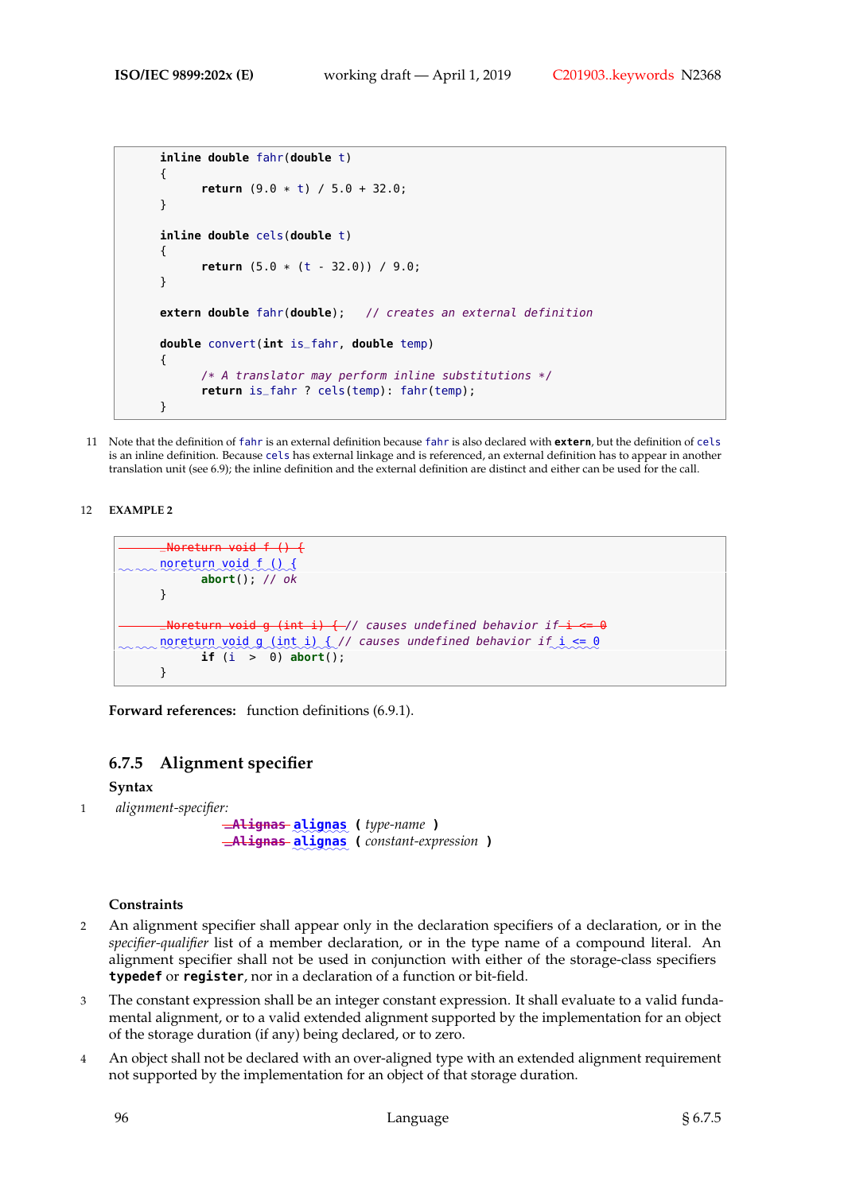```
inline double fahr(double t)
{
      return (9.0 * t) / 5.0 + 32.0;
}

inline double cels(double t)
{
      return (5.0 * (t - 32.0)) / 9.0;
}

extern double fahr(double);   // creates an external definition

double convert(int is_fahr, double temp)
{
      /* A translator may perform inline substitutions */
      return is_fahr ? cels(temp): fahr(temp);
}
```

11 Note that the definition of `fahr` is an external definition because `fahr` is also declared with **`extern`**, but the definition of `cels` is an inline definition. Because `cels` has external linkage and is referenced, an external definition has to appear in another translation unit (see 6.9); the inline definition and the external definition are distinct and either can be used for the call.

12 **EXAMPLE 2**

```
      _Noreturn void f () {
      noreturn void f () {
            abort(); // ok
      }

      _Noreturn void g (int i) { // causes undefined behavior if i <= 0
      noreturn void g (int i) { // causes undefined behavior if i <= 0
            if (i  >  0) abort();
      }
```

**Forward references:** function definitions (6.9.1).

### 6.7.5 Alignment specifier

**Syntax**

1 *alignment-specifier:*

  ~~**_Alignas**~~ **alignas** **(** *type-name* **)**
  ~~**_Alignas**~~ **alignas** **(** *constant-expression* **)**

**Constraints**

2 An alignment specifier shall appear only in the declaration specifiers of a declaration, or in the *specifier-qualifier* list of a member declaration, or in the type name of a compound literal. An alignment specifier shall not be used in conjunction with either of the storage-class specifiers **typedef** or **register**, nor in a declaration of a function or bit-field.

3 The constant expression shall be an integer constant expression. It shall evaluate to a valid fundamental alignment, or to a valid extended alignment supported by the implementation for an object of the storage duration (if any) being declared, or to zero.

4 An object shall not be declared with an over-aligned type with an extended alignment requirement not supported by the implementation for an object of that storage duration.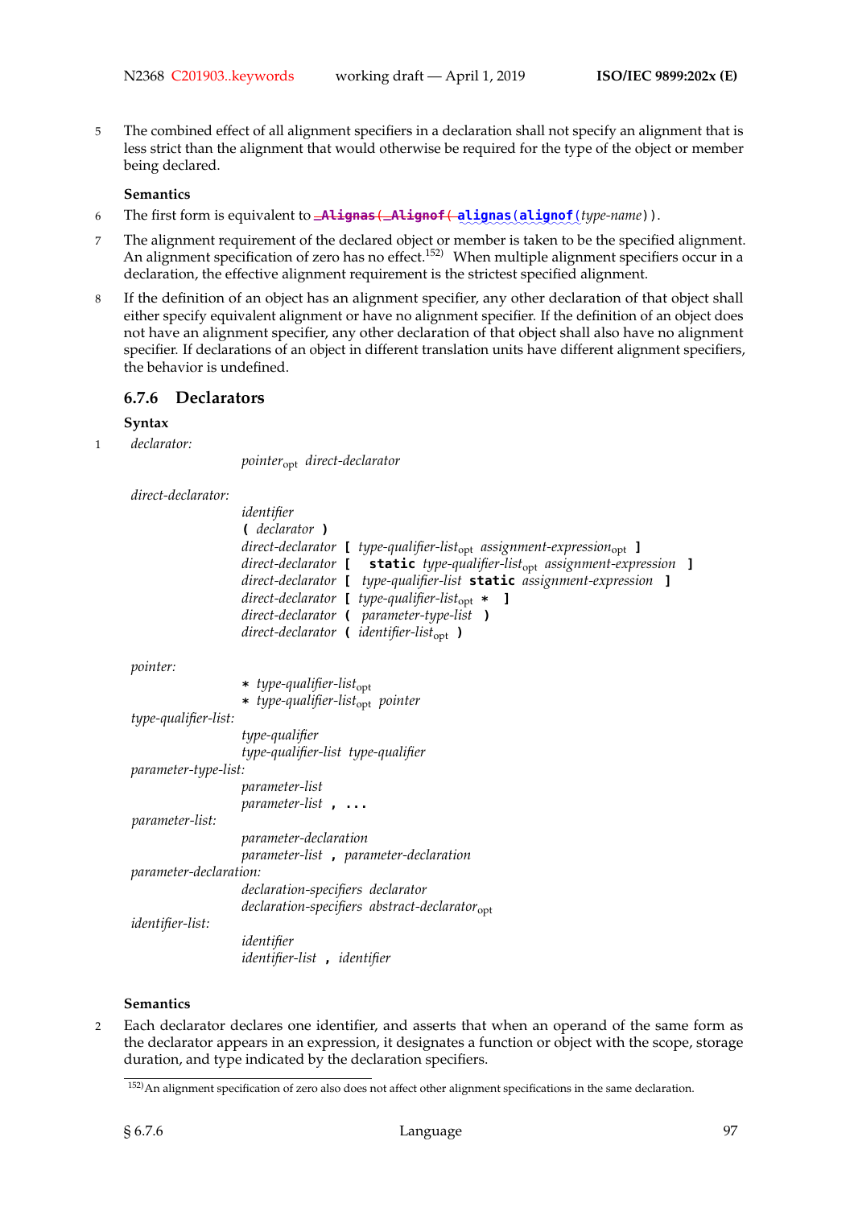5 The combined effect of all alignment specifiers in a declaration shall not specify an alignment that is less strict than the alignment that would otherwise be required for the type of the object or member being declared.

**Semantics**

6 The first form is equivalent to ~~`_Alignas(_Alignof(`~~ `alignas(alignof(`*type-name*`))`.

7 The alignment requirement of the declared object or member is taken to be the specified alignment. An alignment specification of zero has no effect.[152] When multiple alignment specifiers occur in a declaration, the effective alignment requirement is the strictest specified alignment.

8 If the definition of an object has an alignment specifier, any other declaration of that object shall either specify equivalent alignment or have no alignment specifier. If the definition of an object does not have an alignment specifier, any other declaration of that object shall also have no alignment specifier. If declarations of an object in different translation units have different alignment specifiers, the behavior is undefined.

### 6.7.6 Declarators

**Syntax**

1 *declarator:*

  *pointer*$_{opt}$ *direct-declarator*

*direct-declarator:*

  *identifier*
  `(` *declarator* `)`
  *direct-declarator* `[` *type-qualifier-list*$_{opt}$ *assignment-expression*$_{opt}$ `]`
  *direct-declarator* `[` `static` *type-qualifier-list*$_{opt}$ *assignment-expression* `]`
  *direct-declarator* `[` *type-qualifier-list* `static` *assignment-expression* `]`
  *direct-declarator* `[` *type-qualifier-list*$_{opt}$ `*` `]`
  *direct-declarator* `(` *parameter-type-list* `)`
  *direct-declarator* `(` *identifier-list*$_{opt}$ `)`

*pointer:*

  `*` *type-qualifier-list*$_{opt}$
  `*` *type-qualifier-list*$_{opt}$ *pointer*

*type-qualifier-list:*

  *type-qualifier*
  *type-qualifier-list type-qualifier*

*parameter-type-list:*

  *parameter-list*
  *parameter-list* `, ...`

*parameter-list:*

  *parameter-declaration*
  *parameter-list* `,` *parameter-declaration*

*parameter-declaration:*

  *declaration-specifiers declarator*
  *declaration-specifiers abstract-declarator*$_{opt}$

*identifier-list:*

  *identifier*
  *identifier-list* `,` *identifier*

**Semantics**

2 Each declarator declares one identifier, and asserts that when an operand of the same form as the declarator appears in an expression, it designates a function or object with the scope, storage duration, and type indicated by the declaration specifiers.

[152]An alignment specification of zero also does not affect other alignment specifications in the same declaration.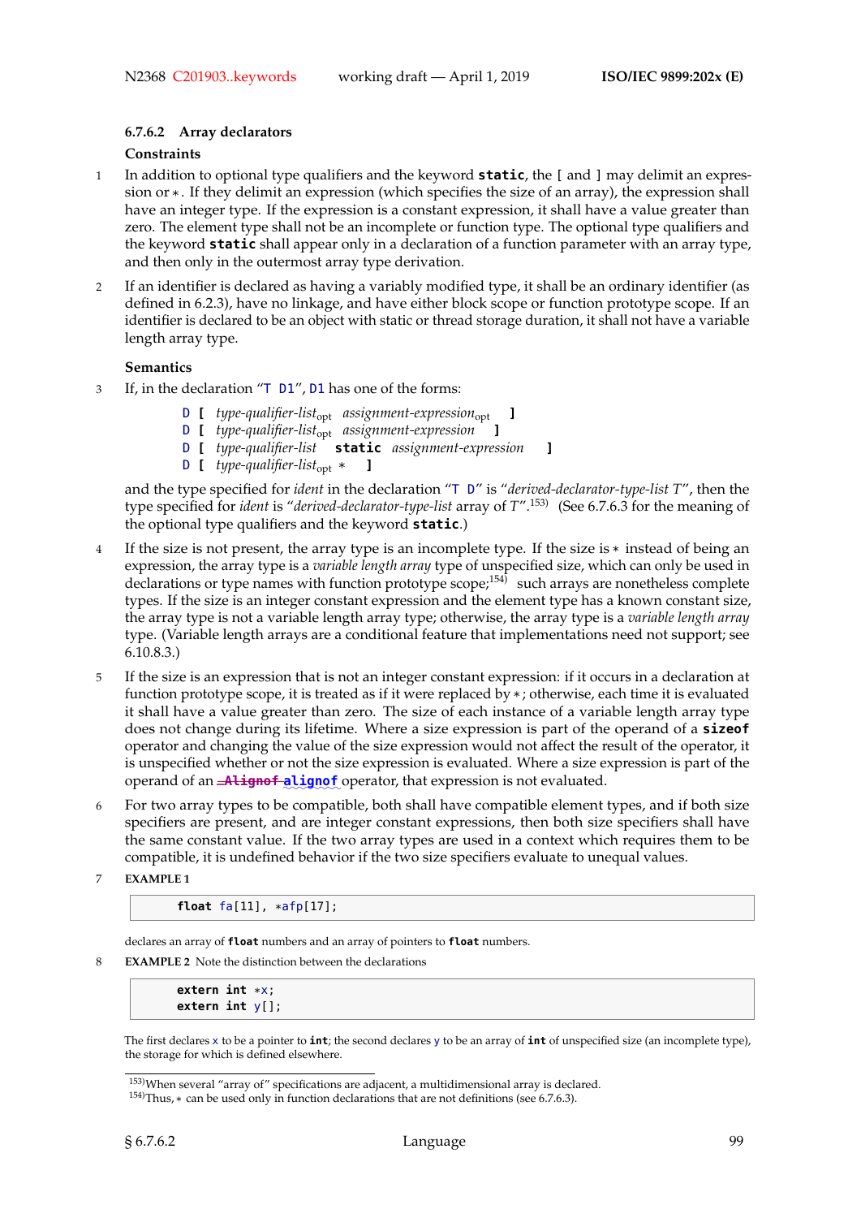#### 6.7.6.2 Array declarators

**Constraints**

1 In addition to optional type qualifiers and the keyword **static**, the [ and ] may delimit an expression or *. If they delimit an expression (which specifies the size of an array), the expression shall have an integer type. If the expression is a constant expression, it shall have a value greater than zero. The element type shall not be an incomplete or function type. The optional type qualifiers and the keyword **static** shall appear only in a declaration of a function parameter with an array type, and then only in the outermost array type derivation.

2 If an identifier is declared as having a variably modified type, it shall be an ordinary identifier (as defined in 6.2.3), have no linkage, and have either block scope or function prototype scope. If an identifier is declared to be an object with static or thread storage duration, it shall not have a variable length array type.

**Semantics**

3 If, in the declaration "`T D1`", `D1` has one of the forms:

> `D [` *type-qualifier-list*$_{opt}$ *assignment-expression*$_{opt}$ `]`
> `D [` **static** *type-qualifier-list*$_{opt}$ *assignment-expression* `]`
> `D [` *type-qualifier-list* **static** *assignment-expression* `]`
> `D [` *type-qualifier-list*$_{opt}$ `*` `]`

and the type specified for *ident* in the declaration "`T D`" is "*derived-declarator-type-list T*", then the type specified for *ident* is "*derived-declarator-type-list* array of *T*".[153] (See 6.7.6.3 for the meaning of the optional type qualifiers and the keyword **static**.)

4 If the size is not present, the array type is an incomplete type. If the size is * instead of being an expression, the array type is a *variable length array* type of unspecified size, which can only be used in declarations or type names with function prototype scope;[154] such arrays are nonetheless complete types. If the size is an integer constant expression and the element type has a known constant size, the array type is not a variable length array type; otherwise, the array type is a *variable length array* type. (Variable length arrays are a conditional feature that implementations need not support; see 6.10.8.3.)

5 If the size is an expression that is not an integer constant expression: if it occurs in a declaration at function prototype scope, it is treated as if it were replaced by *; otherwise, each time it is evaluated it shall have a value greater than zero. The size of each instance of a variable length array type does not change during its lifetime. Where a size expression is part of the operand of a **sizeof** operator and changing the value of the size expression would not affect the result of the operator, it is unspecified whether or not the size expression is evaluated. Where a size expression is part of the operand of an ~~**_Alignof**~~ **alignof** operator, that expression is not evaluated.

6 For two array types to be compatible, both shall have compatible element types, and if both size specifiers are present, and are integer constant expressions, then both size specifiers shall have the same constant value. If the two array types are used in a context which requires them to be compatible, it is undefined behavior if the two size specifiers evaluate to unequal values.

7 **EXAMPLE 1**

```
float fa[11], *afp[17];
```

declares an array of **float** numbers and an array of pointers to **float** numbers.

8 **EXAMPLE 2** Note the distinction between the declarations

```
extern int *x;
extern int y[];
```

The first declares `x` to be a pointer to **int**; the second declares `y` to be an array of **int** of unspecified size (an incomplete type), the storage for which is defined elsewhere.

---

[153] When several "array of" specifications are adjacent, a multidimensional array is declared.

[154] Thus, * can be used only in function declarations that are not definitions (see 6.7.6.3).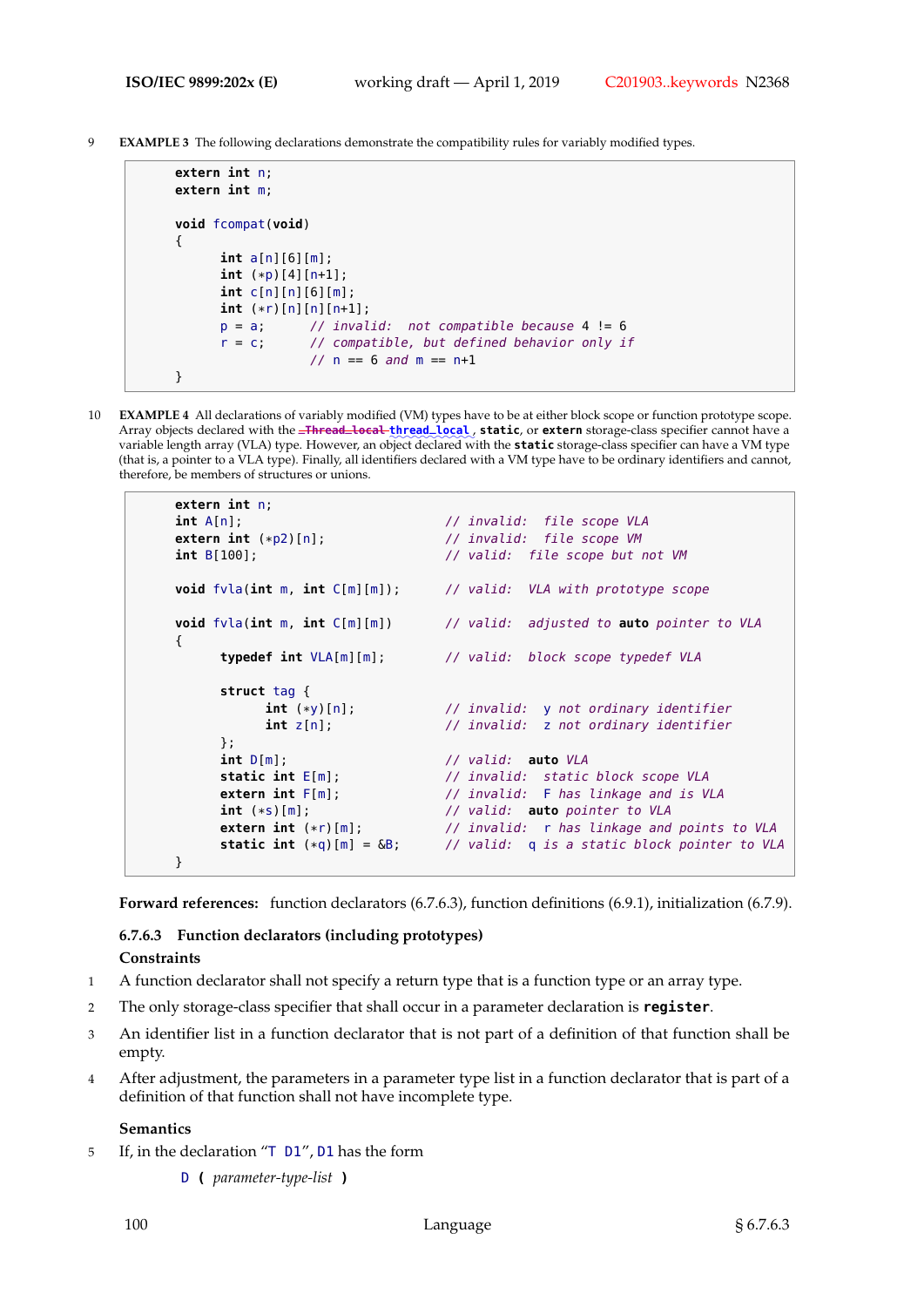9 **EXAMPLE 3** The following declarations demonstrate the compatibility rules for variably modified types.

```
extern int n;
extern int m;

void fcompat(void)
{
      int a[n][6][m];
      int (*p)[4][n+1];
      int c[n][n][6][m];
      int (*r)[n][n][n+1];
      p = a;      // invalid:  not compatible because 4 != 6
      r = c;      // compatible, but defined behavior only if
                  // n == 6 and m == n+1
}
```

10 **EXAMPLE 4** All declarations of variably modified (VM) types have to be at either block scope or function prototype scope. Array objects declared with the ~~_Thread_local~~ thread_local, static, or extern storage-class specifier cannot have a variable length array (VLA) type. However, an object declared with the **static** storage-class specifier can have a VM type (that is, a pointer to a VLA type). Finally, all identifiers declared with a VM type have to be ordinary identifiers and cannot, therefore, be members of structures or unions.

```
extern int n;
int A[n];                          // invalid:  file scope VLA
extern int (*p2)[n];               // invalid:  file scope VM
int B[100];                        // valid:  file scope but not VM

void fvla(int m, int C[m][m]);     // valid:  VLA with prototype scope

void fvla(int m, int C[m][m])      // valid:  adjusted to auto pointer to VLA
{
      typedef int VLA[m][m];       // valid:  block scope typedef VLA

      struct tag {
            int (*y)[n];           // invalid:  y not ordinary identifier
            int z[n];              // invalid:  z not ordinary identifier
      };
      int D[m];                    // valid:  auto VLA
      static int E[m];             // invalid:  static block scope VLA
      extern int F[m];             // invalid:  F has linkage and is VLA
      int (*s)[m];                 // valid:  auto pointer to VLA
      extern int (*r)[m];          // invalid:  r has linkage and points to VLA
      static int (*q)[m] = &B;     // valid:  q is a static block pointer to VLA
}
```

**Forward references:** function declarators (6.7.6.3), function definitions (6.9.1), initialization (6.7.9).

### 6.7.6.3 Function declarators (including prototypes)

**Constraints**

1 A function declarator shall not specify a return type that is a function type or an array type.

2 The only storage-class specifier that shall occur in a parameter declaration is **register**.

3 An identifier list in a function declarator that is not part of a definition of that function shall be empty.

4 After adjustment, the parameters in a parameter type list in a function declarator that is part of a definition of that function shall not have incomplete type.

**Semantics**

5 If, in the declaration "T D1", D1 has the form

D **(** *parameter-type-list* **)**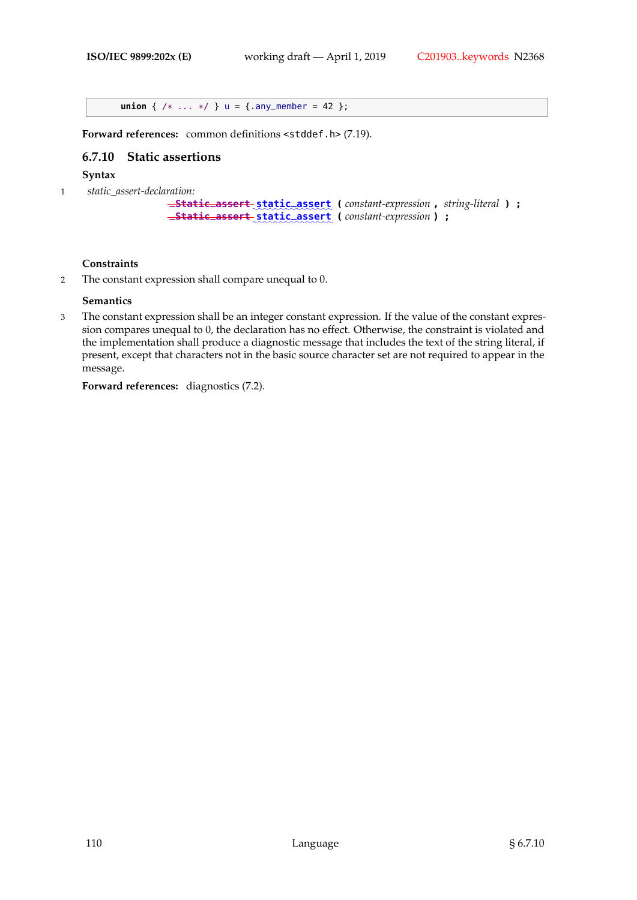```
union { /* ... */ } u = {.any_member = 42 };
```

**Forward references:** common definitions <stddef.h> (7.19).

### 6.7.10 Static assertions

#### Syntax

1 *static_assert-declaration:*

~~_Static_assert~~ **static_assert** ( *constant-expression* , *string-literal* ) ;
~~_Static_assert~~ **static_assert** ( *constant-expression* ) ;

#### Constraints

2 The constant expression shall compare unequal to 0.

#### Semantics

3 The constant expression shall be an integer constant expression. If the value of the constant expression compares unequal to 0, the declaration has no effect. Otherwise, the constraint is violated and the implementation shall produce a diagnostic message that includes the text of the string literal, if present, except that characters not in the basic source character set are not required to appear in the message.

**Forward references:** diagnostics (7.2).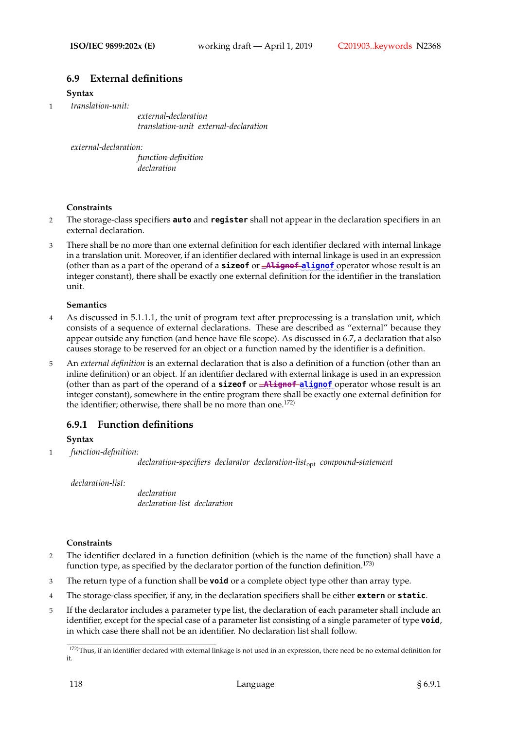## 6.9 External definitions

**Syntax**

1 *translation-unit:*

> *external-declaration*
> *translation-unit external-declaration*

*external-declaration:*

> *function-definition*
> *declaration*

**Constraints**

2 The storage-class specifiers **`auto`** and **`register`** shall not appear in the declaration specifiers in an external declaration.

3 There shall be no more than one external definition for each identifier declared with internal linkage in a translation unit. Moreover, if an identifier declared with internal linkage is used in an expression (other than as a part of the operand of a **`sizeof`** or ~~`_Alignof`~~ **`alignof`** operator whose result is an integer constant), there shall be exactly one external definition for the identifier in the translation unit.

**Semantics**

4 As discussed in 5.1.1.1, the unit of program text after preprocessing is a translation unit, which consists of a sequence of external declarations. These are described as "external" because they appear outside any function (and hence have file scope). As discussed in 6.7, a declaration that also causes storage to be reserved for an object or a function named by the identifier is a definition.

5 An *external definition* is an external declaration that is also a definition of a function (other than an inline definition) or an object. If an identifier declared with external linkage is used in an expression (other than as part of the operand of a **`sizeof`** or ~~`_Alignof`~~ **`alignof`** operator whose result is an integer constant), somewhere in the entire program there shall be exactly one external definition for the identifier; otherwise, there shall be no more than one.[172)]

### 6.9.1 Function definitions

**Syntax**

1 *function-definition:*

> *declaration-specifiers declarator declaration-list*$_{opt}$ *compound-statement*

*declaration-list:*

> *declaration*
> *declaration-list declaration*

**Constraints**

2 The identifier declared in a function definition (which is the name of the function) shall have a function type, as specified by the declarator portion of the function definition.[173)]

3 The return type of a function shall be **`void`** or a complete object type other than array type.

4 The storage-class specifier, if any, in the declaration specifiers shall be either **`extern`** or **`static`**.

5 If the declarator includes a parameter type list, the declaration of each parameter shall include an identifier, except for the special case of a parameter list consisting of a single parameter of type **`void`**, in which case there shall not be an identifier. No declaration list shall follow.

---

172) Thus, if an identifier declared with external linkage is not used in an expression, there need be no external definition for it.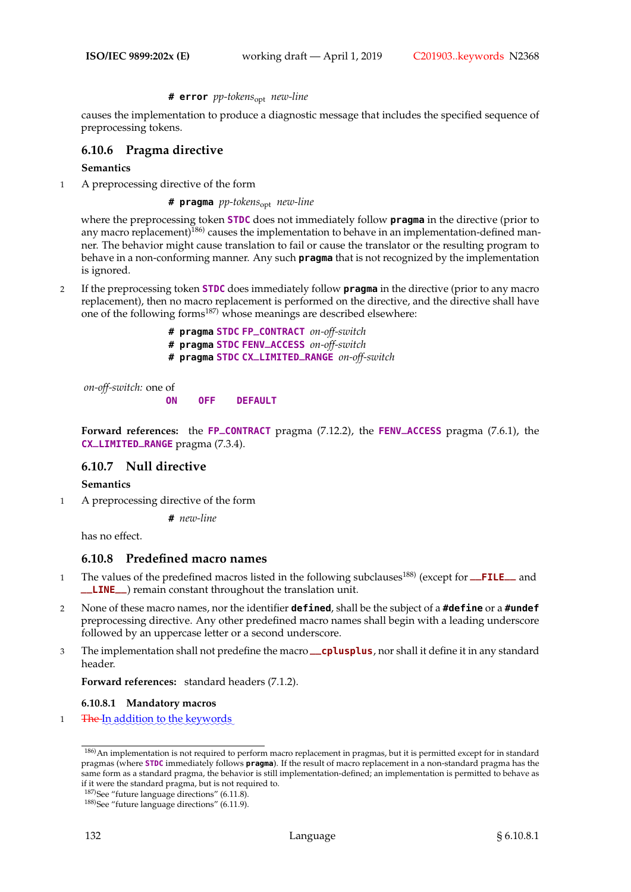**# error** *pp-tokens*$_{opt}$ *new-line*

causes the implementation to produce a diagnostic message that includes the specified sequence of preprocessing tokens.

### 6.10.6 Pragma directive

**Semantics**

1 A preprocessing directive of the form

**# pragma** *pp-tokens*$_{opt}$ *new-line*

where the preprocessing token **STDC** does not immediately follow **pragma** in the directive (prior to any macro replacement)[186] causes the implementation to behave in an implementation-defined manner. The behavior might cause translation to fail or cause the translator or the resulting program to behave in a non-conforming manner. Any such **pragma** that is not recognized by the implementation is ignored.

2 If the preprocessing token **STDC** does immediately follow **pragma** in the directive (prior to any macro replacement), then no macro replacement is performed on the directive, and the directive shall have one of the following forms[187] whose meanings are described elsewhere:

**# pragma STDC FP_CONTRACT** *on-off-switch*
**# pragma STDC FENV_ACCESS** *on-off-switch*
**# pragma STDC CX_LIMITED_RANGE** *on-off-switch*

*on-off-switch:* one of
**ON OFF DEFAULT**

**Forward references:** the **FP_CONTRACT** pragma (7.12.2), the **FENV_ACCESS** pragma (7.6.1), the **CX_LIMITED_RANGE** pragma (7.3.4).

### 6.10.7 Null directive

**Semantics**

1 A preprocessing directive of the form

**#** *new-line*

has no effect.

### 6.10.8 Predefined macro names

1 The values of the predefined macros listed in the following subclauses[188] (except for **__FILE__** and **__LINE__**) remain constant throughout the translation unit.

2 None of these macro names, nor the identifier **defined**, shall be the subject of a **#define** or a **#undef** preprocessing directive. Any other predefined macro names shall begin with a leading underscore followed by an uppercase letter or a second underscore.

3 The implementation shall not predefine the macro **__cplusplus**, nor shall it define it in any standard header.

**Forward references:** standard headers (7.1.2).

#### 6.10.8.1 Mandatory macros

1 ~~The~~ In addition to the keywords

---

[186] An implementation is not required to perform macro replacement in pragmas, but it is permitted except for in standard pragmas (where **STDC** immediately follows **pragma**). If the result of macro replacement in a non-standard pragma has the same form as a standard pragma, the behavior is still implementation-defined; an implementation is permitted to behave as if it were the standard pragma, but is not required to.

[187] See "future language directions" (6.11.8).

[188] See "future language directions" (6.11.9).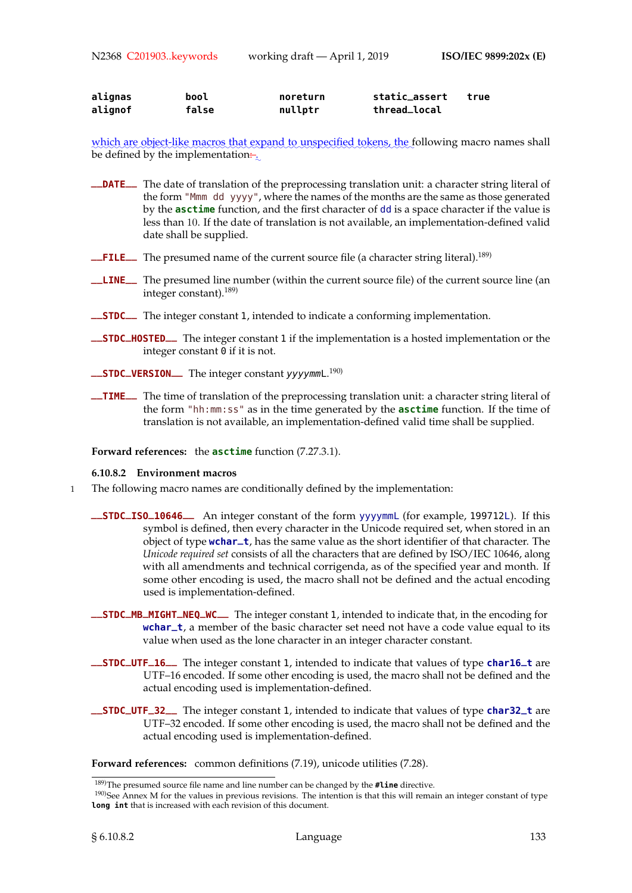| | | | | |
|---|---|---|---|---|
| `alignas` | `bool` | `noreturn` | `static_assert` | `true` |
| `alignof` | `false` | `nullptr` | `thread_local` | |

which are object-like macros that expand to unspecified tokens, the following macro names shall be defined by the implementation:.

**`__DATE__`** The date of translation of the preprocessing translation unit: a character string literal of the form `"Mmm dd yyyy"`, where the names of the months are the same as those generated by the **`asctime`** function, and the first character of `dd` is a space character if the value is less than 10. If the date of translation is not available, an implementation-defined valid date shall be supplied.

**`__FILE__`** The presumed name of the current source file (a character string literal).[189]

**`__LINE__`** The presumed line number (within the current source file) of the current source line (an integer constant).[189]

**`__STDC__`** The integer constant `1`, intended to indicate a conforming implementation.

**`__STDC_HOSTED__`** The integer constant `1` if the implementation is a hosted implementation or the integer constant `0` if it is not.

**`__STDC_VERSION__`** The integer constant *`yyyymm`*`L`.[190]

**`__TIME__`** The time of translation of the preprocessing translation unit: a character string literal of the form `"hh:mm:ss"` as in the time generated by the **`asctime`** function. If the time of translation is not available, an implementation-defined valid time shall be supplied.

**Forward references:** the **`asctime`** function (7.27.3.1).

### 6.10.8.2 Environment macros

1 The following macro names are conditionally defined by the implementation:

**`__STDC_ISO_10646__`** An integer constant of the form `yyyymmL` (for example, `199712L`). If this symbol is defined, then every character in the Unicode required set, when stored in an object of type **`wchar_t`**, has the same value as the short identifier of that character. The *Unicode required set* consists of all the characters that are defined by ISO/IEC 10646, along with all amendments and technical corrigenda, as of the specified year and month. If some other encoding is used, the macro shall not be defined and the actual encoding used is implementation-defined.

**`__STDC_MB_MIGHT_NEQ_WC__`** The integer constant `1`, intended to indicate that, in the encoding for **`wchar_t`**, a member of the basic character set need not have a code value equal to its value when used as the lone character in an integer character constant.

**`__STDC_UTF_16__`** The integer constant `1`, intended to indicate that values of type **`char16_t`** are UTF–16 encoded. If some other encoding is used, the macro shall not be defined and the actual encoding used is implementation-defined.

**`__STDC_UTF_32__`** The integer constant `1`, intended to indicate that values of type **`char32_t`** are UTF–32 encoded. If some other encoding is used, the macro shall not be defined and the actual encoding used is implementation-defined.

**Forward references:** common definitions (7.19), unicode utilities (7.28).

---

[189] The presumed source file name and line number can be changed by the **`#line`** directive.

[190] See Annex M for the values in previous revisions. The intention is that this will remain an integer constant of type **`long int`** that is increased with each revision of this document.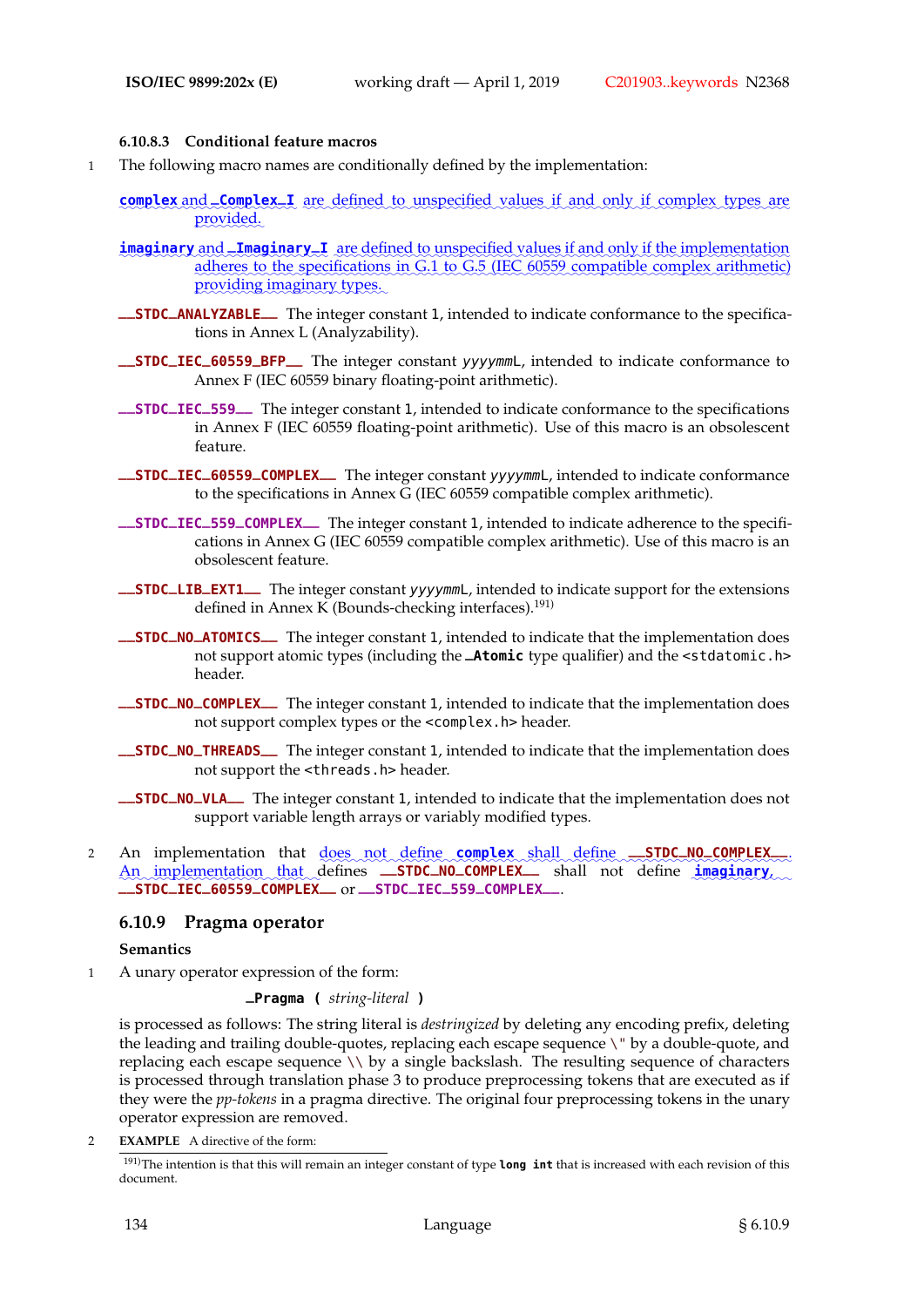#### 6.10.8.3 Conditional feature macros

1 The following macro names are conditionally defined by the implementation:

**complex** and **_Complex_I** are defined to unspecified values if and only if complex types are provided.

**imaginary** and **_Imaginary_I** are defined to unspecified values if and only if the implementation adheres to the specifications in G.1 to G.5 (IEC 60559 compatible complex arithmetic) providing imaginary types.

**__STDC_ANALYZABLE__** The integer constant `1`, intended to indicate conformance to the specifications in Annex L (Analyzability).

**__STDC_IEC_60559_BFP__** The integer constant `yyyymmL`, intended to indicate conformance to Annex F (IEC 60559 binary floating-point arithmetic).

**__STDC_IEC_559__** The integer constant `1`, intended to indicate conformance to the specifications in Annex F (IEC 60559 floating-point arithmetic). Use of this macro is an obsolescent feature.

**__STDC_IEC_60559_COMPLEX__** The integer constant `yyyymmL`, intended to indicate conformance to the specifications in Annex G (IEC 60559 compatible complex arithmetic).

**__STDC_IEC_559_COMPLEX__** The integer constant `1`, intended to indicate adherence to the specifications in Annex G (IEC 60559 compatible complex arithmetic). Use of this macro is an obsolescent feature.

**__STDC_LIB_EXT1__** The integer constant `yyyymmL`, intended to indicate support for the extensions defined in Annex K (Bounds-checking interfaces).[191]

**__STDC_NO_ATOMICS__** The integer constant `1`, intended to indicate that the implementation does not support atomic types (including the **_Atomic** type qualifier) and the `<stdatomic.h>` header.

**__STDC_NO_COMPLEX__** The integer constant `1`, intended to indicate that the implementation does not support complex types or the `<complex.h>` header.

**__STDC_NO_THREADS__** The integer constant `1`, intended to indicate that the implementation does not support the `<threads.h>` header.

**__STDC_NO_VLA__** The integer constant `1`, intended to indicate that the implementation does not support variable length arrays or variably modified types.

2 An implementation that does not define **complex** shall define **__STDC_NO_COMPLEX__**. An implementation that defines **__STDC_NO_COMPLEX__** shall not define **imaginary**, **__STDC_IEC_60559_COMPLEX__** or **__STDC_IEC_559_COMPLEX__**.

### 6.10.9 Pragma operator

**Semantics**

1 A unary operator expression of the form:

**_Pragma (** *string-literal* **)**

is processed as follows: The string literal is *destringized* by deleting any encoding prefix, deleting the leading and trailing double-quotes, replacing each escape sequence `\"` by a double-quote, and replacing each escape sequence `\\` by a single backslash. The resulting sequence of characters is processed through translation phase 3 to produce preprocessing tokens that are executed as if they were the *pp-tokens* in a pragma directive. The original four preprocessing tokens in the unary operator expression are removed.

2 **EXAMPLE** A directive of the form:

---

[191] The intention is that this will remain an integer constant of type **long int** that is increased with each revision of this document.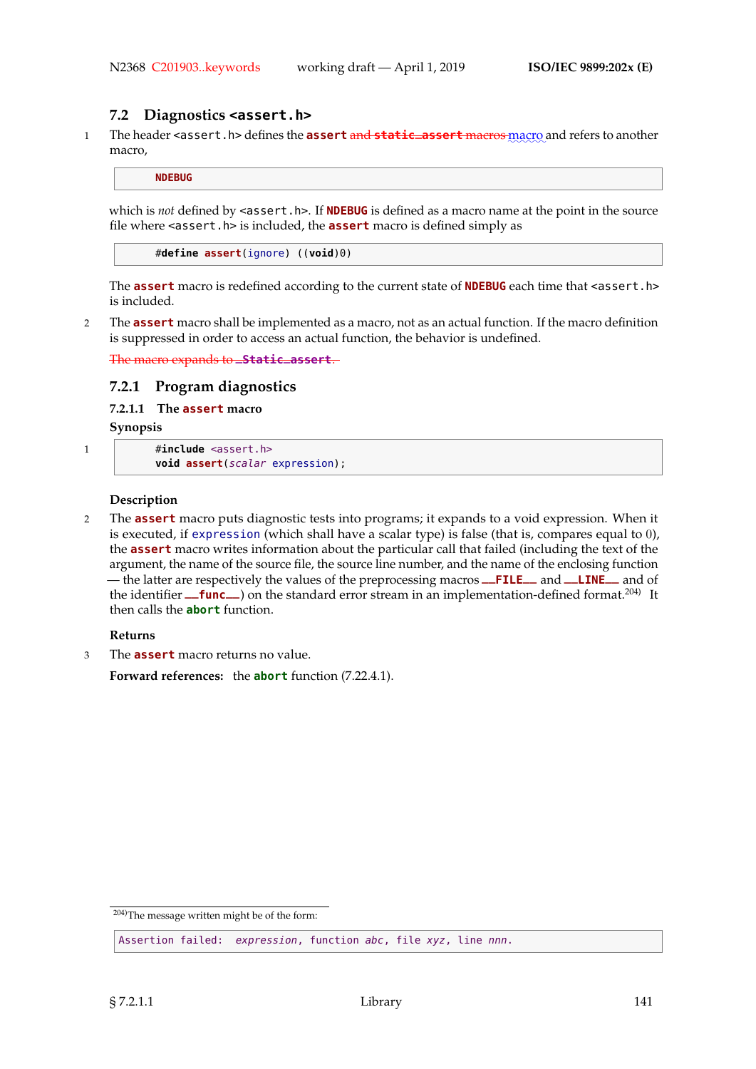## 7.2 Diagnostics `<assert.h>`

1 The header `<assert.h>` defines the **`assert`** ~~and **`static_assert`** macros~~ macro and refers to another macro,

```
NDEBUG
```

which is *not* defined by `<assert.h>`. If **`NDEBUG`** is defined as a macro name at the point in the source file where `<assert.h>` is included, the **`assert`** macro is defined simply as

```
#define assert(ignore) ((void)0)
```

The **`assert`** macro is redefined according to the current state of **`NDEBUG`** each time that `<assert.h>` is included.

2 The **`assert`** macro shall be implemented as a macro, not as an actual function. If the macro definition is suppressed in order to access an actual function, the behavior is undefined.

~~The macro expands to **`_Static_assert`**.~~

### 7.2.1 Program diagnostics

#### 7.2.1.1 The `assert` macro

**Synopsis**

1
```
#include <assert.h>
void assert(scalar expression);
```

**Description**

2 The **`assert`** macro puts diagnostic tests into programs; it expands to a void expression. When it is executed, if `expression` (which shall have a scalar type) is false (that is, compares equal to 0), the **`assert`** macro writes information about the particular call that failed (including the text of the argument, the name of the source file, the source line number, and the name of the enclosing function — the latter are respectively the values of the preprocessing macros **`__FILE__`** and **`__LINE__`** and of the identifier **`__func__`**) on the standard error stream in an implementation-defined format.[204] It then calls the **`abort`** function.

**Returns**

3 The **`assert`** macro returns no value.

**Forward references:** the **`abort`** function (7.22.4.1).

---

[204] The message written might be of the form:

```
Assertion failed: expression, function abc, file xyz, line nnn.
```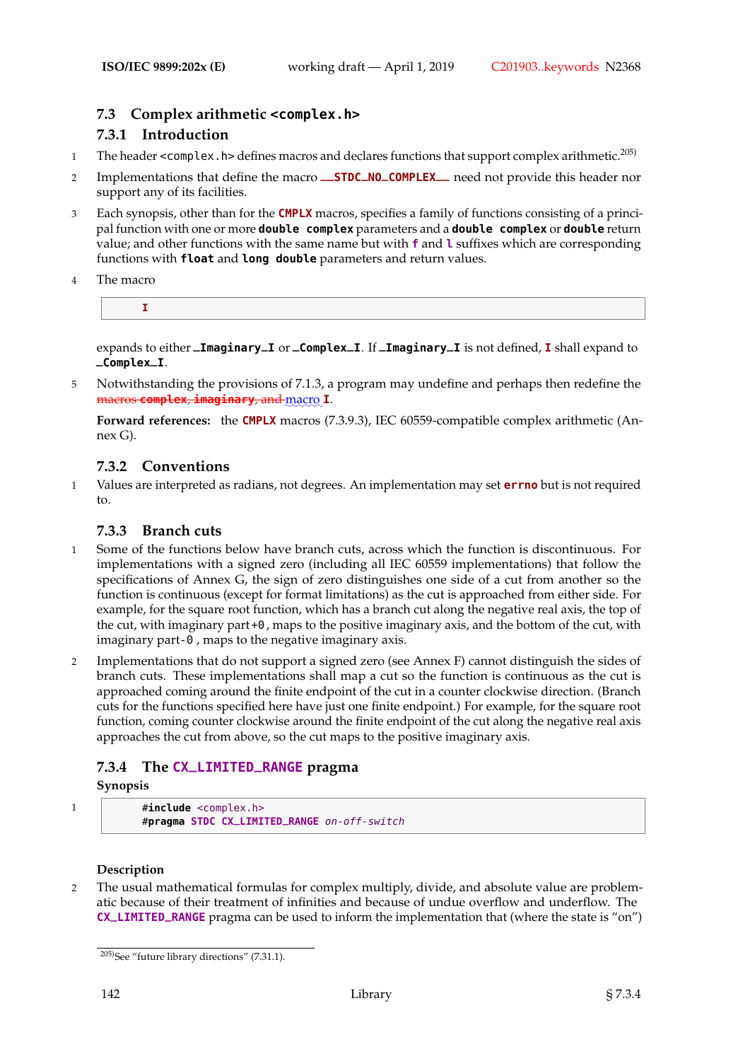## 7.3 Complex arithmetic `<complex.h>`

### 7.3.1 Introduction

1 The header `<complex.h>` defines macros and declares functions that support complex arithmetic.[205]

2 Implementations that define the macro `__STDC_NO_COMPLEX__` need not provide this header nor support any of its facilities.

3 Each synopsis, other than for the `CMPLX` macros, specifies a family of functions consisting of a principal function with one or more `double complex` parameters and a `double complex` or `double` return value; and other functions with the same name but with `f` and `l` suffixes which are corresponding functions with `float` and `long double` parameters and return values.

4 The macro

```
        I
```

expands to either `_Imaginary_I` or `_Complex_I`. If `_Imaginary_I` is not defined, `I` shall expand to `_Complex_I`.

5 Notwithstanding the provisions of 7.1.3, a program may undefine and perhaps then redefine the ~~macros `complex`, `imaginary`, and~~ macro `I`.

**Forward references:** the `CMPLX` macros (7.3.9.3), IEC 60559-compatible complex arithmetic (Annex G).

### 7.3.2 Conventions

1 Values are interpreted as radians, not degrees. An implementation may set `errno` but is not required to.

### 7.3.3 Branch cuts

1 Some of the functions below have branch cuts, across which the function is discontinuous. For implementations with a signed zero (including all IEC 60559 implementations) that follow the specifications of Annex G, the sign of zero distinguishes one side of a cut from another so the function is continuous (except for format limitations) as the cut is approached from either side. For example, for the square root function, which has a branch cut along the negative real axis, the top of the cut, with imaginary part `+0`, maps to the positive imaginary axis, and the bottom of the cut, with imaginary part `-0`, maps to the negative imaginary axis.

2 Implementations that do not support a signed zero (see Annex F) cannot distinguish the sides of branch cuts. These implementations shall map a cut so the function is continuous as the cut is approached coming around the finite endpoint of the cut in a counter clockwise direction. (Branch cuts for the functions specified here have just one finite endpoint.) For example, for the square root function, coming counter clockwise around the finite endpoint of the cut along the negative real axis approaches the cut from above, so the cut maps to the positive imaginary axis.

### 7.3.4 The `CX_LIMITED_RANGE` pragma

**Synopsis**

1
```
        #include <complex.h>
        #pragma STDC CX_LIMITED_RANGE on-off-switch
```

**Description**

2 The usual mathematical formulas for complex multiply, divide, and absolute value are problematic because of their treatment of infinities and because of undue overflow and underflow. The `CX_LIMITED_RANGE` pragma can be used to inform the implementation that (where the state is "on")

[205] See "future library directions" (7.31.1).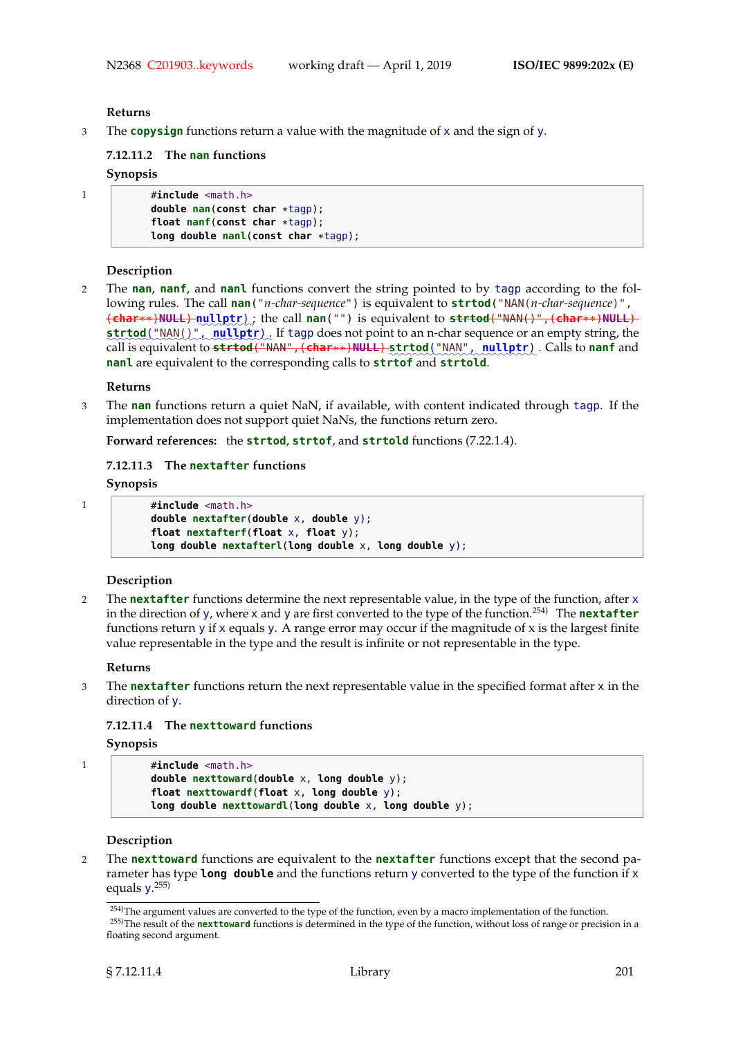**Returns**

3 The **copysign** functions return a value with the magnitude of x and the sign of y.

### 7.12.11.2 The nan functions

**Synopsis**

1
```
#include <math.h>
double nan(const char *tagp);
float nanf(const char *tagp);
long double nanl(const char *tagp);
```

**Description**

2 The **nan**, **nanf**, and **nanl** functions convert the string pointed to by tagp according to the following rules. The call **nan**("*n-char-sequence*") is equivalent to ~~**strtod**("NAN(*n-char-sequence*)", (char**)NULL)~~ **strtod**("NAN(*n-char-sequence*)", **nullptr**); the call **nan**("") is equivalent to ~~**strtod**("NAN()", (char**)NULL)~~ **strtod**("NAN()", **nullptr**). If tagp does not point to an n-char sequence or an empty string, the call is equivalent to ~~**strtod**("NAN", (char**)NULL)~~ **strtod**("NAN", **nullptr**). Calls to **nanf** and **nanl** are equivalent to the corresponding calls to **strtof** and **strtold**.

**Returns**

3 The **nan** functions return a quiet NaN, if available, with content indicated through tagp. If the implementation does not support quiet NaNs, the functions return zero.

**Forward references:** the **strtod**, **strtof**, and **strtold** functions (7.22.1.4).

### 7.12.11.3 The nextafter functions

**Synopsis**

1
```
#include <math.h>
double nextafter(double x, double y);
float nextafterf(float x, float y);
long double nextafterl(long double x, long double y);
```

**Description**

2 The **nextafter** functions determine the next representable value, in the type of the function, after x in the direction of y, where x and y are first converted to the type of the function.[254] The **nextafter** functions return y if x equals y. A range error may occur if the magnitude of x is the largest finite value representable in the type and the result is infinite or not representable in the type.

**Returns**

3 The **nextafter** functions return the next representable value in the specified format after x in the direction of y.

### 7.12.11.4 The nexttoward functions

**Synopsis**

1
```
#include <math.h>
double nexttoward(double x, long double y);
float nexttowardf(float x, long double y);
long double nexttowardl(long double x, long double y);
```

**Description**

2 The **nexttoward** functions are equivalent to the **nextafter** functions except that the second parameter has type **long double** and the functions return y converted to the type of the function if x equals y.[255]

---

[254] The argument values are converted to the type of the function, even by a macro implementation of the function.

[255] The result of the **nexttoward** functions is determined in the type of the function, without loss of range or precision in a floating second argument.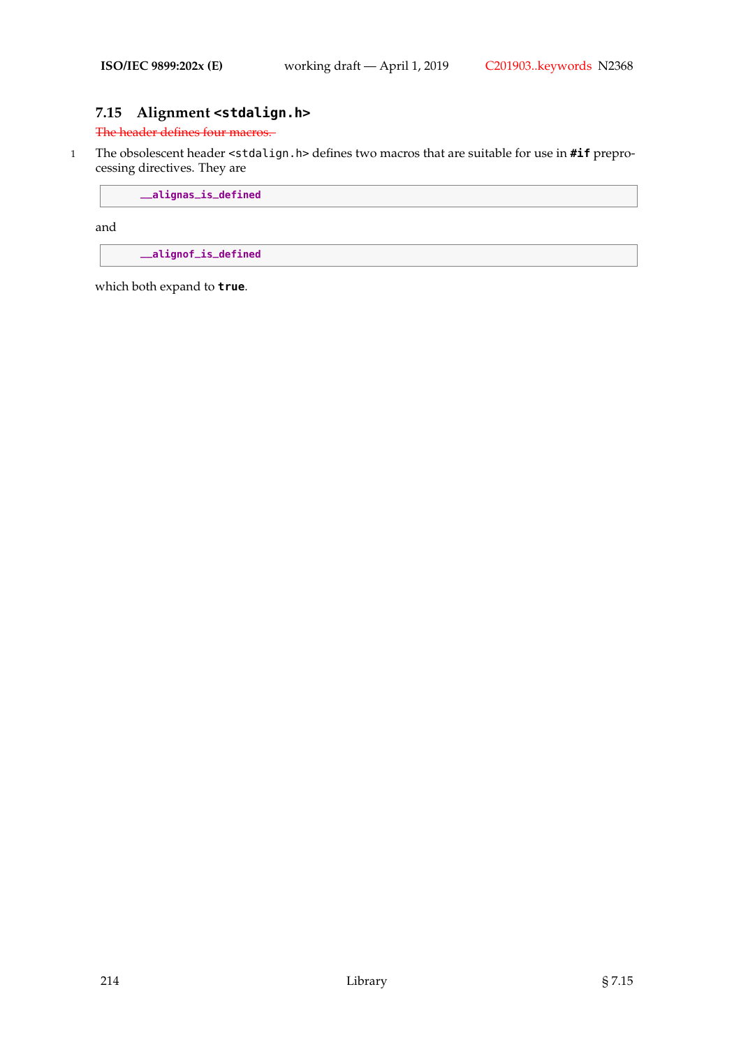## 7.15 Alignment `<stdalign.h>`

~~The header defines four macros.~~

1 The obsolescent header `<stdalign.h>` defines two macros that are suitable for use in **`#if`** preprocessing directives. They are

```
__alignas_is_defined
```

and

```
__alignof_is_defined
```

which both expand to **`true`**.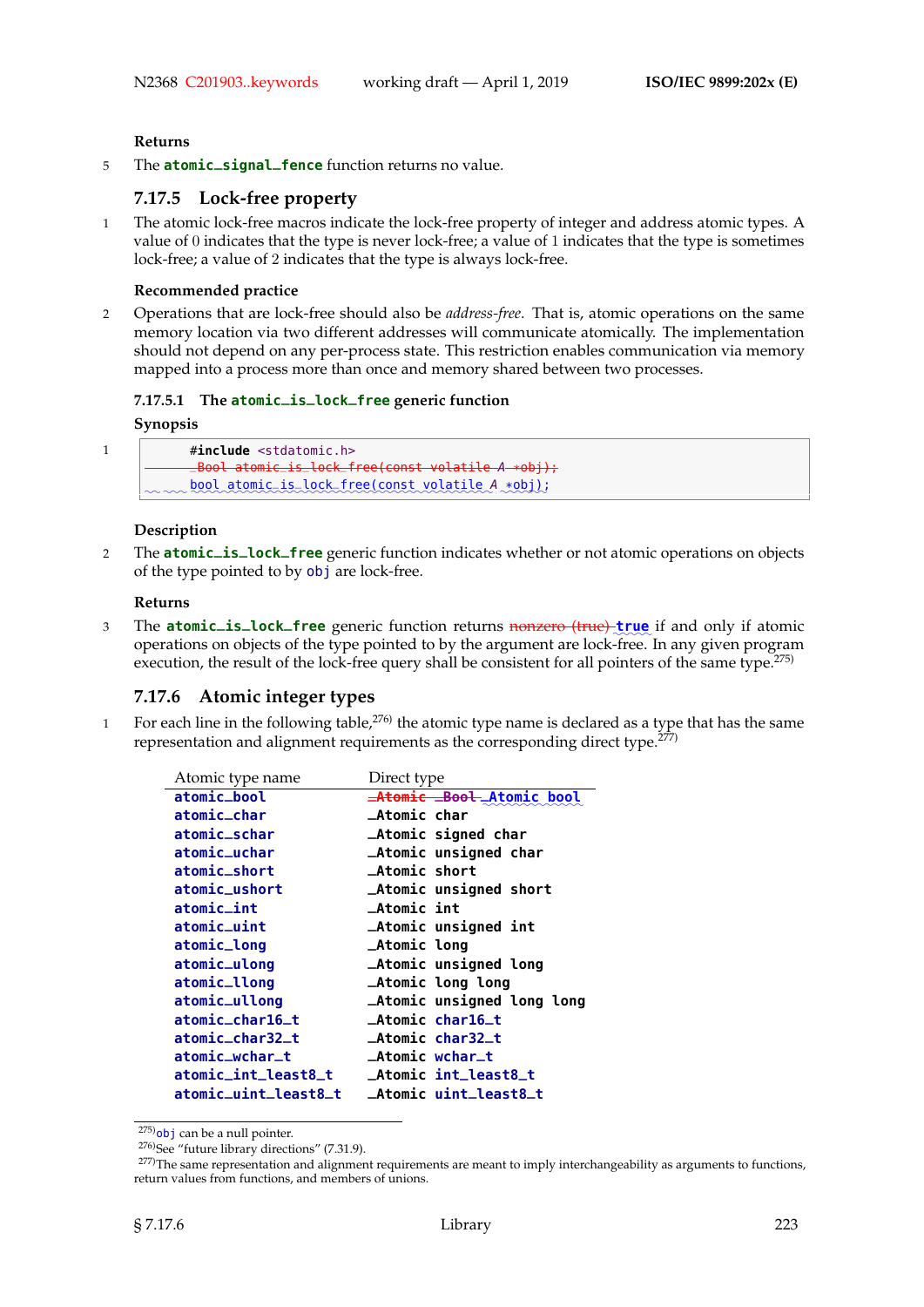## Returns

5 The **atomic_signal_fence** function returns no value.

### 7.17.5 Lock-free property

1 The atomic lock-free macros indicate the lock-free property of integer and address atomic types. A value of 0 indicates that the type is never lock-free; a value of 1 indicates that the type is sometimes lock-free; a value of 2 indicates that the type is always lock-free.

**Recommended practice**

2 Operations that are lock-free should also be *address-free*. That is, atomic operations on the same memory location via two different addresses will communicate atomically. The implementation should not depend on any per-process state. This restriction enables communication via memory mapped into a process more than once and memory shared between two processes.

#### 7.17.5.1 The atomic_is_lock_free generic function

**Synopsis**

1
```
#include <stdatomic.h>
_Bool atomic_is_lock_free(const volatile A *obj);
bool atomic_is_lock_free(const volatile A *obj);
```

**Description**

2 The **atomic_is_lock_free** generic function indicates whether or not atomic operations on objects of the type pointed to by `obj` are lock-free.

**Returns**

3 The **atomic_is_lock_free** generic function returns ~~nonzero (true)~~ **true** if and only if atomic operations on objects of the type pointed to by the argument are lock-free. In any given program execution, the result of the lock-free query shall be consistent for all pointers of the same type.[275)]

### 7.17.6 Atomic integer types

1 For each line in the following table,[276)] the atomic type name is declared as a type that has the same representation and alignment requirements as the corresponding direct type.[277)]

| Atomic type name | Direct type |
|---|---|
| atomic_bool | ~~_Atomic _Bool~~ _Atomic bool |
| atomic_char | _Atomic char |
| atomic_schar | _Atomic signed char |
| atomic_uchar | _Atomic unsigned char |
| atomic_short | _Atomic short |
| atomic_ushort | _Atomic unsigned short |
| atomic_int | _Atomic int |
| atomic_uint | _Atomic unsigned int |
| atomic_long | _Atomic long |
| atomic_ulong | _Atomic unsigned long |
| atomic_llong | _Atomic long long |
| atomic_ullong | _Atomic unsigned long long |
| atomic_char16_t | _Atomic char16_t |
| atomic_char32_t | _Atomic char32_t |
| atomic_wchar_t | _Atomic wchar_t |
| atomic_int_least8_t | _Atomic int_least8_t |
| atomic_uint_least8_t | _Atomic uint_least8_t |

275) `obj` can be a null pointer.

276) See "future library directions" (7.31.9).

277) The same representation and alignment requirements are meant to imply interchangeability as arguments to functions, return values from functions, and members of unions.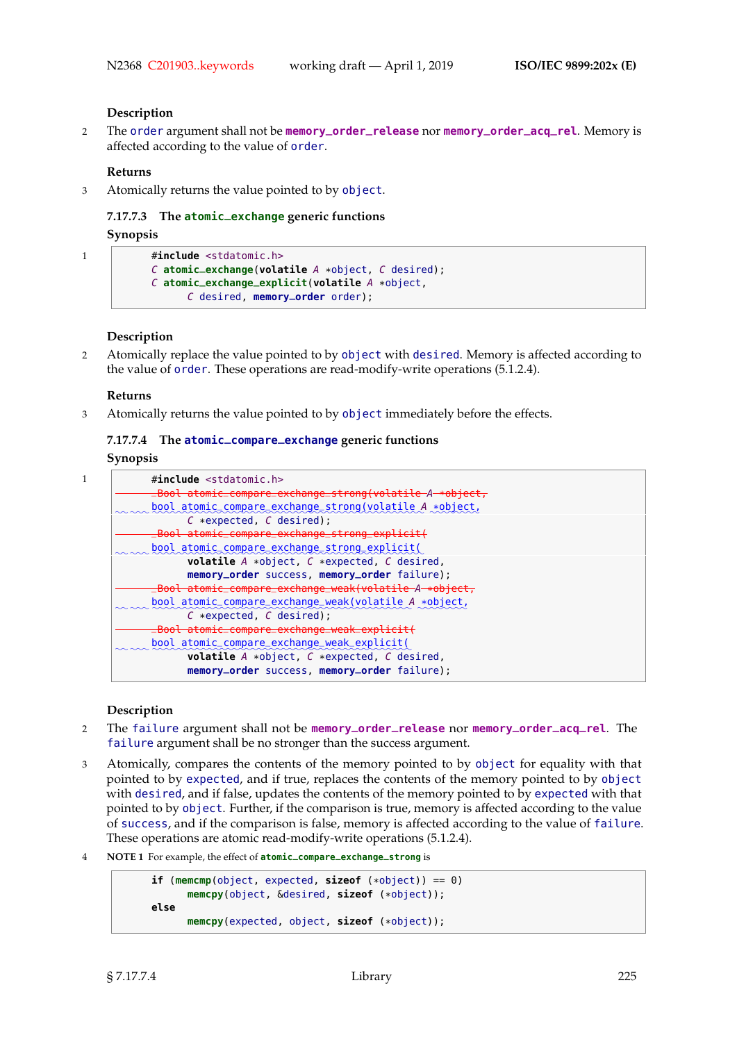### Description

2 The `order` argument shall not be `memory_order_release` nor `memory_order_acq_rel`. Memory is affected according to the value of `order`.

### Returns

3 Atomically returns the value pointed to by `object`.

### 7.17.7.3 The `atomic_exchange` generic functions

### Synopsis

1

```
#include <stdatomic.h>
C atomic_exchange(volatile A *object, C desired);
C atomic_exchange_explicit(volatile A *object,
      C desired, memory_order order);
```

### Description

2 Atomically replace the value pointed to by `object` with `desired`. Memory is affected according to the value of `order`. These operations are read-modify-write operations (5.1.2.4).

### Returns

3 Atomically returns the value pointed to by `object` immediately before the effects.

### 7.17.7.4 The `atomic_compare_exchange` generic functions

### Synopsis

1

```
#include <stdatomic.h>
~~_Bool atomic_compare_exchange_strong(volatile A *object,~~
bool atomic_compare_exchange_strong(volatile A *object,
      C *expected, C desired);
~~_Bool atomic_compare_exchange_strong_explicit(~~
bool atomic_compare_exchange_strong_explicit(
      volatile A *object, C *expected, C desired,
      memory_order success, memory_order failure);
~~_Bool atomic_compare_exchange_weak(volatile A *object,~~
bool atomic_compare_exchange_weak(volatile A *object,
      C *expected, C desired);
~~_Bool atomic_compare_exchange_weak_explicit(~~
bool atomic_compare_exchange_weak_explicit(
      volatile A *object, C *expected, C desired,
      memory_order success, memory_order failure);
```

### Description

2 The `failure` argument shall not be `memory_order_release` nor `memory_order_acq_rel`. The `failure` argument shall be no stronger than the success argument.

3 Atomically, compares the contents of the memory pointed to by `object` for equality with that pointed to by `expected`, and if true, replaces the contents of the memory pointed to by `object` with `desired`, and if false, updates the contents of the memory pointed to by `expected` with that pointed to by `object`. Further, if the comparison is true, memory is affected according to the value of `success`, and if the comparison is false, memory is affected according to the value of `failure`. These operations are atomic read-modify-write operations (5.1.2.4).

4 **NOTE 1** For example, the effect of `atomic_compare_exchange_strong` is

```
if (memcmp(object, expected, sizeof (*object)) == 0)
      memcpy(object, &desired, sizeof (*object));
else
      memcpy(expected, object, sizeof (*object));
```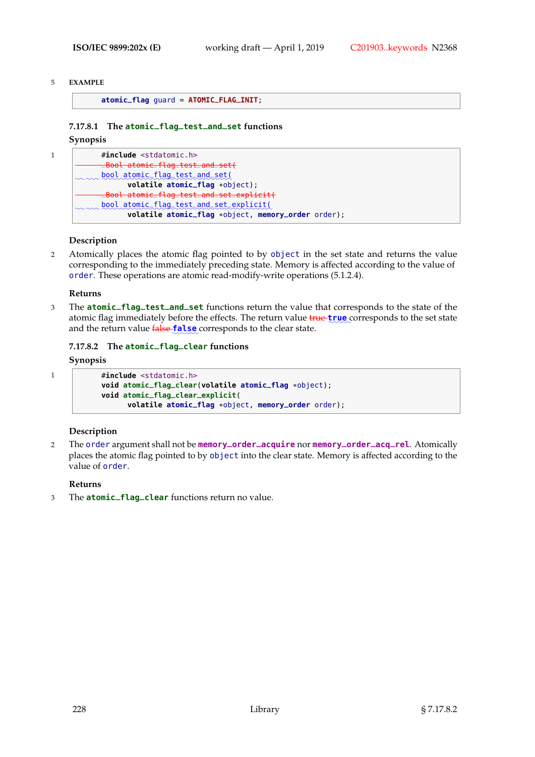5 **EXAMPLE**

```
atomic_flag guard = ATOMIC_FLAG_INIT;
```

### 7.17.8.1 The `atomic_flag_test_and_set` functions

**Synopsis**

1
```
#include <stdatomic.h>
_Bool atomic_flag_test_and_set(
bool atomic_flag_test_and_set(
      volatile atomic_flag *object);
_Bool atomic_flag_test_and_set_explicit(
bool atomic_flag_test_and_set_explicit(
      volatile atomic_flag *object, memory_order order);
```

**Description**

2 Atomically places the atomic flag pointed to by `object` in the set state and returns the value corresponding to the immediately preceding state. Memory is affected according to the value of `order`. These operations are atomic read-modify-write operations (5.1.2.4).

**Returns**

3 The `atomic_flag_test_and_set` functions return the value that corresponds to the state of the atomic flag immediately before the effects. The return value ~~true~~ `true` corresponds to the set state and the return value ~~false~~ `false` corresponds to the clear state.

### 7.17.8.2 The `atomic_flag_clear` functions

**Synopsis**

1
```
#include <stdatomic.h>
void atomic_flag_clear(volatile atomic_flag *object);
void atomic_flag_clear_explicit(
      volatile atomic_flag *object, memory_order order);
```

**Description**

2 The `order` argument shall not be `memory_order_acquire` nor `memory_order_acq_rel`. Atomically places the atomic flag pointed to by `object` into the clear state. Memory is affected according to the value of `order`.

**Returns**

3 The `atomic_flag_clear` functions return no value.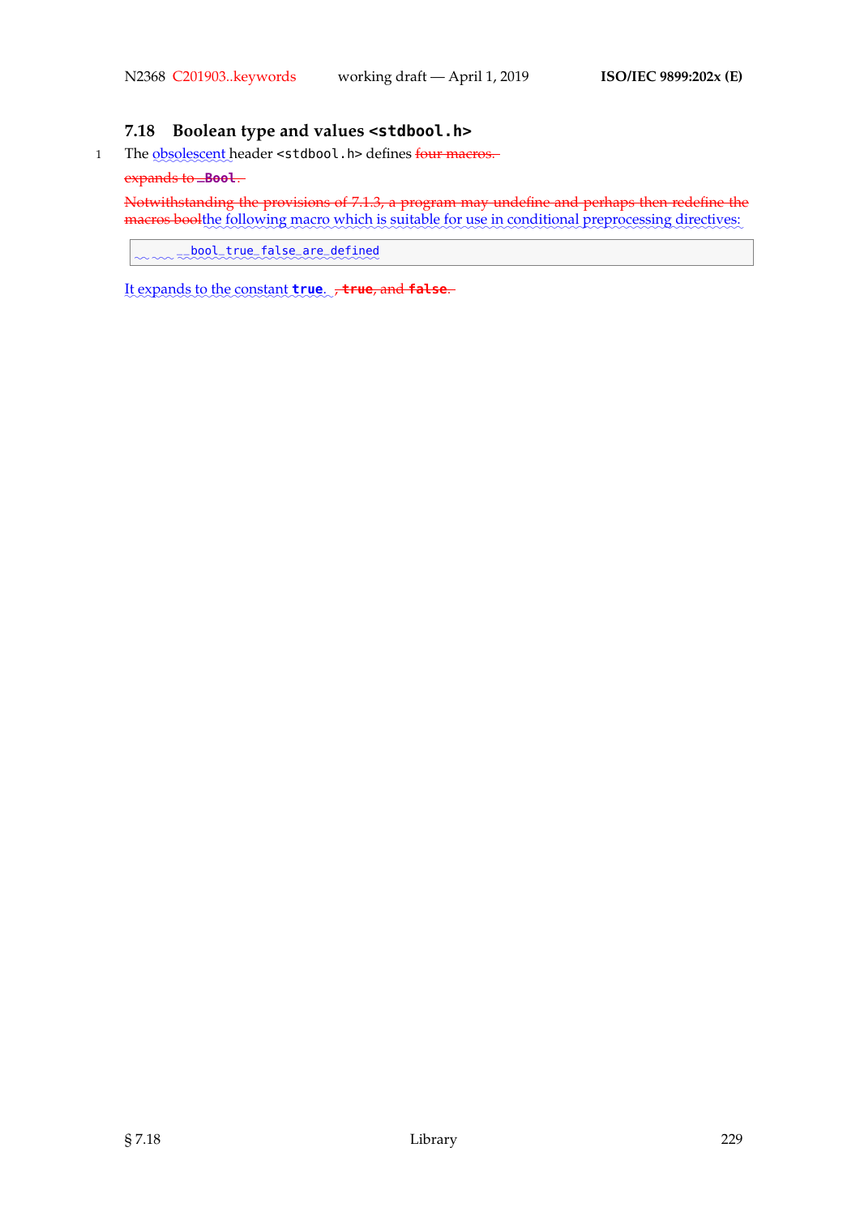## 7.18 Boolean type and values `<stdbool.h>`

1 The obsolescent header `<stdbool.h>` defines four macros.

expands to `_Bool`.

Notwithstanding the provisions of 7.1.3, a program may undefine and perhaps then redefine the macros boolthe following macro which is suitable for use in conditional preprocessing directives:

```
__bool_true_false_are_defined
```

It expands to the constant **true**. , **true**, and **false**.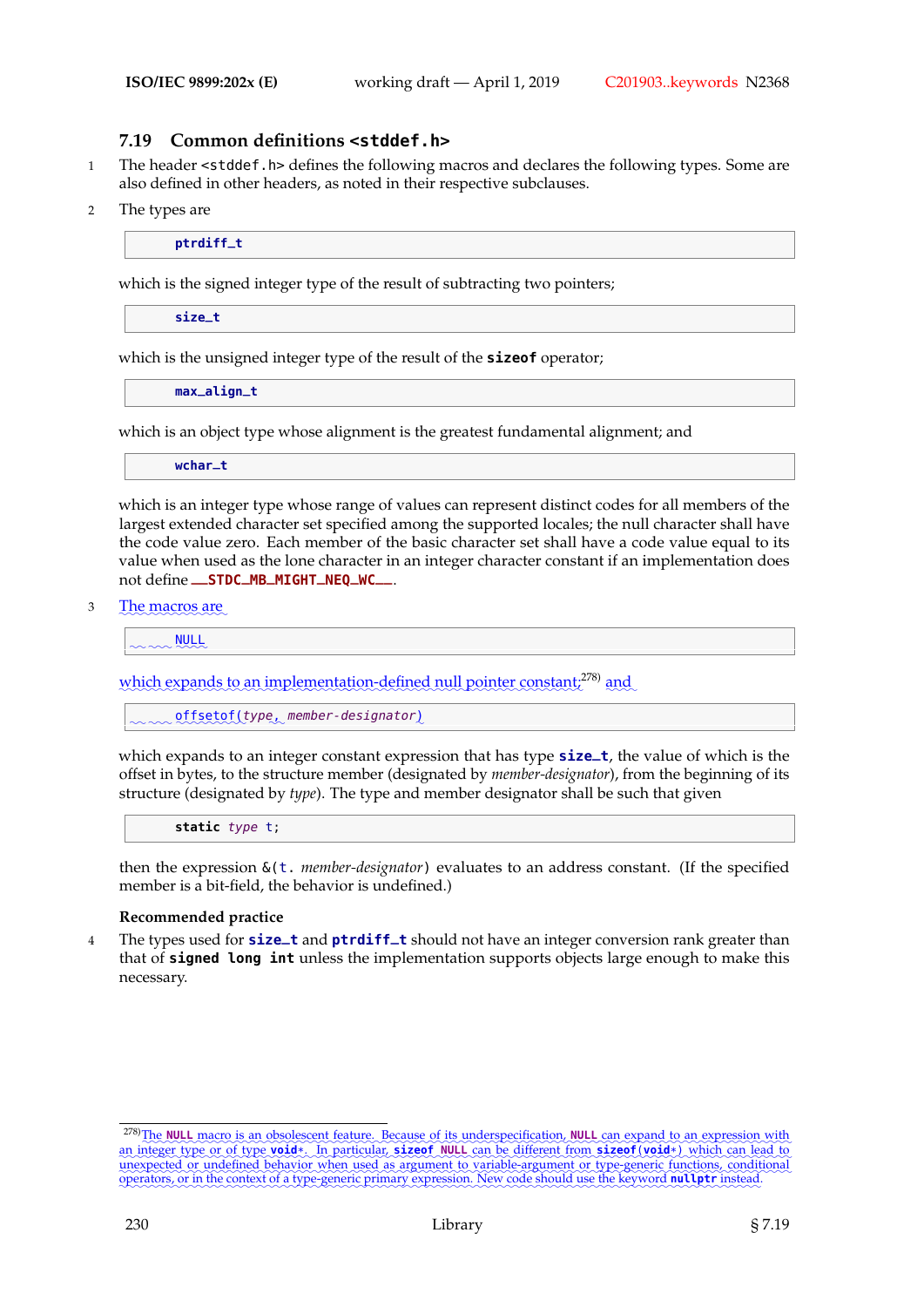## 7.19 Common definitions `<stddef.h>`

1 The header `<stddef.h>` defines the following macros and declares the following types. Some are also defined in other headers, as noted in their respective subclauses.

2 The types are

```
ptrdiff_t
```

which is the signed integer type of the result of subtracting two pointers;

```
size_t
```

which is the unsigned integer type of the result of the **sizeof** operator;

```
max_align_t
```

which is an object type whose alignment is the greatest fundamental alignment; and

```
wchar_t
```

which is an integer type whose range of values can represent distinct codes for all members of the largest extended character set specified among the supported locales; the null character shall have the code value zero. Each member of the basic character set shall have a code value equal to its value when used as the lone character in an integer character constant if an implementation does not define **__STDC_MB_MIGHT_NEQ_WC__**.

3 The macros are

```
NULL
```

which expands to an implementation-defined null pointer constant;[278] and

```
offsetof(type, member-designator)
```

which expands to an integer constant expression that has type **size_t**, the value of which is the offset in bytes, to the structure member (designated by *member-designator*), from the beginning of its structure (designated by *type*). The type and member designator shall be such that given

```
static type t;
```

then the expression `&(t.` *member-designator*`)` evaluates to an address constant. (If the specified member is a bit-field, the behavior is undefined.)

**Recommended practice**

4 The types used for **size_t** and **ptrdiff_t** should not have an integer conversion rank greater than that of **signed long int** unless the implementation supports objects large enough to make this necessary.

---

[278]The **NULL** macro is an obsolescent feature. Because of its underspecification, **NULL** can expand to an expression with an integer type or of type **void***. In particular, **sizeof NULL** can be different from **sizeof(void*)** which can lead to unexpected or undefined behavior when used as argument to variable-argument or type-generic functions, conditional operators, or in the context of a type-generic primary expression. New code should use the keyword **nullptr** instead.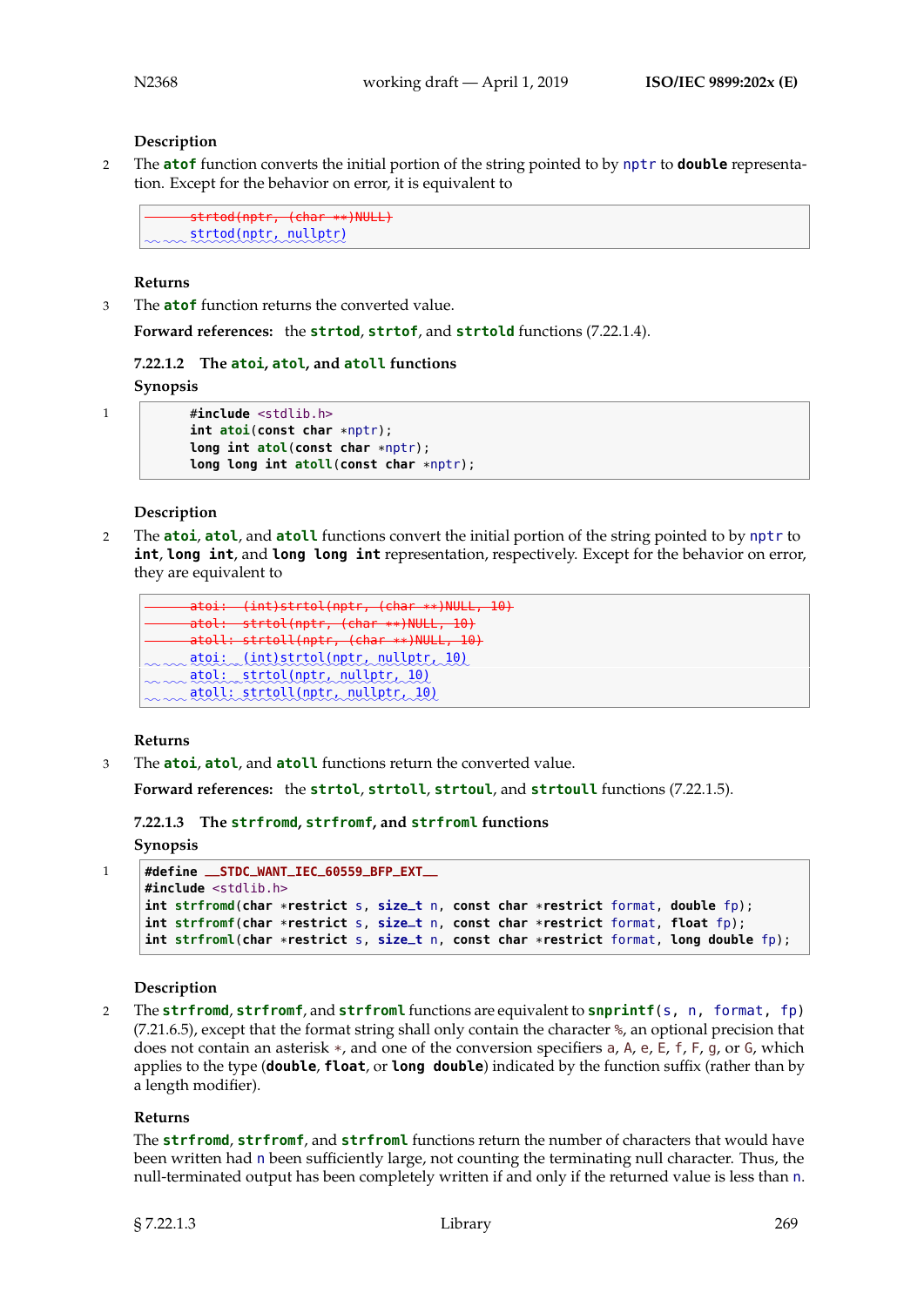**Description**

2 The **atof** function converts the initial portion of the string pointed to by nptr to **double** representation. Except for the behavior on error, it is equivalent to

```
~~strtod(nptr, (char **)NULL)~~
strtod(nptr, nullptr)
```

**Returns**

3 The **atof** function returns the converted value.

**Forward references:** the **strtod**, **strtof**, and **strtold** functions (7.22.1.4).

### 7.22.1.2 The atoi, atol, and atoll functions

**Synopsis**

1
```
#include <stdlib.h>
int atoi(const char *nptr);
long int atol(const char *nptr);
long long int atoll(const char *nptr);
```

**Description**

2 The **atoi**, **atol**, and **atoll** functions convert the initial portion of the string pointed to by nptr to **int**, **long int**, and **long long int** representation, respectively. Except for the behavior on error, they are equivalent to

```
~~atoi:  (int)strtol(nptr, (char **)NULL, 10)~~
~~atol:  strtol(nptr, (char **)NULL, 10)~~
~~atoll: strtoll(nptr, (char **)NULL, 10)~~
atoi:  (int)strtol(nptr, nullptr, 10)
atol:  strtol(nptr, nullptr, 10)
atoll: strtoll(nptr, nullptr, 10)
```

**Returns**

3 The **atoi**, **atol**, and **atoll** functions return the converted value.

**Forward references:** the **strtol**, **strtoll**, **strtoul**, and **strtoull** functions (7.22.1.5).

### 7.22.1.3 The strfromd, strfromf, and strfroml functions

**Synopsis**

1
```
#define __STDC_WANT_IEC_60559_BFP_EXT__
#include <stdlib.h>
int strfromd(char *restrict s, size_t n, const char *restrict format, double fp);
int strfromf(char *restrict s, size_t n, const char *restrict format, float fp);
int strfroml(char *restrict s, size_t n, const char *restrict format, long double fp);
```

**Description**

2 The **strfromd**, **strfromf**, and **strfroml** functions are equivalent to **snprintf**(s, n, format, fp) (7.21.6.5), except that the format string shall only contain the character %, an optional precision that does not contain an asterisk *, and one of the conversion specifiers a, A, e, E, f, F, g, or G, which applies to the type (**double**, **float**, or **long double**) indicated by the function suffix (rather than by a length modifier).

**Returns**

The **strfromd**, **strfromf**, and **strfroml** functions return the number of characters that would have been written had n been sufficiently large, not counting the terminating null character. Thus, the null-terminated output has been completely written if and only if the returned value is less than n.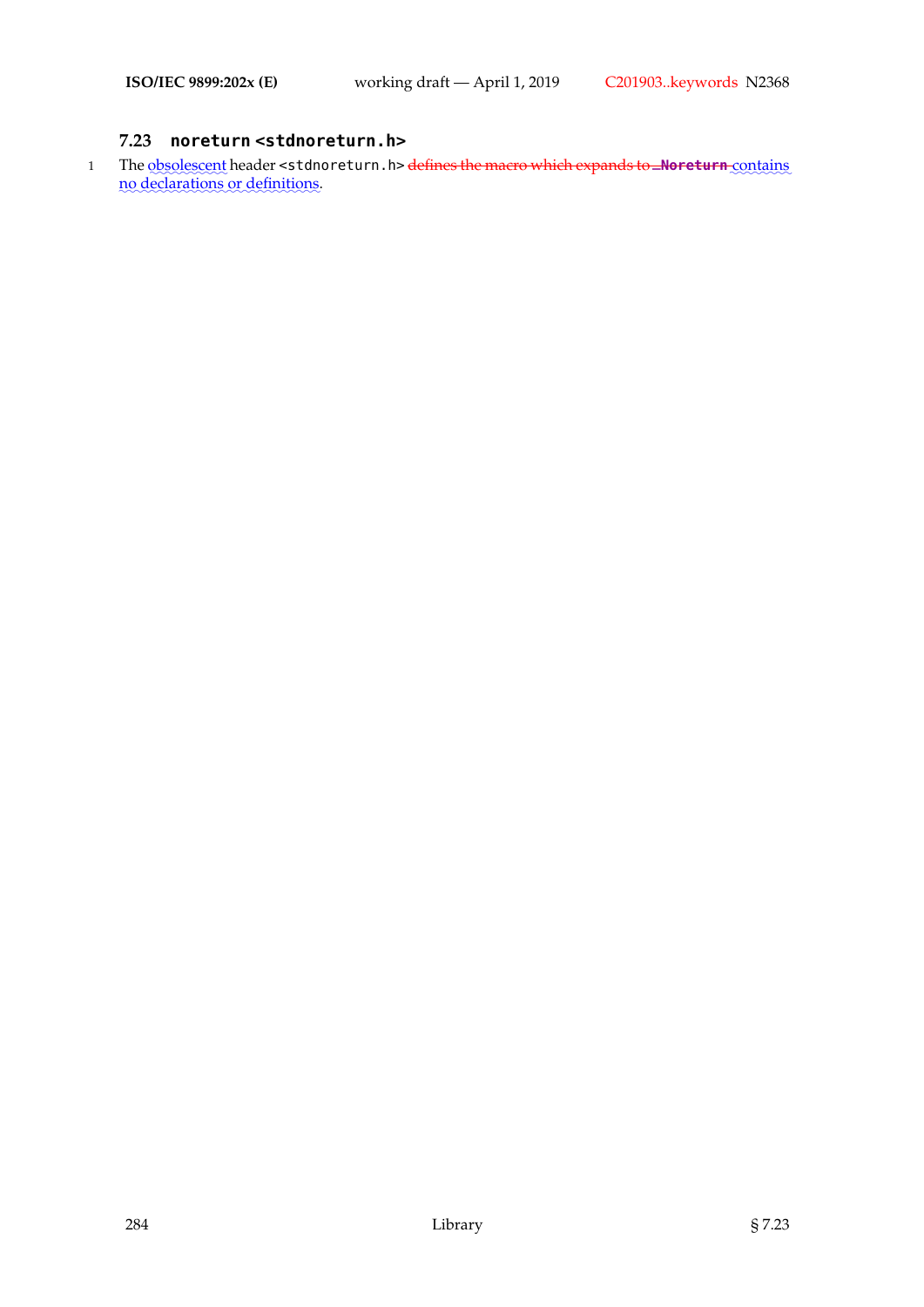### 7.23 `noreturn <stdnoreturn.h>`

1 The obsolescent header `<stdnoreturn.h>` ~~defines the macro which expands to `_Noreturn`~~ contains no declarations or definitions.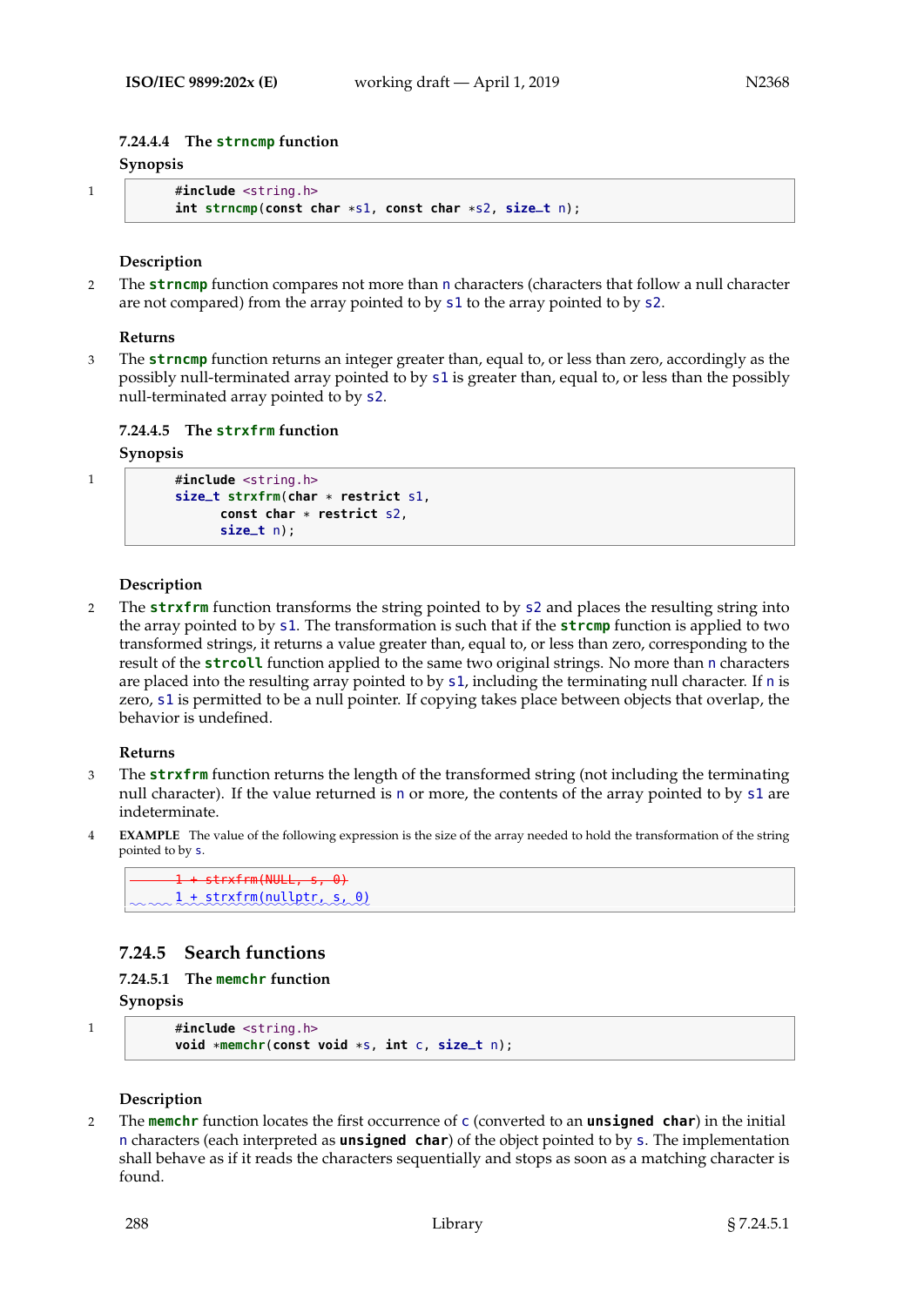#### 7.24.4.4 The `strncmp` function

**Synopsis**

1
```
#include <string.h>
int strncmp(const char *s1, const char *s2, size_t n);
```

**Description**

2 The `strncmp` function compares not more than `n` characters (characters that follow a null character are not compared) from the array pointed to by `s1` to the array pointed to by `s2`.

**Returns**

3 The `strncmp` function returns an integer greater than, equal to, or less than zero, accordingly as the possibly null-terminated array pointed to by `s1` is greater than, equal to, or less than the possibly null-terminated array pointed to by `s2`.

#### 7.24.4.5 The `strxfrm` function

**Synopsis**

1
```
#include <string.h>
size_t strxfrm(char * restrict s1,
       const char * restrict s2,
       size_t n);
```

**Description**

2 The `strxfrm` function transforms the string pointed to by `s2` and places the resulting string into the array pointed to by `s1`. The transformation is such that if the `strcmp` function is applied to two transformed strings, it returns a value greater than, equal to, or less than zero, corresponding to the result of the `strcoll` function applied to the same two original strings. No more than `n` characters are placed into the resulting array pointed to by `s1`, including the terminating null character. If `n` is zero, `s1` is permitted to be a null pointer. If copying takes place between objects that overlap, the behavior is undefined.

**Returns**

3 The `strxfrm` function returns the length of the transformed string (not including the terminating null character). If the value returned is `n` or more, the contents of the array pointed to by `s1` are indeterminate.

4 **EXAMPLE** The value of the following expression is the size of the array needed to hold the transformation of the string pointed to by `s`.

```
~~1 + strxfrm(NULL, s, 0)~~
1 + strxfrm(nullptr, s, 0)
```

### 7.24.5 Search functions

#### 7.24.5.1 The `memchr` function

**Synopsis**

1
```
#include <string.h>
void *memchr(const void *s, int c, size_t n);
```

**Description**

2 The `memchr` function locates the first occurrence of `c` (converted to an `unsigned char`) in the initial `n` characters (each interpreted as `unsigned char`) of the object pointed to by `s`. The implementation shall behave as if it reads the characters sequentially and stops as soon as a matching character is found.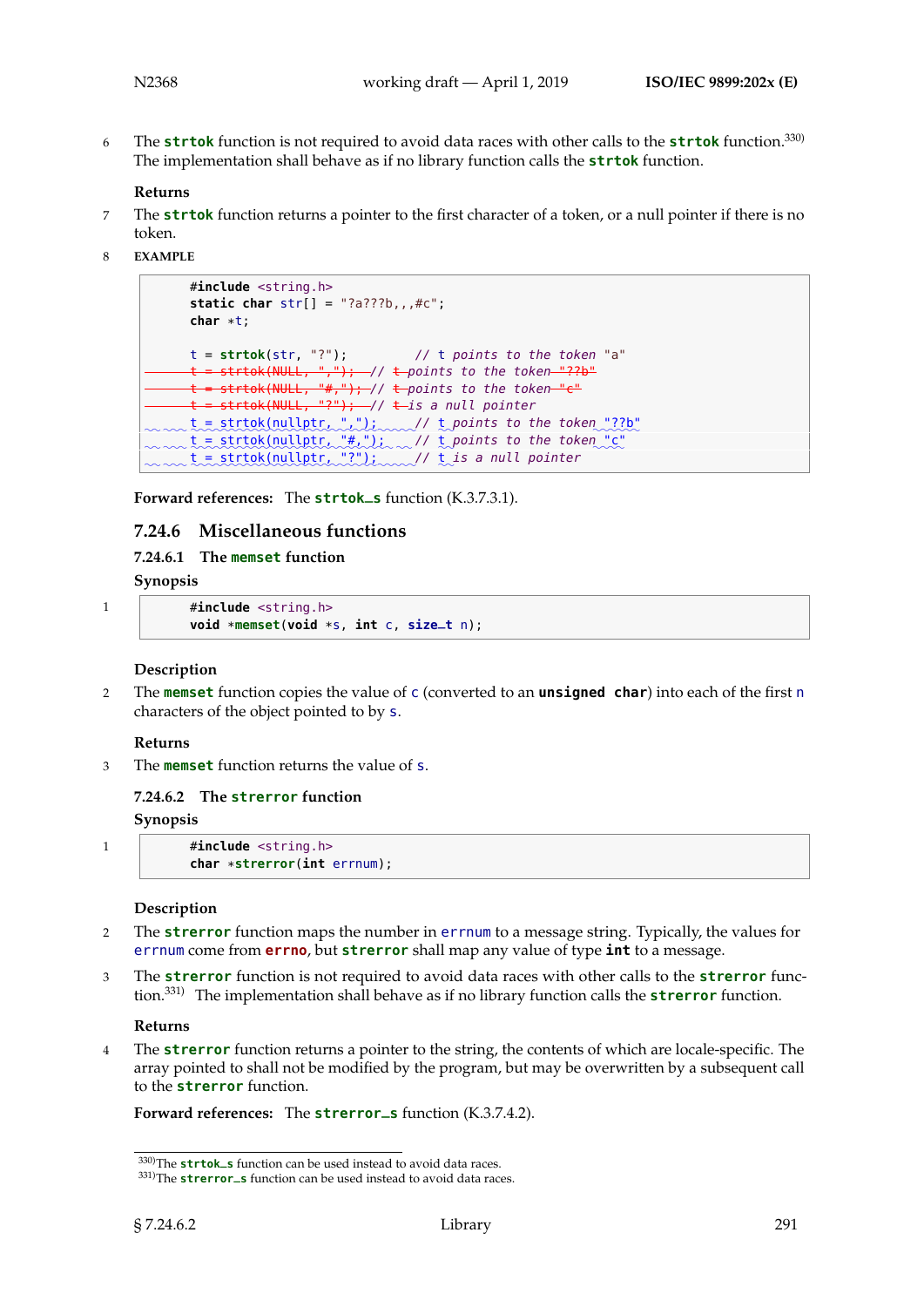6 The **strtok** function is not required to avoid data races with other calls to the **strtok** function.[330) The implementation shall behave as if no library function calls the **strtok** function.

**Returns**

7 The **strtok** function returns a pointer to the first character of a token, or a null pointer if there is no token.

8 **EXAMPLE**

```
#include <string.h>
static char str[] = "?a???b,,,#c";
char *t;

t = strtok(str, "?");          // t points to the token "a"
t = strtok(NULL, ",");   // t points to the token "??b"
t = strtok(NULL, "#,");  // t points to the token "c"
t = strtok(NULL, "?");   // t is a null pointer
t = strtok(nullptr, ",");      // t points to the token "??b"
t = strtok(nullptr, "#,");     // t points to the token "c"
t = strtok(nullptr, "?");      // t is a null pointer
```

**Forward references:** The **strtok_s** function (K.3.7.3.1).

## 7.24.6 Miscellaneous functions

### 7.24.6.1 The memset function

**Synopsis**

1
```
#include <string.h>
void *memset(void *s, int c, size_t n);
```

**Description**

2 The **memset** function copies the value of c (converted to an **unsigned char**) into each of the first n characters of the object pointed to by s.

**Returns**

3 The **memset** function returns the value of s.

### 7.24.6.2 The strerror function

**Synopsis**

1
```
#include <string.h>
char *strerror(int errnum);
```

**Description**

2 The **strerror** function maps the number in errnum to a message string. Typically, the values for errnum come from **errno**, but **strerror** shall map any value of type **int** to a message.

3 The **strerror** function is not required to avoid data races with other calls to the **strerror** function.[331) The implementation shall behave as if no library function calls the **strerror** function.

**Returns**

4 The **strerror** function returns a pointer to the string, the contents of which are locale-specific. The array pointed to shall not be modified by the program, but may be overwritten by a subsequent call to the **strerror** function.

**Forward references:** The **strerror_s** function (K.3.7.4.2).

---

330) The **strtok_s** function can be used instead to avoid data races.

331) The **strerror_s** function can be used instead to avoid data races.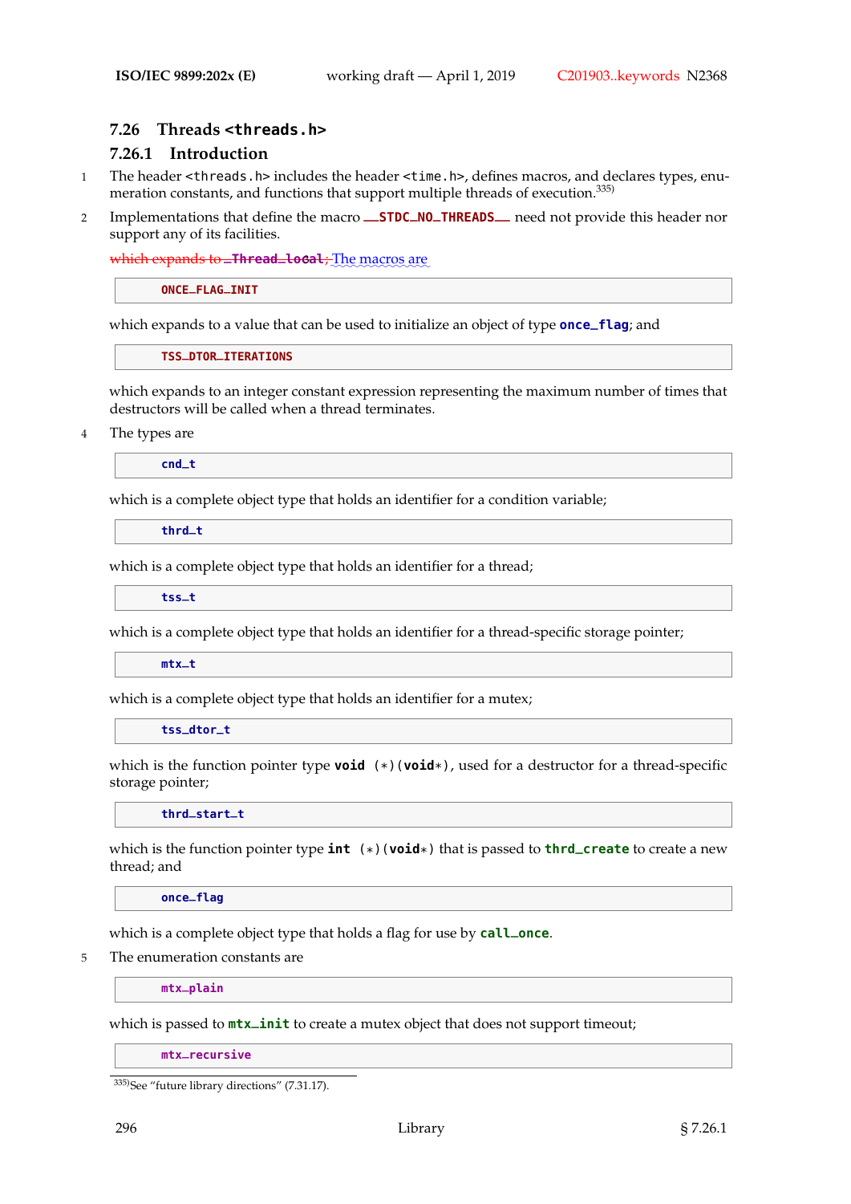# 7.26 Threads `<threads.h>`

## 7.26.1 Introduction

1 The header `<threads.h>` includes the header `<time.h>`, defines macros, and declares types, enumeration constants, and functions that support multiple threads of execution.[335]

2 Implementations that define the macro `__STDC_NO_THREADS__` need not provide this header nor support any of its facilities.

~~which expands to `_Thread_local`;~~ The macros are

```
ONCE_FLAG_INIT
```

which expands to a value that can be used to initialize an object of type `once_flag`; and

```
TSS_DTOR_ITERATIONS
```

which expands to an integer constant expression representing the maximum number of times that destructors will be called when a thread terminates.

4 The types are

```
cnd_t
```

which is a complete object type that holds an identifier for a condition variable;

```
thrd_t
```

which is a complete object type that holds an identifier for a thread;

```
tss_t
```

which is a complete object type that holds an identifier for a thread-specific storage pointer;

```
mtx_t
```

which is a complete object type that holds an identifier for a mutex;

```
tss_dtor_t
```

which is the function pointer type `void (*)(void*)`, used for a destructor for a thread-specific storage pointer;

```
thrd_start_t
```

which is the function pointer type `int (*)(void*)` that is passed to `thrd_create` to create a new thread; and

```
once_flag
```

which is a complete object type that holds a flag for use by `call_once`.

5 The enumeration constants are

```
mtx_plain
```

which is passed to `mtx_init` to create a mutex object that does not support timeout;

```
mtx_recursive
```

[335] See "future library directions" (7.31.17).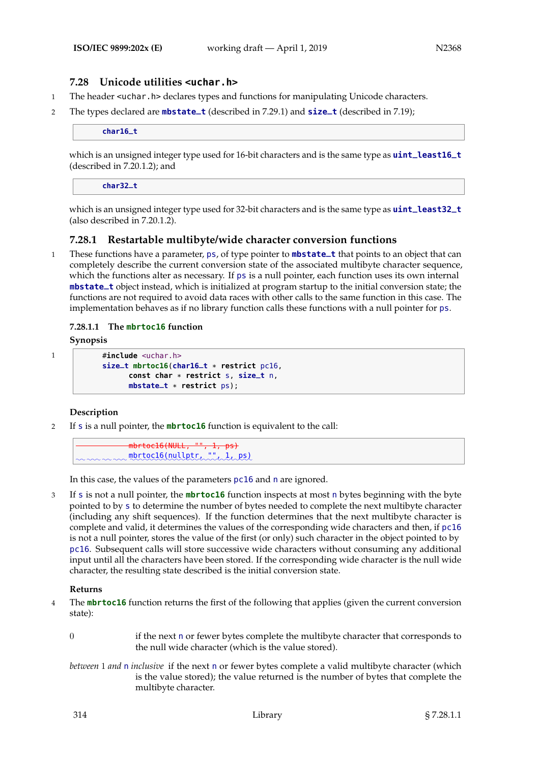## 7.28 Unicode utilities `<uchar.h>`

1 The header `<uchar.h>` declares types and functions for manipulating Unicode characters.

2 The types declared are **mbstate_t** (described in 7.29.1) and **size_t** (described in 7.19);

```
char16_t
```

which is an unsigned integer type used for 16-bit characters and is the same type as **uint_least16_t** (described in 7.20.1.2); and

```
char32_t
```

which is an unsigned integer type used for 32-bit characters and is the same type as **uint_least32_t** (also described in 7.20.1.2).

### 7.28.1 Restartable multibyte/wide character conversion functions

1 These functions have a parameter, `ps`, of type pointer to **mbstate_t** that points to an object that can completely describe the current conversion state of the associated multibyte character sequence, which the functions alter as necessary. If `ps` is a null pointer, each function uses its own internal **mbstate_t** object instead, which is initialized at program startup to the initial conversion state; the functions are not required to avoid data races with other calls to the same function in this case. The implementation behaves as if no library function calls these functions with a null pointer for `ps`.

#### 7.28.1.1 The `mbrtoc16` function

**Synopsis**

1
```
#include <uchar.h>
size_t mbrtoc16(char16_t * restrict pc16,
      const char * restrict s, size_t n,
      mbstate_t * restrict ps);
```

**Description**

2 If `s` is a null pointer, the **mbrtoc16** function is equivalent to the call:

```
~~mbrtoc16(NULL, "", 1, ps)~~
mbrtoc16(nullptr, "", 1, ps)
```

In this case, the values of the parameters `pc16` and `n` are ignored.

3 If `s` is not a null pointer, the **mbrtoc16** function inspects at most `n` bytes beginning with the byte pointed to by `s` to determine the number of bytes needed to complete the next multibyte character (including any shift sequences). If the function determines that the next multibyte character is complete and valid, it determines the values of the corresponding wide characters and then, if `pc16` is not a null pointer, stores the value of the first (or only) such character in the object pointed to by `pc16`. Subsequent calls will store successive wide characters without consuming any additional input until all the characters have been stored. If the corresponding wide character is the null wide character, the resulting state described is the initial conversion state.

**Returns**

4 The **mbrtoc16** function returns the first of the following that applies (given the current conversion state):

0 — if the next `n` or fewer bytes complete the multibyte character that corresponds to the null wide character (which is the value stored).

*between* 1 *and* `n` *inclusive* — if the next `n` or fewer bytes complete a valid multibyte character (which is the value stored); the value returned is the number of bytes that complete the multibyte character.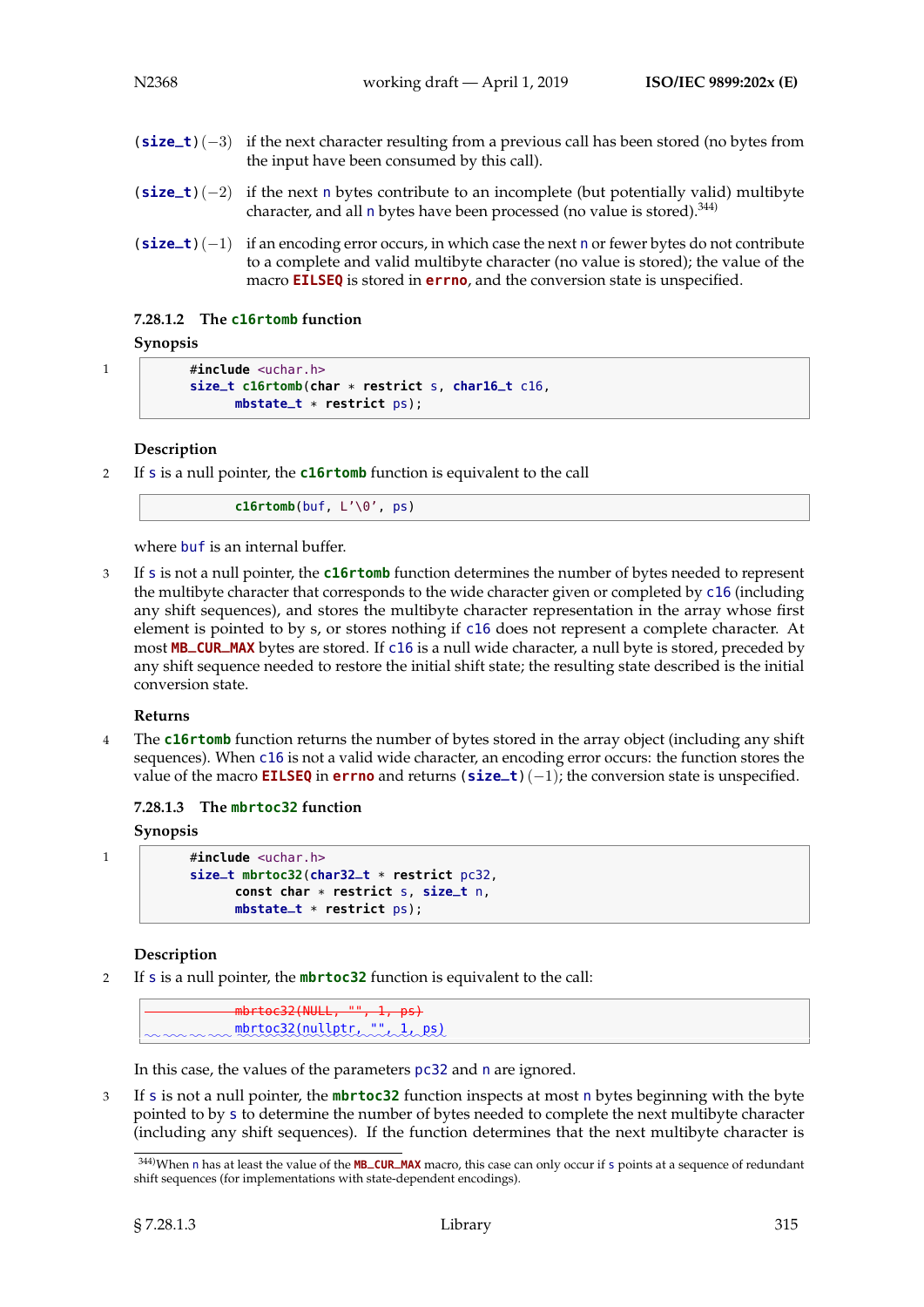(**size_t**)$(-3)$ if the next character resulting from a previous call has been stored (no bytes from the input have been consumed by this call).

(**size_t**)$(-2)$ if the next `n` bytes contribute to an incomplete (but potentially valid) multibyte character, and all `n` bytes have been processed (no value is stored).[344]

(**size_t**)$(-1)$ if an encoding error occurs, in which case the next `n` or fewer bytes do not contribute to a complete and valid multibyte character (no value is stored); the value of the macro **EILSEQ** is stored in **errno**, and the conversion state is unspecified.

### 7.28.1.2 The `c16rtomb` function

**Synopsis**

1

```
#include <uchar.h>
size_t c16rtomb(char * restrict s, char16_t c16,
      mbstate_t * restrict ps);
```

**Description**

2 If `s` is a null pointer, the **c16rtomb** function is equivalent to the call

```
        c16rtomb(buf, L'\0', ps)
```

where `buf` is an internal buffer.

3 If `s` is not a null pointer, the **c16rtomb** function determines the number of bytes needed to represent the multibyte character that corresponds to the wide character given or completed by `c16` (including any shift sequences), and stores the multibyte character representation in the array whose first element is pointed to by s, or stores nothing if `c16` does not represent a complete character. At most **MB_CUR_MAX** bytes are stored. If `c16` is a null wide character, a null byte is stored, preceded by any shift sequence needed to restore the initial shift state; the resulting state described is the initial conversion state.

**Returns**

4 The **c16rtomb** function returns the number of bytes stored in the array object (including any shift sequences). When `c16` is not a valid wide character, an encoding error occurs: the function stores the value of the macro **EILSEQ** in **errno** and returns (**size_t**)$(-1)$; the conversion state is unspecified.

### 7.28.1.3 The `mbrtoc32` function

**Synopsis**

1

```
#include <uchar.h>
size_t mbrtoc32(char32_t * restrict pc32,
      const char * restrict s, size_t n,
      mbstate_t * restrict ps);
```

**Description**

2 If `s` is a null pointer, the **mbrtoc32** function is equivalent to the call:

```
        mbrtoc32(NULL, "", 1, ps)
        mbrtoc32(nullptr, "", 1, ps)
```

In this case, the values of the parameters `pc32` and `n` are ignored.

3 If `s` is not a null pointer, the **mbrtoc32** function inspects at most `n` bytes beginning with the byte pointed to by `s` to determine the number of bytes needed to complete the next multibyte character (including any shift sequences). If the function determines that the next multibyte character is

[344] When `n` has at least the value of the **MB_CUR_MAX** macro, this case can only occur if `s` points at a sequence of redundant shift sequences (for implementations with state-dependent encodings).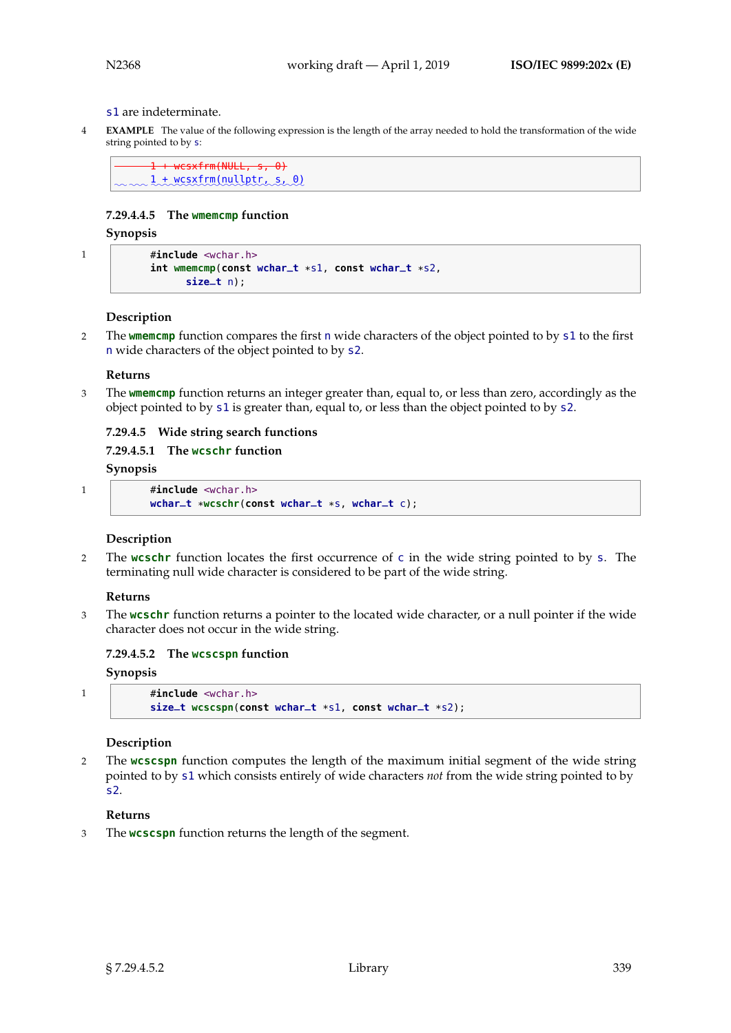s1 are indeterminate.

4 **EXAMPLE** The value of the following expression is the length of the array needed to hold the transformation of the wide string pointed to by s:

```
1 + wcsxfrm(NULL, s, 0)
1 + wcsxfrm(nullptr, s, 0)
```

### 7.29.4.4.5 The wmemcmp function

**Synopsis**

1

```
#include <wchar.h>
int wmemcmp(const wchar_t *s1, const wchar_t *s2,
      size_t n);
```

**Description**

2 The **wmemcmp** function compares the first n wide characters of the object pointed to by s1 to the first n wide characters of the object pointed to by s2.

**Returns**

3 The **wmemcmp** function returns an integer greater than, equal to, or less than zero, accordingly as the object pointed to by s1 is greater than, equal to, or less than the object pointed to by s2.

### 7.29.4.5 Wide string search functions

### 7.29.4.5.1 The wcschr function

**Synopsis**

1

```
#include <wchar.h>
wchar_t *wcschr(const wchar_t *s, wchar_t c);
```

**Description**

2 The **wcschr** function locates the first occurrence of c in the wide string pointed to by s. The terminating null wide character is considered to be part of the wide string.

**Returns**

3 The **wcschr** function returns a pointer to the located wide character, or a null pointer if the wide character does not occur in the wide string.

### 7.29.4.5.2 The wcscspn function

**Synopsis**

1

```
#include <wchar.h>
size_t wcscspn(const wchar_t *s1, const wchar_t *s2);
```

**Description**

2 The **wcscspn** function computes the length of the maximum initial segment of the wide string pointed to by s1 which consists entirely of wide characters *not* from the wide string pointed to by s2.

**Returns**

3 The **wcscspn** function returns the length of the segment.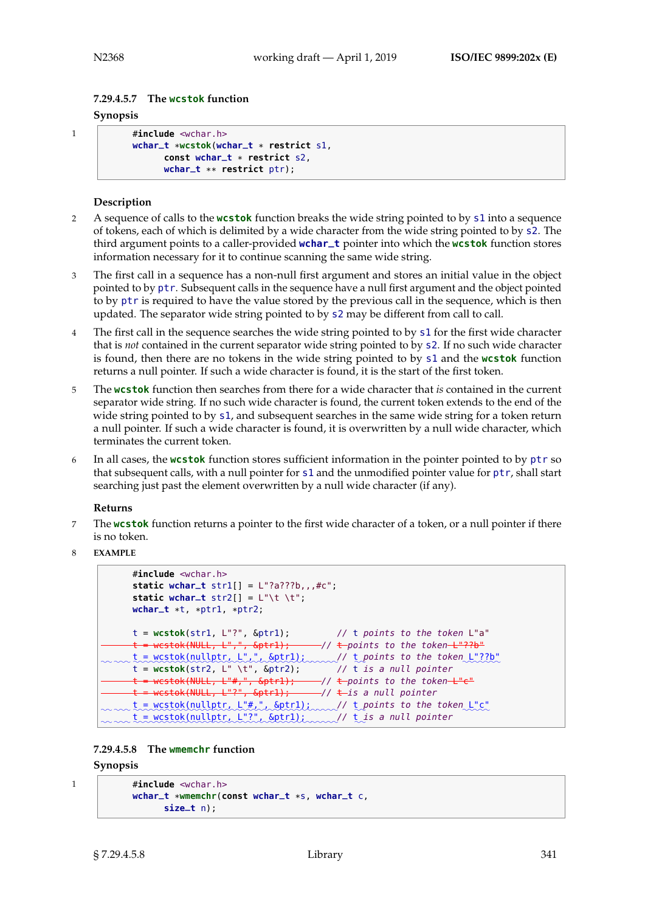#### 7.29.4.5.7 The `wcstok` function

**Synopsis**

1
```
#include <wchar.h>
wchar_t *wcstok(wchar_t * restrict s1,
      const wchar_t * restrict s2,
      wchar_t ** restrict ptr);
```

**Description**

2 A sequence of calls to the `wcstok` function breaks the wide string pointed to by `s1` into a sequence of tokens, each of which is delimited by a wide character from the wide string pointed to by `s2`. The third argument points to a caller-provided `wchar_t` pointer into which the `wcstok` function stores information necessary for it to continue scanning the same wide string.

3 The first call in a sequence has a non-null first argument and stores an initial value in the object pointed to by `ptr`. Subsequent calls in the sequence have a null first argument and the object pointed to by `ptr` is required to have the value stored by the previous call in the sequence, which is then updated. The separator wide string pointed to by `s2` may be different from call to call.

4 The first call in the sequence searches the wide string pointed to by `s1` for the first wide character that is *not* contained in the current separator wide string pointed to by `s2`. If no such wide character is found, then there are no tokens in the wide string pointed to by `s1` and the `wcstok` function returns a null pointer. If such a wide character is found, it is the start of the first token.

5 The `wcstok` function then searches from there for a wide character that *is* contained in the current separator wide string. If no such wide character is found, the current token extends to the end of the wide string pointed to by `s1`, and subsequent searches in the same wide string for a token return a null pointer. If such a wide character is found, it is overwritten by a null wide character, which terminates the current token.

6 In all cases, the `wcstok` function stores sufficient information in the pointer pointed to by `ptr` so that subsequent calls, with a null pointer for `s1` and the unmodified pointer value for `ptr`, shall start searching just past the element overwritten by a null wide character (if any).

**Returns**

7 The `wcstok` function returns a pointer to the first wide character of a token, or a null pointer if there is no token.

8 **EXAMPLE**

```
#include <wchar.h>
static wchar_t str1[] = L"?a???b,,,#c";
static wchar_t str2[] = L"\t \t";
wchar_t *t, *ptr1, *ptr2;

t = wcstok(str1, L"?", &ptr1);          // t points to the token L"a"
t = wcstok(NULL, L",", &ptr1);         // t points to the token L"??b"
t = wcstok(nullptr, L",", &ptr1);       // t points to the token L"??b"
t = wcstok(str2, L" \t", &ptr2);        // t is a null pointer
t = wcstok(NULL, L"#,", &ptr1);        // t points to the token L"c"
t = wcstok(NULL, L"?", &ptr1);         // t is a null pointer
t = wcstok(nullptr, L"#,", &ptr1);      // t points to the token L"c"
t = wcstok(nullptr, L"?", &ptr1);       // t is a null pointer
```

#### 7.29.4.5.8 The `wmemchr` function

**Synopsis**

1
```
#include <wchar.h>
wchar_t *wmemchr(const wchar_t *s, wchar_t c,
      size_t n);
```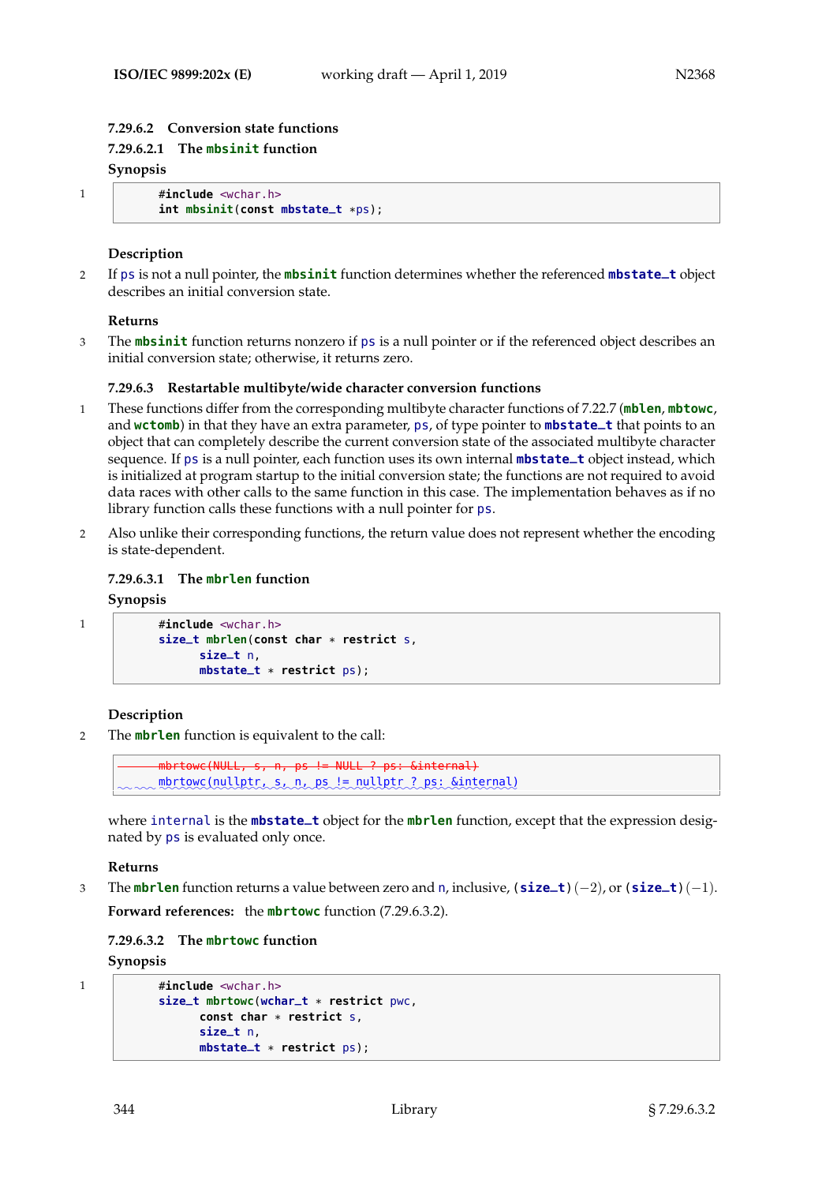#### 7.29.6.2 Conversion state functions

##### 7.29.6.2.1 The mbsinit function

**Synopsis**

1

```
#include <wchar.h>
int mbsinit(const mbstate_t *ps);
```

**Description**

2 If ps is not a null pointer, the mbsinit function determines whether the referenced mbstate_t object describes an initial conversion state.

**Returns**

3 The mbsinit function returns nonzero if ps is a null pointer or if the referenced object describes an initial conversion state; otherwise, it returns zero.

#### 7.29.6.3 Restartable multibyte/wide character conversion functions

1 These functions differ from the corresponding multibyte character functions of 7.22.7 (mblen, mbtowc, and wctomb) in that they have an extra parameter, ps, of type pointer to mbstate_t that points to an object that can completely describe the current conversion state of the associated multibyte character sequence. If ps is a null pointer, each function uses its own internal mbstate_t object instead, which is initialized at program startup to the initial conversion state; the functions are not required to avoid data races with other calls to the same function in this case. The implementation behaves as if no library function calls these functions with a null pointer for ps.

2 Also unlike their corresponding functions, the return value does not represent whether the encoding is state-dependent.

##### 7.29.6.3.1 The mbrlen function

**Synopsis**

1

```
#include <wchar.h>
size_t mbrlen(const char * restrict s,
      size_t n,
      mbstate_t * restrict ps);
```

**Description**

2 The mbrlen function is equivalent to the call:

```
~~mbrtowc(NULL, s, n, ps != NULL ? ps: &internal)~~
mbrtowc(nullptr, s, n, ps != nullptr ? ps: &internal)
```

where internal is the mbstate_t object for the mbrlen function, except that the expression designated by ps is evaluated only once.

**Returns**

3 The mbrlen function returns a value between zero and n, inclusive, (size_t)$(-2)$, or (size_t)$(-1)$.

**Forward references:** the mbrtowc function (7.29.6.3.2).

##### 7.29.6.3.2 The mbrtowc function

**Synopsis**

1

```
#include <wchar.h>
size_t mbrtowc(wchar_t * restrict pwc,
      const char * restrict s,
      size_t n,
      mbstate_t * restrict ps);
```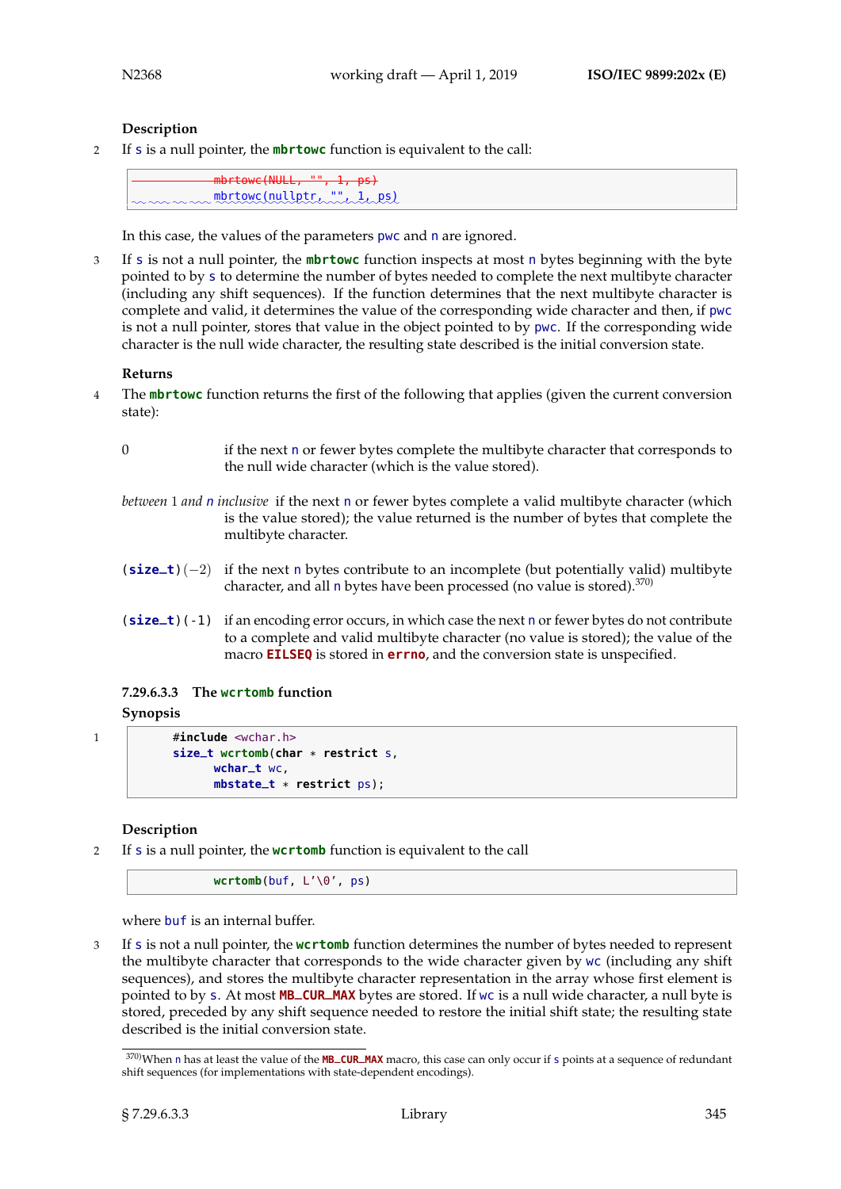**Description**

2 If `s` is a null pointer, the **`mbrtowc`** function is equivalent to the call:

```
~~mbrtowc(NULL, "", 1, ps)~~
mbrtowc(nullptr, "", 1, ps)
```

In this case, the values of the parameters `pwc` and `n` are ignored.

3 If `s` is not a null pointer, the **`mbrtowc`** function inspects at most `n` bytes beginning with the byte pointed to by `s` to determine the number of bytes needed to complete the next multibyte character (including any shift sequences). If the function determines that the next multibyte character is complete and valid, it determines the value of the corresponding wide character and then, if `pwc` is not a null pointer, stores that value in the object pointed to by `pwc`. If the corresponding wide character is the null wide character, the resulting state described is the initial conversion state.

**Returns**

4 The **`mbrtowc`** function returns the first of the following that applies (given the current conversion state):

0 — if the next `n` or fewer bytes complete the multibyte character that corresponds to the null wide character (which is the value stored).

*between* 1 *and* `n` *inclusive* — if the next `n` or fewer bytes complete a valid multibyte character (which is the value stored); the value returned is the number of bytes that complete the multibyte character.

`(size_t)`$(-2)$ — if the next `n` bytes contribute to an incomplete (but potentially valid) multibyte character, and all `n` bytes have been processed (no value is stored).[370)]

`(size_t)(-1)` — if an encoding error occurs, in which case the next `n` or fewer bytes do not contribute to a complete and valid multibyte character (no value is stored); the value of the macro **`EILSEQ`** is stored in **`errno`**, and the conversion state is unspecified.

#### 7.29.6.3.3 The `wcrtomb` function

**Synopsis**

1
```
#include <wchar.h>
size_t wcrtomb(char * restrict s,
      wchar_t wc,
      mbstate_t * restrict ps);
```

**Description**

2 If `s` is a null pointer, the **`wcrtomb`** function is equivalent to the call

```
wcrtomb(buf, L'\0', ps)
```

where `buf` is an internal buffer.

3 If `s` is not a null pointer, the **`wcrtomb`** function determines the number of bytes needed to represent the multibyte character that corresponds to the wide character given by `wc` (including any shift sequences), and stores the multibyte character representation in the array whose first element is pointed to by `s`. At most **`MB_CUR_MAX`** bytes are stored. If `wc` is a null wide character, a null byte is stored, preceded by any shift sequence needed to restore the initial shift state; the resulting state described is the initial conversion state.

---

[370)] When `n` has at least the value of the **`MB_CUR_MAX`** macro, this case can only occur if `s` points at a sequence of redundant shift sequences (for implementations with state-dependent encodings).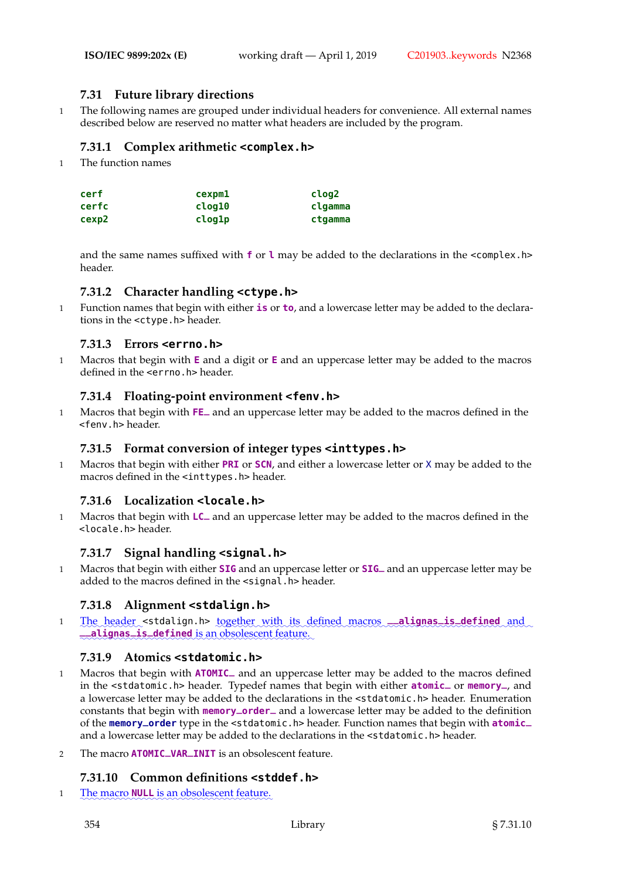## 7.31 Future library directions

1 The following names are grouped under individual headers for convenience. All external names described below are reserved no matter what headers are included by the program.

### 7.31.1 Complex arithmetic `<complex.h>`

1 The function names

| | | |
|---|---|---|
| **cerf** | **cexpm1** | **clog2** |
| **cerfc** | **clog10** | **clgamma** |
| **cexp2** | **clog1p** | **ctgamma** |

and the same names suffixed with **f** or **l** may be added to the declarations in the `<complex.h>` header.

### 7.31.2 Character handling `<ctype.h>`

1 Function names that begin with either **is** or **to**, and a lowercase letter may be added to the declarations in the `<ctype.h>` header.

### 7.31.3 Errors `<errno.h>`

1 Macros that begin with **E** and a digit or **E** and an uppercase letter may be added to the macros defined in the `<errno.h>` header.

### 7.31.4 Floating-point environment `<fenv.h>`

1 Macros that begin with **FE_** and an uppercase letter may be added to the macros defined in the `<fenv.h>` header.

### 7.31.5 Format conversion of integer types `<inttypes.h>`

1 Macros that begin with either **PRI** or **SCN**, and either a lowercase letter or **X** may be added to the macros defined in the `<inttypes.h>` header.

### 7.31.6 Localization `<locale.h>`

1 Macros that begin with **LC_** and an uppercase letter may be added to the macros defined in the `<locale.h>` header.

### 7.31.7 Signal handling `<signal.h>`

1 Macros that begin with either **SIG** and an uppercase letter or **SIG_** and an uppercase letter may be added to the macros defined in the `<signal.h>` header.

### 7.31.8 Alignment `<stdalign.h>`

1 The header `<stdalign.h>` together with its defined macros **__alignas_is_defined** and **__alignas_is_defined** is an obsolescent feature.

### 7.31.9 Atomics `<stdatomic.h>`

1 Macros that begin with **ATOMIC_** and an uppercase letter may be added to the macros defined in the `<stdatomic.h>` header. Typedef names that begin with either **atomic_** or **memory_**, and a lowercase letter may be added to the declarations in the `<stdatomic.h>` header. Enumeration constants that begin with **memory_order_** and a lowercase letter may be added to the definition of the **memory_order** type in the `<stdatomic.h>` header. Function names that begin with **atomic_** and a lowercase letter may be added to the declarations in the `<stdatomic.h>` header.

2 The macro **ATOMIC_VAR_INIT** is an obsolescent feature.

### 7.31.10 Common definitions `<stddef.h>`

1 The macro **NULL** is an obsolescent feature.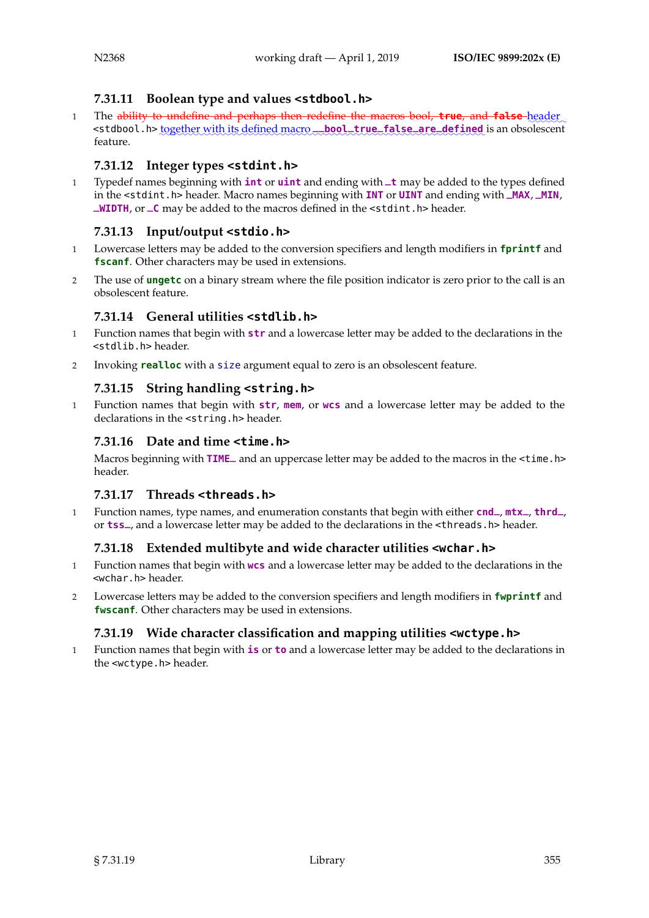### 7.31.11 Boolean type and values <stdbool.h>

1 The ~~ability to undefine and perhaps then redefine the macros bool, **true**, and **false**~~ header <stdbool.h> together with its defined macro **__bool_true_false_are_defined** is an obsolescent feature.

### 7.31.12 Integer types <stdint.h>

1 Typedef names beginning with **int** or **uint** and ending with **_t** may be added to the types defined in the <stdint.h> header. Macro names beginning with **INT** or **UINT** and ending with **_MAX**, **_MIN**, **_WIDTH**, or **_C** may be added to the macros defined in the <stdint.h> header.

### 7.31.13 Input/output <stdio.h>

1 Lowercase letters may be added to the conversion specifiers and length modifiers in **fprintf** and **fscanf**. Other characters may be used in extensions.

2 The use of **ungetc** on a binary stream where the file position indicator is zero prior to the call is an obsolescent feature.

### 7.31.14 General utilities <stdlib.h>

1 Function names that begin with **str** and a lowercase letter may be added to the declarations in the <stdlib.h> header.

2 Invoking **realloc** with a size argument equal to zero is an obsolescent feature.

### 7.31.15 String handling <string.h>

1 Function names that begin with **str**, **mem**, or **wcs** and a lowercase letter may be added to the declarations in the <string.h> header.

### 7.31.16 Date and time <time.h>

Macros beginning with **TIME_** and an uppercase letter may be added to the macros in the <time.h> header.

### 7.31.17 Threads <threads.h>

1 Function names, type names, and enumeration constants that begin with either **cnd_**, **mtx_**, **thrd_**, or **tss_**, and a lowercase letter may be added to the declarations in the <threads.h> header.

### 7.31.18 Extended multibyte and wide character utilities <wchar.h>

1 Function names that begin with **wcs** and a lowercase letter may be added to the declarations in the <wchar.h> header.

2 Lowercase letters may be added to the conversion specifiers and length modifiers in **fwprintf** and **fwscanf**. Other characters may be used in extensions.

### 7.31.19 Wide character classification and mapping utilities <wctype.h>

1 Function names that begin with **is** or **to** and a lowercase letter may be added to the declarations in the <wctype.h> header.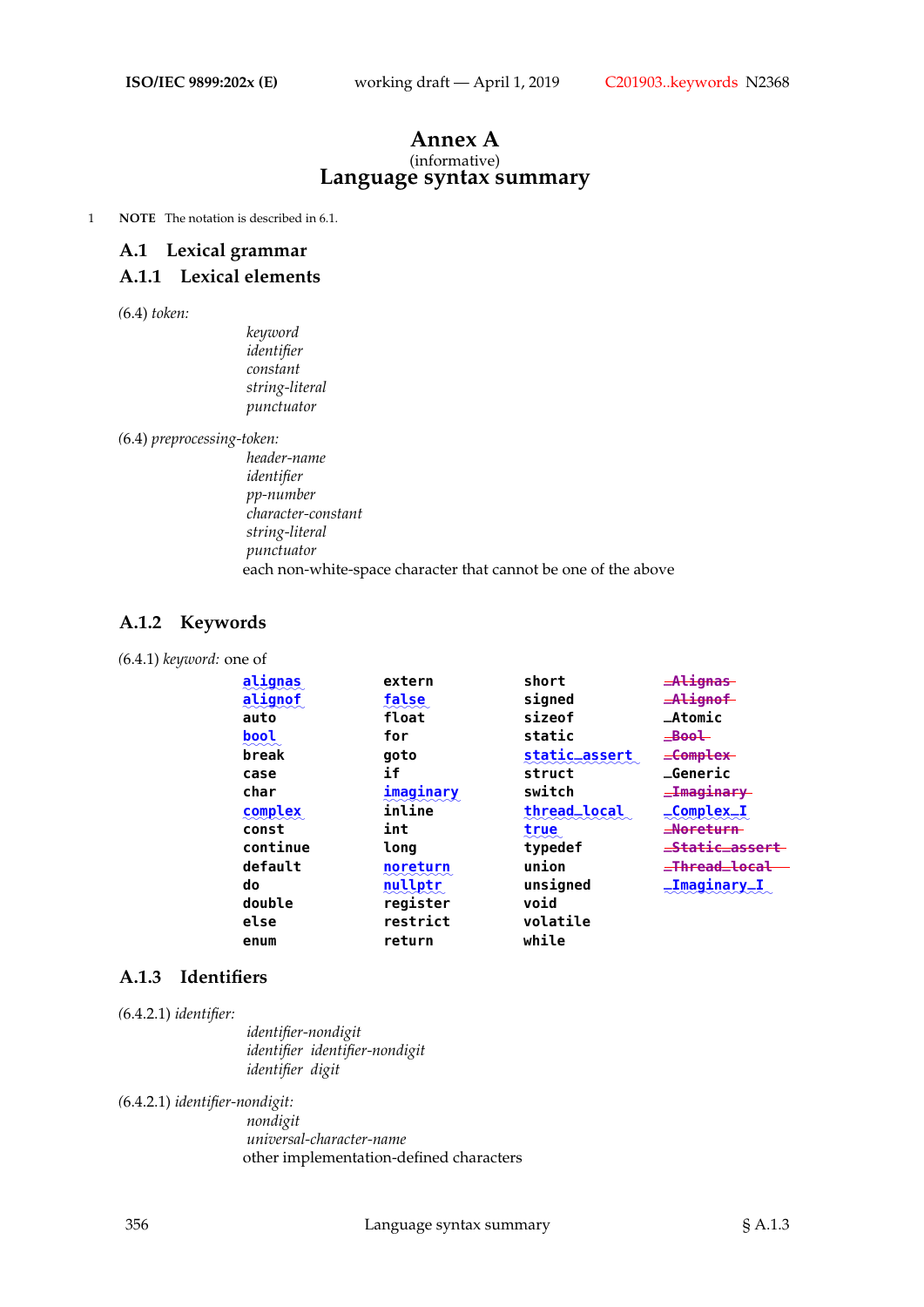# Annex A

(informative)

# Language syntax summary

1 **NOTE** The notation is described in 6.1.

## A.1 Lexical grammar

### A.1.1 Lexical elements

(6.4) *token:*

> *keyword*
> *identifier*
> *constant*
> *string-literal*
> *punctuator*

(6.4) *preprocessing-token:*

> *header-name*
> *identifier*
> *pp-number*
> *character-constant*
> *string-literal*
> *punctuator*
> each non-white-space character that cannot be one of the above

### A.1.2 Keywords

(6.4.1) *keyword:* one of

```
alignas        extern         short          _Alignas
alignof        false          signed         _Alignof
auto           float          sizeof         _Atomic
bool           for            static         _Bool
break          goto           static_assert  _Complex
case           if             struct         _Generic
char           imaginary      switch         _Imaginary
complex        inline         thread_local   _Complex_I
const          int            true           _Noreturn
continue       long           typedef        _Static_assert
default        noreturn       union          _Thread_local
do             nullptr        unsigned       _Imaginary_I
double         register       void
else           restrict       volatile
enum           return         while
```

### A.1.3 Identifiers

(6.4.2.1) *identifier:*

> *identifier-nondigit*
> *identifier identifier-nondigit*
> *identifier digit*

(6.4.2.1) *identifier-nondigit:*

> *nondigit*
> *universal-character-name*
> other implementation-defined characters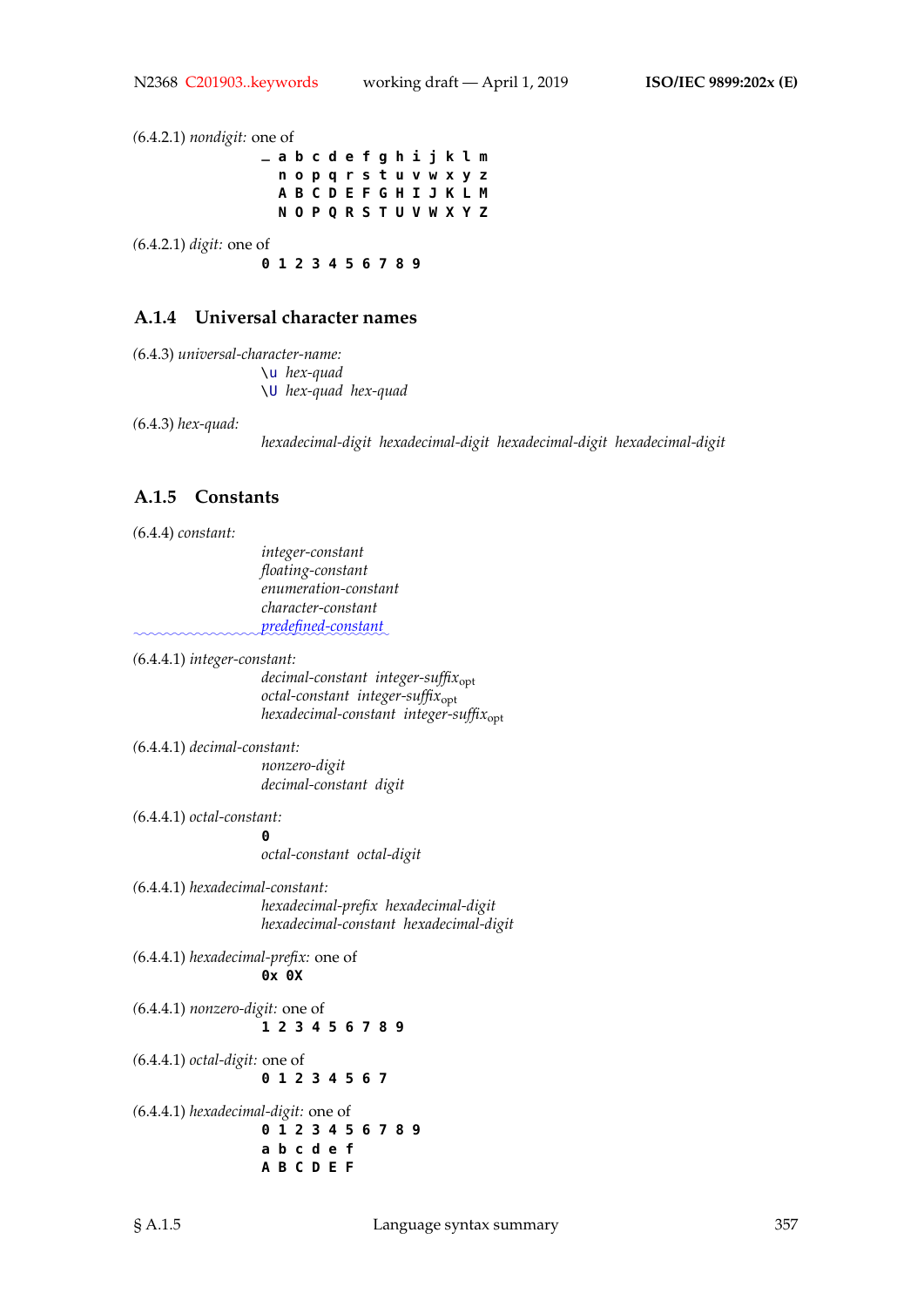(6.4.2.1) *nondigit:* one of

```
_ a b c d e f g h i j k l m
  n o p q r s t u v w x y z
  A B C D E F G H I J K L M
  N O P Q R S T U V W X Y Z
```

(6.4.2.1) *digit:* one of

```
0 1 2 3 4 5 6 7 8 9
```

### A.1.4 Universal character names

(6.4.3) *universal-character-name:*

  `\u` *hex-quad*
  `\U` *hex-quad hex-quad*

(6.4.3) *hex-quad:*

  *hexadecimal-digit hexadecimal-digit hexadecimal-digit hexadecimal-digit*

### A.1.5 Constants

(6.4.4) *constant:*

  *integer-constant*
  *floating-constant*
  *enumeration-constant*
  *character-constant*
  *predefined-constant*

(6.4.4.1) *integer-constant:*

  *decimal-constant integer-suffix*$_{opt}$
  *octal-constant integer-suffix*$_{opt}$
  *hexadecimal-constant integer-suffix*$_{opt}$

(6.4.4.1) *decimal-constant:*

  *nonzero-digit*
  *decimal-constant digit*

(6.4.4.1) *octal-constant:*

  `0`
  *octal-constant octal-digit*

(6.4.4.1) *hexadecimal-constant:*

  *hexadecimal-prefix hexadecimal-digit*
  *hexadecimal-constant hexadecimal-digit*

(6.4.4.1) *hexadecimal-prefix:* one of

```
0x 0X
```

(6.4.4.1) *nonzero-digit:* one of

```
1 2 3 4 5 6 7 8 9
```

(6.4.4.1) *octal-digit:* one of

```
0 1 2 3 4 5 6 7
```

(6.4.4.1) *hexadecimal-digit:* one of

```
0 1 2 3 4 5 6 7 8 9
a b c d e f
A B C D E F
```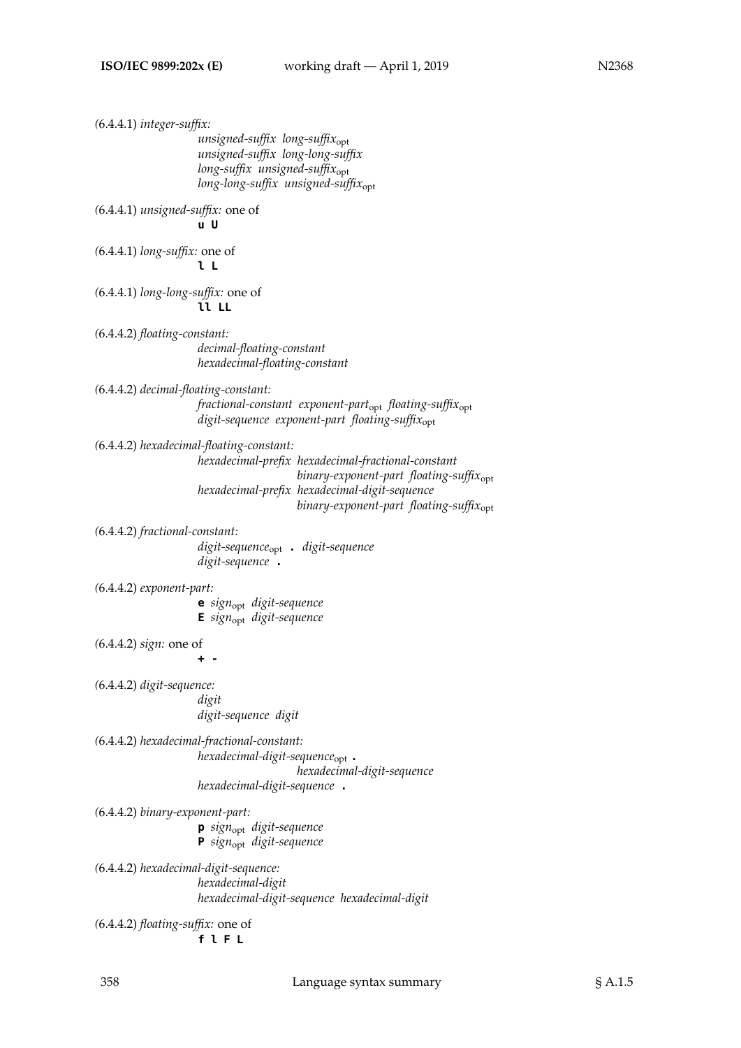(6.4.4.1) *integer-suffix:*

> *unsigned-suffix long-suffix*$_{\text{opt}}$
> *unsigned-suffix long-long-suffix*
> *long-suffix unsigned-suffix*$_{\text{opt}}$
> *long-long-suffix unsigned-suffix*$_{\text{opt}}$

(6.4.4.1) *unsigned-suffix:* one of

> **u U**

(6.4.4.1) *long-suffix:* one of

> **l L**

(6.4.4.1) *long-long-suffix:* one of

> **ll LL**

(6.4.4.2) *floating-constant:*

> *decimal-floating-constant*
> *hexadecimal-floating-constant*

(6.4.4.2) *decimal-floating-constant:*

> *fractional-constant exponent-part*$_{\text{opt}}$ *floating-suffix*$_{\text{opt}}$
> *digit-sequence exponent-part floating-suffix*$_{\text{opt}}$

(6.4.4.2) *hexadecimal-floating-constant:*

> *hexadecimal-prefix hexadecimal-fractional-constant*
> *binary-exponent-part floating-suffix*$_{\text{opt}}$
> *hexadecimal-prefix hexadecimal-digit-sequence*
> *binary-exponent-part floating-suffix*$_{\text{opt}}$

(6.4.4.2) *fractional-constant:*

> *digit-sequence*$_{\text{opt}}$ **.** *digit-sequence*
> *digit-sequence* **.**

(6.4.4.2) *exponent-part:*

> **e** *sign*$_{\text{opt}}$ *digit-sequence*
> **E** *sign*$_{\text{opt}}$ *digit-sequence*

(6.4.4.2) *sign:* one of

> **+ -**

(6.4.4.2) *digit-sequence:*

> *digit*
> *digit-sequence digit*

(6.4.4.2) *hexadecimal-fractional-constant:*

> *hexadecimal-digit-sequence*$_{\text{opt}}$ **.**
> *hexadecimal-digit-sequence*
> *hexadecimal-digit-sequence* **.**

(6.4.4.2) *binary-exponent-part:*

> **p** *sign*$_{\text{opt}}$ *digit-sequence*
> **P** *sign*$_{\text{opt}}$ *digit-sequence*

(6.4.4.2) *hexadecimal-digit-sequence:*

> *hexadecimal-digit*
> *hexadecimal-digit-sequence hexadecimal-digit*

(6.4.4.2) *floating-suffix:* one of

> **f l F L**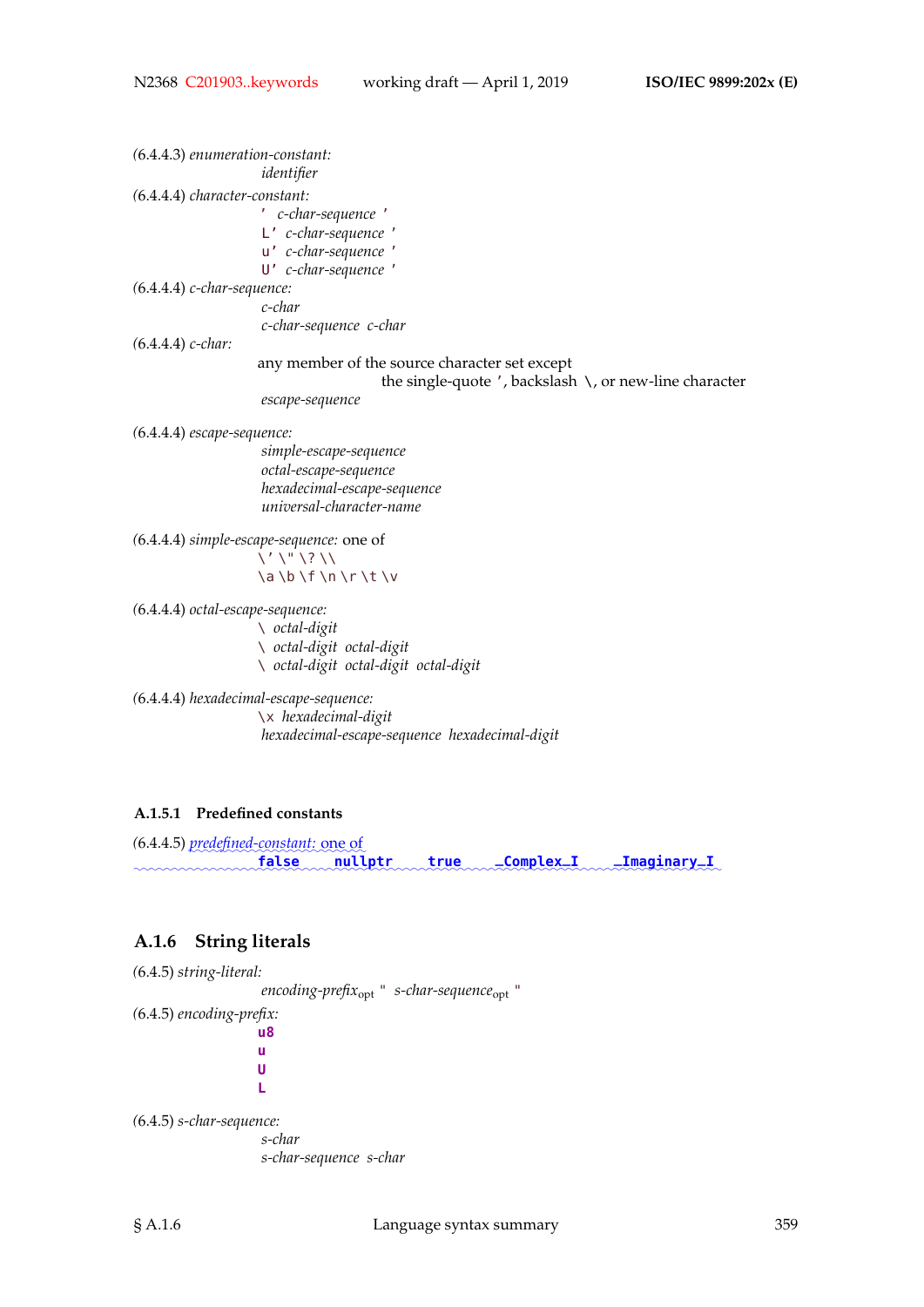(6.4.4.3) *enumeration-constant:*
  *identifier*

(6.4.4.4) *character-constant:*
  `'` *c-char-sequence* `'`
  `L'` *c-char-sequence* `'`
  `u'` *c-char-sequence* `'`
  `U'` *c-char-sequence* `'`

(6.4.4.4) *c-char-sequence:*
  *c-char*
  *c-char-sequence c-char*

(6.4.4.4) *c-char:*
  any member of the source character set except
    the single-quote `'`, backslash `\`, or new-line character
  *escape-sequence*

(6.4.4.4) *escape-sequence:*
  *simple-escape-sequence*
  *octal-escape-sequence*
  *hexadecimal-escape-sequence*
  *universal-character-name*

(6.4.4.4) *simple-escape-sequence:* one of
  `\' \" \? \\`
  `\a \b \f \n \r \t \v`

(6.4.4.4) *octal-escape-sequence:*
  `\` *octal-digit*
  `\` *octal-digit octal-digit*
  `\` *octal-digit octal-digit octal-digit*

(6.4.4.4) *hexadecimal-escape-sequence:*
  `\x` *hexadecimal-digit*
  *hexadecimal-escape-sequence hexadecimal-digit*

### A.1.5.1 Predefined constants

(6.4.4.5) *predefined-constant:* one of
  **`false`**  **`nullptr`**  **`true`**  **`_Complex_I`**  **`_Imaginary_I`**

## A.1.6 String literals

(6.4.5) *string-literal:*
  *encoding-prefix*$_{opt}$ `"` *s-char-sequence*$_{opt}$ `"`

(6.4.5) *encoding-prefix:*
  **`u8`**
  **`u`**
  **`U`**
  **`L`**

(6.4.5) *s-char-sequence:*
  *s-char*
  *s-char-sequence s-char*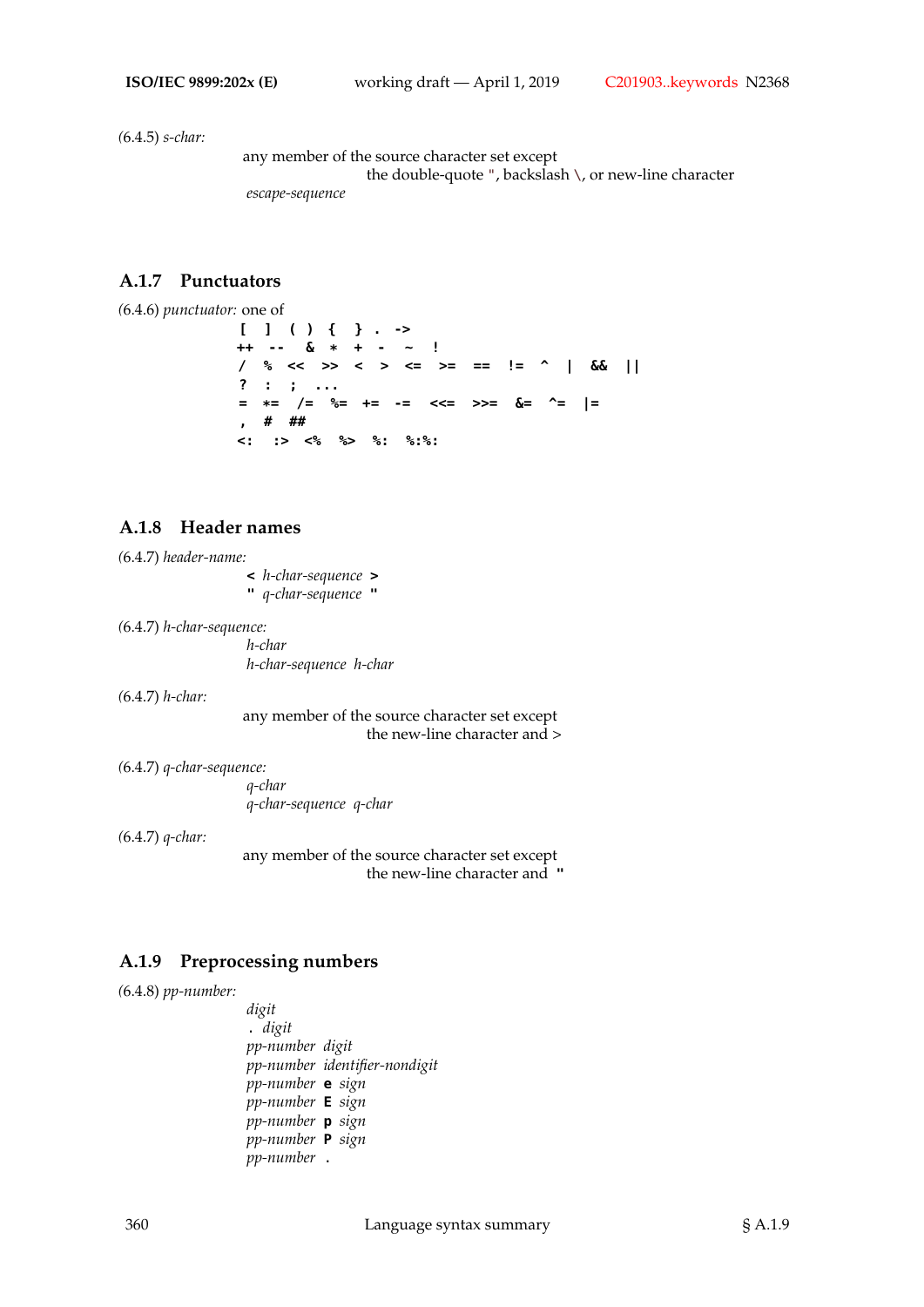(6.4.5) *s-char:*

any member of the source character set except
the double-quote ", backslash \, or new-line character

*escape-sequence*

### A.1.7 Punctuators

(6.4.6) *punctuator:* one of

```
[ ] ( ) { } . ->
++ -- & * + - ~ !
/ % << >> < > <= >= == != ^ | && ||
? : ; ...
= *= /= %= += -= <<= >>= &= ^= |=
, # ##
<: :> <% %> %: %:%:
```

### A.1.8 Header names

(6.4.7) *header-name:*

**<** *h-char-sequence* **>**
**"** *q-char-sequence* **"**

(6.4.7) *h-char-sequence:*

*h-char*
*h-char-sequence h-char*

(6.4.7) *h-char:*

any member of the source character set except
the new-line character and >

(6.4.7) *q-char-sequence:*

*q-char*
*q-char-sequence q-char*

(6.4.7) *q-char:*

any member of the source character set except
the new-line character and **"**

### A.1.9 Preprocessing numbers

(6.4.8) *pp-number:*

*digit*
**.** *digit*
*pp-number digit*
*pp-number identifier-nondigit*
*pp-number* **e** *sign*
*pp-number* **E** *sign*
*pp-number* **p** *sign*
*pp-number* **P** *sign*
*pp-number* **.**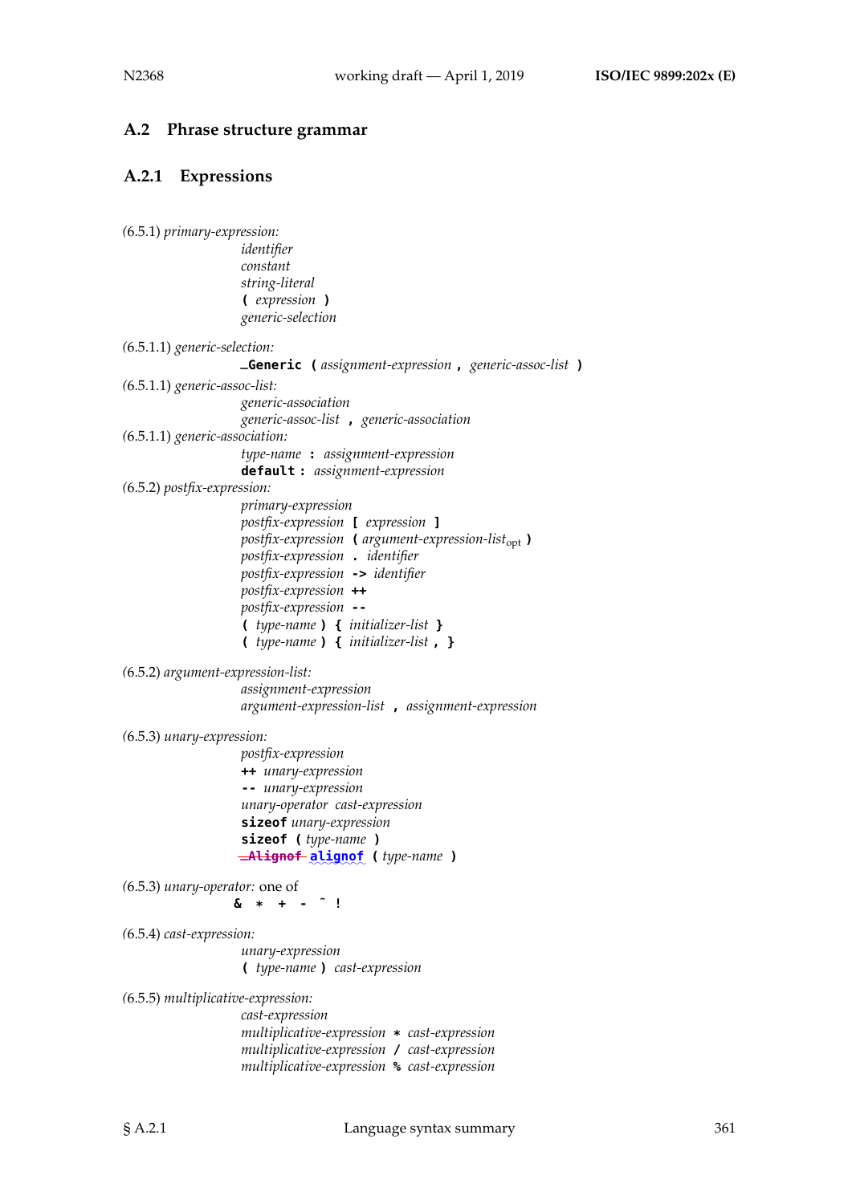## A.2 Phrase structure grammar

### A.2.1 Expressions

(6.5.1) *primary-expression:*

> *identifier*
> *constant*
> *string-literal*
> **(** *expression* **)**
> *generic-selection*

(6.5.1.1) *generic-selection:*

> **_Generic (** *assignment-expression* **,** *generic-assoc-list* **)**

(6.5.1.1) *generic-assoc-list:*

> *generic-association*
> *generic-assoc-list* **,** *generic-association*

(6.5.1.1) *generic-association:*

> *type-name* **:** *assignment-expression*
> **default :** *assignment-expression*

(6.5.2) *postfix-expression:*

> *primary-expression*
> *postfix-expression* **[** *expression* **]**
> *postfix-expression* **(** *argument-expression-list*$_{\text{opt}}$ **)**
> *postfix-expression* **.** *identifier*
> *postfix-expression* **->** *identifier*
> *postfix-expression* **++**
> *postfix-expression* **--**
> **(** *type-name* **) {** *initializer-list* **}**
> **(** *type-name* **) {** *initializer-list* **, }**

(6.5.2) *argument-expression-list:*

> *assignment-expression*
> *argument-expression-list* **,** *assignment-expression*

(6.5.3) *unary-expression:*

> *postfix-expression*
> **++** *unary-expression*
> **--** *unary-expression*
> *unary-operator cast-expression*
> **sizeof** *unary-expression*
> **sizeof (** *type-name* **)**
> ~~**_Alignof**~~ **alignof (** *type-name* **)**

(6.5.3) *unary-operator:* one of

> **& * + - ~ !**

(6.5.4) *cast-expression:*

> *unary-expression*
> **(** *type-name* **)** *cast-expression*

(6.5.5) *multiplicative-expression:*

> *cast-expression*
> *multiplicative-expression* **\*** *cast-expression*
> *multiplicative-expression* **/** *cast-expression*
> *multiplicative-expression* **%** *cast-expression*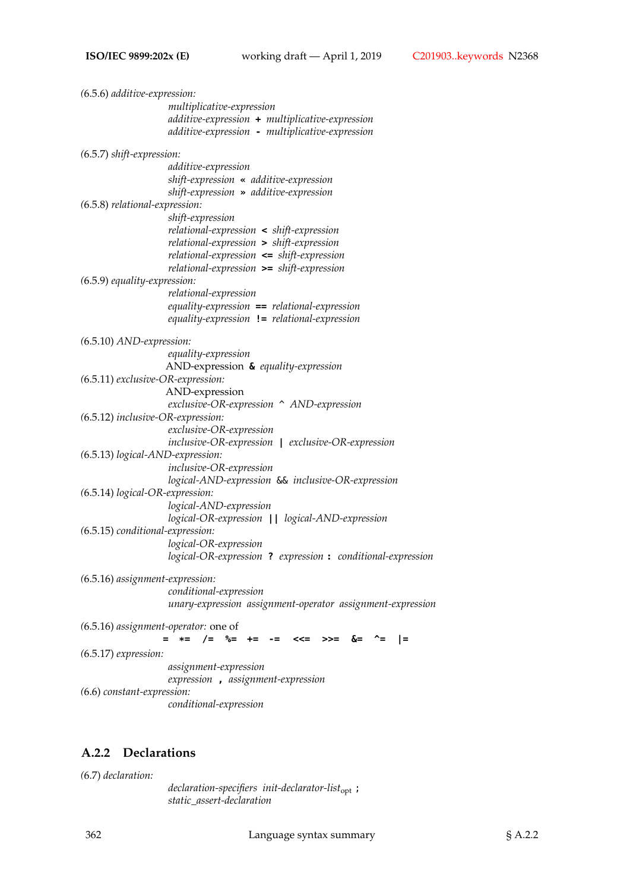(6.5.6) *additive-expression:*

*multiplicative-expression*
*additive-expression* **+** *multiplicative-expression*
*additive-expression* **-** *multiplicative-expression*

(6.5.7) *shift-expression:*

*additive-expression*
*shift-expression* **«** *additive-expression*
*shift-expression* **»** *additive-expression*

(6.5.8) *relational-expression:*

*shift-expression*
*relational-expression* **<** *shift-expression*
*relational-expression* **>** *shift-expression*
*relational-expression* **<=** *shift-expression*
*relational-expression* **>=** *shift-expression*

(6.5.9) *equality-expression:*

*relational-expression*
*equality-expression* **==** *relational-expression*
*equality-expression* **!=** *relational-expression*

(6.5.10) *AND-expression:*

*equality-expression*
AND-expression **&** *equality-expression*

(6.5.11) *exclusive-OR-expression:*

AND-expression
*exclusive-OR-expression* ^ *AND-expression*

(6.5.12) *inclusive-OR-expression:*

*exclusive-OR-expression*
*inclusive-OR-expression* **|** *exclusive-OR-expression*

(6.5.13) *logical-AND-expression:*

*inclusive-OR-expression*
*logical-AND-expression* && *inclusive-OR-expression*

(6.5.14) *logical-OR-expression:*

*logical-AND-expression*
*logical-OR-expression* **||** *logical-AND-expression*

(6.5.15) *conditional-expression:*

*logical-OR-expression*
*logical-OR-expression* **?** *expression* **:** *conditional-expression*

(6.5.16) *assignment-expression:*

*conditional-expression*
*unary-expression assignment-operator assignment-expression*

(6.5.16) *assignment-operator:* one of

**= \*= /= %= += -= <<= >>= &= ^= |=**

(6.5.17) *expression:*

*assignment-expression*
*expression* **,** *assignment-expression*

(6.6) *constant-expression:*

*conditional-expression*

### A.2.2 Declarations

(6.7) *declaration:*

*declaration-specifiers init-declarator-list*$_{opt}$ **;**
*static_assert-declaration*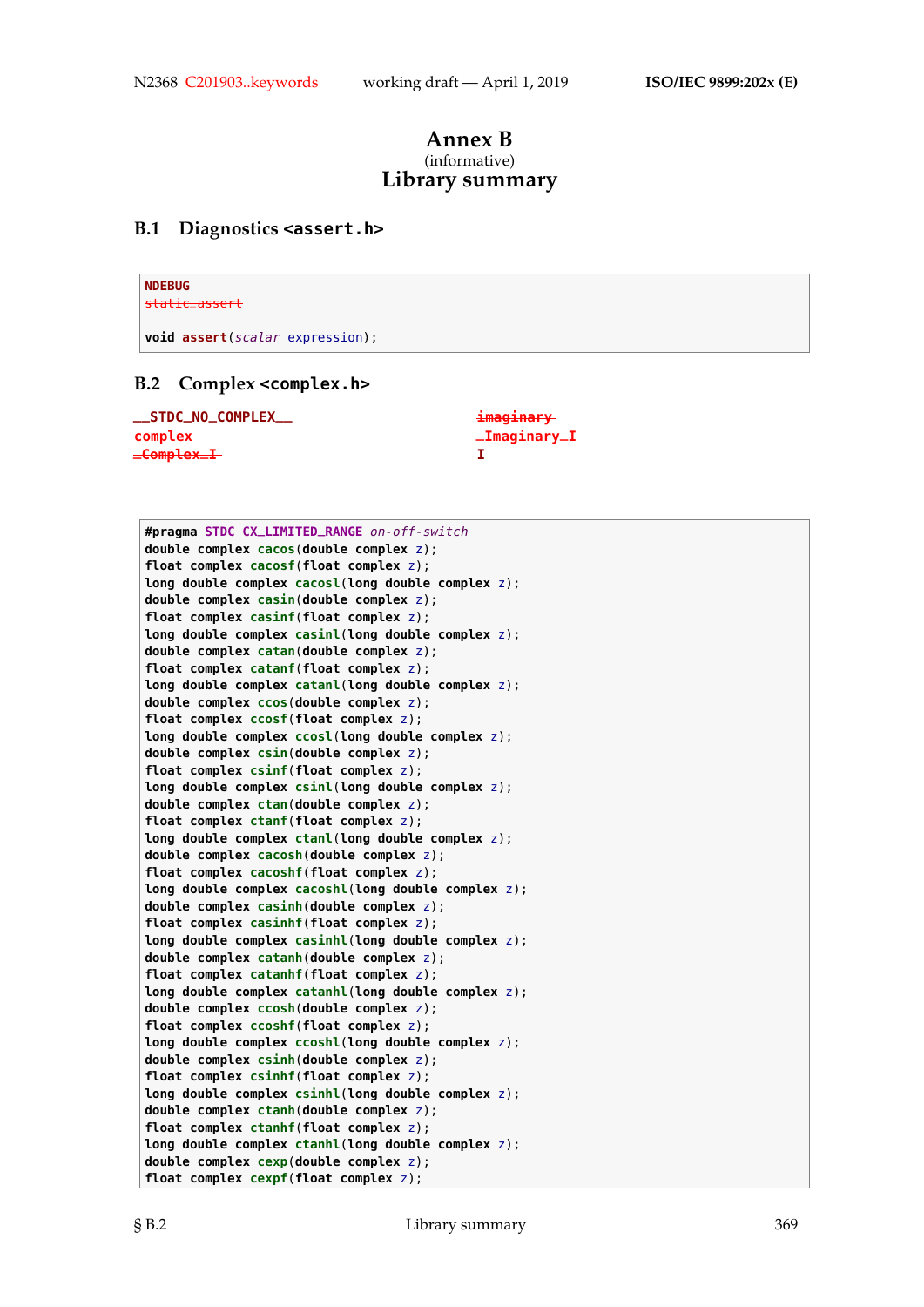# Annex B
(informative)
# Library summary

## B.1 Diagnostics <assert.h>

```
NDEBUG
~~static_assert~~

void assert(scalar expression);
```

## B.2 Complex <complex.h>

__STDC_NO_COMPLEX__
~~complex~~
~~_Complex_I~~
~~imaginary~~
~~_Imaginary_I~~
I

```
#pragma STDC CX_LIMITED_RANGE on-off-switch
double complex cacos(double complex z);
float complex cacosf(float complex z);
long double complex cacosl(long double complex z);
double complex casin(double complex z);
float complex casinf(float complex z);
long double complex casinl(long double complex z);
double complex catan(double complex z);
float complex catanf(float complex z);
long double complex catanl(long double complex z);
double complex ccos(double complex z);
float complex ccosf(float complex z);
long double complex ccosl(long double complex z);
double complex csin(double complex z);
float complex csinf(float complex z);
long double complex csinl(long double complex z);
double complex ctan(double complex z);
float complex ctanf(float complex z);
long double complex ctanl(long double complex z);
double complex cacosh(double complex z);
float complex cacoshf(float complex z);
long double complex cacoshl(long double complex z);
double complex casinh(double complex z);
float complex casinhf(float complex z);
long double complex casinhl(long double complex z);
double complex catanh(double complex z);
float complex catanhf(float complex z);
long double complex catanhl(long double complex z);
double complex ccosh(double complex z);
float complex ccoshf(float complex z);
long double complex ccoshl(long double complex z);
double complex csinh(double complex z);
float complex csinhf(float complex z);
long double complex csinhl(long double complex z);
double complex ctanh(double complex z);
float complex ctanhf(float complex z);
long double complex ctanhl(long double complex z);
double complex cexp(double complex z);
float complex cexpf(float complex z);
```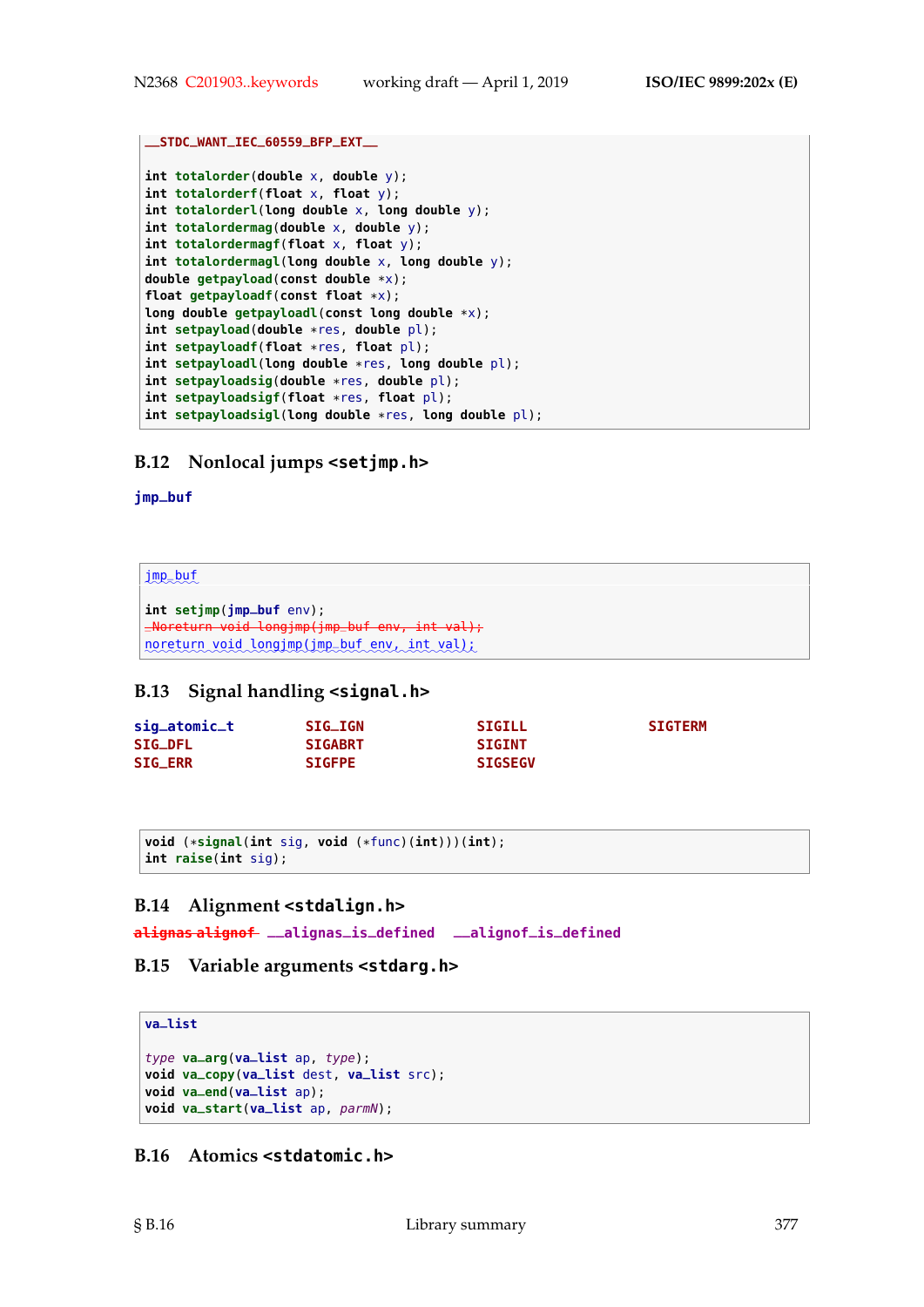```
__STDC_WANT_IEC_60559_BFP_EXT__

int totalorder(double x, double y);
int totalorderf(float x, float y);
int totalorderl(long double x, long double y);
int totalordermag(double x, double y);
int totalordermagf(float x, float y);
int totalordermagl(long double x, long double y);
double getpayload(const double *x);
float getpayloadf(const float *x);
long double getpayloadl(const long double *x);
int setpayload(double *res, double pl);
int setpayloadf(float *res, float pl);
int setpayloadl(long double *res, long double pl);
int setpayloadsig(double *res, double pl);
int setpayloadsigf(float *res, float pl);
int setpayloadsigl(long double *res, long double pl);
```

## B.12 Nonlocal jumps <setjmp.h>

jmp_buf

```
jmp_buf

int setjmp(jmp_buf env);
~~_Noreturn void longjmp(jmp_buf env, int val);~~
noreturn void longjmp(jmp_buf env, int val);
```

## B.13 Signal handling <signal.h>

| | | | |
|---|---|---|---|
| sig_atomic_t | SIG_IGN | SIGILL | SIGTERM |
| SIG_DFL | SIGABRT | SIGINT | |
| SIG_ERR | SIGFPE | SIGSEGV | |

```
void (*signal(int sig, void (*func)(int)))(int);
int raise(int sig);
```

## B.14 Alignment <stdalign.h>

~~alignas alignof~~ __alignas_is_defined __alignof_is_defined

## B.15 Variable arguments <stdarg.h>

```
va_list

type va_arg(va_list ap, type);
void va_copy(va_list dest, va_list src);
void va_end(va_list ap);
void va_start(va_list ap, parmN);
```

## B.16 Atomics <stdatomic.h>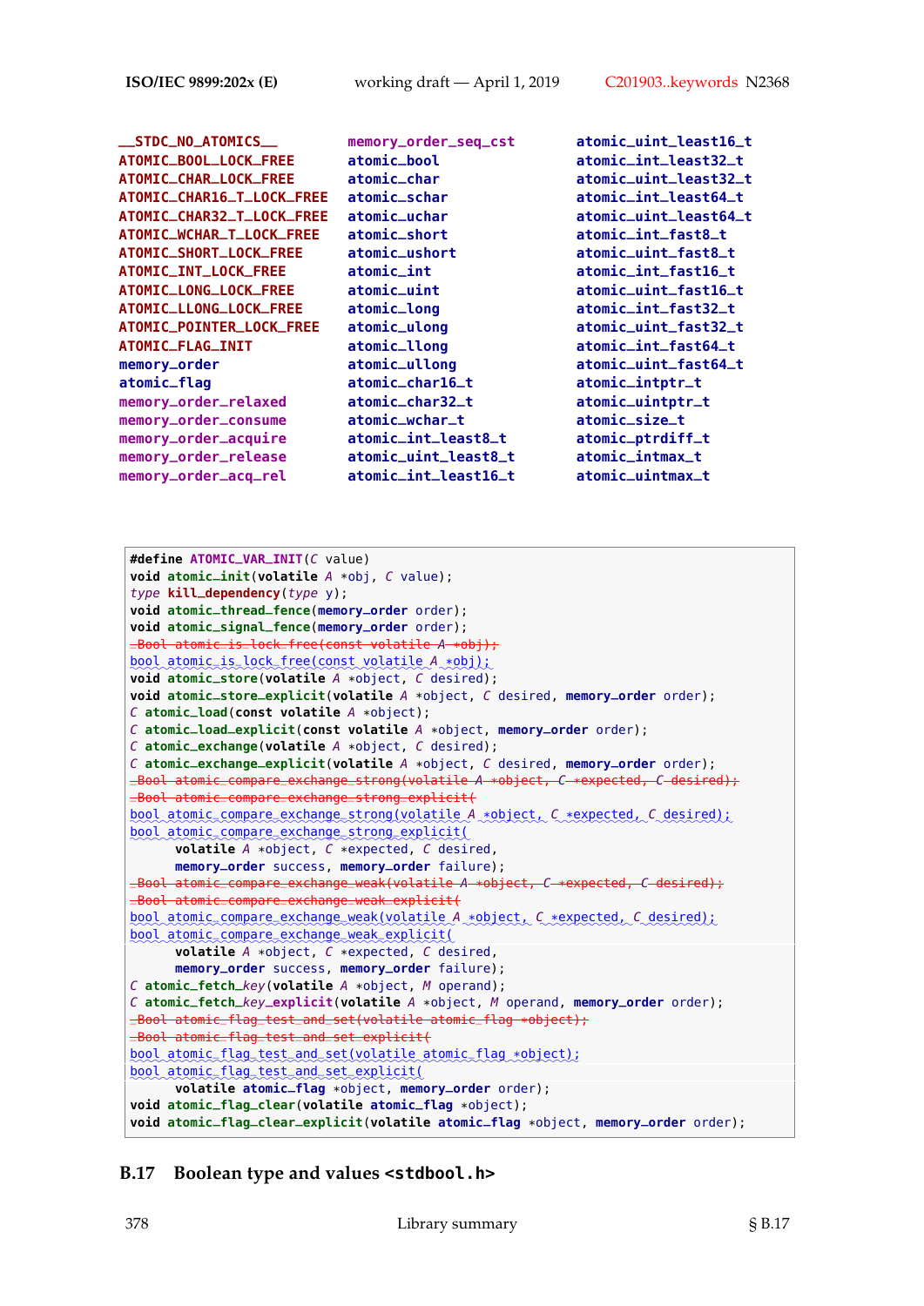```
__STDC_NO_ATOMICS__           memory_order_seq_cst      atomic_uint_least16_t
ATOMIC_BOOL_LOCK_FREE         atomic_bool               atomic_int_least32_t
ATOMIC_CHAR_LOCK_FREE         atomic_char               atomic_uint_least32_t
ATOMIC_CHAR16_T_LOCK_FREE     atomic_schar              atomic_int_least64_t
ATOMIC_CHAR32_T_LOCK_FREE     atomic_uchar              atomic_uint_least64_t
ATOMIC_WCHAR_T_LOCK_FREE      atomic_short              atomic_int_fast8_t
ATOMIC_SHORT_LOCK_FREE        atomic_ushort             atomic_uint_fast8_t
ATOMIC_INT_LOCK_FREE          atomic_int                atomic_int_fast16_t
ATOMIC_LONG_LOCK_FREE         atomic_uint               atomic_uint_fast16_t
ATOMIC_LLONG_LOCK_FREE        atomic_long               atomic_int_fast32_t
ATOMIC_POINTER_LOCK_FREE      atomic_ulong              atomic_uint_fast32_t
ATOMIC_FLAG_INIT              atomic_llong              atomic_int_fast64_t
memory_order                  atomic_ullong             atomic_uint_fast64_t
atomic_flag                   atomic_char16_t           atomic_intptr_t
memory_order_relaxed          atomic_char32_t           atomic_uintptr_t
memory_order_consume          atomic_wchar_t            atomic_size_t
memory_order_acquire          atomic_int_least8_t       atomic_ptrdiff_t
memory_order_release          atomic_uint_least8_t      atomic_intmax_t
memory_order_acq_rel          atomic_int_least16_t      atomic_uintmax_t
```

```
#define ATOMIC_VAR_INIT(C value)
void atomic_init(volatile A *obj, C value);
type kill_dependency(type y);
void atomic_thread_fence(memory_order order);
void atomic_signal_fence(memory_order order);
~~_Bool atomic_is_lock_free(const volatile A *obj);~~
bool atomic_is_lock_free(const volatile A *obj);
void atomic_store(volatile A *object, C desired);
void atomic_store_explicit(volatile A *object, C desired, memory_order order);
C atomic_load(const volatile A *object);
C atomic_load_explicit(const volatile A *object, memory_order order);
C atomic_exchange(volatile A *object, C desired);
C atomic_exchange_explicit(volatile A *object, C desired, memory_order order);
~~_Bool atomic_compare_exchange_strong(volatile A *object, C *expected, C desired);~~
~~_Bool atomic_compare_exchange_strong_explicit(~~
bool atomic_compare_exchange_strong(volatile A *object, C *expected, C desired);
bool atomic_compare_exchange_strong_explicit(
      volatile A *object, C *expected, C desired,
      memory_order success, memory_order failure);
~~_Bool atomic_compare_exchange_weak(volatile A *object, C *expected, C desired);~~
~~_Bool atomic_compare_exchange_weak_explicit(~~
bool atomic_compare_exchange_weak(volatile A *object, C *expected, C desired);
bool atomic_compare_exchange_weak_explicit(
      volatile A *object, C *expected, C desired,
      memory_order success, memory_order failure);
C atomic_fetch_key(volatile A *object, M operand);
C atomic_fetch_key_explicit(volatile A *object, M operand, memory_order order);
~~_Bool atomic_flag_test_and_set(volatile atomic_flag *object);~~
~~_Bool atomic_flag_test_and_set_explicit(~~
bool atomic_flag_test_and_set(volatile atomic_flag *object);
bool atomic_flag_test_and_set_explicit(
      volatile atomic_flag *object, memory_order order);
void atomic_flag_clear(volatile atomic_flag *object);
void atomic_flag_clear_explicit(volatile atomic_flag *object, memory_order order);
```

## B.17 Boolean type and values `<stdbool.h>`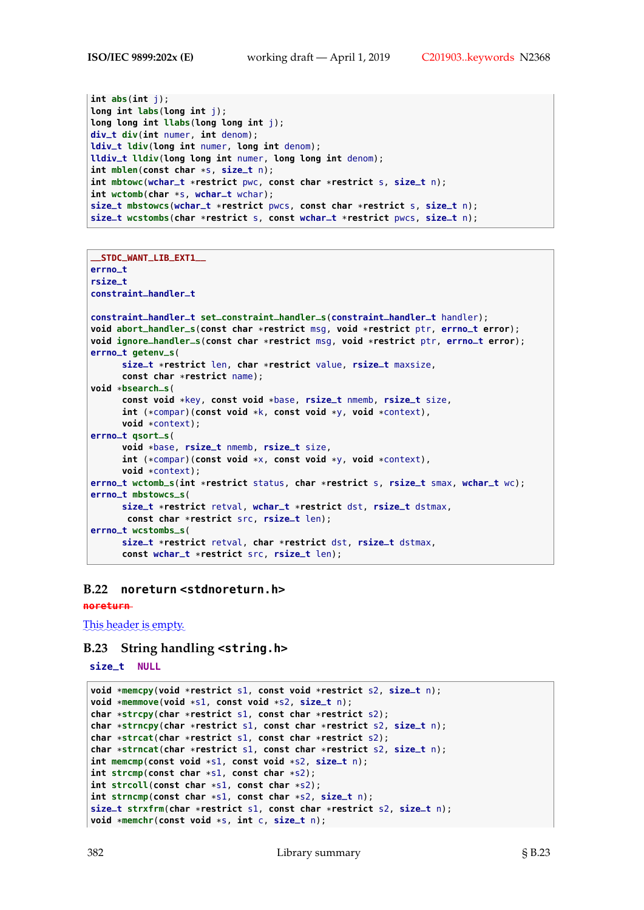```
int abs(int j);
long int labs(long int j);
long long int llabs(long long int j);
div_t div(int numer, int denom);
ldiv_t ldiv(long int numer, long int denom);
lldiv_t lldiv(long long int numer, long long int denom);
int mblen(const char *s, size_t n);
int mbtowc(wchar_t *restrict pwc, const char *restrict s, size_t n);
int wctomb(char *s, wchar_t wchar);
size_t mbstowcs(wchar_t *restrict pwcs, const char *restrict s, size_t n);
size_t wcstombs(char *restrict s, const wchar_t *restrict pwcs, size_t n);
```

```
__STDC_WANT_LIB_EXT1__
errno_t
rsize_t
constraint_handler_t

constraint_handler_t set_constraint_handler_s(constraint_handler_t handler);
void abort_handler_s(const char *restrict msg, void *restrict ptr, errno_t error);
void ignore_handler_s(const char *restrict msg, void *restrict ptr, errno_t error);
errno_t getenv_s(
      size_t *restrict len, char *restrict value, rsize_t maxsize,
      const char *restrict name);
void *bsearch_s(
      const void *key, const void *base, rsize_t nmemb, rsize_t size,
      int (*compar)(const void *k, const void *y, void *context),
      void *context);
errno_t qsort_s(
      void *base, rsize_t nmemb, rsize_t size,
      int (*compar)(const void *x, const void *y, void *context),
      void *context);
errno_t wctomb_s(int *restrict status, char *restrict s, rsize_t smax, wchar_t wc);
errno_t mbstowcs_s(
      size_t *restrict retval, wchar_t *restrict dst, rsize_t dstmax,
       const char *restrict src, rsize_t len);
errno_t wcstombs_s(
      size_t *restrict retval, char *restrict dst, rsize_t dstmax,
      const wchar_t *restrict src, rsize_t len);
```

## B.22 noreturn <stdnoreturn.h>

~~noreturn~~

This header is empty.

## B.23 String handling <string.h>

size_t NULL

```
void *memcpy(void *restrict s1, const void *restrict s2, size_t n);
void *memmove(void *s1, const void *s2, size_t n);
char *strcpy(char *restrict s1, const char *restrict s2);
char *strncpy(char *restrict s1, const char *restrict s2, size_t n);
char *strcat(char *restrict s1, const char *restrict s2);
char *strncat(char *restrict s1, const char *restrict s2, size_t n);
int memcmp(const void *s1, const void *s2, size_t n);
int strcmp(const char *s1, const char *s2);
int strcoll(const char *s1, const char *s2);
int strncmp(const char *s1, const char *s2, size_t n);
size_t strxfrm(char *restrict s1, const char *restrict s2, size_t n);
void *memchr(const void *s, int c, size_t n);
```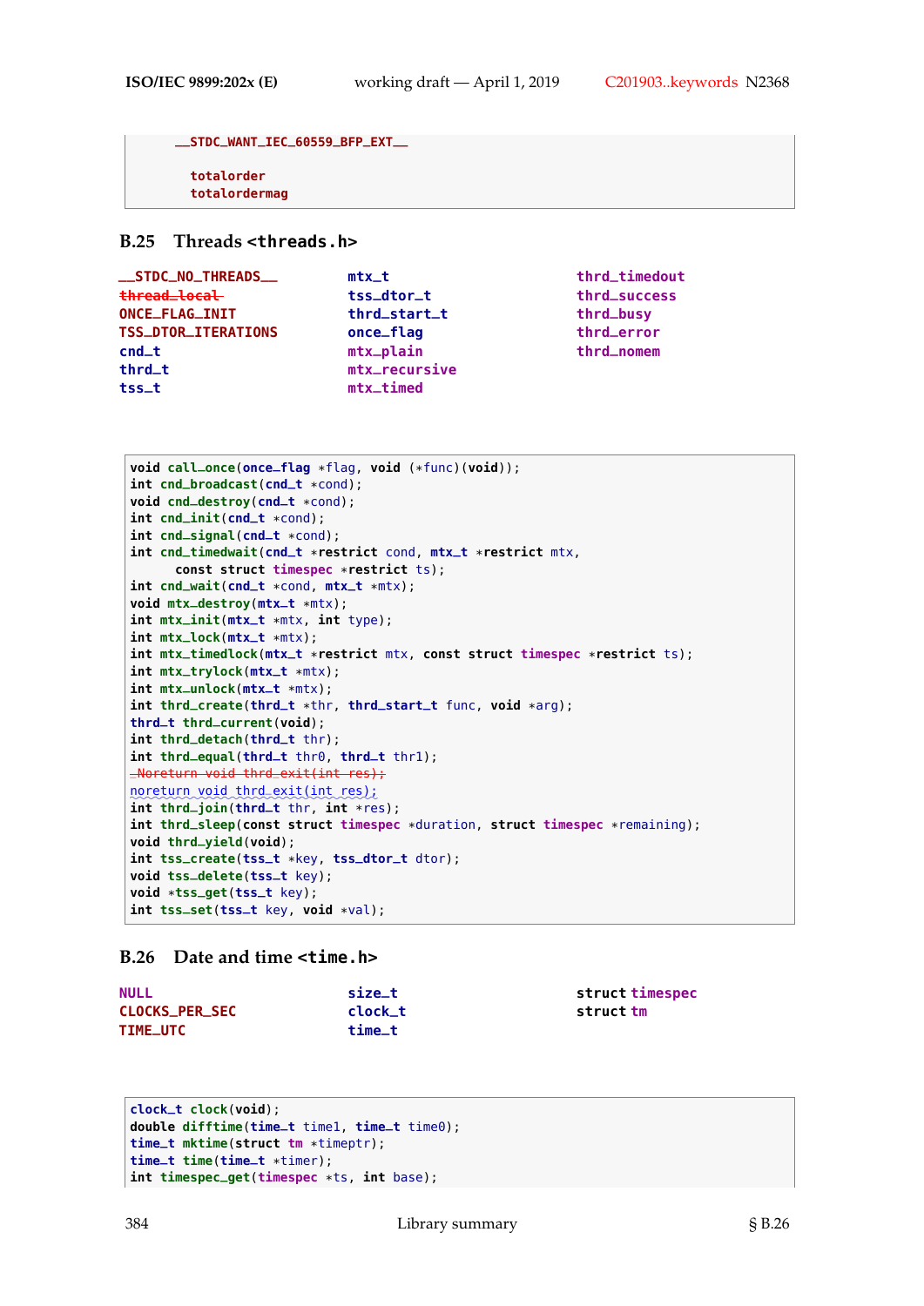```
__STDC_WANT_IEC_60559_BFP_EXT__

  totalorder
  totalordermag
```

## B.25 Threads <threads.h>

```
__STDC_NO_THREADS__      mtx_t             thrd_timedout
~~thread_local~~         tss_dtor_t        thrd_success
ONCE_FLAG_INIT           thrd_start_t      thrd_busy
TSS_DTOR_ITERATIONS      once_flag         thrd_error
cnd_t                    mtx_plain         thrd_nomem
thrd_t                   mtx_recursive
tss_t                    mtx_timed
```

```
void call_once(once_flag *flag, void (*func)(void));
int cnd_broadcast(cnd_t *cond);
void cnd_destroy(cnd_t *cond);
int cnd_init(cnd_t *cond);
int cnd_signal(cnd_t *cond);
int cnd_timedwait(cnd_t *restrict cond, mtx_t *restrict mtx,
      const struct timespec *restrict ts);
int cnd_wait(cnd_t *cond, mtx_t *mtx);
void mtx_destroy(mtx_t *mtx);
int mtx_init(mtx_t *mtx, int type);
int mtx_lock(mtx_t *mtx);
int mtx_timedlock(mtx_t *restrict mtx, const struct timespec *restrict ts);
int mtx_trylock(mtx_t *mtx);
int mtx_unlock(mtx_t *mtx);
int thrd_create(thrd_t *thr, thrd_start_t func, void *arg);
thrd_t thrd_current(void);
int thrd_detach(thrd_t thr);
int thrd_equal(thrd_t thr0, thrd_t thr1);
~~_Noreturn void thrd_exit(int res);~~
noreturn void thrd_exit(int res);
int thrd_join(thrd_t thr, int *res);
int thrd_sleep(const struct timespec *duration, struct timespec *remaining);
void thrd_yield(void);
int tss_create(tss_t *key, tss_dtor_t dtor);
void tss_delete(tss_t key);
void *tss_get(tss_t key);
int tss_set(tss_t key, void *val);
```

## B.26 Date and time <time.h>

```
NULL               size_t       struct timespec
CLOCKS_PER_SEC     clock_t      struct tm
TIME_UTC           time_t
```

```
clock_t clock(void);
double difftime(time_t time1, time_t time0);
time_t mktime(struct tm *timeptr);
time_t time(time_t *timer);
int timespec_get(timespec *ts, int base);
```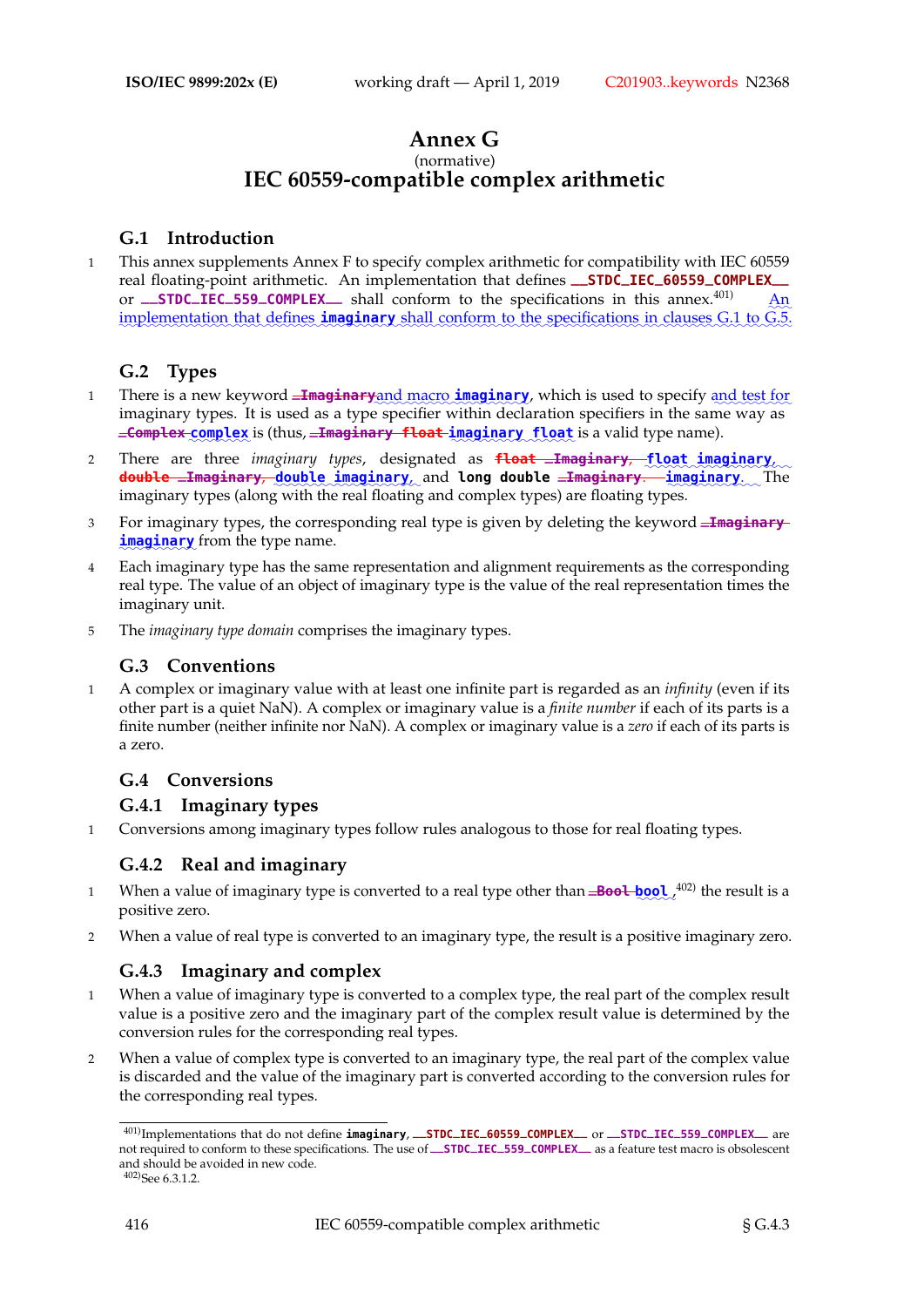# Annex G

(normative)

# IEC 60559-compatible complex arithmetic

## G.1 Introduction

1 This annex supplements Annex F to specify complex arithmetic for compatibility with IEC 60559 real floating-point arithmetic. An implementation that defines `__STDC_IEC_60559_COMPLEX__` or `__STDC_IEC_559_COMPLEX__` shall conform to the specifications in this annex.[401] An implementation that defines **imaginary** shall conform to the specifications in clauses G.1 to G.5.

## G.2 Types

1 There is a new keyword ~~`_Imaginary`~~and macro **imaginary**, which is used to specify and test for imaginary types. It is used as a type specifier within declaration specifiers in the same way as ~~`_Complex`~~ **complex** is (thus, ~~`_Imaginary float`~~ **imaginary float** is a valid type name).

2 There are three *imaginary types*, designated as ~~`float _Imaginary`~~, **float imaginary**, ~~`double _Imaginary`~~, **double imaginary**, and **long double** ~~`_Imaginary`~~. **imaginary**. The imaginary types (along with the real floating and complex types) are floating types.

3 For imaginary types, the corresponding real type is given by deleting the keyword ~~`_Imaginary`~~ **imaginary** from the type name.

4 Each imaginary type has the same representation and alignment requirements as the corresponding real type. The value of an object of imaginary type is the value of the real representation times the imaginary unit.

5 The *imaginary type domain* comprises the imaginary types.

## G.3 Conventions

1 A complex or imaginary value with at least one infinite part is regarded as an *infinity* (even if its other part is a quiet NaN). A complex or imaginary value is a *finite number* if each of its parts is a finite number (neither infinite nor NaN). A complex or imaginary value is a *zero* if each of its parts is a zero.

## G.4 Conversions

### G.4.1 Imaginary types

1 Conversions among imaginary types follow rules analogous to those for real floating types.

### G.4.2 Real and imaginary

1 When a value of imaginary type is converted to a real type other than ~~`_Bool`~~ **bool**,[402] the result is a positive zero.

2 When a value of real type is converted to an imaginary type, the result is a positive imaginary zero.

### G.4.3 Imaginary and complex

1 When a value of imaginary type is converted to a complex type, the real part of the complex result value is a positive zero and the imaginary part of the complex result value is determined by the conversion rules for the corresponding real types.

2 When a value of complex type is converted to an imaginary type, the real part of the complex value is discarded and the value of the imaginary part is converted according to the conversion rules for the corresponding real types.

---

[401] Implementations that do not define **imaginary**, `__STDC_IEC_60559_COMPLEX__` or `__STDC_IEC_559_COMPLEX__` are not required to conform to these specifications. The use of `__STDC_IEC_559_COMPLEX__` as a feature test macro is obsolescent and should be avoided in new code.

[402] See 6.3.1.2.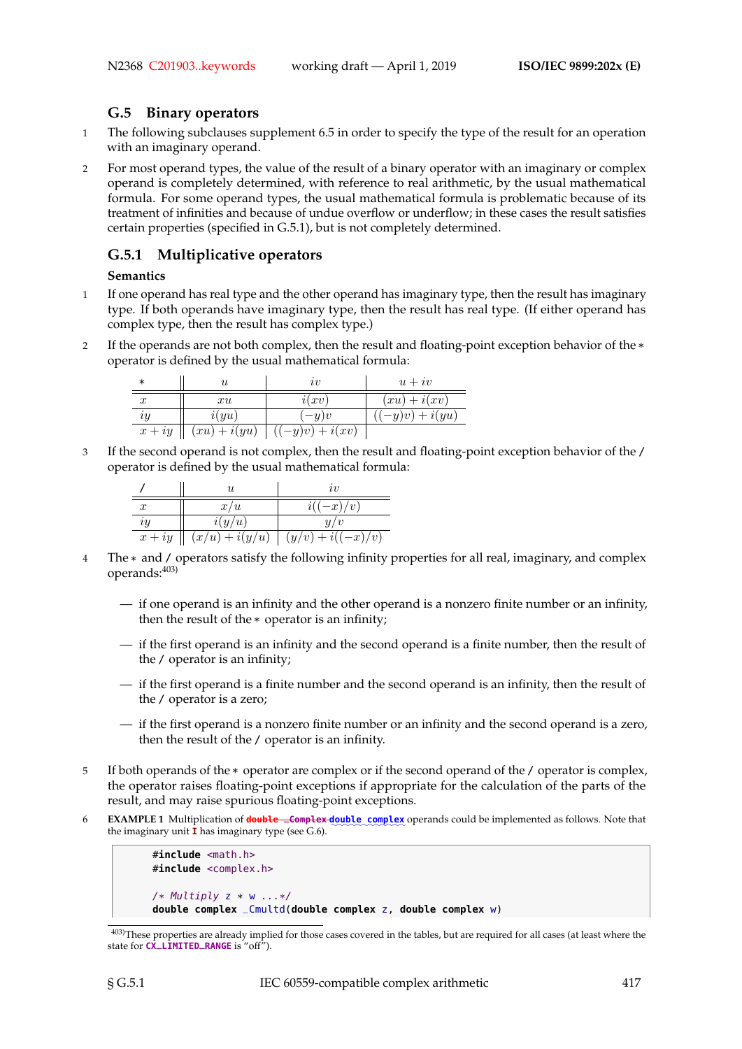## G.5 Binary operators

1 The following subclauses supplement 6.5 in order to specify the type of the result for an operation with an imaginary operand.

2 For most operand types, the value of the result of a binary operator with an imaginary or complex operand is completely determined, with reference to real arithmetic, by the usual mathematical formula. For some operand types, the usual mathematical formula is problematic because of its treatment of infinities and because of undue overflow or underflow; in these cases the result satisfies certain properties (specified in G.5.1), but is not completely determined.

### G.5.1 Multiplicative operators

**Semantics**

1 If one operand has real type and the other operand has imaginary type, then the result has imaginary type. If both operands have imaginary type, then the result has real type. (If either operand has complex type, then the result has complex type.)

2 If the operands are not both complex, then the result and floating-point exception behavior of the `*` operator is defined by the usual mathematical formula:

| $*$ | $u$ | $iv$ | $u + iv$ |
|---|---|---|---|
| $x$ | $xu$ | $i(xv)$ | $(xu) + i(xv)$ |
| $iy$ | $i(yu)$ | $(-y)v$ | $((-y)v) + i(yu)$ |
| $x + iy$ | $(xu) + i(yu)$ | $((-y)v) + i(xv)$ | |

3 If the second operand is not complex, then the result and floating-point exception behavior of the `/` operator is defined by the usual mathematical formula:

| $/$ | $u$ | $iv$ |
|---|---|---|
| $x$ | $x/u$ | $i((-x)/v)$ |
| $iy$ | $i(y/u)$ | $y/v$ |
| $x + iy$ | $(x/u) + i(y/u)$ | $(y/v) + i((-x)/v)$ |

4 The `*` and `/` operators satisfy the following infinity properties for all real, imaginary, and complex operands:[403)]

— if one operand is an infinity and the other operand is a nonzero finite number or an infinity, then the result of the `*` operator is an infinity;

— if the first operand is an infinity and the second operand is a finite number, then the result of the `/` operator is an infinity;

— if the first operand is a finite number and the second operand is an infinity, then the result of the `/` operator is a zero;

— if the first operand is a nonzero finite number or an infinity and the second operand is a zero, then the result of the `/` operator is an infinity.

5 If both operands of the `*` operator are complex or if the second operand of the `/` operator is complex, the operator raises floating-point exceptions if appropriate for the calculation of the parts of the result, and may raise spurious floating-point exceptions.

6 **EXAMPLE 1** Multiplication of ~~`double _Complex`~~ `double complex` operands could be implemented as follows. Note that the imaginary unit `I` has imaginary type (see G.6).

```
#include <math.h>
#include <complex.h>

/* Multiply z * w ...*/
double complex _Cmultd(double complex z, double complex w)
```

403) These properties are already implied for those cases covered in the tables, but are required for all cases (at least where the state for `CX_LIMITED_RANGE` is "off").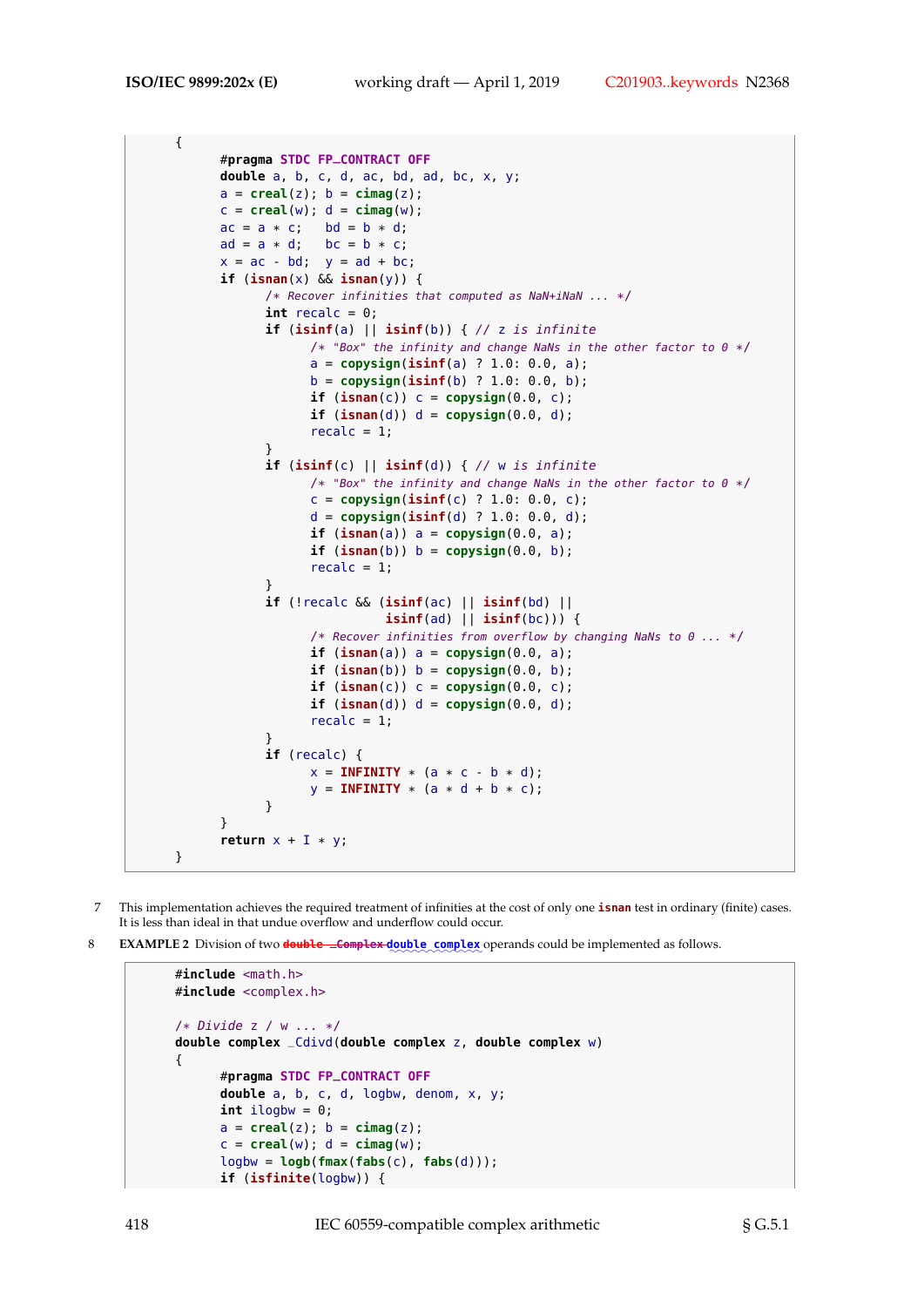```c
{
      #pragma STDC FP_CONTRACT OFF
      double a, b, c, d, ac, bd, ad, bc, x, y;
      a = creal(z); b = cimag(z);
      c = creal(w); d = cimag(w);
      ac = a * c;   bd = b * d;
      ad = a * d;   bc = b * c;
      x = ac - bd;  y = ad + bc;
      if (isnan(x) && isnan(y)) {
            /* Recover infinities that computed as NaN+iNaN ... */
            int recalc = 0;
            if (isinf(a) || isinf(b)) { // z is infinite
                  /* "Box" the infinity and change NaNs in the other factor to 0 */
                  a = copysign(isinf(a) ? 1.0: 0.0, a);
                  b = copysign(isinf(b) ? 1.0: 0.0, b);
                  if (isnan(c)) c = copysign(0.0, c);
                  if (isnan(d)) d = copysign(0.0, d);
                  recalc = 1;
            }
            if (isinf(c) || isinf(d)) { // w is infinite
                  /* "Box" the infinity and change NaNs in the other factor to 0 */
                  c = copysign(isinf(c) ? 1.0: 0.0, c);
                  d = copysign(isinf(d) ? 1.0: 0.0, d);
                  if (isnan(a)) a = copysign(0.0, a);
                  if (isnan(b)) b = copysign(0.0, b);
                  recalc = 1;
            }
            if (!recalc && (isinf(ac) || isinf(bd) ||
                            isinf(ad) || isinf(bc))) {
                  /* Recover infinities from overflow by changing NaNs to 0 ... */
                  if (isnan(a)) a = copysign(0.0, a);
                  if (isnan(b)) b = copysign(0.0, b);
                  if (isnan(c)) c = copysign(0.0, c);
                  if (isnan(d)) d = copysign(0.0, d);
                  recalc = 1;
            }
            if (recalc) {
                  x = INFINITY * (a * c - b * d);
                  y = INFINITY * (a * d + b * c);
            }
      }
      return x + I * y;
}
```

7 This implementation achieves the required treatment of infinities at the cost of only one `isnan` test in ordinary (finite) cases. It is less than ideal in that undue overflow and underflow could occur.

8 **EXAMPLE 2** Division of two ~~double _Complex~~ double complex operands could be implemented as follows.

```c
#include <math.h>
#include <complex.h>

/* Divide z / w ... */
double complex _Cdivd(double complex z, double complex w)
{
      #pragma STDC FP_CONTRACT OFF
      double a, b, c, d, logbw, denom, x, y;
      int ilogbw = 0;
      a = creal(z); b = cimag(z);
      c = creal(w); d = cimag(w);
      logbw = logb(fmax(fabs(c), fabs(d)));
      if (isfinite(logbw)) {
```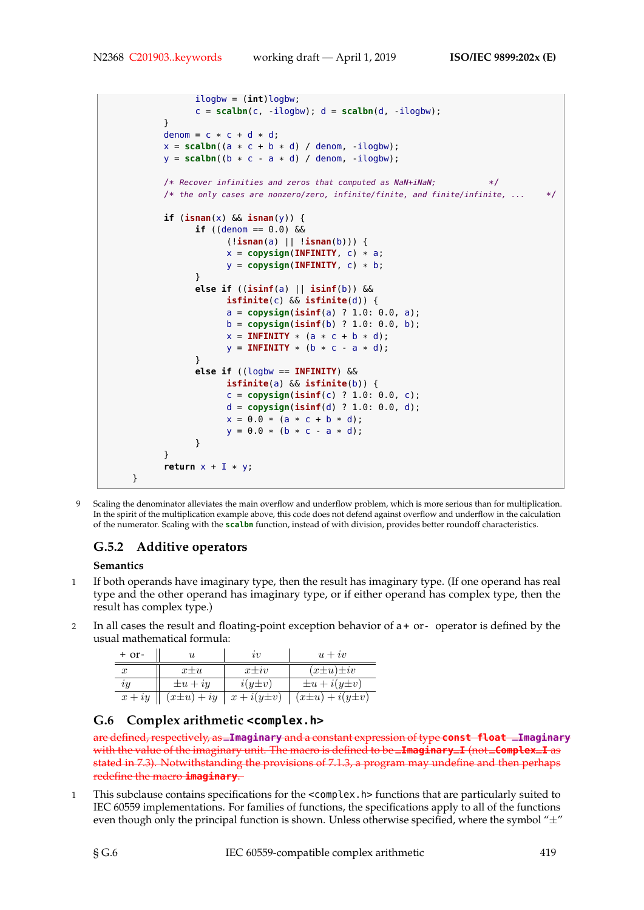```
            ilogbw = (int)logbw;
            c = scalbn(c, -ilogbw); d = scalbn(d, -ilogbw);
        }
        denom = c * c + d * d;
        x = scalbn((a * c + b * d) / denom, -ilogbw);
        y = scalbn((b * c - a * d) / denom, -ilogbw);

        /* Recover infinities and zeros that computed as NaN+iNaN;           */
        /* the only cases are nonzero/zero, infinite/finite, and finite/infinite, ...    */

        if (isnan(x) && isnan(y)) {
            if ((denom == 0.0) &&
                (!isnan(a) || !isnan(b))) {
                x = copysign(INFINITY, c) * a;
                y = copysign(INFINITY, c) * b;
            }
            else if ((isinf(a) || isinf(b)) &&
                isfinite(c) && isfinite(d)) {
                a = copysign(isinf(a) ? 1.0: 0.0, a);
                b = copysign(isinf(b) ? 1.0: 0.0, b);
                x = INFINITY * (a * c + b * d);
                y = INFINITY * (b * c - a * d);
            }
            else if ((logbw == INFINITY) &&
                isfinite(a) && isfinite(b)) {
                c = copysign(isinf(c) ? 1.0: 0.0, c);
                d = copysign(isinf(d) ? 1.0: 0.0, d);
                x = 0.0 * (a * c + b * d);
                y = 0.0 * (b * c - a * d);
            }
        }
        return x + I * y;
    }
```

9 Scaling the denominator alleviates the main overflow and underflow problem, which is more serious than for multiplication. In the spirit of the multiplication example above, this code does not defend against overflow and underflow in the calculation of the numerator. Scaling with the **scalbn** function, instead of with division, provides better roundoff characteristics.

### G.5.2 Additive operators

**Semantics**

1 If both operands have imaginary type, then the result has imaginary type. (If one operand has real type and the other operand has imaginary type, or if either operand has complex type, then the result has complex type.)

2 In all cases the result and floating-point exception behavior of a **+** or **-** operator is defined by the usual mathematical formula:

| + or - | $u$ | $iv$ | $u + iv$ |
|---|---|---|---|
| $x$ | $x \pm u$ | $x \pm iv$ | $(x \pm u) \pm iv$ |
| $iy$ | $\pm u + iy$ | $i(y \pm v)$ | $\pm u + i(y \pm v)$ |
| $x + iy$ | $(x \pm u) + iy$ | $x + i(y \pm v)$ | $(x \pm u) + i(y \pm v)$ |

## G.6 Complex arithmetic `<complex.h>`

~~are defined, respectively, as **_Imaginary** and a constant expression of type **const float _Imaginary** with the value of the imaginary unit. The macro is defined to be **_Imaginary_I** (not **_Complex_I** as stated in 7.3). Notwithstanding the provisions of 7.1.3, a program may undefine and then perhaps redefine the macro **imaginary**.~~

1 This subclause contains specifications for the `<complex.h>` functions that are particularly suited to IEC 60559 implementations. For families of functions, the specifications apply to all of the functions even though only the principal function is shown. Unless otherwise specified, where the symbol "±"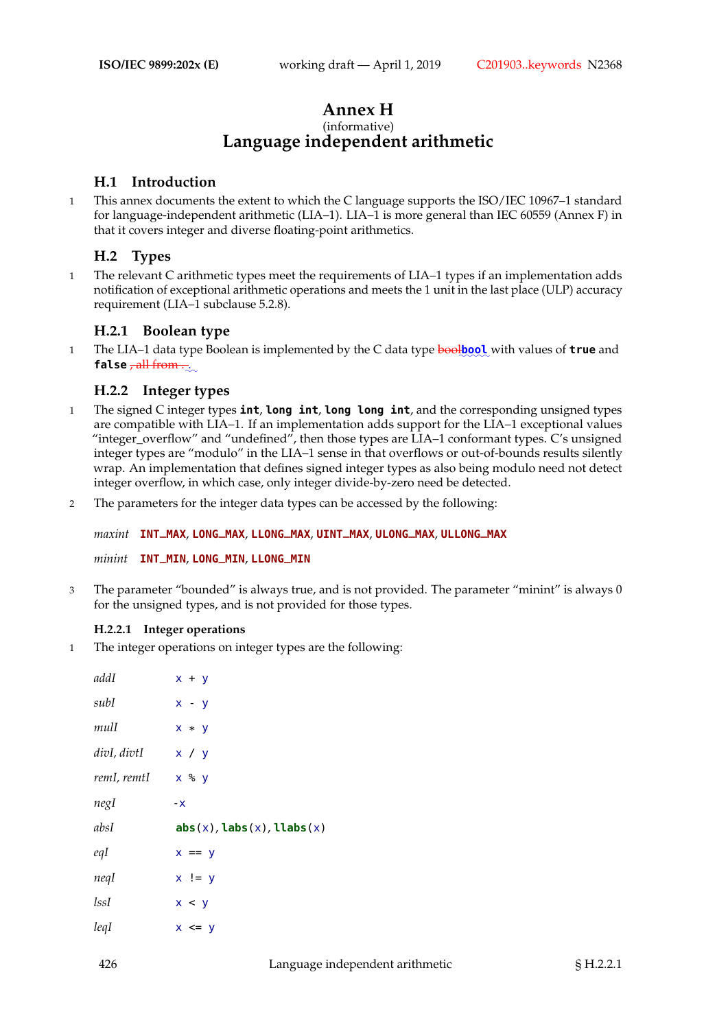# Annex H

(informative)

# Language independent arithmetic

## H.1 Introduction

1 This annex documents the extent to which the C language supports the ISO/IEC 10967–1 standard for language-independent arithmetic (LIA–1). LIA–1 is more general than IEC 60559 (Annex F) in that it covers integer and diverse floating-point arithmetics.

## H.2 Types

1 The relevant C arithmetic types meet the requirements of LIA–1 types if an implementation adds notification of exceptional arithmetic operations and meets the 1 unit in the last place (ULP) accuracy requirement (LIA–1 subclause 5.2.8).

### H.2.1 Boolean type

1 The LIA–1 data type Boolean is implemented by the C data type ~~bool~~**bool** with values of **true** and **false** ~~, all from .~~.

### H.2.2 Integer types

1 The signed C integer types **int**, **long int**, **long long int**, and the corresponding unsigned types are compatible with LIA–1. If an implementation adds support for the LIA–1 exceptional values “integer_overflow” and “undefined”, then those types are LIA–1 conformant types. C’s unsigned integer types are “modulo” in the LIA–1 sense in that overflows or out-of-bounds results silently wrap. An implementation that defines signed integer types as also being modulo need not detect integer overflow, in which case, only integer divide-by-zero need be detected.

2 The parameters for the integer data types can be accessed by the following:

*maxint* **INT_MAX**, **LONG_MAX**, **LLONG_MAX**, **UINT_MAX**, **ULONG_MAX**, **ULLONG_MAX**

*minint* **INT_MIN**, **LONG_MIN**, **LLONG_MIN**

3 The parameter “bounded” is always true, and is not provided. The parameter “minint” is always 0 for the unsigned types, and is not provided for those types.

#### H.2.2.1 Integer operations

1 The integer operations on integer types are the following:

| | |
|---|---|
| *addI* | `x + y` |
| *subI* | `x - y` |
| *mulI* | `x * y` |
| *divI, divtI* | `x / y` |
| *remI, remtI* | `x % y` |
| *negI* | `-x` |
| *absI* | `abs(x)`, `labs(x)`, `llabs(x)` |
| *eqI* | `x == y` |
| *neqI* | `x != y` |
| *lssI* | `x < y` |
| *leqI* | `x <= y` |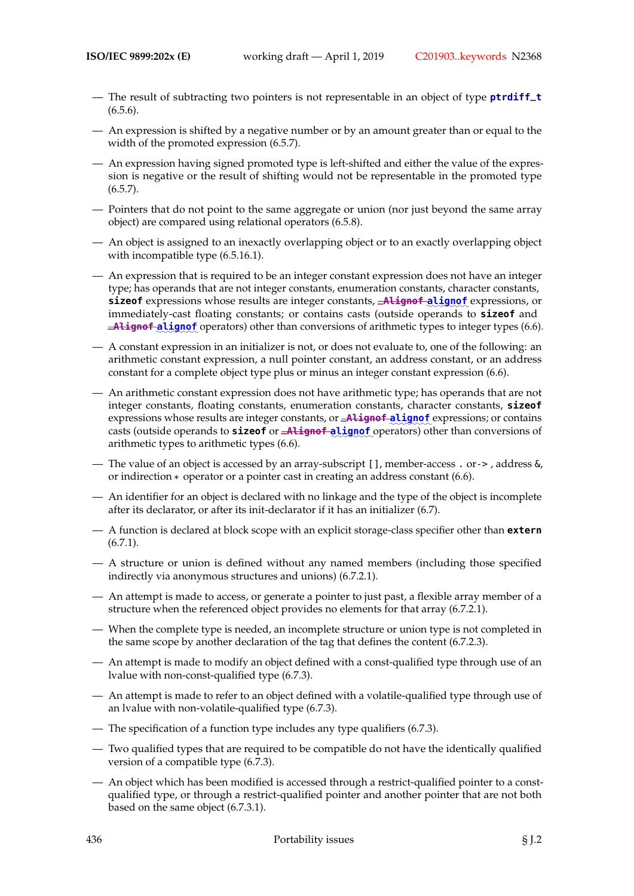— The result of subtracting two pointers is not representable in an object of type **ptrdiff_t** (6.5.6).

— An expression is shifted by a negative number or by an amount greater than or equal to the width of the promoted expression (6.5.7).

— An expression having signed promoted type is left-shifted and either the value of the expression is negative or the result of shifting would not be representable in the promoted type (6.5.7).

— Pointers that do not point to the same aggregate or union (nor just beyond the same array object) are compared using relational operators (6.5.8).

— An object is assigned to an inexactly overlapping object or to an exactly overlapping object with incompatible type (6.5.16.1).

— An expression that is required to be an integer constant expression does not have an integer type; has operands that are not integer constants, enumeration constants, character constants, **sizeof** expressions whose results are integer constants, ~~**_Alignof**~~ **alignof** expressions, or immediately-cast floating constants; or contains casts (outside operands to **sizeof** and ~~**_Alignof**~~ **alignof** operators) other than conversions of arithmetic types to integer types (6.6).

— A constant expression in an initializer is not, or does not evaluate to, one of the following: an arithmetic constant expression, a null pointer constant, an address constant, or an address constant for a complete object type plus or minus an integer constant expression (6.6).

— An arithmetic constant expression does not have arithmetic type; has operands that are not integer constants, floating constants, enumeration constants, character constants, **sizeof** expressions whose results are integer constants, or ~~**_Alignof**~~ **alignof** expressions; or contains casts (outside operands to **sizeof** or ~~**_Alignof**~~ **alignof** operators) other than conversions of arithmetic types to arithmetic types (6.6).

— The value of an object is accessed by an array-subscript `[]`, member-access `.` or `->`, address `&`, or indirection `*` operator or a pointer cast in creating an address constant (6.6).

— An identifier for an object is declared with no linkage and the type of the object is incomplete after its declarator, or after its init-declarator if it has an initializer (6.7).

— A function is declared at block scope with an explicit storage-class specifier other than **extern** (6.7.1).

— A structure or union is defined without any named members (including those specified indirectly via anonymous structures and unions) (6.7.2.1).

— An attempt is made to access, or generate a pointer to just past, a flexible array member of a structure when the referenced object provides no elements for that array (6.7.2.1).

— When the complete type is needed, an incomplete structure or union type is not completed in the same scope by another declaration of the tag that defines the content (6.7.2.3).

— An attempt is made to modify an object defined with a const-qualified type through use of an lvalue with non-const-qualified type (6.7.3).

— An attempt is made to refer to an object defined with a volatile-qualified type through use of an lvalue with non-volatile-qualified type (6.7.3).

— The specification of a function type includes any type qualifiers (6.7.3).

— Two qualified types that are required to be compatible do not have the identically qualified version of a compatible type (6.7.3).

— An object which has been modified is accessed through a restrict-qualified pointer to a const-qualified type, or through a restrict-qualified pointer and another pointer that are not both based on the same object (6.7.3.1).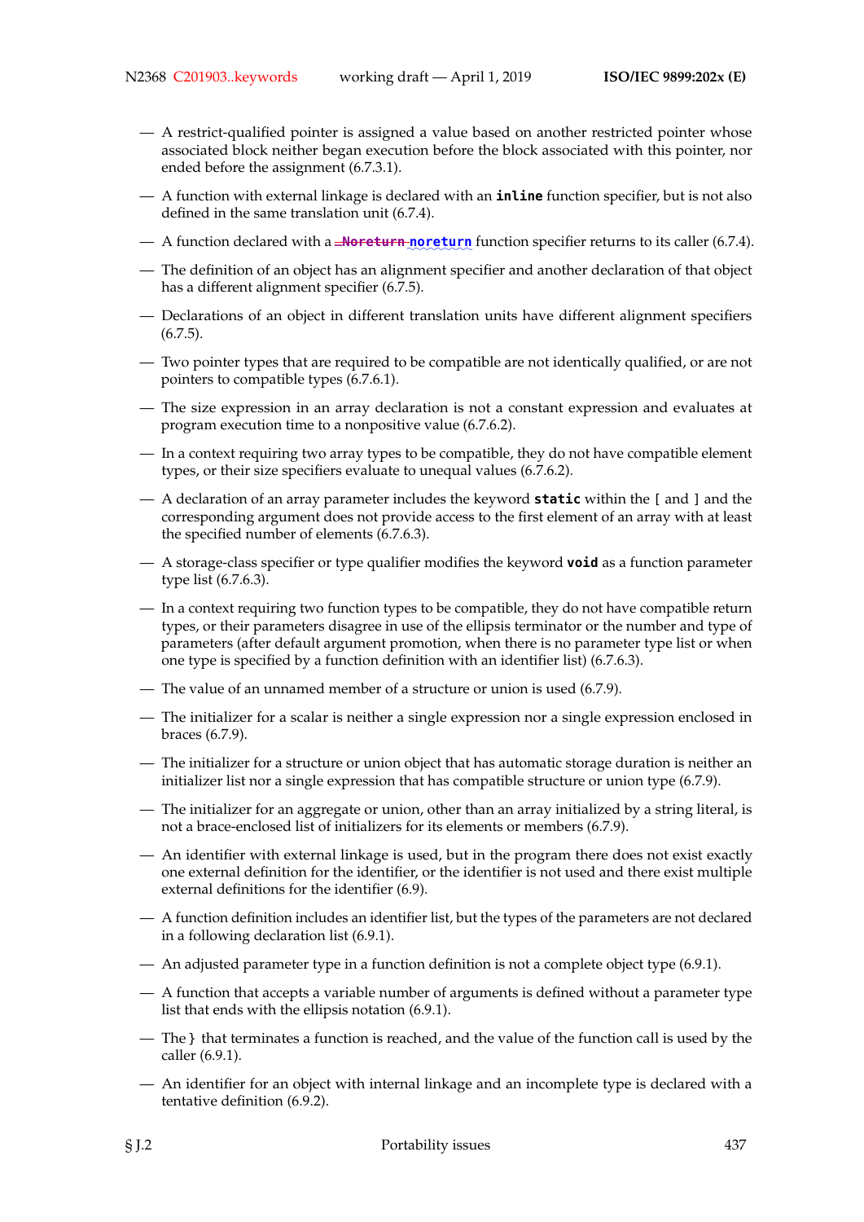— A restrict-qualified pointer is assigned a value based on another restricted pointer whose associated block neither began execution before the block associated with this pointer, nor ended before the assignment (6.7.3.1).

— A function with external linkage is declared with an **inline** function specifier, but is not also defined in the same translation unit (6.7.4).

— A function declared with a ~~**_Noreturn**~~ **noreturn** function specifier returns to its caller (6.7.4).

— The definition of an object has an alignment specifier and another declaration of that object has a different alignment specifier (6.7.5).

— Declarations of an object in different translation units have different alignment specifiers (6.7.5).

— Two pointer types that are required to be compatible are not identically qualified, or are not pointers to compatible types (6.7.6.1).

— The size expression in an array declaration is not a constant expression and evaluates at program execution time to a nonpositive value (6.7.6.2).

— In a context requiring two array types to be compatible, they do not have compatible element types, or their size specifiers evaluate to unequal values (6.7.6.2).

— A declaration of an array parameter includes the keyword **static** within the [ and ] and the corresponding argument does not provide access to the first element of an array with at least the specified number of elements (6.7.6.3).

— A storage-class specifier or type qualifier modifies the keyword **void** as a function parameter type list (6.7.6.3).

— In a context requiring two function types to be compatible, they do not have compatible return types, or their parameters disagree in use of the ellipsis terminator or the number and type of parameters (after default argument promotion, when there is no parameter type list or when one type is specified by a function definition with an identifier list) (6.7.6.3).

— The value of an unnamed member of a structure or union is used (6.7.9).

— The initializer for a scalar is neither a single expression nor a single expression enclosed in braces (6.7.9).

— The initializer for a structure or union object that has automatic storage duration is neither an initializer list nor a single expression that has compatible structure or union type (6.7.9).

— The initializer for an aggregate or union, other than an array initialized by a string literal, is not a brace-enclosed list of initializers for its elements or members (6.7.9).

— An identifier with external linkage is used, but in the program there does not exist exactly one external definition for the identifier, or the identifier is not used and there exist multiple external definitions for the identifier (6.9).

— A function definition includes an identifier list, but the types of the parameters are not declared in a following declaration list (6.9.1).

— An adjusted parameter type in a function definition is not a complete object type (6.9.1).

— A function that accepts a variable number of arguments is defined without a parameter type list that ends with the ellipsis notation (6.9.1).

— The } that terminates a function is reached, and the value of the function call is used by the caller (6.9.1).

— An identifier for an object with internal linkage and an incomplete type is declared with a tentative definition (6.9.2).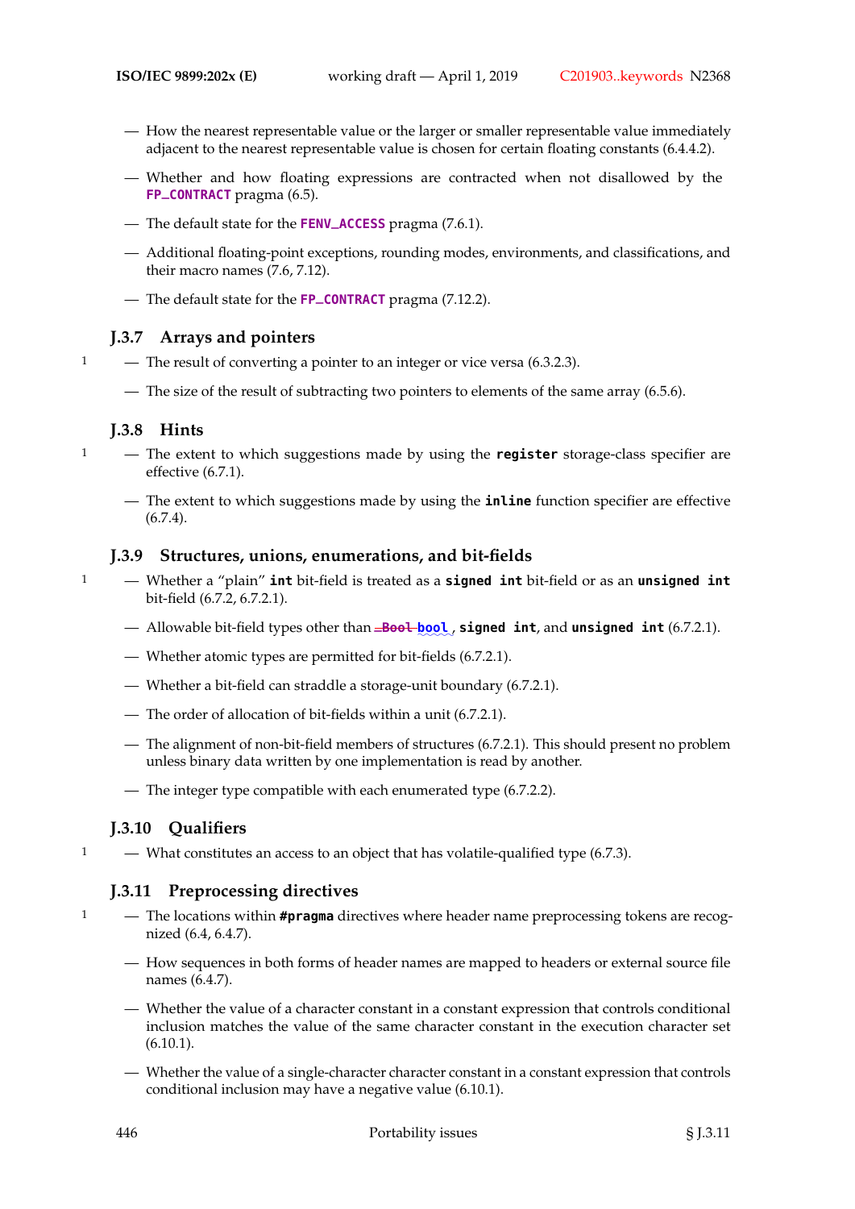— How the nearest representable value or the larger or smaller representable value immediately adjacent to the nearest representable value is chosen for certain floating constants (6.4.4.2).

— Whether and how floating expressions are contracted when not disallowed by the **FP_CONTRACT** pragma (6.5).

— The default state for the **FENV_ACCESS** pragma (7.6.1).

— Additional floating-point exceptions, rounding modes, environments, and classifications, and their macro names (7.6, 7.12).

— The default state for the **FP_CONTRACT** pragma (7.12.2).

### J.3.7 Arrays and pointers

1 — The result of converting a pointer to an integer or vice versa (6.3.2.3).

— The size of the result of subtracting two pointers to elements of the same array (6.5.6).

### J.3.8 Hints

1 — The extent to which suggestions made by using the **register** storage-class specifier are effective (6.7.1).

— The extent to which suggestions made by using the **inline** function specifier are effective (6.7.4).

### J.3.9 Structures, unions, enumerations, and bit-fields

1 — Whether a "plain" **int** bit-field is treated as a **signed int** bit-field or as an **unsigned int** bit-field (6.7.2, 6.7.2.1).

— Allowable bit-field types other than ~~**_Bool**~~ **bool**, **signed int**, and **unsigned int** (6.7.2.1).

— Whether atomic types are permitted for bit-fields (6.7.2.1).

— Whether a bit-field can straddle a storage-unit boundary (6.7.2.1).

— The order of allocation of bit-fields within a unit (6.7.2.1).

— The alignment of non-bit-field members of structures (6.7.2.1). This should present no problem unless binary data written by one implementation is read by another.

— The integer type compatible with each enumerated type (6.7.2.2).

### J.3.10 Qualifiers

1 — What constitutes an access to an object that has volatile-qualified type (6.7.3).

### J.3.11 Preprocessing directives

1 — The locations within **#pragma** directives where header name preprocessing tokens are recognized (6.4, 6.4.7).

— How sequences in both forms of header names are mapped to headers or external source file names (6.4.7).

— Whether the value of a character constant in a constant expression that controls conditional inclusion matches the value of the same character constant in the execution character set (6.10.1).

— Whether the value of a single-character character constant in a constant expression that controls conditional inclusion may have a negative value (6.10.1).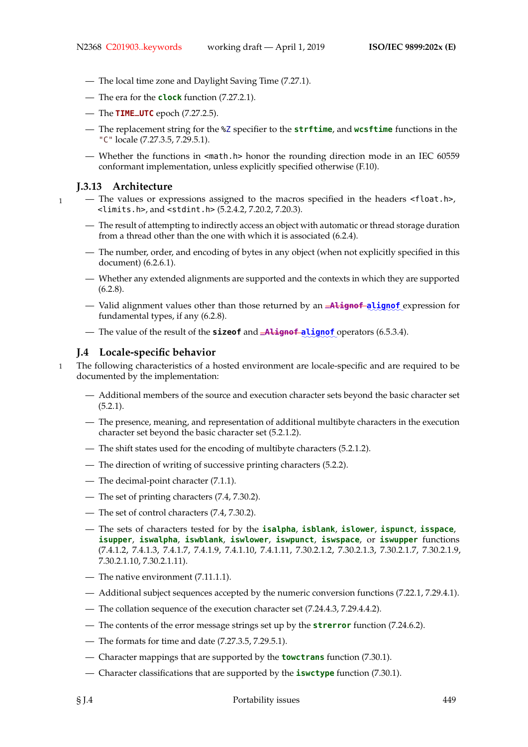— The local time zone and Daylight Saving Time (7.27.1).

— The era for the **clock** function (7.27.2.1).

— The **TIME_UTC** epoch (7.27.2.5).

— The replacement string for the %Z specifier to the **strftime**, and **wcsftime** functions in the "C" locale (7.27.3.5, 7.29.5.1).

— Whether the functions in <math.h> honor the rounding direction mode in an IEC 60559 conformant implementation, unless explicitly specified otherwise (F.10).

### J.3.13 Architecture

1 — The values or expressions assigned to the macros specified in the headers <float.h>, <limits.h>, and <stdint.h> (5.2.4.2, 7.20.2, 7.20.3).

— The result of attempting to indirectly access an object with automatic or thread storage duration from a thread other than the one with which it is associated (6.2.4).

— The number, order, and encoding of bytes in any object (when not explicitly specified in this document) (6.2.6.1).

— Whether any extended alignments are supported and the contexts in which they are supported (6.2.8).

— Valid alignment values other than those returned by an ~~_Alignof~~ **alignof** expression for fundamental types, if any (6.2.8).

— The value of the result of the **sizeof** and ~~_Alignof~~ **alignof** operators (6.5.3.4).

## J.4 Locale-specific behavior

1 The following characteristics of a hosted environment are locale-specific and are required to be documented by the implementation:

— Additional members of the source and execution character sets beyond the basic character set (5.2.1).

— The presence, meaning, and representation of additional multibyte characters in the execution character set beyond the basic character set (5.2.1.2).

— The shift states used for the encoding of multibyte characters (5.2.1.2).

— The direction of writing of successive printing characters (5.2.2).

— The decimal-point character (7.1.1).

— The set of printing characters (7.4, 7.30.2).

— The set of control characters (7.4, 7.30.2).

— The sets of characters tested for by the **isalpha**, **isblank**, **islower**, **ispunct**, **isspace**, **isupper**, **iswalpha**, **iswblank**, **iswlower**, **iswpunct**, **iswspace**, or **iswupper** functions (7.4.1.2, 7.4.1.3, 7.4.1.7, 7.4.1.9, 7.4.1.10, 7.4.1.11, 7.30.2.1.2, 7.30.2.1.3, 7.30.2.1.7, 7.30.2.1.9, 7.30.2.1.10, 7.30.2.1.11).

— The native environment (7.11.1.1).

— Additional subject sequences accepted by the numeric conversion functions (7.22.1, 7.29.4.1).

— The collation sequence of the execution character set (7.24.4.3, 7.29.4.4.2).

— The contents of the error message strings set up by the **strerror** function (7.24.6.2).

— The formats for time and date (7.27.3.5, 7.29.5.1).

— Character mappings that are supported by the **towctrans** function (7.30.1).

— Character classifications that are supported by the **iswctype** function (7.30.1).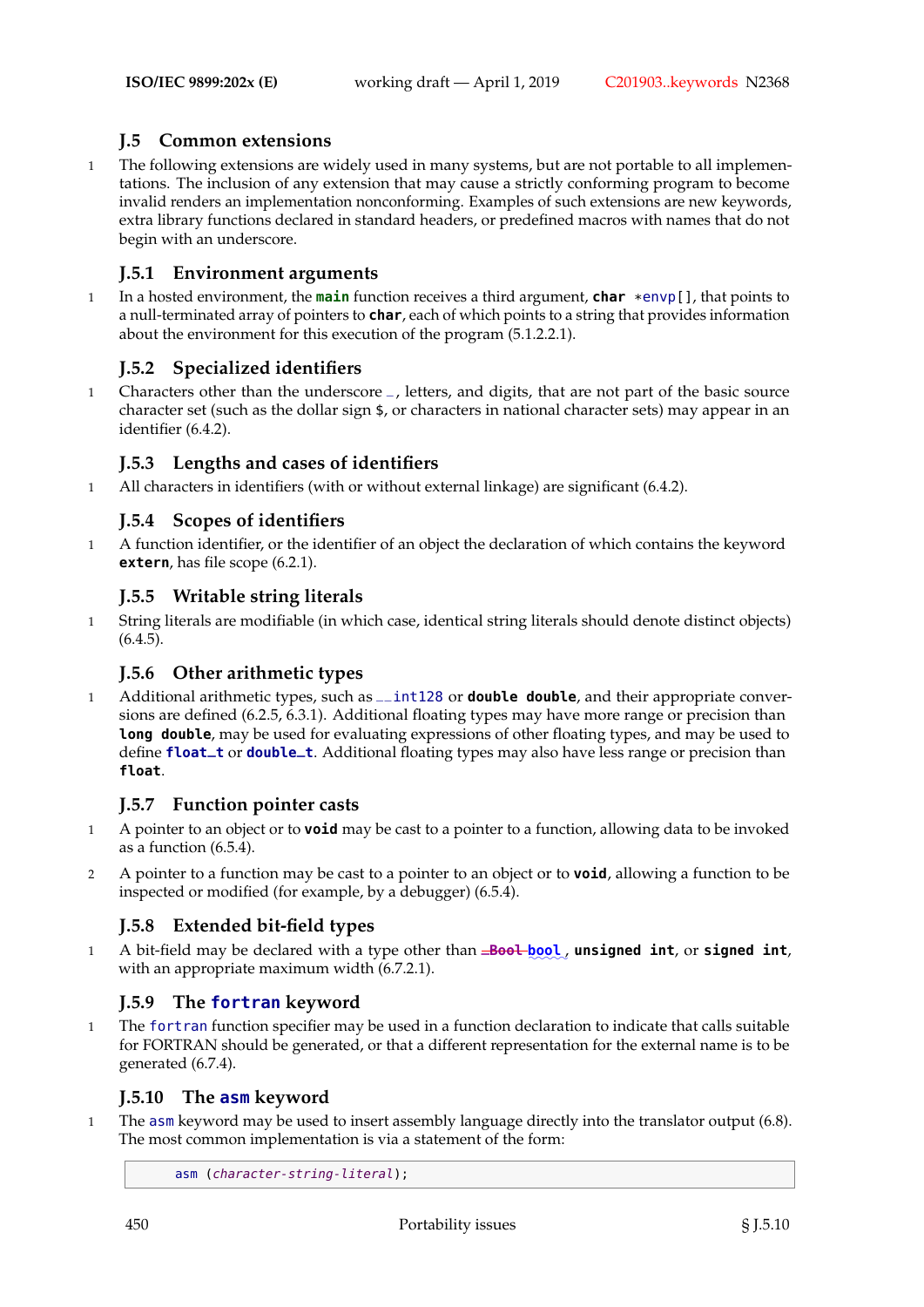### J.5 Common extensions

1 The following extensions are widely used in many systems, but are not portable to all implementations. The inclusion of any extension that may cause a strictly conforming program to become invalid renders an implementation nonconforming. Examples of such extensions are new keywords, extra library functions declared in standard headers, or predefined macros with names that do not begin with an underscore.

#### J.5.1 Environment arguments

1 In a hosted environment, the **main** function receives a third argument, **char** *envp[], that points to a null-terminated array of pointers to **char**, each of which points to a string that provides information about the environment for this execution of the program (5.1.2.2.1).

#### J.5.2 Specialized identifiers

1 Characters other than the underscore _, letters, and digits, that are not part of the basic source character set (such as the dollar sign $, or characters in national character sets) may appear in an identifier (6.4.2).

#### J.5.3 Lengths and cases of identifiers

1 All characters in identifiers (with or without external linkage) are significant (6.4.2).

#### J.5.4 Scopes of identifiers

1 A function identifier, or the identifier of an object the declaration of which contains the keyword **extern**, has file scope (6.2.1).

#### J.5.5 Writable string literals

1 String literals are modifiable (in which case, identical string literals should denote distinct objects) (6.4.5).

#### J.5.6 Other arithmetic types

1 Additional arithmetic types, such as __int128 or **double double**, and their appropriate conversions are defined (6.2.5, 6.3.1). Additional floating types may have more range or precision than **long double**, may be used for evaluating expressions of other floating types, and may be used to define **float_t** or **double_t**. Additional floating types may also have less range or precision than **float**.

#### J.5.7 Function pointer casts

1 A pointer to an object or to **void** may be cast to a pointer to a function, allowing data to be invoked as a function (6.5.4).

2 A pointer to a function may be cast to a pointer to an object or to **void**, allowing a function to be inspected or modified (for example, by a debugger) (6.5.4).

#### J.5.8 Extended bit-field types

1 A bit-field may be declared with a type other than ~~**_Bool**~~ **bool**, **unsigned int**, or **signed int**, with an appropriate maximum width (6.7.2.1).

#### J.5.9 The fortran keyword

1 The fortran function specifier may be used in a function declaration to indicate that calls suitable for FORTRAN should be generated, or that a different representation for the external name is to be generated (6.7.4).

#### J.5.10 The asm keyword

1 The asm keyword may be used to insert assembly language directly into the translator output (6.8). The most common implementation is via a statement of the form:

```
asm (character-string-literal);
```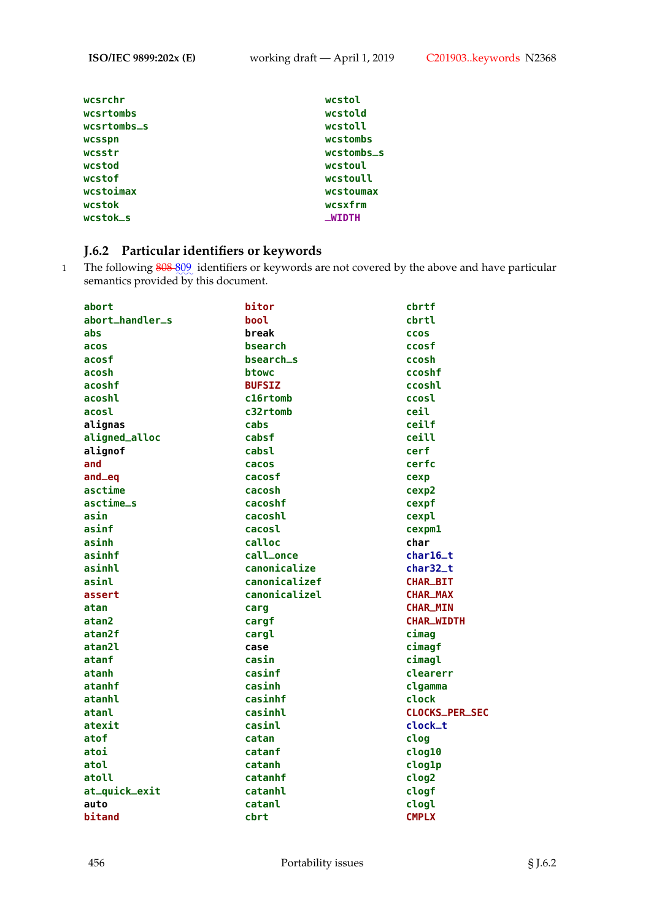wcsrchr
wcsrtombs
wcsrtombs_s
wcsspn
wcsstr
wcstod
wcstof
wcstoimax
wcstok
wcstok_s
wcstol
wcstold
wcstoll
wcstombs
wcstombs_s
wcstoul
wcstoull
wcstoumax
wcsxfrm
_WIDTH

### J.6.2 Particular identifiers or keywords

1 The following ~~808~~ 809 identifiers or keywords are not covered by the above and have particular semantics provided by this document.

abort
abort_handler_s
abs
acos
acosf
acosh
acoshf
acoshl
acosl
alignas
aligned_alloc
alignof
and
and_eq
asctime
asctime_s
asin
asinf
asinh
asinhf
asinhl
asinl
assert
atan
atan2
atan2f
atan2l
atanf
atanh
atanhf
atanhl
atanl
atexit
atof
atoi
atol
atoll
at_quick_exit
auto
bitand
bitor
bool
break
bsearch
bsearch_s
btowc
BUFSIZ
c16rtomb
c32rtomb
cabs
cabsf
cabsl
cacos
cacosf
cacosh
cacoshf
cacoshl
cacosl
calloc
call_once
canonicalize
canonicalizef
canonicalizel
carg
cargf
cargl
case
casin
casinf
casinh
casinhf
casinhl
casinl
catan
catanf
catanh
catanhf
catanhl
catanl
cbrt
cbrtf
cbrtl
ccos
ccosf
ccosh
ccoshf
ccoshl
ccosl
ceil
ceilf
ceill
cerf
cerfc
cexp
cexp2
cexpf
cexpl
cexpm1
char
char16_t
char32_t
CHAR_BIT
CHAR_MAX
CHAR_MIN
CHAR_WIDTH
cimag
cimagf
cimagl
clearerr
clgamma
clock
CLOCKS_PER_SEC
clock_t
clog
clog10
clog1p
clog2
clogf
clogl
CMPLX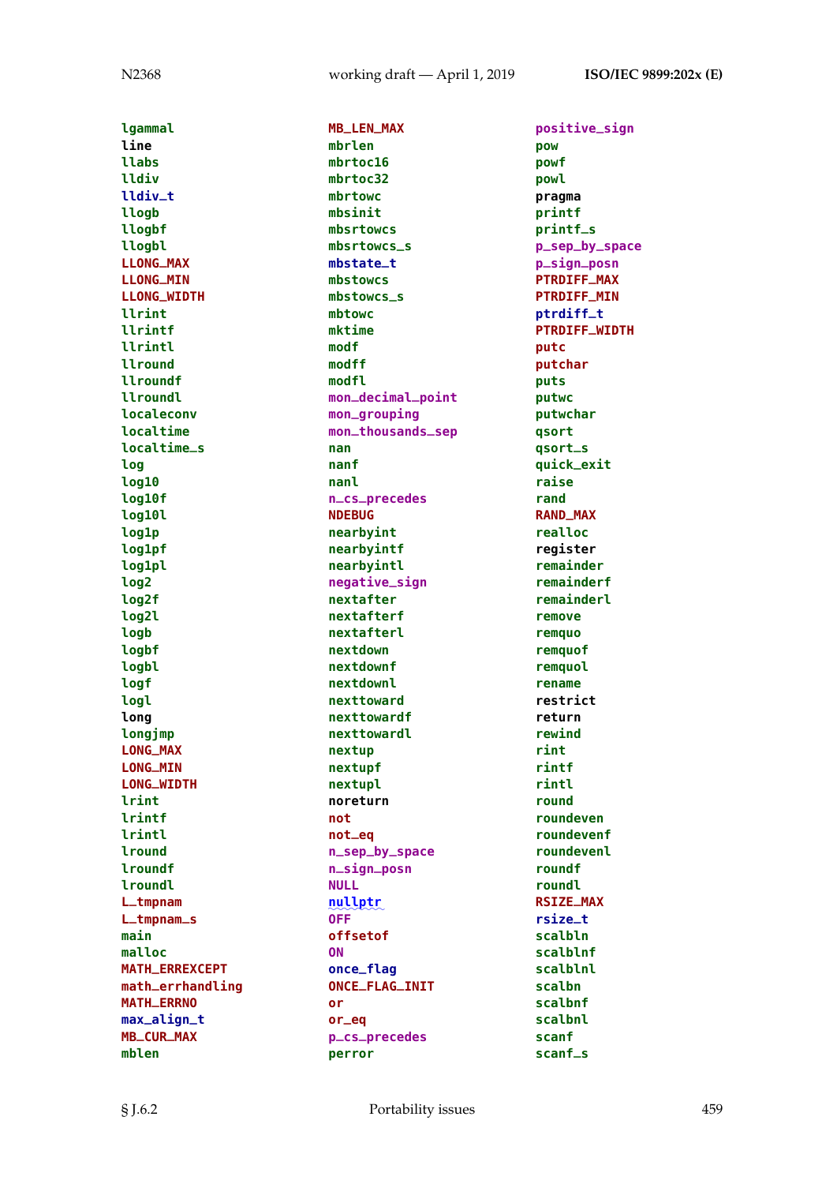lgammal
line
llabs
lldiv
lldiv_t
llogb
llogbf
llogbl
LLONG_MAX
LLONG_MIN
LLONG_WIDTH
llrint
llrintf
llrintl
llround
llroundf
llroundl
localeconv
localtime
localtime_s
log
log10
log10f
log10l
log1p
log1pf
log1pl
log2
log2f
log2l
logb
logbf
logbl
logf
logl
long
longjmp
LONG_MAX
LONG_MIN
LONG_WIDTH
lrint
lrintf
lrintl
lround
lroundf
lroundl
L_tmpnam
L_tmpnam_s
main
malloc
MATH_ERREXCEPT
math_errhandling
MATH_ERRNO
max_align_t
MB_CUR_MAX
mblen
MB_LEN_MAX
mbrlen
mbrtoc16
mbrtoc32
mbrtowc
mbsinit
mbsrtowcs
mbsrtowcs_s
mbstate_t
mbstowcs
mbstowcs_s
mbtowc
mktime
modf
modff
modfl
mon_decimal_point
mon_grouping
mon_thousands_sep
nan
nanf
nanl
n_cs_precedes
NDEBUG
nearbyint
nearbyintf
nearbyintl
negative_sign
nextafter
nextafterf
nextafterl
nextdown
nextdownf
nextdownl
nexttoward
nexttowardf
nexttowardl
nextup
nextupf
nextupl
noreturn
not
not_eq
n_sep_by_space
n_sign_posn
NULL
nullptr
OFF
offsetof
ON
once_flag
ONCE_FLAG_INIT
or
or_eq
p_cs_precedes
perror
positive_sign
pow
powf
powl
pragma
printf
printf_s
p_sep_by_space
p_sign_posn
PTRDIFF_MAX
PTRDIFF_MIN
ptrdiff_t
PTRDIFF_WIDTH
putc
putchar
puts
putwc
putwchar
qsort
qsort_s
quick_exit
raise
rand
RAND_MAX
realloc
register
remainder
remainderf
remainderl
remove
remquo
remquof
remquol
rename
restrict
return
rewind
rint
rintf
rintl
round
roundeven
roundevenf
roundevenl
roundf
roundl
RSIZE_MAX
rsize_t
scalbln
scalblnf
scalblnl
scalbn
scalbnf
scalbnl
scanf
scanf_s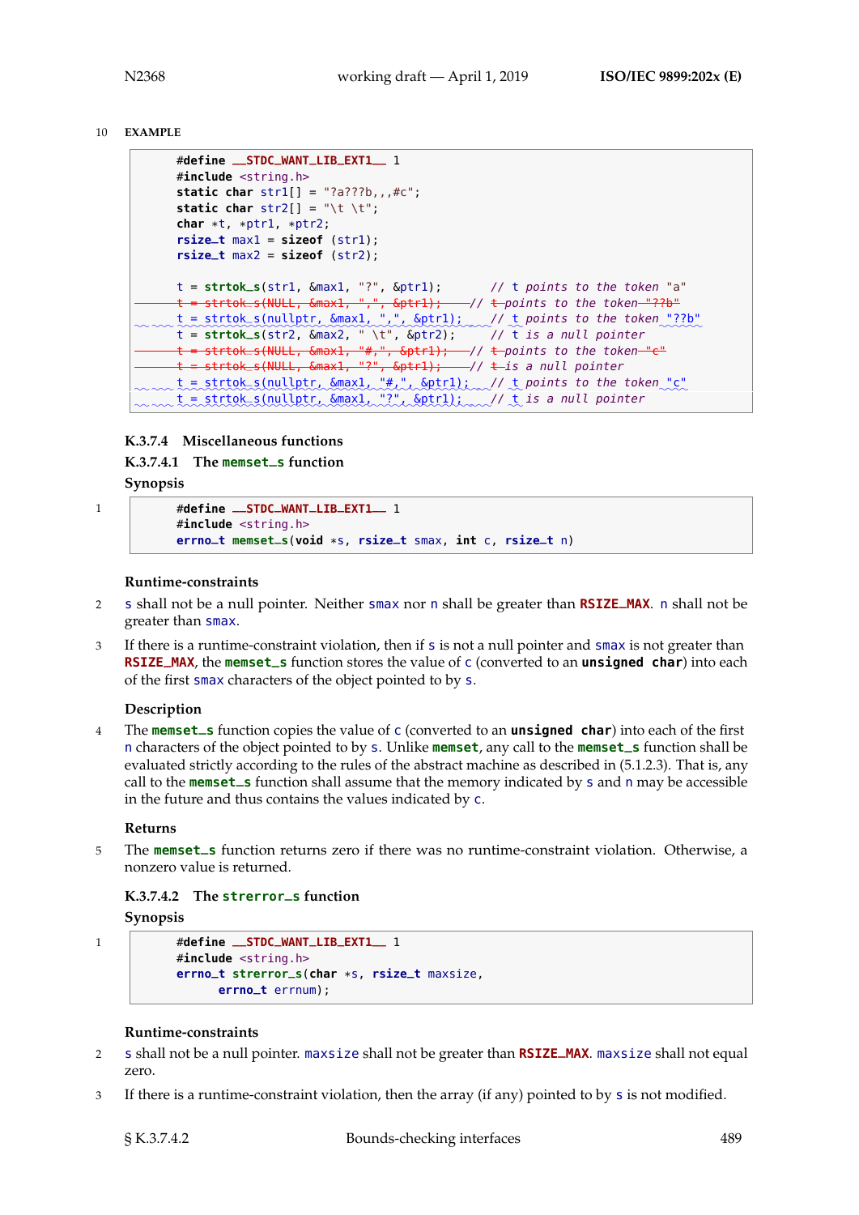10 **EXAMPLE**

```
#define __STDC_WANT_LIB_EXT1__ 1
#include <string.h>
static char str1[] = "?a???b,,,#c";
static char str2[] = "\t \t";
char *t, *ptr1, *ptr2;
rsize_t max1 = sizeof (str1);
rsize_t max2 = sizeof (str2);

t = strtok_s(str1, &max1, "?", &ptr1);       // t points to the token "a"
t = strtok_s(NULL, &max1, ",", &ptr1);       // t points to the token "??b"
t = strtok_s(nullptr, &max1, ",", &ptr1);    // t points to the token "??b"
t = strtok_s(str2, &max2, " \t", &ptr2);     // t is a null pointer
t = strtok_s(NULL, &max1, "#,", &ptr1);      // t points to the token "c"
t = strtok_s(NULL, &max1, "?", &ptr1);       // t is a null pointer
t = strtok_s(nullptr, &max1, "#,", &ptr1);   // t points to the token "c"
t = strtok_s(nullptr, &max1, "?", &ptr1);    // t is a null pointer
```

### K.3.7.4 Miscellaneous functions

#### K.3.7.4.1 The memset_s function

**Synopsis**

1
```
#define __STDC_WANT_LIB_EXT1__ 1
#include <string.h>
errno_t memset_s(void *s, rsize_t smax, int c, rsize_t n)
```

**Runtime-constraints**

2 s shall not be a null pointer. Neither smax nor n shall be greater than RSIZE_MAX. n shall not be greater than smax.

3 If there is a runtime-constraint violation, then if s is not a null pointer and smax is not greater than RSIZE_MAX, the memset_s function stores the value of c (converted to an unsigned char) into each of the first smax characters of the object pointed to by s.

**Description**

4 The memset_s function copies the value of c (converted to an unsigned char) into each of the first n characters of the object pointed to by s. Unlike memset, any call to the memset_s function shall be evaluated strictly according to the rules of the abstract machine as described in (5.1.2.3). That is, any call to the memset_s function shall assume that the memory indicated by s and n may be accessible in the future and thus contains the values indicated by c.

**Returns**

5 The memset_s function returns zero if there was no runtime-constraint violation. Otherwise, a nonzero value is returned.

#### K.3.7.4.2 The strerror_s function

**Synopsis**

1
```
#define __STDC_WANT_LIB_EXT1__ 1
#include <string.h>
errno_t strerror_s(char *s, rsize_t maxsize,
      errno_t errnum);
```

**Runtime-constraints**

2 s shall not be a null pointer. maxsize shall not be greater than RSIZE_MAX. maxsize shall not equal zero.

3 If there is a runtime-constraint violation, then the array (if any) pointed to by s is not modified.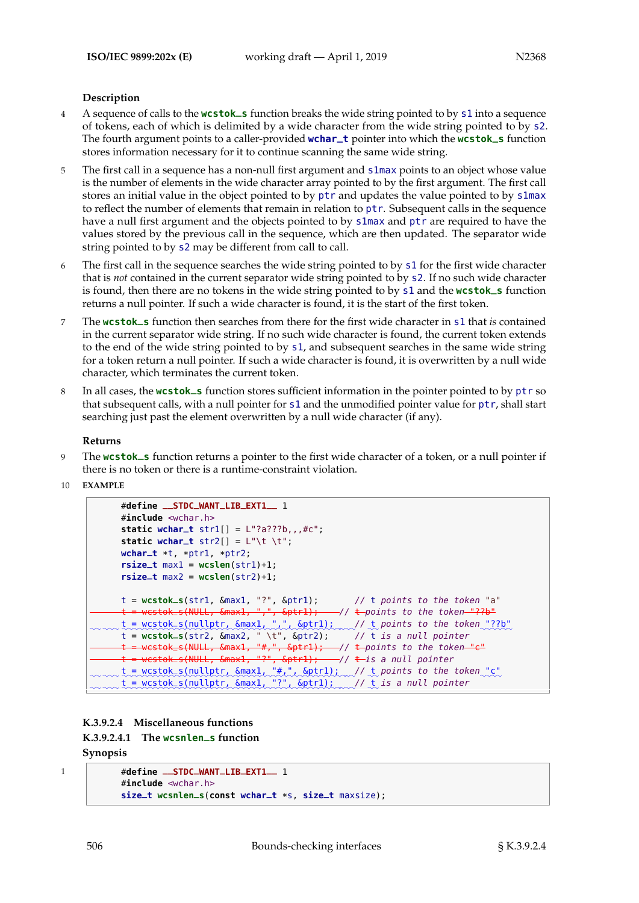### Description

4 A sequence of calls to the `wcstok_s` function breaks the wide string pointed to by `s1` into a sequence of tokens, each of which is delimited by a wide character from the wide string pointed to by `s2`. The fourth argument points to a caller-provided `wchar_t` pointer into which the `wcstok_s` function stores information necessary for it to continue scanning the same wide string.

5 The first call in a sequence has a non-null first argument and `s1max` points to an object whose value is the number of elements in the wide character array pointed to by the first argument. The first call stores an initial value in the object pointed to by `ptr` and updates the value pointed to by `s1max` to reflect the number of elements that remain in relation to `ptr`. Subsequent calls in the sequence have a null first argument and the objects pointed to by `s1max` and `ptr` are required to have the values stored by the previous call in the sequence, which are then updated. The separator wide string pointed to by `s2` may be different from call to call.

6 The first call in the sequence searches the wide string pointed to by `s1` for the first wide character that is *not* contained in the current separator wide string pointed to by `s2`. If no such wide character is found, then there are no tokens in the wide string pointed to by `s1` and the `wcstok_s` function returns a null pointer. If such a wide character is found, it is the start of the first token.

7 The `wcstok_s` function then searches from there for the first wide character in `s1` that *is* contained in the current separator wide string. If no such wide character is found, the current token extends to the end of the wide string pointed to by `s1`, and subsequent searches in the same wide string for a token return a null pointer. If such a wide character is found, it is overwritten by a null wide character, which terminates the current token.

8 In all cases, the `wcstok_s` function stores sufficient information in the pointer pointed to by `ptr` so that subsequent calls, with a null pointer for `s1` and the unmodified pointer value for `ptr`, shall start searching just past the element overwritten by a null wide character (if any).

### Returns

9 The `wcstok_s` function returns a pointer to the first wide character of a token, or a null pointer if there is no token or there is a runtime-constraint violation.

10 **EXAMPLE**

```
#define __STDC_WANT_LIB_EXT1__ 1
#include <wchar.h>
static wchar_t str1[] = L"?a???b,,,#c";
static wchar_t str2[] = L"\t \t";
wchar_t *t, *ptr1, *ptr2;
rsize_t max1 = wcslen(str1)+1;
rsize_t max2 = wcslen(str2)+1;

t = wcstok_s(str1, &max1, "?", &ptr1);       // t points to the token "a"
t = wcstok_s(NULL, &max1, ",", &ptr1);       // t points to the token "??b"
t = wcstok_s(nullptr, &max1, ",", &ptr1);    // t points to the token "??b"
t = wcstok_s(str2, &max2, " \t", &ptr2);     // t is a null pointer
t = wcstok_s(NULL, &max1, "#,", &ptr1);      // t points to the token "c"
t = wcstok_s(NULL, &max1, "?", &ptr1);       // t is a null pointer
t = wcstok_s(nullptr, &max1, "#,", &ptr1);   // t points to the token "c"
t = wcstok_s(nullptr, &max1, "?", &ptr1);    // t is a null pointer
```

#### K.3.9.2.4 Miscellaneous functions

##### K.3.9.2.4.1 The `wcsnlen_s` function

**Synopsis**

1
```
#define __STDC_WANT_LIB_EXT1__ 1
#include <wchar.h>
size_t wcsnlen_s(const wchar_t *s, size_t maxsize);
```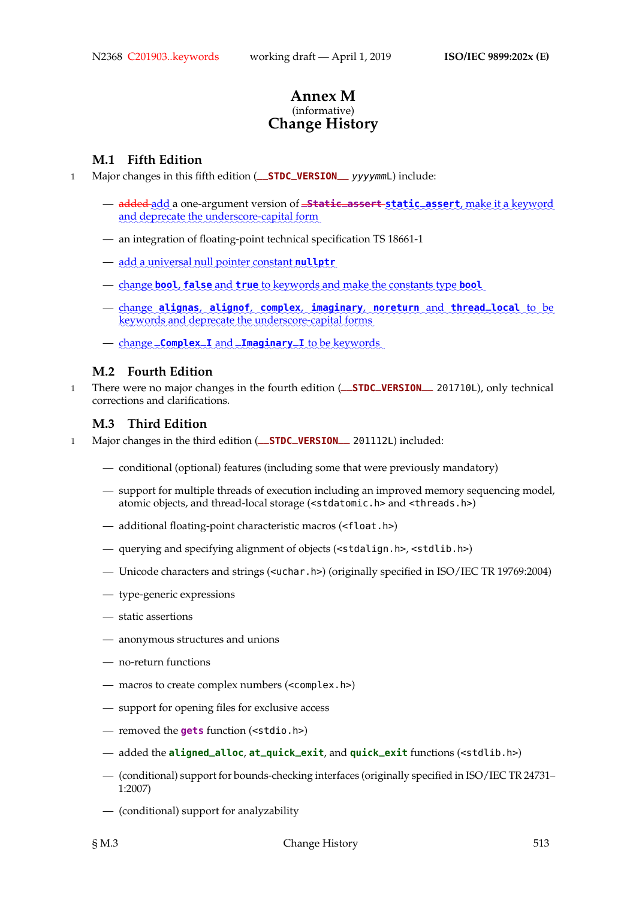# Annex M

(informative)

# Change History

## M.1 Fifth Edition

1 Major changes in this fifth edition (`__STDC_VERSION__` *yyyymm*`L`) include:

- ~~added~~ add a one-argument version of ~~`_Static_assert`~~ **`static_assert`**, make it a keyword and deprecate the underscore-capital form
- an integration of floating-point technical specification TS 18661-1
- add a universal null pointer constant **`nullptr`**
- change **`bool`**, **`false`** and **`true`** to keywords and make the constants type **`bool`**
- change **`alignas`**, **`alignof`**, **`complex`**, **`imaginary`**, **`noreturn`** and **`thread_local`** to be keywords and deprecate the underscore-capital forms
- change **`_Complex_I`** and **`_Imaginary_I`** to be keywords

## M.2 Fourth Edition

1 There were no major changes in the fourth edition (`__STDC_VERSION__ 201710L`), only technical corrections and clarifications.

## M.3 Third Edition

1 Major changes in the third edition (`__STDC_VERSION__ 201112L`) included:

- conditional (optional) features (including some that were previously mandatory)
- support for multiple threads of execution including an improved memory sequencing model, atomic objects, and thread-local storage (`<stdatomic.h>` and `<threads.h>`)
- additional floating-point characteristic macros (`<float.h>`)
- querying and specifying alignment of objects (`<stdalign.h>`, `<stdlib.h>`)
- Unicode characters and strings (`<uchar.h>`) (originally specified in ISO/IEC TR 19769:2004)
- type-generic expressions
- static assertions
- anonymous structures and unions
- no-return functions
- macros to create complex numbers (`<complex.h>`)
- support for opening files for exclusive access
- removed the **`gets`** function (`<stdio.h>`)
- added the **`aligned_alloc`**, **`at_quick_exit`**, and **`quick_exit`** functions (`<stdlib.h>`)
- (conditional) support for bounds-checking interfaces (originally specified in ISO/IEC TR 24731–1:2007)
- (conditional) support for analyzability